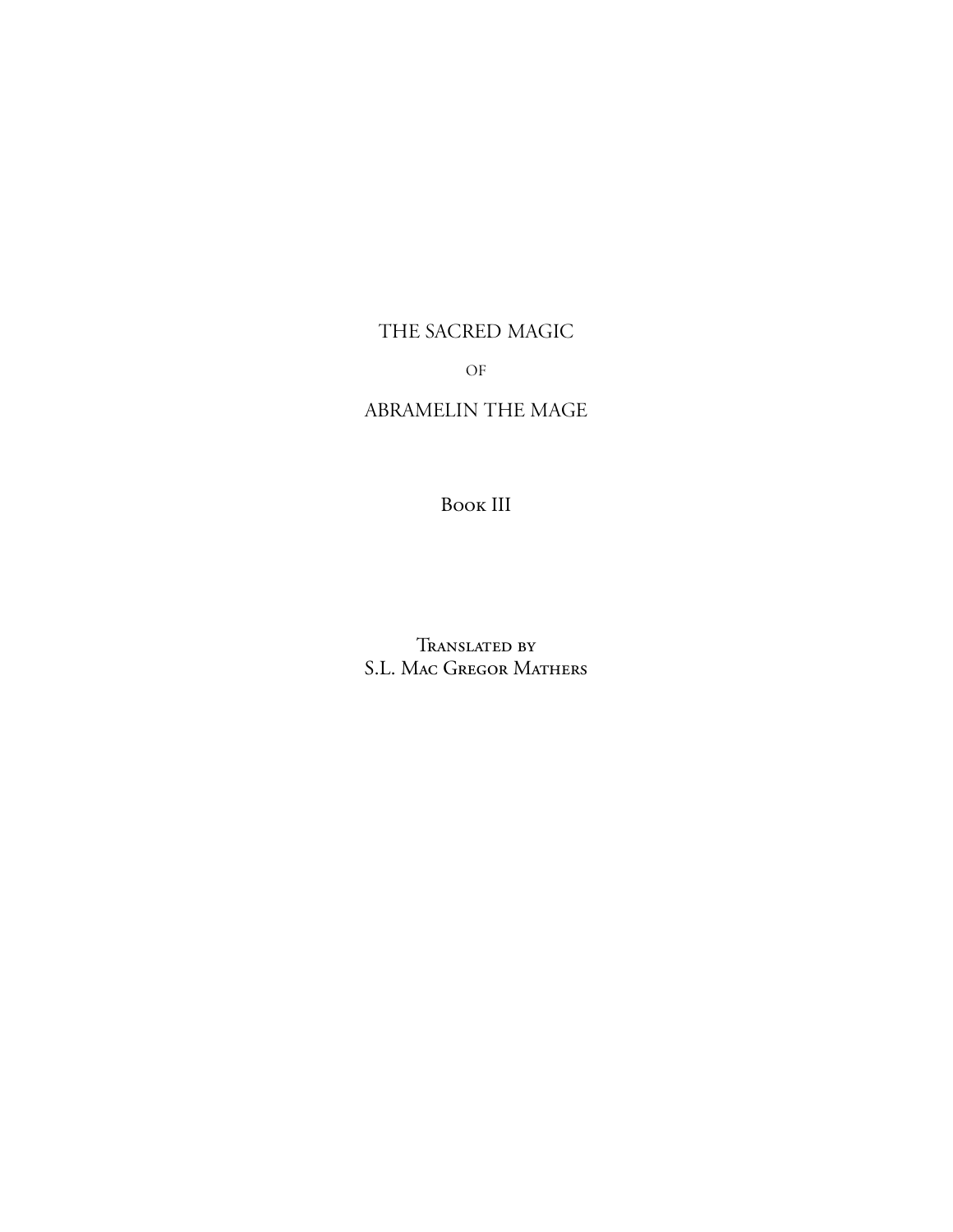# THE SACRED MAGIC

OF

# ABRAMELIN THE MAGE

## Book III

Translated by
S.L. Mac Gregor Mathers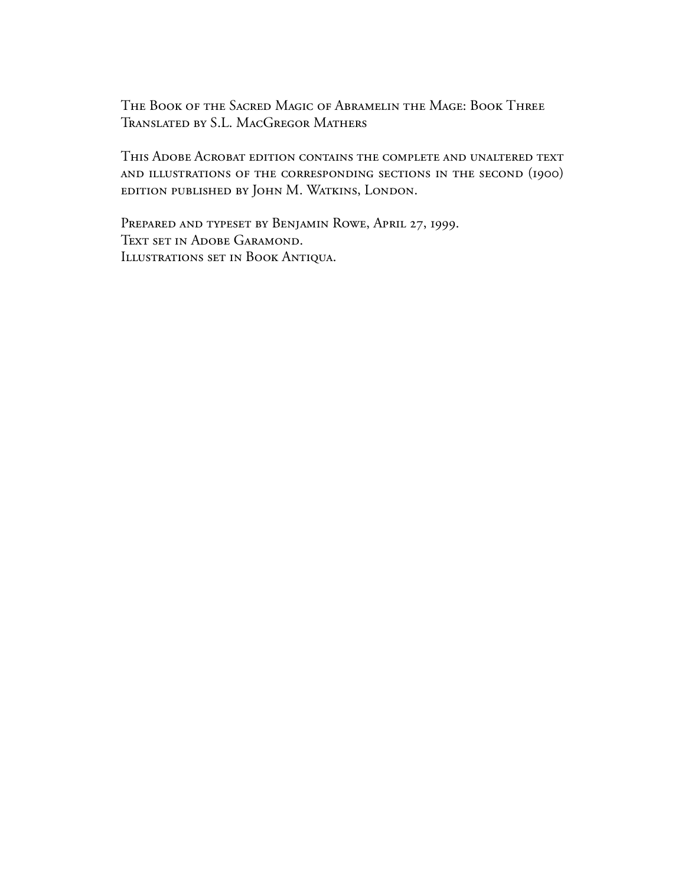The Book of the Sacred Magic of Abramelin the Mage: Book Three
Translated by S.L. MacGregor Mathers

This Adobe Acrobat edition contains the complete and unaltered text and illustrations of the corresponding sections in the second (1900) edition published by John M. Watkins, London.

Prepared and typeset by Benjamin Rowe, April 27, 1999.
Text set in Adobe Garamond.
Illustrations set in Book Antiqua.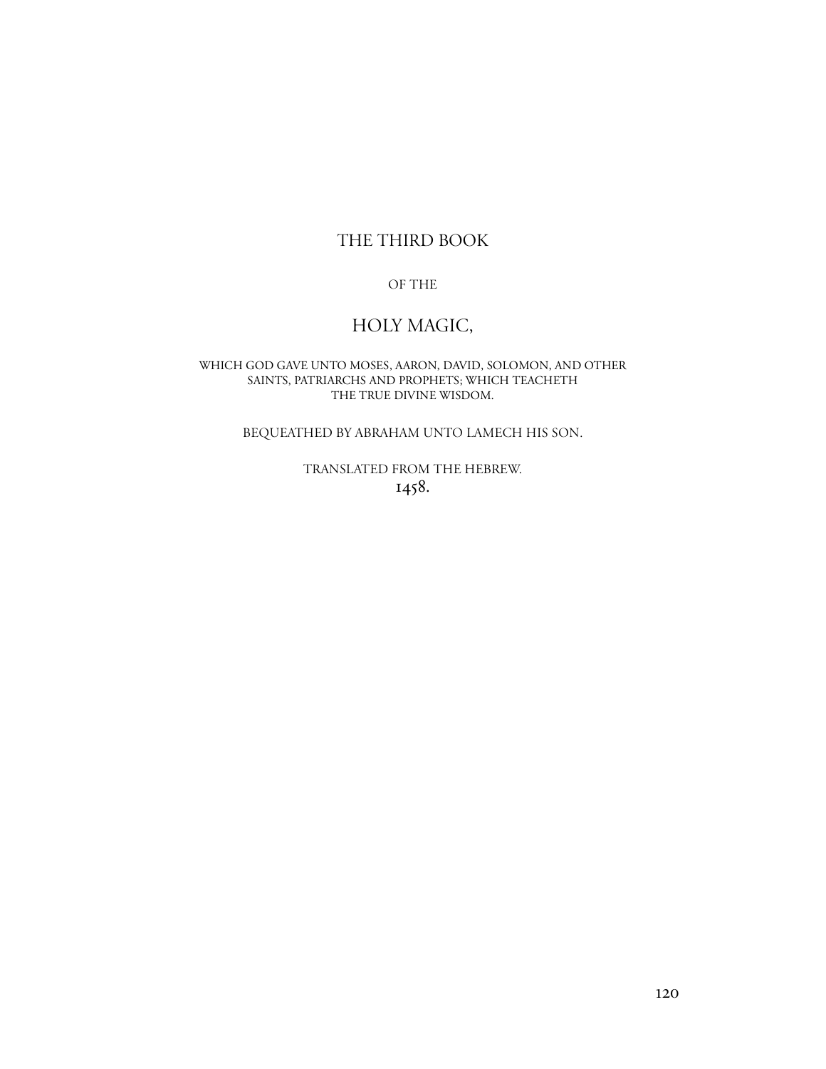# THE THIRD BOOK

OF THE

# HOLY MAGIC,

WHICH GOD GAVE UNTO MOSES, AARON, DAVID, SOLOMON, AND OTHER SAINTS, PATRIARCHS AND PROPHETS; WHICH TEACHETH THE TRUE DIVINE WISDOM.

BEQUEATHED BY ABRAHAM UNTO LAMECH HIS SON.

TRANSLATED FROM THE HEBREW.
1458.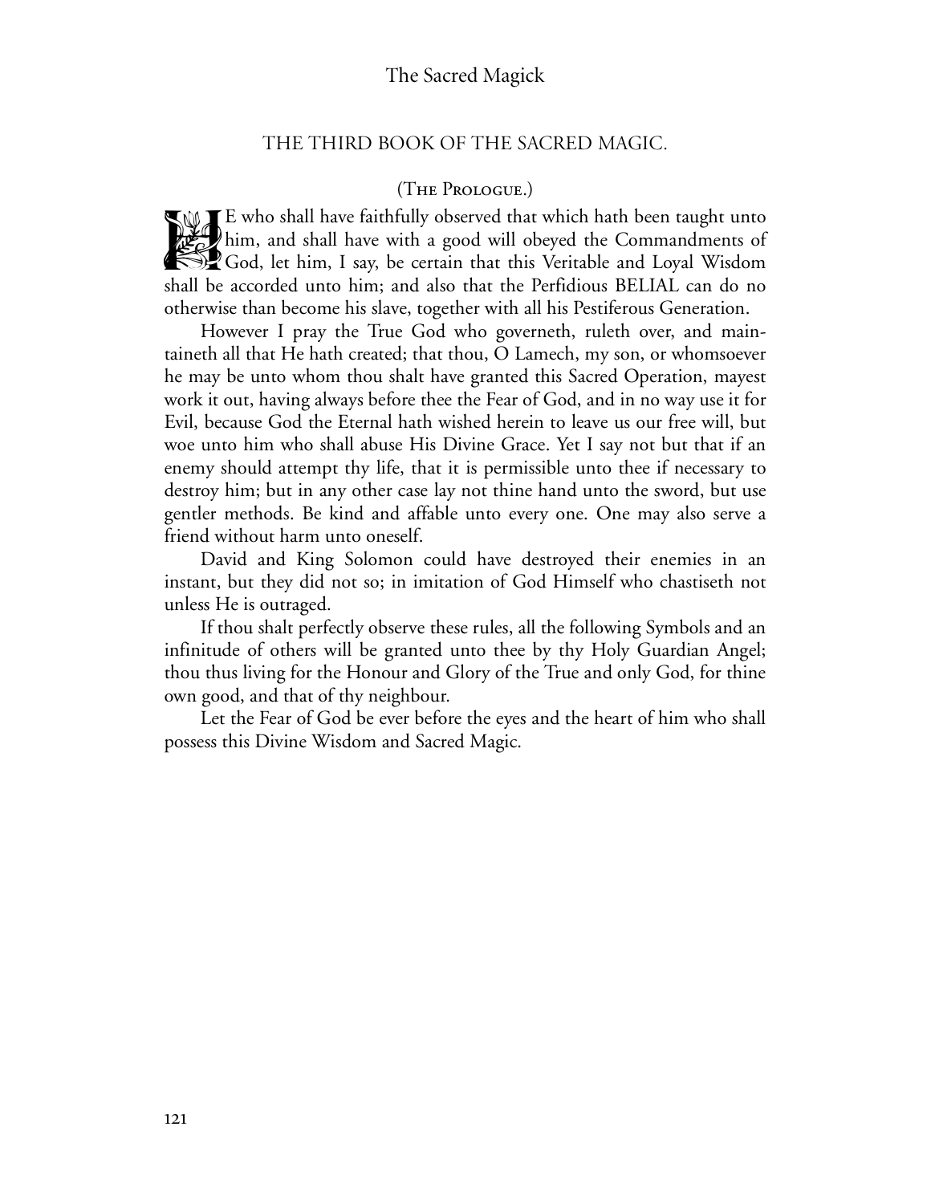## THE THIRD BOOK OF THE SACRED MAGIC.

### (THE PROLOGUE.)

HE who shall have faithfully observed that which hath been taught unto him, and shall have with a good will obeyed the Commandments of God, let him, I say, be certain that this Veritable and Loyal Wisdom shall be accorded unto him; and also that the Perfidious BELIAL can do no otherwise than become his slave, together with all his Pestiferous Generation.

However I pray the True God who governeth, ruleth over, and maintaineth all that He hath created; that thou, O Lamech, my son, or whomsoever he may be unto whom thou shalt have granted this Sacred Operation, mayest work it out, having always before thee the Fear of God, and in no way use it for Evil, because God the Eternal hath wished herein to leave us our free will, but woe unto him who shall abuse His Divine Grace. Yet I say not but that if an enemy should attempt thy life, that it is permissible unto thee if necessary to destroy him; but in any other case lay not thine hand unto the sword, but use gentler methods. Be kind and affable unto every one. One may also serve a friend without harm unto oneself.

David and King Solomon could have destroyed their enemies in an instant, but they did not so; in imitation of God Himself who chastiseth not unless He is outraged.

If thou shalt perfectly observe these rules, all the following Symbols and an infinitude of others will be granted unto thee by thy Holy Guardian Angel; thou thus living for the Honour and Glory of the True and only God, for thine own good, and that of thy neighbour.

Let the Fear of God be ever before the eyes and the heart of him who shall possess this Divine Wisdom and Sacred Magic.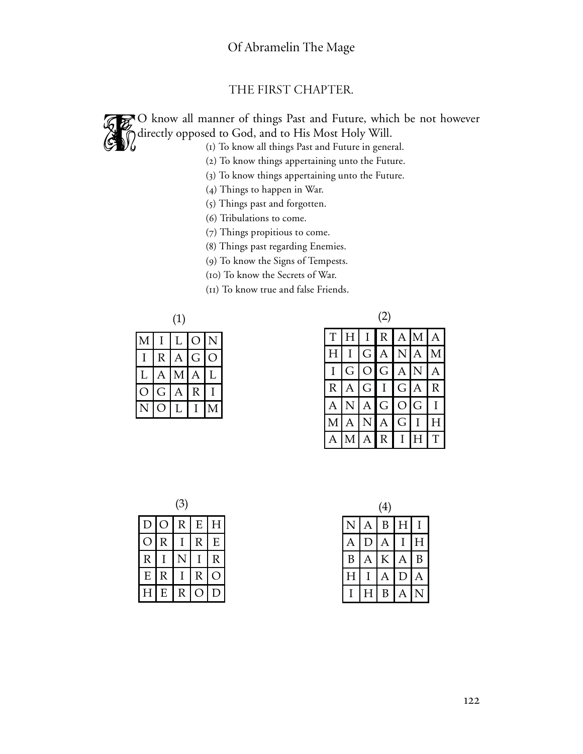## THE FIRST CHAPTER.

TO know all manner of things Past and Future, which be not however directly opposed to God, and to His Most Holy Will.

(1) To know all things Past and Future in general.
(2) To know things appertaining unto the Future.
(3) To know things appertaining unto the Future.
(4) Things to happen in War.
(5) Things past and forgotten.
(6) Tribulations to come.
(7) Things propitious to come.
(8) Things past regarding Enemies.
(9) To know the Signs of Tempests.
(10) To know the Secrets of War.
(11) To know true and false Friends.

(1)

| M | I | L | O | N |
|---|---|---|---|---|
| I | R | A | G | O |
| L | A | M | A | L |
| O | G | A | R | I |
| N | O | L | I | M |

(2)

| T | H | I | R | A | M | A |
|---|---|---|---|---|---|---|
| H | I | G | A | N | A | M |
| I | G | O | G | A | N | A |
| R | A | G | I | G | A | R |
| A | N | A | G | O | G | I |
| M | A | N | A | G | I | H |
| A | M | A | R | I | H | T |

(3)

| D | O | R | E | H |
|---|---|---|---|---|
| O | R | I | R | E |
| R | I | N | I | R |
| E | R | I | R | O |
| H | E | R | O | D |

(4)

| N | A | B | H | I |
|---|---|---|---|---|
| A | D | A | I | H |
| B | A | K | A | B |
| H | I | A | D | A |
| I | H | B | A | N |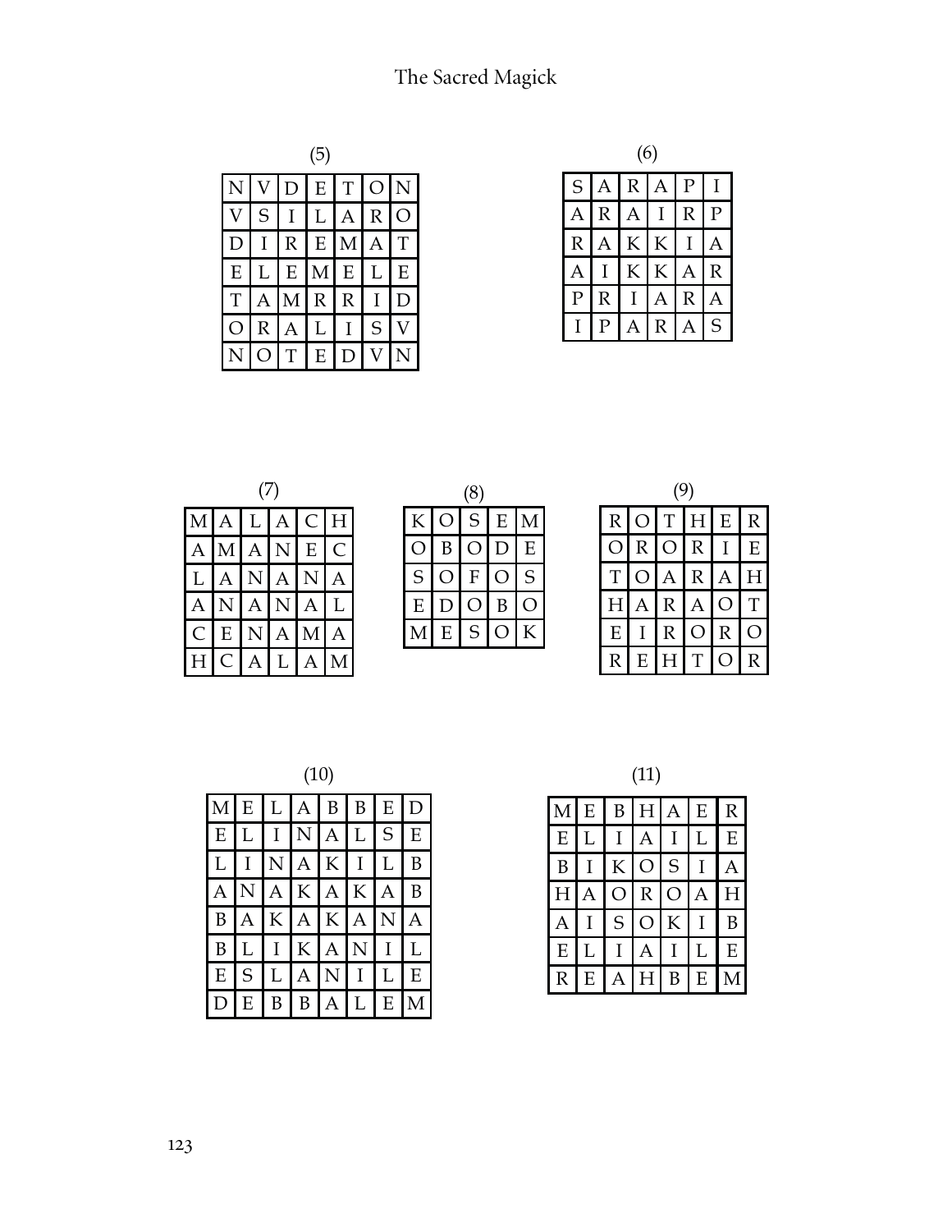(5)

| N | V | D | E | T | O | N |
|---|---|---|---|---|---|---|
| V | S | I | L | A | R | O |
| D | I | R | E | M | A | T |
| E | L | E | M | E | L | E |
| T | A | M | R | R | I | D |
| O | R | A | L | I | S | V |
| N | O | T | E | D | V | N |

(6)

| S | A | R | A | P | I |
|---|---|---|---|---|---|
| A | R | A | I | R | P |
| R | A | K | K | I | A |
| A | I | K | K | A | R |
| P | R | I | A | R | A |
| I | P | A | R | A | S |

(7)

| M | A | L | A | C | H |
|---|---|---|---|---|---|
| A | M | A | N | E | C |
| L | A | N | A | N | A |
| A | N | A | N | A | L |
| C | E | N | A | M | A |
| H | C | A | L | A | M |

(8)

| K | O | S | E | M |
|---|---|---|---|---|
| O | B | O | D | E |
| S | O | F | O | S |
| E | D | O | B | O |
| M | E | S | O | K |

(9)

| R | O | T | H | E | R |
|---|---|---|---|---|---|
| O | R | O | R | I | E |
| T | O | A | R | A | H |
| H | A | R | A | O | T |
| E | I | R | O | R | O |
| R | E | H | T | O | R |

(10)

| M | E | L | A | B | B | E | D |
|---|---|---|---|---|---|---|---|
| E | L | I | N | A | L | S | E |
| L | I | N | A | K | I | L | B |
| A | N | A | K | A | K | A | B |
| B | A | K | A | K | A | N | A |
| B | L | I | K | A | N | I | L |
| E | S | L | A | N | I | L | E |
| D | E | B | B | A | L | E | M |

(11)

| M | E | B | H | A | E | R |
|---|---|---|---|---|---|---|
| E | L | I | A | I | L | E |
| B | I | K | O | S | I | A |
| H | A | O | R | O | A | H |
| A | I | S | O | K | I | B |
| E | L | I | A | I | L | E |
| R | E | A | H | B | E | M |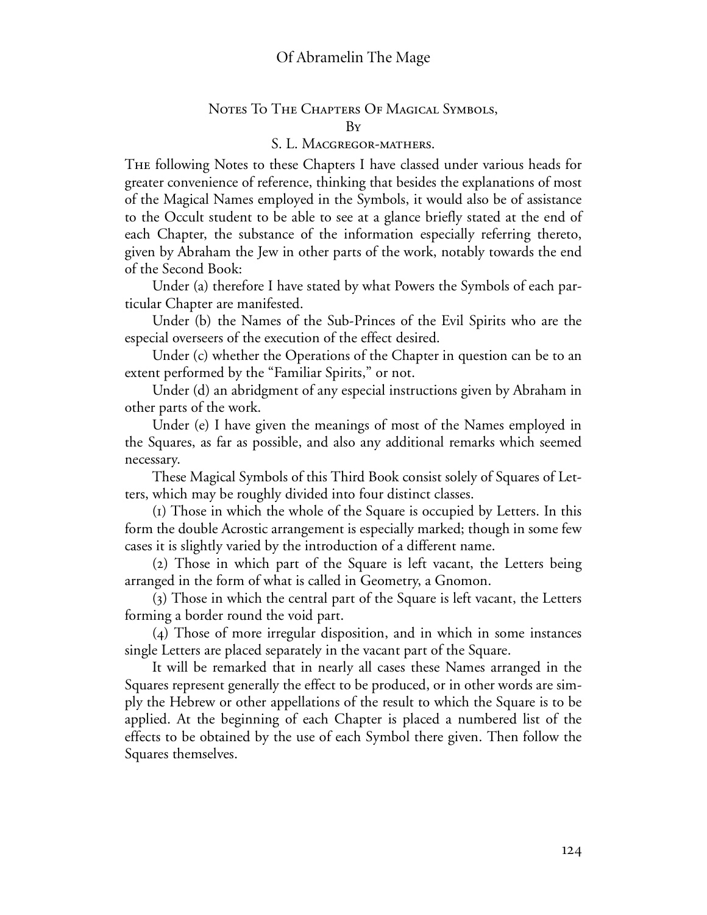## Notes To The Chapters Of Magical Symbols,

By

S. L. Macgregor-mathers.

The following Notes to these Chapters I have classed under various heads for greater convenience of reference, thinking that besides the explanations of most of the Magical Names employed in the Symbols, it would also be of assistance to the Occult student to be able to see at a glance briefly stated at the end of each Chapter, the substance of the information especially referring thereto, given by Abraham the Jew in other parts of the work, notably towards the end of the Second Book:

Under (a) therefore I have stated by what Powers the Symbols of each particular Chapter are manifested.

Under (b) the Names of the Sub-Princes of the Evil Spirits who are the especial overseers of the execution of the effect desired.

Under (c) whether the Operations of the Chapter in question can be to an extent performed by the "Familiar Spirits," or not.

Under (d) an abridgment of any especial instructions given by Abraham in other parts of the work.

Under (e) I have given the meanings of most of the Names employed in the Squares, as far as possible, and also any additional remarks which seemed necessary.

These Magical Symbols of this Third Book consist solely of Squares of Letters, which may be roughly divided into four distinct classes.

(1) Those in which the whole of the Square is occupied by Letters. In this form the double Acrostic arrangement is especially marked; though in some few cases it is slightly varied by the introduction of a different name.

(2) Those in which part of the Square is left vacant, the Letters being arranged in the form of what is called in Geometry, a Gnomon.

(3) Those in which the central part of the Square is left vacant, the Letters forming a border round the void part.

(4) Those of more irregular disposition, and in which in some instances single Letters are placed separately in the vacant part of the Square.

It will be remarked that in nearly all cases these Names arranged in the Squares represent generally the effect to be produced, or in other words are simply the Hebrew or other appellations of the result to which the Square is to be applied. At the beginning of each Chapter is placed a numbered list of the effects to be obtained by the use of each Symbol there given. Then follow the Squares themselves.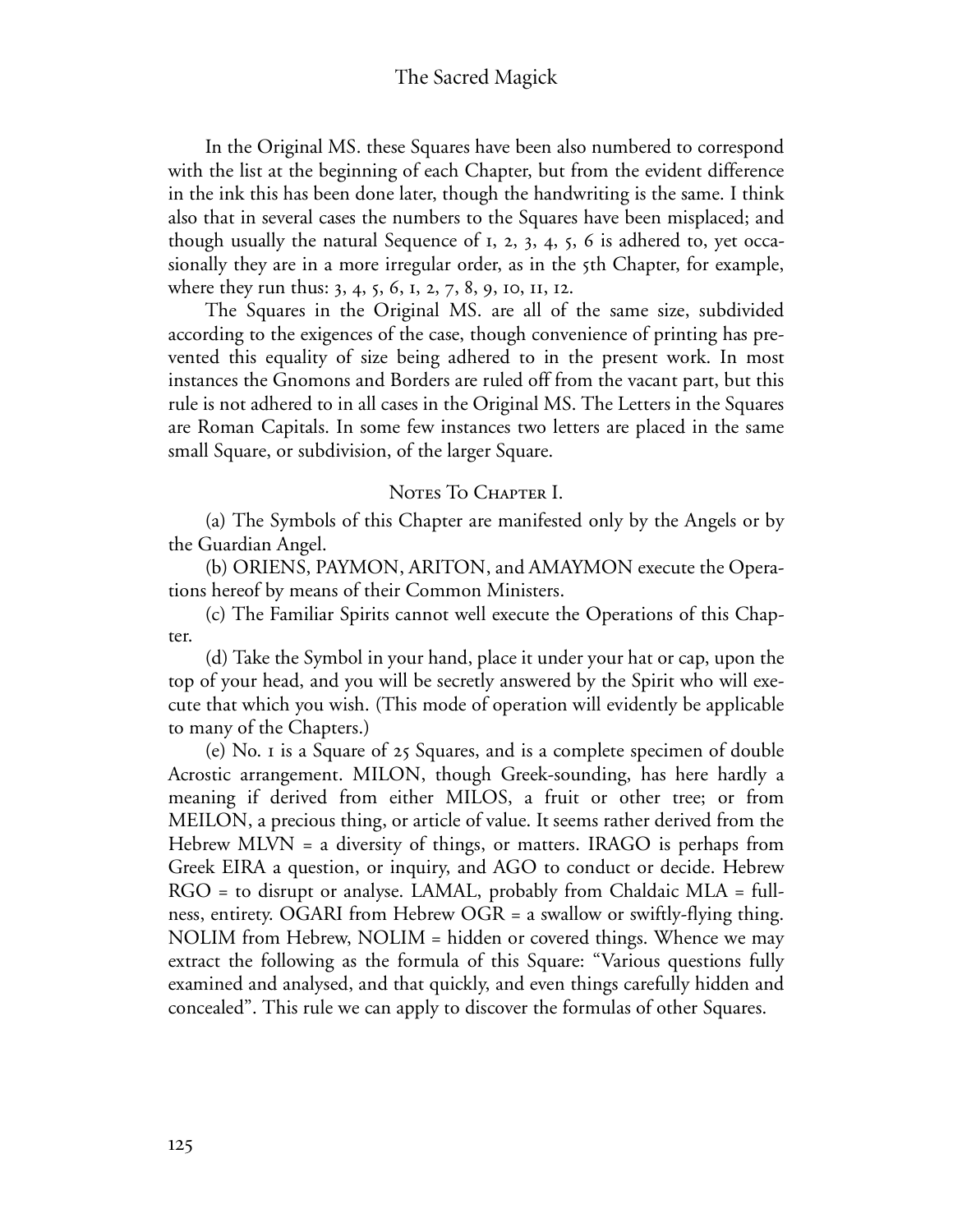In the Original MS. these Squares have been also numbered to correspond with the list at the beginning of each Chapter, but from the evident difference in the ink this has been done later, though the handwriting is the same. I think also that in several cases the numbers to the Squares have been misplaced; and though usually the natural Sequence of 1, 2, 3, 4, 5, 6 is adhered to, yet occasionally they are in a more irregular order, as in the 5th Chapter, for example, where they run thus: 3, 4, 5, 6, 1, 2, 7, 8, 9, 10, 11, 12.

The Squares in the Original MS. are all of the same size, subdivided according to the exigences of the case, though convenience of printing has prevented this equality of size being adhered to in the present work. In most instances the Gnomons and Borders are ruled off from the vacant part, but this rule is not adhered to in all cases in the Original MS. The Letters in the Squares are Roman Capitals. In some few instances two letters are placed in the same small Square, or subdivision, of the larger Square.

## Notes To Chapter I.

(a) The Symbols of this Chapter are manifested only by the Angels or by the Guardian Angel.

(b) ORIENS, PAYMON, ARITON, and AMAYMON execute the Operations hereof by means of their Common Ministers.

(c) The Familiar Spirits cannot well execute the Operations of this Chapter.

(d) Take the Symbol in your hand, place it under your hat or cap, upon the top of your head, and you will be secretly answered by the Spirit who will execute that which you wish. (This mode of operation will evidently be applicable to many of the Chapters.)

(e) No. 1 is a Square of 25 Squares, and is a complete specimen of double Acrostic arrangement. MILON, though Greek-sounding, has here hardly a meaning if derived from either MILOS, a fruit or other tree; or from MEILON, a precious thing, or article of value. It seems rather derived from the Hebrew MLVN = a diversity of things, or matters. IRAGO is perhaps from Greek EIRA a question, or inquiry, and AGO to conduct or decide. Hebrew RGO = to disrupt or analyse. LAMAL, probably from Chaldaic MLA = fullness, entirety. OGARI from Hebrew OGR = a swallow or swiftly-flying thing. NOLIM from Hebrew, NOLIM = hidden or covered things. Whence we may extract the following as the formula of this Square: "Various questions fully examined and analysed, and that quickly, and even things carefully hidden and concealed". This rule we can apply to discover the formulas of other Squares.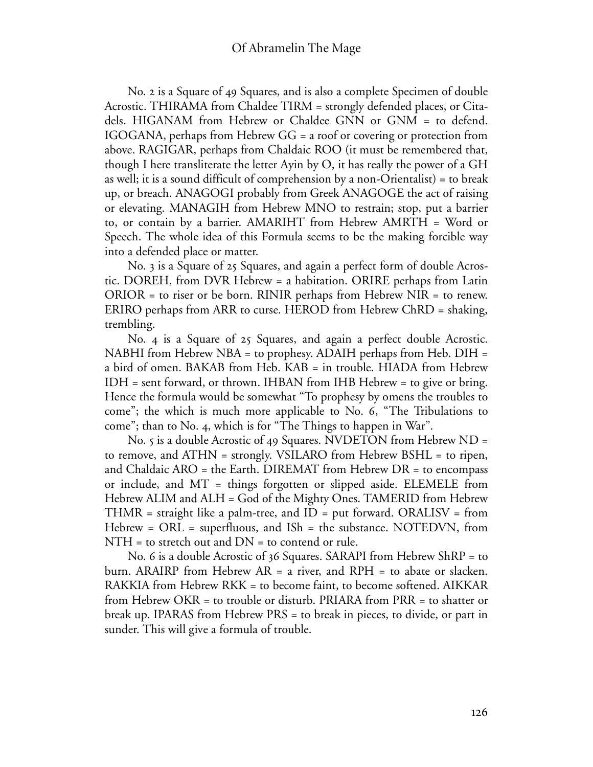No. 2 is a Square of 49 Squares, and is also a complete Specimen of double Acrostic. THIRAMA from Chaldee TIRM = strongly defended places, or Citadels. HIGANAM from Hebrew or Chaldee GNN or GNM = to defend. IGOGANA, perhaps from Hebrew GG = a roof or covering or protection from above. RAGIGAR, perhaps from Chaldaic ROO (it must be remembered that, though I here transliterate the letter Ayin by O, it has really the power of a GH as well; it is a sound difficult of comprehension by a non-Orientalist) = to break up, or breach. ANAGOGI probably from Greek ANAGOGE the act of raising or elevating. MANAGIH from Hebrew MNO to restrain; stop, put a barrier to, or contain by a barrier. AMARIHT from Hebrew AMRTH = Word or Speech. The whole idea of this Formula seems to be the making forcible way into a defended place or matter.

No. 3 is a Square of 25 Squares, and again a perfect form of double Acrostic. DOREH, from DVR Hebrew = a habitation. ORIRE perhaps from Latin ORIOR = to riser or be born. RINIR perhaps from Hebrew NIR = to renew. ERIRO perhaps from ARR to curse. HEROD from Hebrew ChRD = shaking, trembling.

No. 4 is a Square of 25 Squares, and again a perfect double Acrostic. NABHI from Hebrew NBA = to prophesy. ADAIH perhaps from Heb. DIH = a bird of omen. BAKAB from Heb. KAB = in trouble. HIADA from Hebrew IDH = sent forward, or thrown. IHBAN from IHB Hebrew = to give or bring. Hence the formula would be somewhat "To prophesy by omens the troubles to come"; the which is much more applicable to No. 6, "The Tribulations to come"; than to No. 4, which is for "The Things to happen in War".

No. 5 is a double Acrostic of 49 Squares. NVDETON from Hebrew ND = to remove, and ATHN = strongly. VSILARO from Hebrew BSHL = to ripen, and Chaldaic ARO = the Earth. DIREMAT from Hebrew DR = to encompass or include, and MT = things forgotten or slipped aside. ELEMELE from Hebrew ALIM and ALH = God of the Mighty Ones. TAMERID from Hebrew THMR = straight like a palm-tree, and ID = put forward. ORALISV = from Hebrew = ORL = superfluous, and ISh = the substance. NOTEDVN, from NTH = to stretch out and DN = to contend or rule.

No. 6 is a double Acrostic of 36 Squares. SARAPI from Hebrew ShRP = to burn. ARAIRP from Hebrew AR = a river, and RPH = to abate or slacken. RAKKIA from Hebrew RKK = to become faint, to become softened. AIKKAR from Hebrew OKR = to trouble or disturb. PRIARA from PRR = to shatter or break up. IPARAS from Hebrew PRS = to break in pieces, to divide, or part in sunder. This will give a formula of trouble.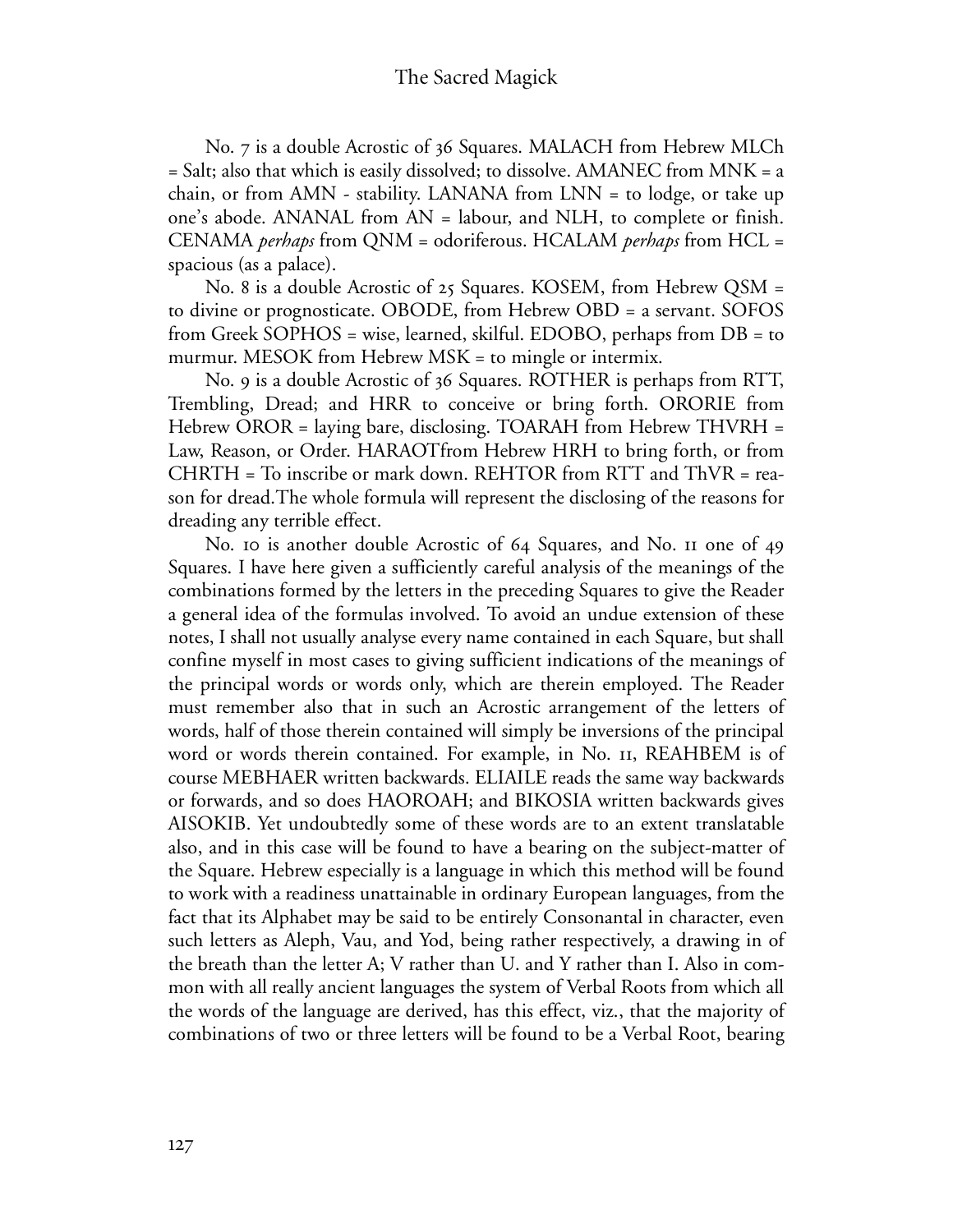No. 7 is a double Acrostic of 36 Squares. MALACH from Hebrew MLCh = Salt; also that which is easily dissolved; to dissolve. AMANEC from MNK = a chain, or from AMN - stability. LANANA from LNN = to lodge, or take up one's abode. ANANAL from AN = labour, and NLH, to complete or finish. CENAMA *perhaps* from QNM = odoriferous. HCALAM *perhaps* from HCL = spacious (as a palace).

No. 8 is a double Acrostic of 25 Squares. KOSEM, from Hebrew QSM = to divine or prognosticate. OBODE, from Hebrew OBD = a servant. SOFOS from Greek SOPHOS = wise, learned, skilful. EDOBO, perhaps from DB = to murmur. MESOK from Hebrew MSK = to mingle or intermix.

No. 9 is a double Acrostic of 36 Squares. ROTHER is perhaps from RTT, Trembling, Dread; and HRR to conceive or bring forth. ORORIE from Hebrew OROR = laying bare, disclosing. TOARAH from Hebrew THVRH = Law, Reason, or Order. HARAOTfrom Hebrew HRH to bring forth, or from CHRTH = To inscribe or mark down. REHTOR from RTT and ThVR = reason for dread.The whole formula will represent the disclosing of the reasons for dreading any terrible effect.

No. 10 is another double Acrostic of 64 Squares, and No. 11 one of 49 Squares. I have here given a sufficiently careful analysis of the meanings of the combinations formed by the letters in the preceding Squares to give the Reader a general idea of the formulas involved. To avoid an undue extension of these notes, I shall not usually analyse every name contained in each Square, but shall confine myself in most cases to giving sufficient indications of the meanings of the principal words or words only, which are therein employed. The Reader must remember also that in such an Acrostic arrangement of the letters of words, half of those therein contained will simply be inversions of the principal word or words therein contained. For example, in No. 11, REAHBEM is of course MEBHAER written backwards. ELIAILE reads the same way backwards or forwards, and so does HAOROAH; and BIKOSIA written backwards gives AISOKIB. Yet undoubtedly some of these words are to an extent translatable also, and in this case will be found to have a bearing on the subject-matter of the Square. Hebrew especially is a language in which this method will be found to work with a readiness unattainable in ordinary European languages, from the fact that its Alphabet may be said to be entirely Consonantal in character, even such letters as Aleph, Vau, and Yod, being rather respectively, a drawing in of the breath than the letter A; V rather than U. and Y rather than I. Also in common with all really ancient languages the system of Verbal Roots from which all the words of the language are derived, has this effect, viz., that the majority of combinations of two or three letters will be found to be a Verbal Root, bearing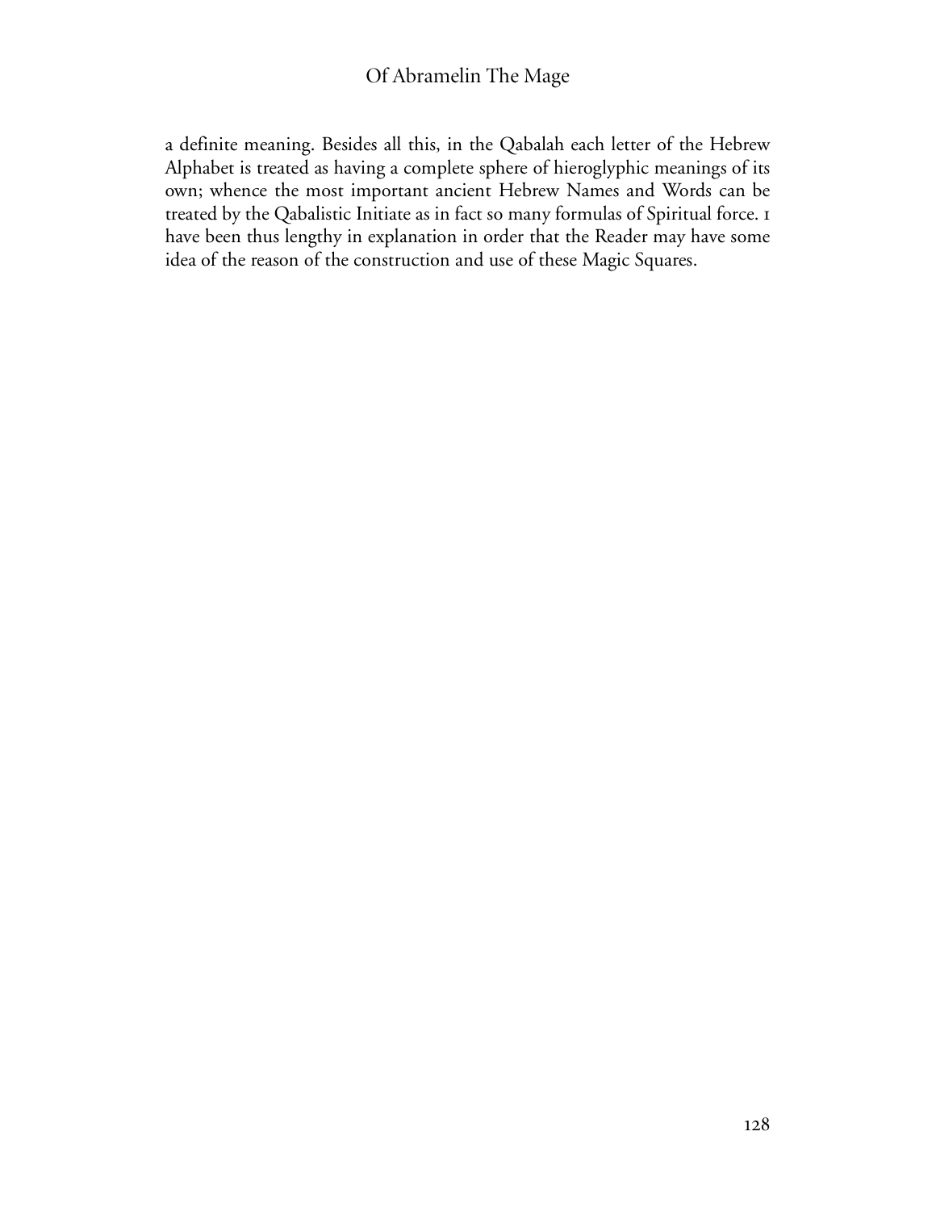a definite meaning. Besides all this, in the Qabalah each letter of the Hebrew Alphabet is treated as having a complete sphere of hieroglyphic meanings of its own; whence the most important ancient Hebrew Names and Words can be treated by the Qabalistic Initiate as in fact so many formulas of Spiritual force. I have been thus lengthy in explanation in order that the Reader may have some idea of the reason of the construction and use of these Magic Squares.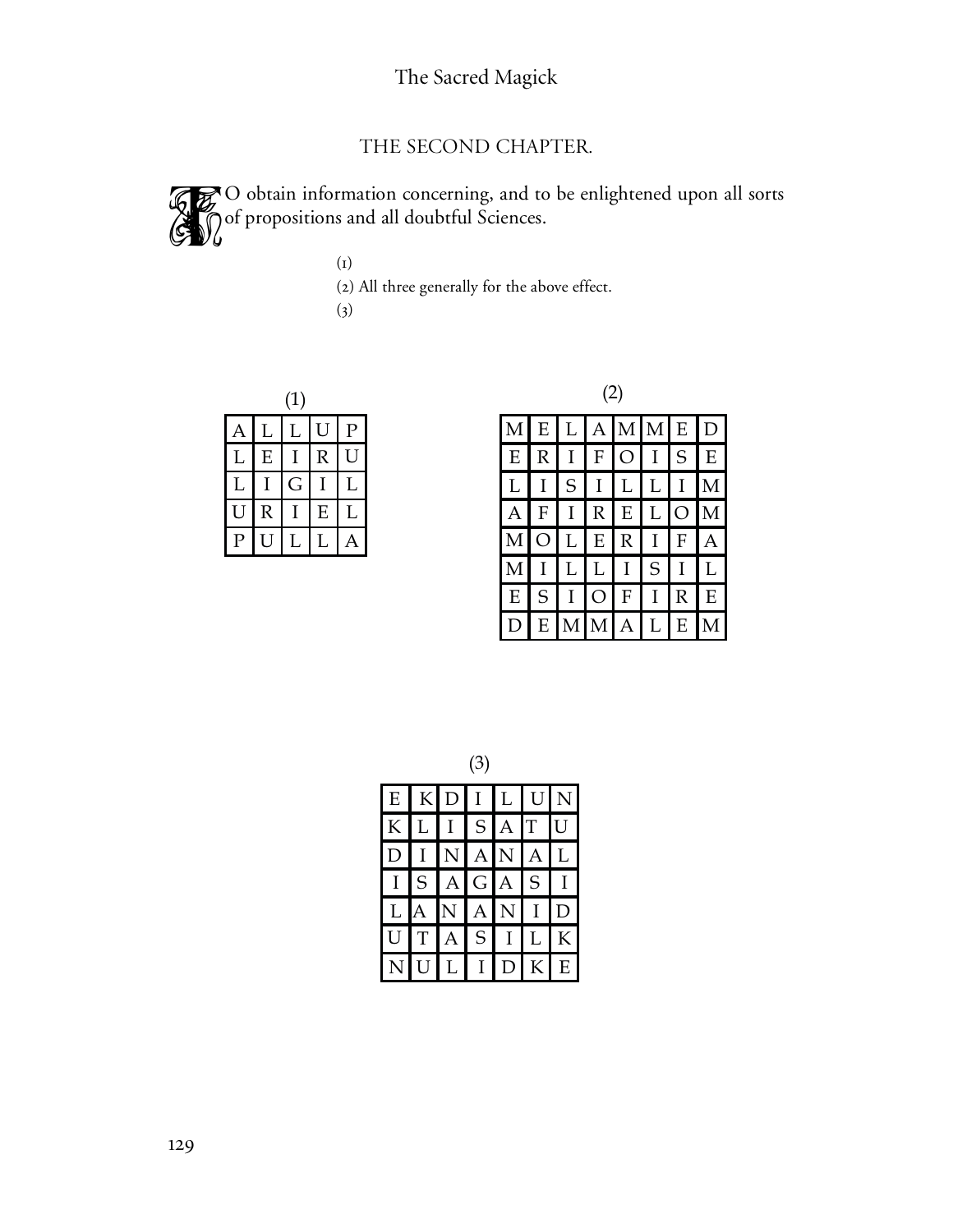## THE SECOND CHAPTER.

TO obtain information concerning, and to be enlightened upon all sorts of propositions and all doubtful Sciences.

(1)
(2) All three generally for the above effect.
(3)

(1)

| A | L | L | U | P |
|---|---|---|---|---|
| L | E | I | R | U |
| L | I | G | I | L |
| U | R | I | E | L |
| P | U | L | L | A |

(2)

| M | E | L | A | M | M | E | D |
|---|---|---|---|---|---|---|---|
| E | R | I | F | O | I | S | E |
| L | I | S | I | L | L | I | M |
| A | F | I | R | E | L | O | M |
| M | O | L | E | R | I | F | A |
| M | I | L | L | I | S | I | L |
| E | S | I | O | F | I | R | E |
| D | E | M | M | A | L | E | M |

(3)

| E | K | D | I | L | U | N |
|---|---|---|---|---|---|---|
| K | L | I | S | A | T | U |
| D | I | N | A | N | A | L |
| I | S | A | G | A | S | I |
| L | A | N | A | N | I | D |
| U | T | A | S | I | L | K |
| N | U | L | I | D | K | E |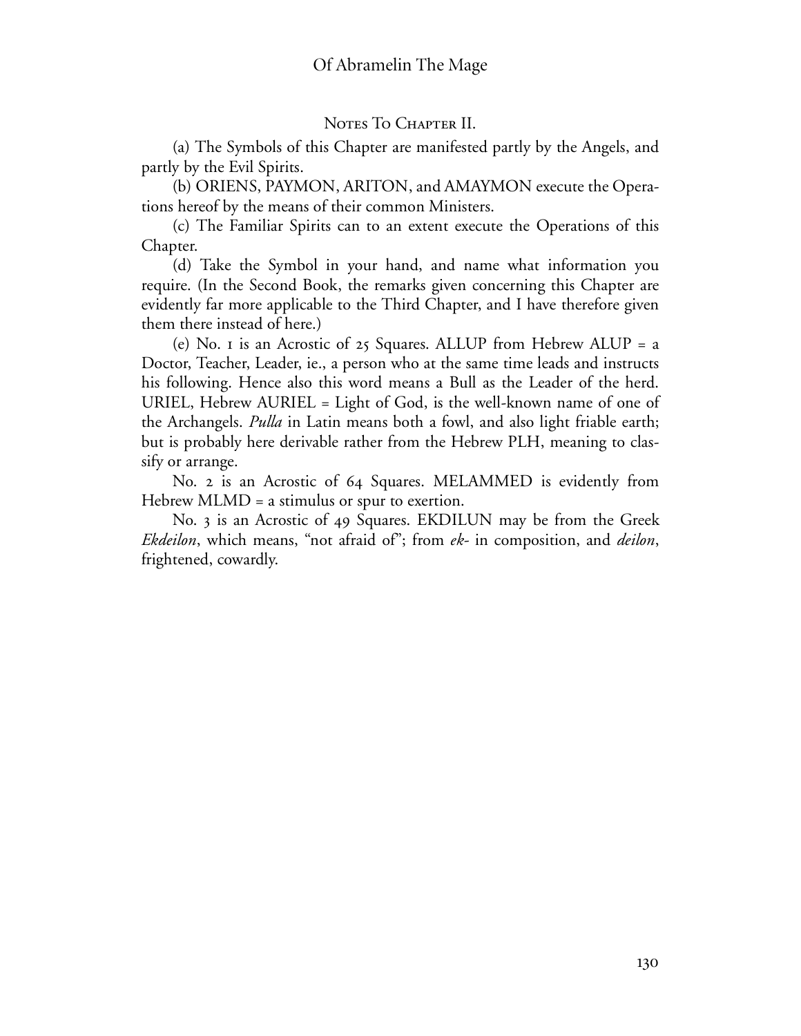## Notes To Chapter II.

(a) The Symbols of this Chapter are manifested partly by the Angels, and partly by the Evil Spirits.

(b) ORIENS, PAYMON, ARITON, and AMAYMON execute the Operations hereof by the means of their common Ministers.

(c) The Familiar Spirits can to an extent execute the Operations of this Chapter.

(d) Take the Symbol in your hand, and name what information you require. (In the Second Book, the remarks given concerning this Chapter are evidently far more applicable to the Third Chapter, and I have therefore given them there instead of here.)

(e) No. 1 is an Acrostic of 25 Squares. ALLUP from Hebrew ALUP = a Doctor, Teacher, Leader, ie., a person who at the same time leads and instructs his following. Hence also this word means a Bull as the Leader of the herd. URIEL, Hebrew AURIEL = Light of God, is the well-known name of one of the Archangels. *Pulla* in Latin means both a fowl, and also light friable earth; but is probably here derivable rather from the Hebrew PLH, meaning to classify or arrange.

No. 2 is an Acrostic of 64 Squares. MELAMMED is evidently from Hebrew MLMD = a stimulus or spur to exertion.

No. 3 is an Acrostic of 49 Squares. EKDILUN may be from the Greek *Ekdeilon*, which means, "not afraid of"; from *ek-* in composition, and *deilon*, frightened, cowardly.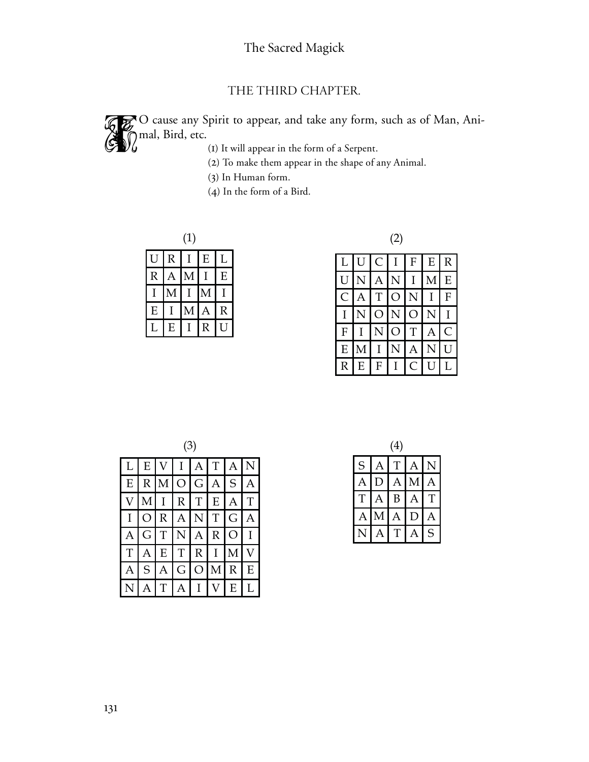## THE THIRD CHAPTER.

TO cause any Spirit to appear, and take any form, such as of Man, Animal, Bird, etc.

(1) It will appear in the form of a Serpent.

(2) To make them appear in the shape of any Animal.

(3) In Human form.

(4) In the form of a Bird.

(1)

| | | | | |
|---|---|---|---|---|
| U | R | I | E | L |
| R | A | M | I | E |
| I | M | I | M | I |
| E | I | M | A | R |
| L | E | I | R | U |

(2)

| | | | | | | |
|---|---|---|---|---|---|---|
| L | U | C | I | F | E | R |
| U | N | A | N | I | M | E |
| C | A | T | O | N | I | F |
| I | N | O | N | O | N | I |
| F | I | N | O | T | A | C |
| E | M | I | N | A | N | U |
| R | E | F | I | C | U | L |

(3)

| | | | | | | | |
|---|---|---|---|---|---|---|---|
| L | E | V | I | A | T | A | N |
| E | R | M | O | G | A | S | A |
| V | M | I | R | T | E | A | T |
| I | O | R | A | N | T | G | A |
| A | G | T | N | A | R | O | I |
| T | A | E | T | R | I | M | V |
| A | S | A | G | O | M | R | E |
| N | A | T | A | I | V | E | L |

(4)

| | | | | |
|---|---|---|---|---|
| S | A | T | A | N |
| A | D | A | M | A |
| T | A | B | A | T |
| A | M | A | D | A |
| N | A | T | A | S |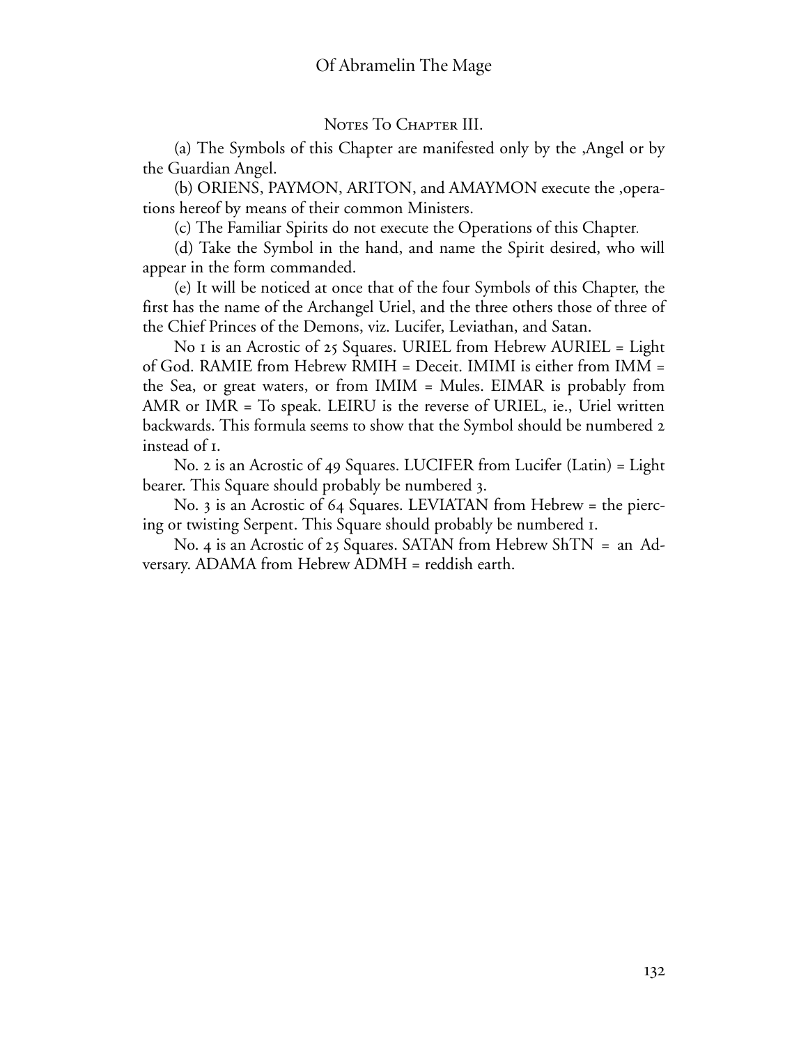## Notes To Chapter III.

(a) The Symbols of this Chapter are manifested only by the ,Angel or by the Guardian Angel.

(b) ORIENS, PAYMON, ARITON, and AMAYMON execute the ,operations hereof by means of their common Ministers.

(c) The Familiar Spirits do not execute the Operations of this Chapter.

(d) Take the Symbol in the hand, and name the Spirit desired, who will appear in the form commanded.

(e) It will be noticed at once that of the four Symbols of this Chapter, the first has the name of the Archangel Uriel, and the three others those of three of the Chief Princes of the Demons, viz. Lucifer, Leviathan, and Satan.

No 1 is an Acrostic of 25 Squares. URIEL from Hebrew AURIEL = Light of God. RAMIE from Hebrew RMIH = Deceit. IMIMI is either from IMM = the Sea, or great waters, or from IMIM = Mules. EIMAR is probably from AMR or IMR = To speak. LEIRU is the reverse of URIEL, ie., Uriel written backwards. This formula seems to show that the Symbol should be numbered 2 instead of 1.

No. 2 is an Acrostic of 49 Squares. LUCIFER from Lucifer (Latin) = Light bearer. This Square should probably be numbered 3.

No. 3 is an Acrostic of 64 Squares. LEVIATAN from Hebrew = the piercing or twisting Serpent. This Square should probably be numbered 1.

No. 4 is an Acrostic of 25 Squares. SATAN from Hebrew ShTN = an Adversary. ADAMA from Hebrew ADMH = reddish earth.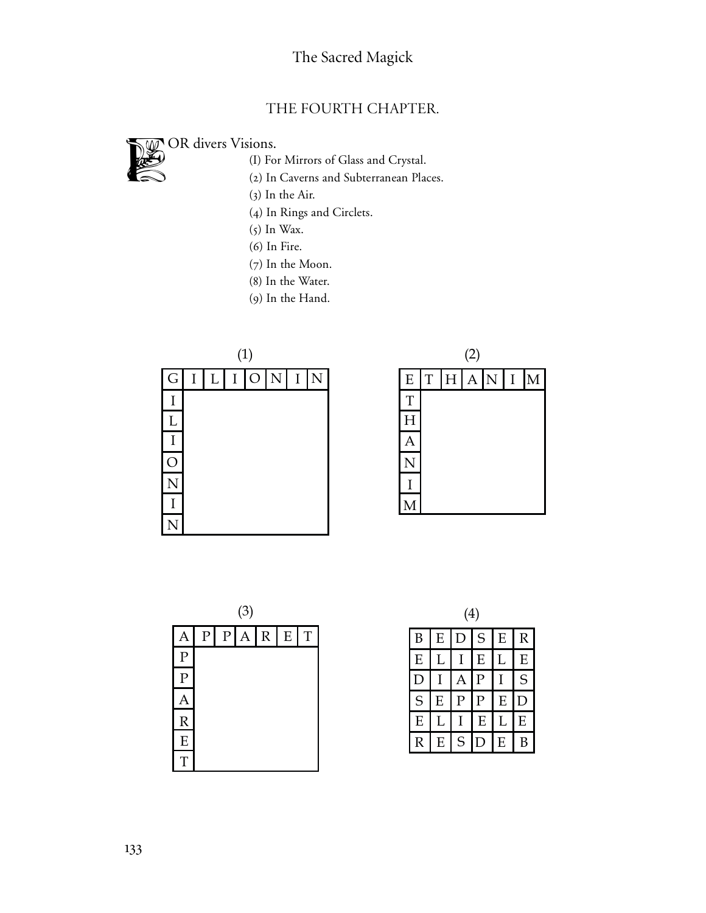## THE FOURTH CHAPTER.

FOR divers Visions.

(I) For Mirrors of Glass and Crystal.
(2) In Caverns and Subterranean Places.
(3) In the Air.
(4) In Rings and Circlets.
(5) In Wax.
(6) In Fire.
(7) In the Moon.
(8) In the Water.
(9) In the Hand.

(1)

| G | I | L | I | O | N | I | N |
|---|---|---|---|---|---|---|---|
| I | | | | | | | |
| L | | | | | | | |
| I | | | | | | | |
| O | | | | | | | |
| N | | | | | | | |
| I | | | | | | | |
| N | | | | | | | |

(2)

| E | T | H | A | N | I | M |
|---|---|---|---|---|---|---|
| T | | | | | | |
| H | | | | | | |
| A | | | | | | |
| N | | | | | | |
| I | | | | | | |
| M | | | | | | |

(3)

| A | P | P | A | R | E | T |
|---|---|---|---|---|---|---|
| P | | | | | | |
| P | | | | | | |
| A | | | | | | |
| R | | | | | | |
| E | | | | | | |
| T | | | | | | |

(4)

| B | E | D | S | E | R |
|---|---|---|---|---|---|
| E | L | I | E | L | E |
| D | I | A | P | I | S |
| S | E | P | P | E | D |
| E | L | I | E | L | E |
| R | E | S | D | E | B |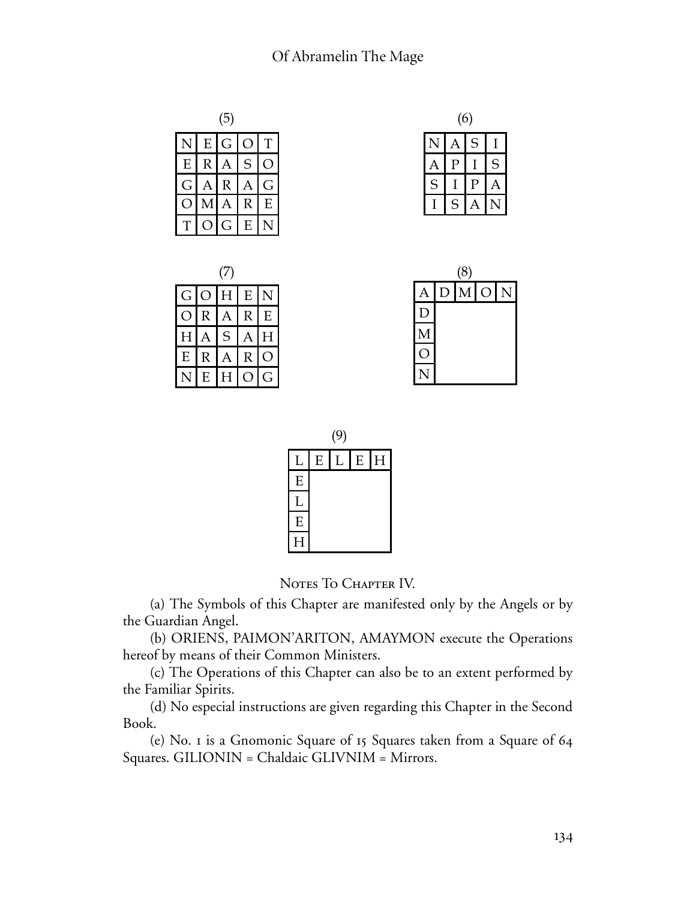(5)

| | | | | |
|---|---|---|---|---|
| N | E | G | O | T |
| E | R | A | S | O |
| G | A | R | A | G |
| O | M | A | R | E |
| T | O | G | E | N |

(6)

| | | | |
|---|---|---|---|
| N | A | S | I |
| A | P | I | S |
| S | I | P | A |
| I | S | A | N |

(7)

| | | | | |
|---|---|---|---|---|
| G | O | H | E | N |
| O | R | A | R | E |
| H | A | S | A | H |
| E | R | A | R | O |
| N | E | H | O | G |

(8)

| | | | | |
|---|---|---|---|---|
| A | D | M | O | N |
| D | | | | |
| M | | | | |
| O | | | | |
| N | | | | |

(9)

| | | | | |
|---|---|---|---|---|
| L | E | L | E | H |
| E | | | | |
| L | | | | |
| E | | | | |
| H | | | | |

## Notes To Chapter IV.

(a) The Symbols of this Chapter are manifested only by the Angels or by the Guardian Angel.

(b) ORIENS, PAIMON'ARITON, AMAYMON execute the Operations hereof by means of their Common Ministers.

(c) The Operations of this Chapter can also be to an extent performed by the Familiar Spirits.

(d) No especial instructions are given regarding this Chapter in the Second Book.

(e) No. 1 is a Gnomonic Square of 15 Squares taken from a Square of 64 Squares. GILIONIN = Chaldaic GLIVNIM = Mirrors.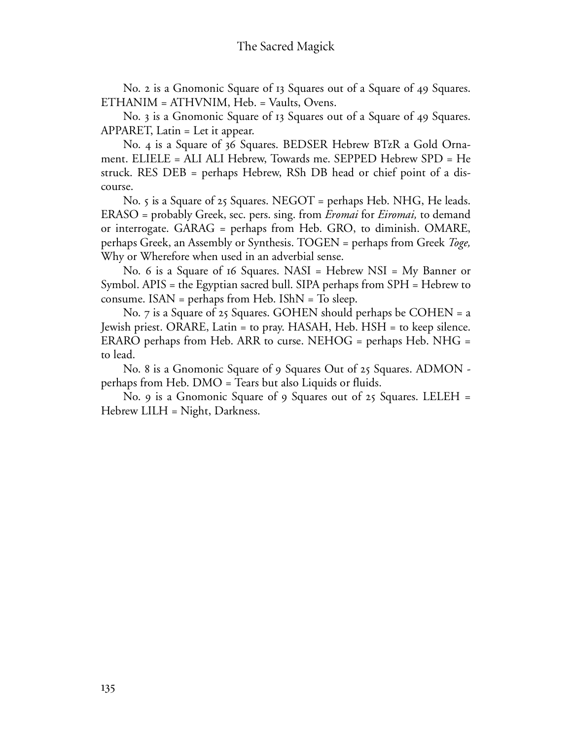No. 2 is a Gnomonic Square of 13 Squares out of a Square of 49 Squares. ETHANIM = ATHVNIM, Heb. = Vaults, Ovens.

No. 3 is a Gnomonic Square of 13 Squares out of a Square of 49 Squares. APPARET, Latin = Let it appear.

No. 4 is a Square of 36 Squares. BEDSER Hebrew BTzR a Gold Ornament. ELIELE = ALI ALI Hebrew, Towards me. SEPPED Hebrew SPD = He struck. RES DEB = perhaps Hebrew, RSh DB head or chief point of a discourse.

No. 5 is a Square of 25 Squares. NEGOT = perhaps Heb. NHG, He leads. ERASO = probably Greek, sec. pers. sing. from *Eromai* for *Eiromai,* to demand or interrogate. GARAG = perhaps from Heb. GRO, to diminish. OMARE, perhaps Greek, an Assembly or Synthesis. TOGEN = perhaps from Greek *Toge,* Why or Wherefore when used in an adverbial sense.

No. 6 is a Square of 16 Squares. NASI = Hebrew NSI = My Banner or Symbol. APIS = the Egyptian sacred bull. SIPA perhaps from SPH = Hebrew to consume. ISAN = perhaps from Heb. IShN = To sleep.

No. 7 is a Square of 25 Squares. GOHEN should perhaps be COHEN = a Jewish priest. ORARE, Latin = to pray. HASAH, Heb. HSH = to keep silence. ERARO perhaps from Heb. ARR to curse. NEHOG = perhaps Heb. NHG = to lead.

No. 8 is a Gnomonic Square of 9 Squares Out of 25 Squares. ADMON - perhaps from Heb. DMO = Tears but also Liquids or fluids.

No. 9 is a Gnomonic Square of 9 Squares out of 25 Squares. LELEH = Hebrew LILH = Night, Darkness.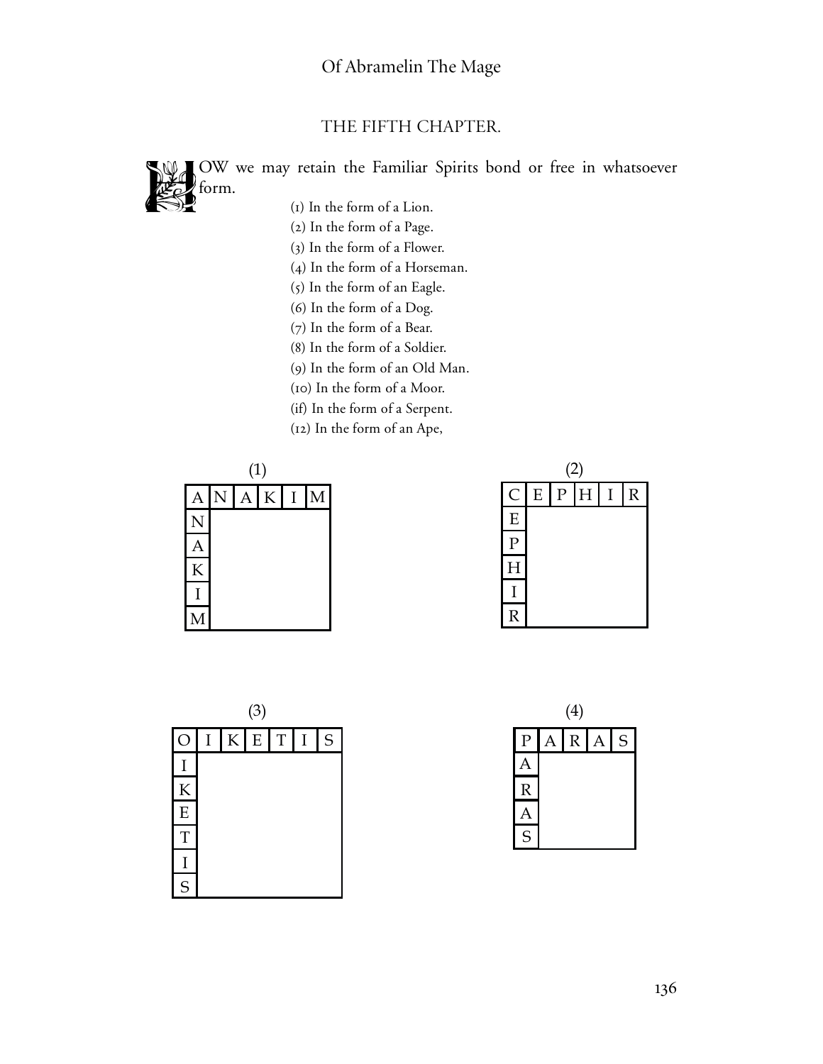## THE FIFTH CHAPTER.

HOW we may retain the Familiar Spirits bond or free in whatsoever form.

(1) In the form of a Lion.
(2) In the form of a Page.
(3) In the form of a Flower.
(4) In the form of a Horseman.
(5) In the form of an Eagle.
(6) In the form of a Dog.
(7) In the form of a Bear.
(8) In the form of a Soldier.
(9) In the form of an Old Man.
(10) In the form of a Moor.
(if) In the form of a Serpent.
(12) In the form of an Ape,

(1)

| A | N | A | K | I | M |
|---|---|---|---|---|---|
| N | | | | | |
| A | | | | | |
| K | | | | | |
| I | | | | | |
| M | | | | | |

(2)

| C | E | P | H | I | R |
|---|---|---|---|---|---|
| E | | | | | |
| P | | | | | |
| H | | | | | |
| I | | | | | |
| R | | | | | |

(3)

| O | I | K | E | T | I | S |
|---|---|---|---|---|---|---|
| I | | | | | | |
| K | | | | | | |
| E | | | | | | |
| T | | | | | | |
| I | | | | | | |
| S | | | | | | |

(4)

| P | A | R | A | S |
|---|---|---|---|---|
| A | | | | |
| R | | | | |
| A | | | | |
| S | | | | |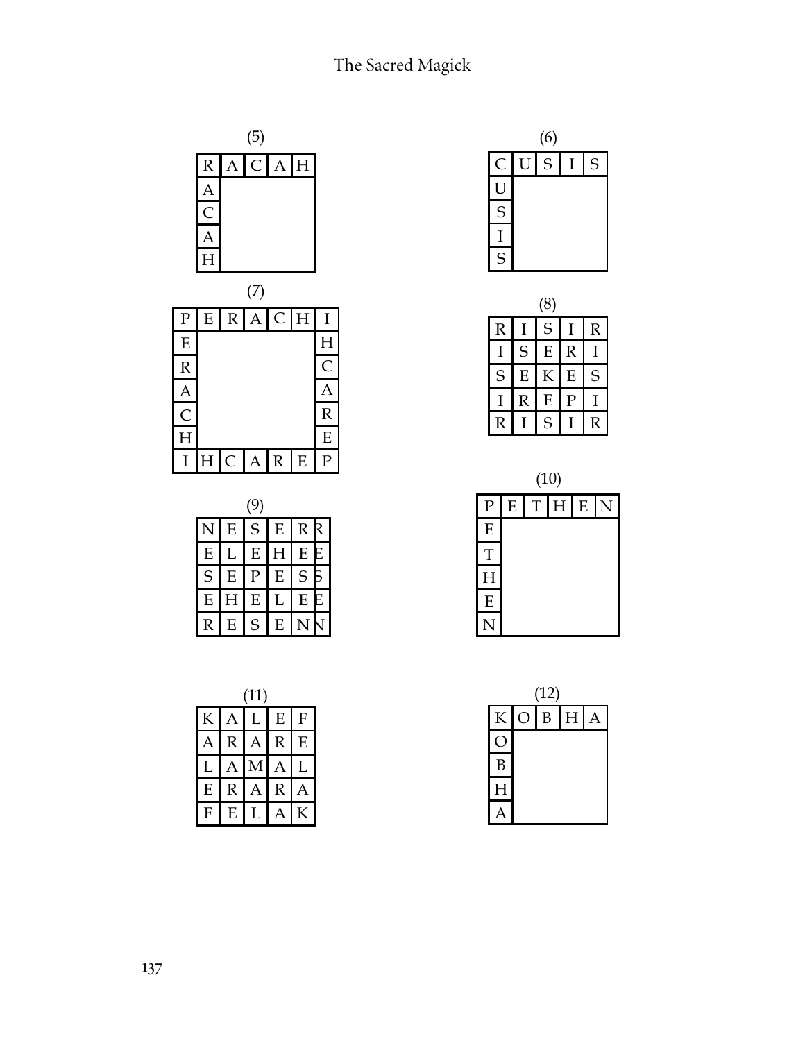(5)

| R | A | C | A | H |
|---|---|---|---|---|
| A | | | | |
| C | | | | |
| A | | | | |
| H | | | | |

(6)

| C | U | S | I | S |
|---|---|---|---|---|
| U | | | | |
| S | | | | |
| I | | | | |
| S | | | | |

(7)

| P | E | R | A | C | H | I |
|---|---|---|---|---|---|---|
| E | | | | | | H |
| R | | | | | | C |
| A | | | | | | A |
| C | | | | | | R |
| H | | | | | | E |
| I | H | C | A | R | E | P |

(8)

| R | I | S | I | R |
|---|---|---|---|---|
| I | S | E | R | I |
| S | E | K | E | S |
| I | R | E | P | I |
| R | I | S | I | R |

(9)

| N | E | S | E | R | R |
|---|---|---|---|---|---|
| E | L | E | H | E | E |
| S | E | P | E | S | S |
| E | H | E | L | E | E |
| R | E | S | E | N | N |

(10)

| P | E | T | H | E | N |
|---|---|---|---|---|---|
| E | | | | | |
| T | | | | | |
| H | | | | | |
| E | | | | | |
| N | | | | | |

(11)

| K | A | L | E | F |
|---|---|---|---|---|
| A | R | A | R | E |
| L | A | M | A | L |
| E | R | A | R | A |
| F | E | L | A | K |

(12)

| K | O | B | H | A |
|---|---|---|---|---|
| O | | | | |
| B | | | | |
| H | | | | |
| A | | | | |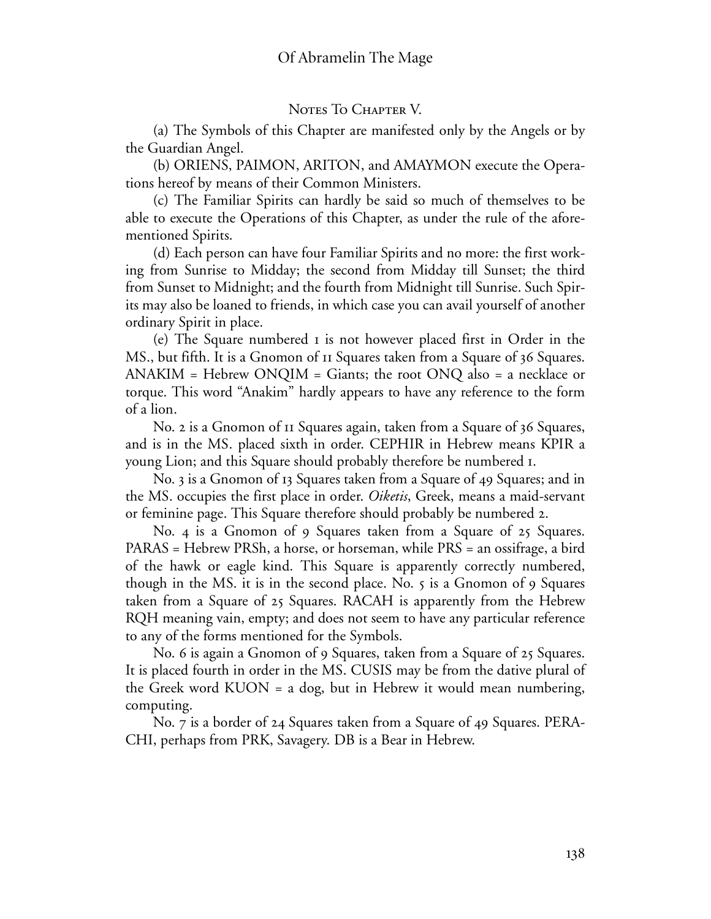## Notes To Chapter V.

(a) The Symbols of this Chapter are manifested only by the Angels or by the Guardian Angel.

(b) ORIENS, PAIMON, ARITON, and AMAYMON execute the Operations hereof by means of their Common Ministers.

(c) The Familiar Spirits can hardly be said so much of themselves to be able to execute the Operations of this Chapter, as under the rule of the aforementioned Spirits.

(d) Each person can have four Familiar Spirits and no more: the first working from Sunrise to Midday; the second from Midday till Sunset; the third from Sunset to Midnight; and the fourth from Midnight till Sunrise. Such Spirits may also be loaned to friends, in which case you can avail yourself of another ordinary Spirit in place.

(e) The Square numbered 1 is not however placed first in Order in the MS., but fifth. It is a Gnomon of 11 Squares taken from a Square of 36 Squares. ANAKIM = Hebrew ONQIM = Giants; the root ONQ also = a necklace or torque. This word "Anakim" hardly appears to have any reference to the form of a lion.

No. 2 is a Gnomon of 11 Squares again, taken from a Square of 36 Squares, and is in the MS. placed sixth in order. CEPHIR in Hebrew means KPIR a young Lion; and this Square should probably therefore be numbered 1.

No. 3 is a Gnomon of 13 Squares taken from a Square of 49 Squares; and in the MS. occupies the first place in order. *Oiketis*, Greek, means a maid-servant or feminine page. This Square therefore should probably be numbered 2.

No. 4 is a Gnomon of 9 Squares taken from a Square of 25 Squares. PARAS = Hebrew PRSh, a horse, or horseman, while PRS = an ossifrage, a bird of the hawk or eagle kind. This Square is apparently correctly numbered, though in the MS. it is in the second place. No. 5 is a Gnomon of 9 Squares taken from a Square of 25 Squares. RACAH is apparently from the Hebrew RQH meaning vain, empty; and does not seem to have any particular reference to any of the forms mentioned for the Symbols.

No. 6 is again a Gnomon of 9 Squares, taken from a Square of 25 Squares. It is placed fourth in order in the MS. CUSIS may be from the dative plural of the Greek word KUON = a dog, but in Hebrew it would mean numbering, computing.

No. 7 is a border of 24 Squares taken from a Square of 49 Squares. PERACHI, perhaps from PRK, Savagery. DB is a Bear in Hebrew.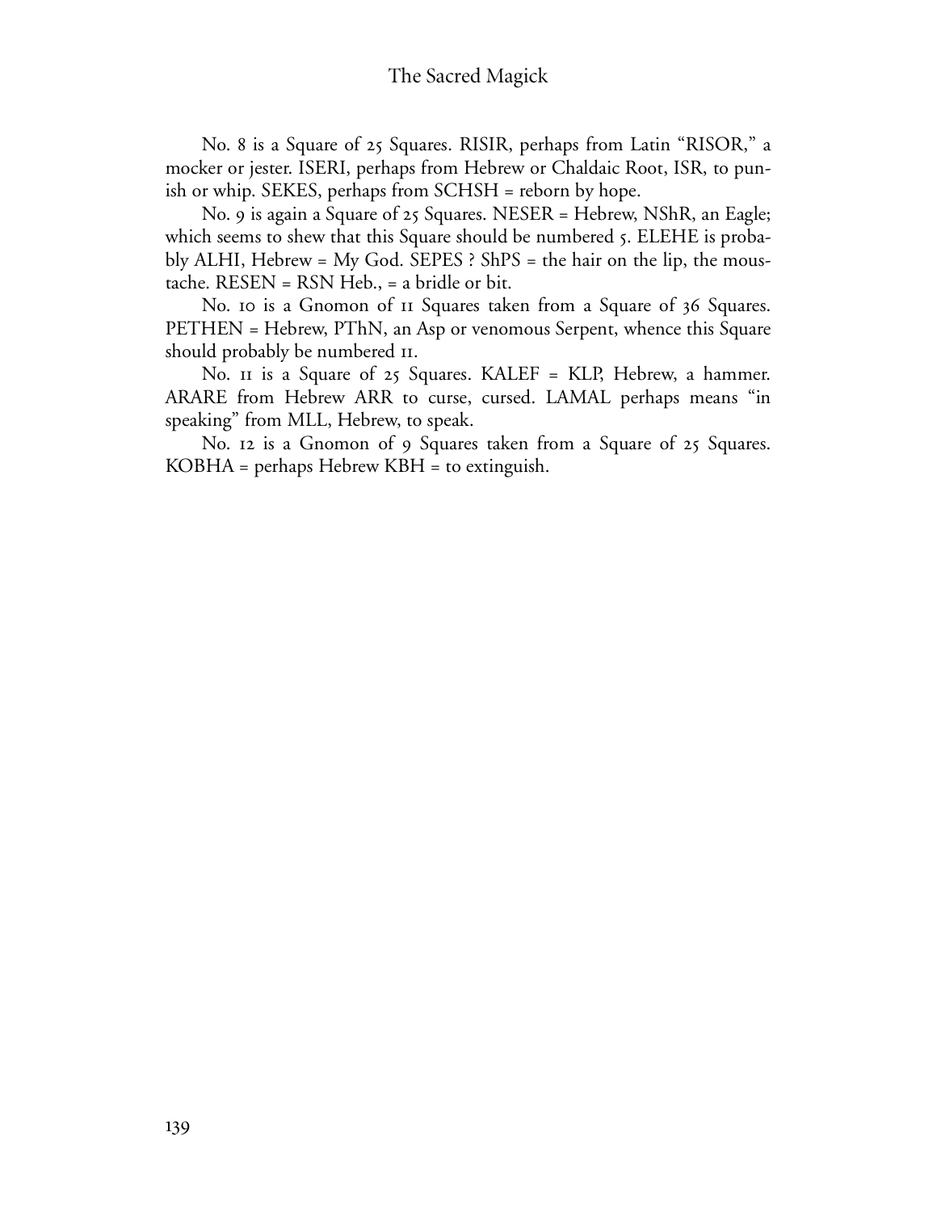No. 8 is a Square of 25 Squares. RISIR, perhaps from Latin "RISOR," a mocker or jester. ISERI, perhaps from Hebrew or Chaldaic Root, ISR, to punish or whip. SEKES, perhaps from SCHSH = reborn by hope.

No. 9 is again a Square of 25 Squares. NESER = Hebrew, NShR, an Eagle; which seems to shew that this Square should be numbered 5. ELEHE is probably ALHI, Hebrew = My God. SEPES ? ShPS = the hair on the lip, the moustache. RESEN = RSN Heb., = a bridle or bit.

No. 10 is a Gnomon of 11 Squares taken from a Square of 36 Squares. PETHEN = Hebrew, PThN, an Asp or venomous Serpent, whence this Square should probably be numbered 11.

No. 11 is a Square of 25 Squares. KALEF = KLP, Hebrew, a hammer. ARARE from Hebrew ARR to curse, cursed. LAMAL perhaps means "in speaking" from MLL, Hebrew, to speak.

No. 12 is a Gnomon of 9 Squares taken from a Square of 25 Squares. KOBHA = perhaps Hebrew KBH = to extinguish.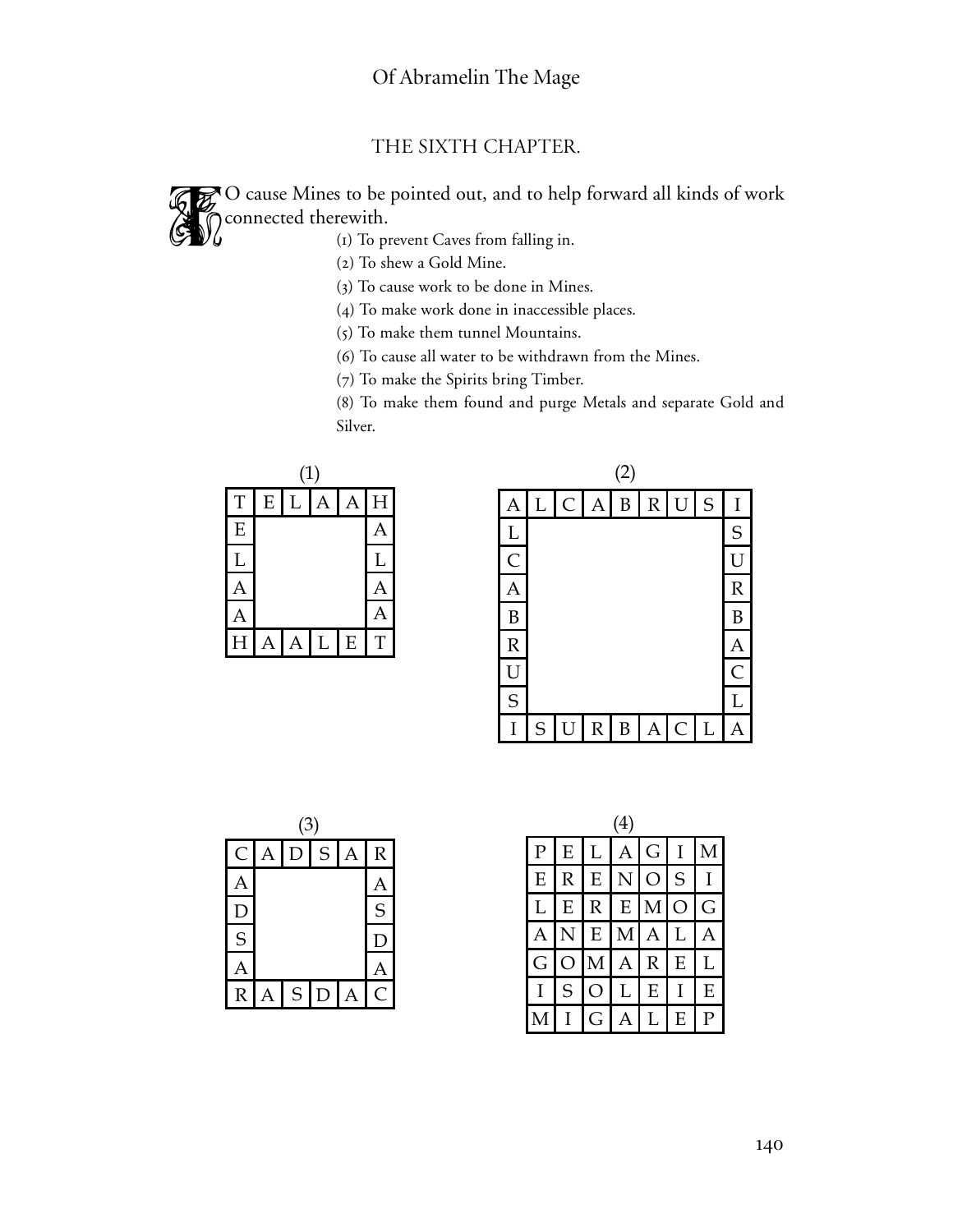## THE SIXTH CHAPTER.

TO cause Mines to be pointed out, and to help forward all kinds of work connected therewith.

(1) To prevent Caves from falling in.

(2) To shew a Gold Mine.

(3) To cause work to be done in Mines.

(4) To make work done in inaccessible places.

(5) To make them tunnel Mountains.

(6) To cause all water to be withdrawn from the Mines.

(7) To make the Spirits bring Timber.

(8) To make them found and purge Metals and separate Gold and Silver.

(1)

| T | E | L | A | A | H |
|---|---|---|---|---|---|
| E | | | | | A |
| L | | | | | L |
| A | | | | | A |
| A | | | | | A |
| H | A | A | L | E | T |

(2)

| A | L | C | A | B | R | U | S | I |
|---|---|---|---|---|---|---|---|---|
| L | | | | | | | | S |
| C | | | | | | | | U |
| A | | | | | | | | R |
| B | | | | | | | | B |
| R | | | | | | | | A |
| U | | | | | | | | C |
| S | | | | | | | | L |
| I | S | U | R | B | A | C | L | A |

(3)

| C | A | D | S | A | R |
|---|---|---|---|---|---|
| A | | | | | A |
| D | | | | | S |
| S | | | | | D |
| A | | | | | A |
| R | A | S | D | A | C |

(4)

| P | E | L | A | G | I | M |
|---|---|---|---|---|---|---|
| E | R | E | N | O | S | I |
| L | E | R | E | M | O | G |
| A | N | E | M | A | L | A |
| G | O | M | A | R | E | L |
| I | S | O | L | E | I | E |
| M | I | G | A | L | E | P |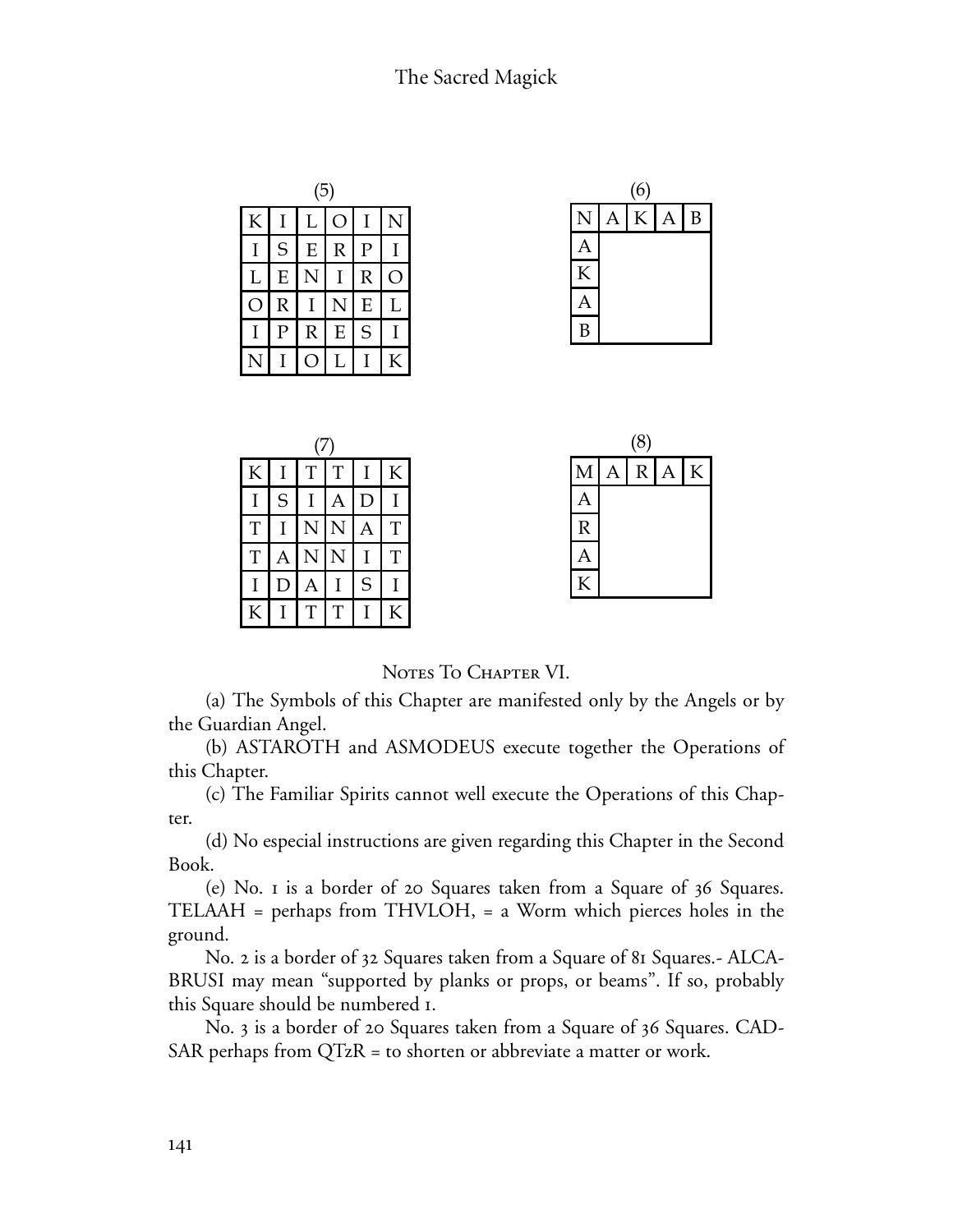(5)

| K | I | L | O | I | N |
|---|---|---|---|---|---|
| I | S | E | R | P | I |
| L | E | N | I | R | O |
| O | R | I | N | E | L |
| I | P | R | E | S | I |
| N | I | O | L | I | K |

(6)

| N | A | K | A | B |
|---|---|---|---|---|
| A | | | | |
| K | | | | |
| A | | | | |
| B | | | | |

(7)

| K | I | T | T | I | K |
|---|---|---|---|---|---|
| I | S | I | A | D | I |
| T | I | N | N | A | T |
| T | A | N | N | I | T |
| I | D | A | I | S | I |
| K | I | T | T | I | K |

(8)

| M | A | R | A | K |
|---|---|---|---|---|
| A | | | | |
| R | | | | |
| A | | | | |
| K | | | | |

## Notes To Chapter VI.

(a) The Symbols of this Chapter are manifested only by the Angels or by the Guardian Angel.

(b) ASTAROTH and ASMODEUS execute together the Operations of this Chapter.

(c) The Familiar Spirits cannot well execute the Operations of this Chapter.

(d) No especial instructions are given regarding this Chapter in the Second Book.

(e) No. 1 is a border of 20 Squares taken from a Square of 36 Squares. TELAAH = perhaps from THVLOH, = a Worm which pierces holes in the ground.

No. 2 is a border of 32 Squares taken from a Square of 81 Squares.- ALCABRUSI may mean "supported by planks or props, or beams". If so, probably this Square should be numbered 1.

No. 3 is a border of 20 Squares taken from a Square of 36 Squares. CADSAR perhaps from QTzR = to shorten or abbreviate a matter or work.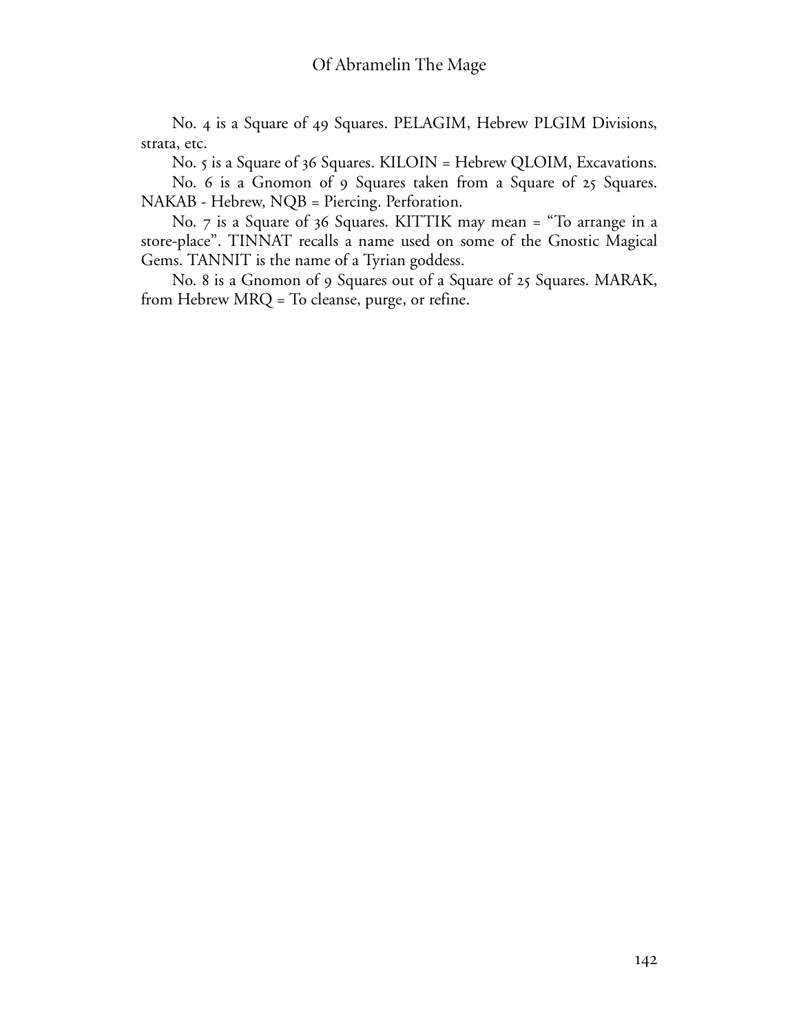No. 4 is a Square of 49 Squares. PELAGIM, Hebrew PLGIM Divisions, strata, etc.

No. 5 is a Square of 36 Squares. KILOIN = Hebrew QLOIM, Excavations.

No. 6 is a Gnomon of 9 Squares taken from a Square of 25 Squares. NAKAB - Hebrew, NQB = Piercing. Perforation.

No. 7 is a Square of 36 Squares. KITTIK may mean = "To arrange in a store-place". TINNAT recalls a name used on some of the Gnostic Magical Gems. TANNIT is the name of a Tyrian goddess.

No. 8 is a Gnomon of 9 Squares out of a Square of 25 Squares. MARAK, from Hebrew MRQ = To cleanse, purge, or refine.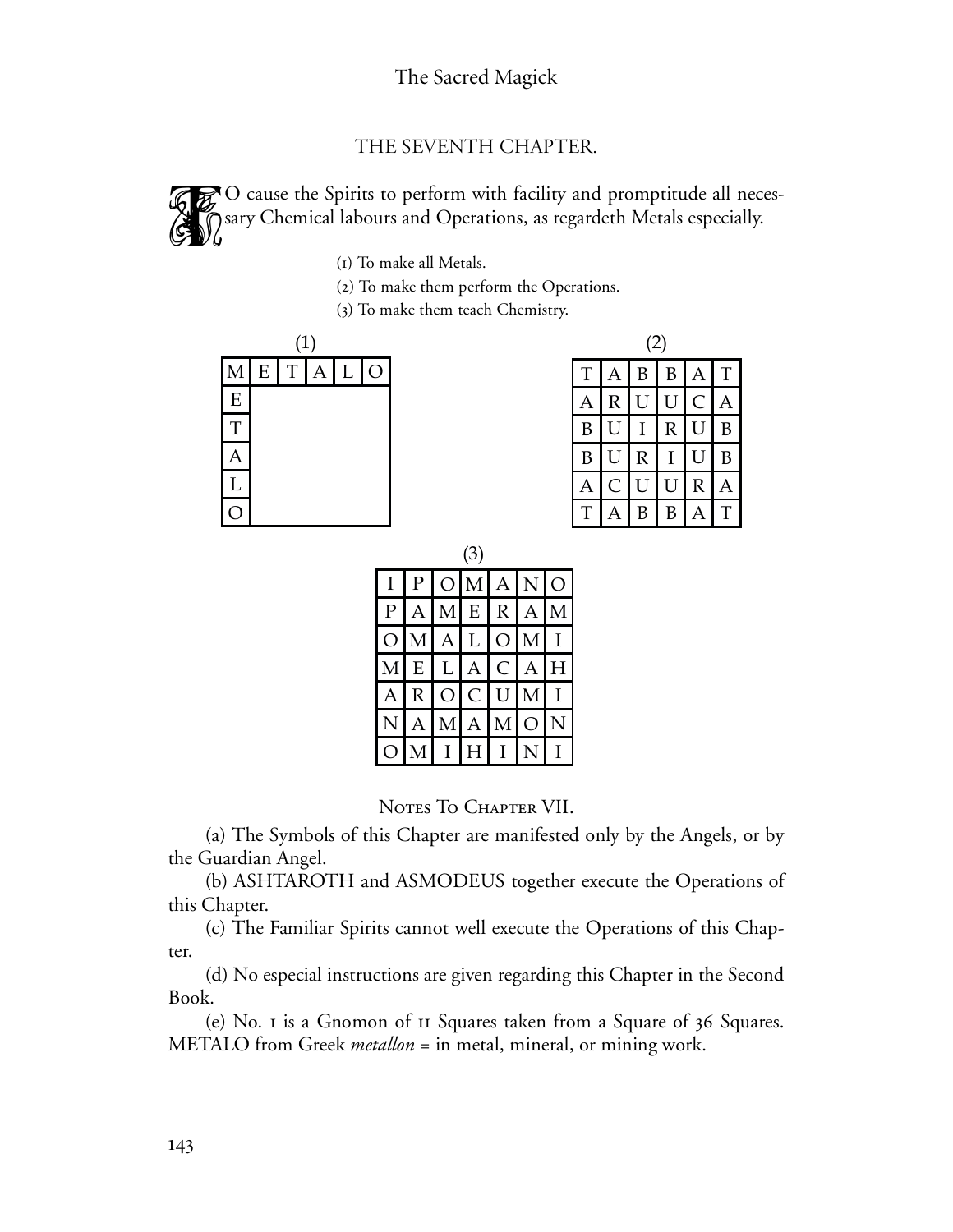## THE SEVENTH CHAPTER.

TO cause the Spirits to perform with facility and promptitude all necessary Chemical labours and Operations, as regardeth Metals especially.

(1) To make all Metals.

(2) To make them perform the Operations.

(3) To make them teach Chemistry.

(1)

| M | E | T | A | L | O |
|---|---|---|---|---|---|
| E | | | | | |
| T | | | | | |
| A | | | | | |
| L | | | | | |
| O | | | | | |

(2)

| T | A | B | B | A | T |
|---|---|---|---|---|---|
| A | R | U | U | C | A |
| B | U | I | R | U | B |
| B | U | R | I | U | B |
| A | C | U | U | R | A |
| T | A | B | B | A | T |

(3)

| I | P | O | M | A | N | O |
|---|---|---|---|---|---|---|
| P | A | M | E | R | A | M |
| O | M | A | L | O | M | I |
| M | E | L | A | C | A | H |
| A | R | O | C | U | M | I |
| N | A | M | A | M | O | N |
| O | M | I | H | I | N | I |

### NOTES TO CHAPTER VII.

(a) The Symbols of this Chapter are manifested only by the Angels, or by the Guardian Angel.

(b) ASHTAROTH and ASMODEUS together execute the Operations of this Chapter.

(c) The Familiar Spirits cannot well execute the Operations of this Chapter.

(d) No especial instructions are given regarding this Chapter in the Second Book.

(e) No. 1 is a Gnomon of 11 Squares taken from a Square of 36 Squares. METALO from Greek *metallon* = in metal, mineral, or mining work.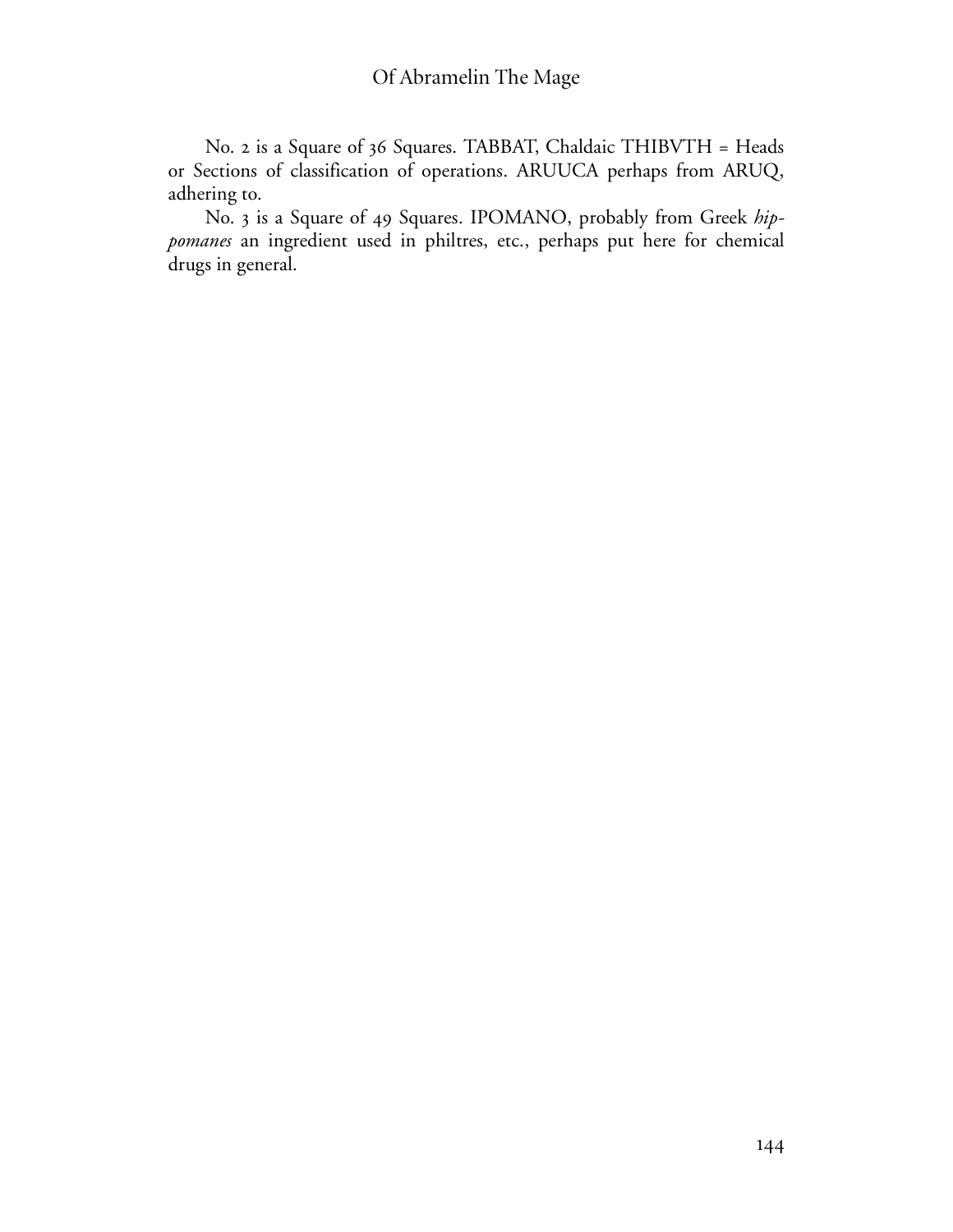No. 2 is a Square of 36 Squares. TABBAT, Chaldaic THIBVTH = Heads or Sections of classification of operations. ARUUCA perhaps from ARUQ, adhering to.

No. 3 is a Square of 49 Squares. IPOMANO, probably from Greek *hippomanes* an ingredient used in philtres, etc., perhaps put here for chemical drugs in general.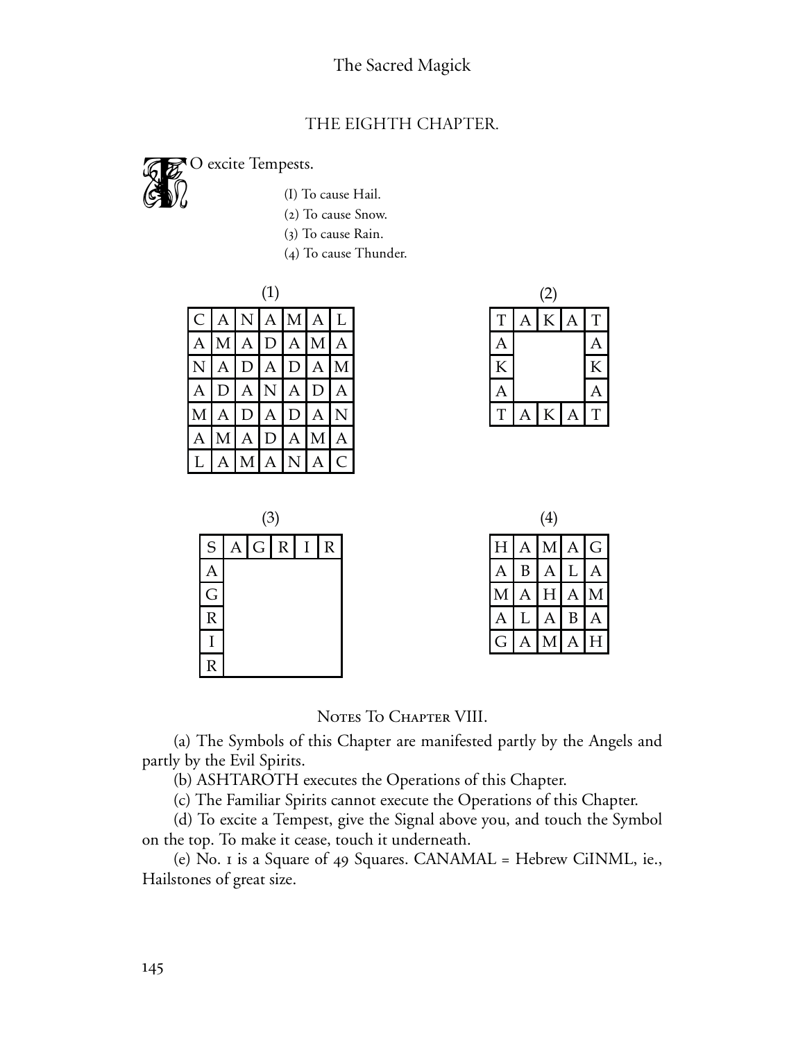## THE EIGHTH CHAPTER.

TO excite Tempests.

(1) To cause Hail.
(2) To cause Snow.
(3) To cause Rain.
(4) To cause Thunder.

(1)

| C | A | N | A | M | A | L |
|---|---|---|---|---|---|---|
| A | M | A | D | A | M | A |
| N | A | D | A | D | A | M |
| A | D | A | N | A | D | A |
| M | A | D | A | D | A | N |
| A | M | A | D | A | M | A |
| L | A | M | A | N | A | C |

(2)

| T | A | K | A | T |
|---|---|---|---|---|
| A | | | | A |
| K | | | | K |
| A | | | | A |
| T | A | K | A | T |

(3)

| S | A | G | R | I | R |
|---|---|---|---|---|---|
| A | | | | | |
| G | | | | | |
| R | | | | | |
| I | | | | | |
| R | | | | | |

(4)

| H | A | M | A | G |
|---|---|---|---|---|
| A | B | A | L | A |
| M | A | H | A | M |
| A | L | A | B | A |
| G | A | M | A | H |

### NOTES TO CHAPTER VIII.

(a) The Symbols of this Chapter are manifested partly by the Angels and partly by the Evil Spirits.

(b) ASHTAROTH executes the Operations of this Chapter.

(c) The Familiar Spirits cannot execute the Operations of this Chapter.

(d) To excite a Tempest, give the Signal above you, and touch the Symbol on the top. To make it cease, touch it underneath.

(e) No. 1 is a Square of 49 Squares. CANAMAL = Hebrew CiINML, ie., Hailstones of great size.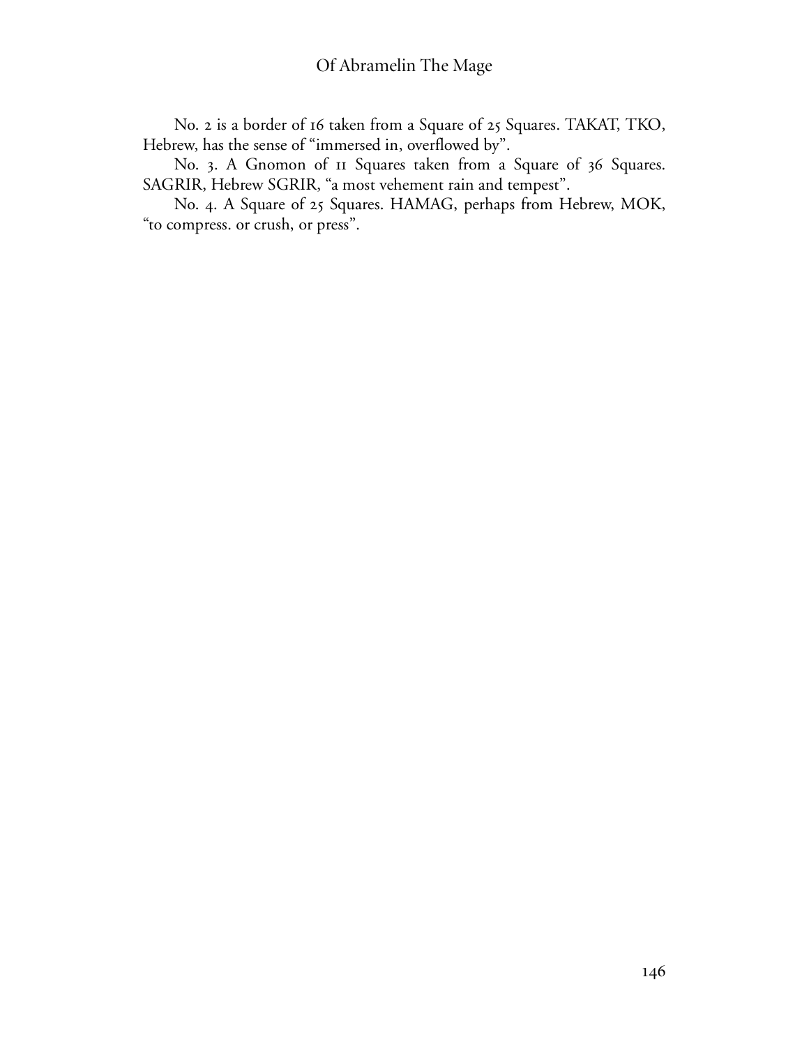No. 2 is a border of 16 taken from a Square of 25 Squares. TAKAT, TKO, Hebrew, has the sense of "immersed in, overflowed by".

No. 3. A Gnomon of 11 Squares taken from a Square of 36 Squares. SAGRIR, Hebrew SGRIR, "a most vehement rain and tempest".

No. 4. A Square of 25 Squares. HAMAG, perhaps from Hebrew, MOK, "to compress. or crush, or press".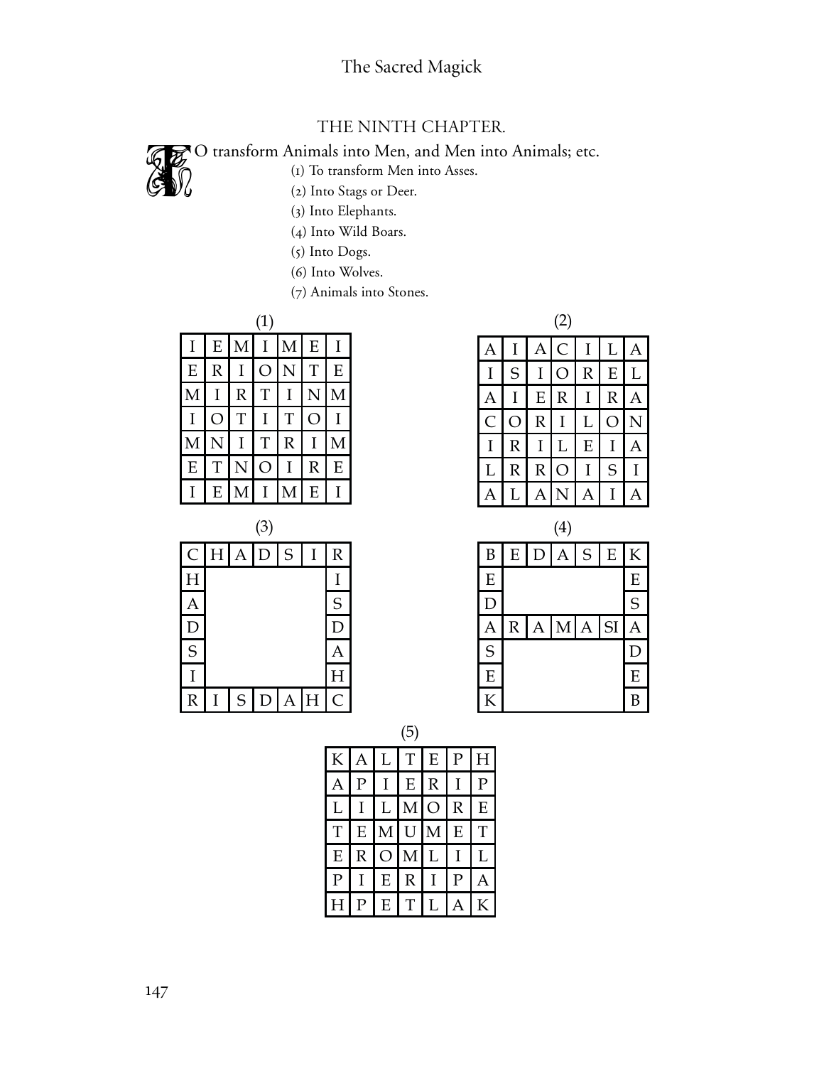## THE NINTH CHAPTER.

TO transform Animals into Men, and Men into Animals; etc.

(1) To transform Men into Asses.

(2) Into Stags or Deer.

(3) Into Elephants.

(4) Into Wild Boars.

(5) Into Dogs.

(6) Into Wolves.

(7) Animals into Stones.

(1)

| | | | | | | |
|---|---|---|---|---|---|---|
| I | E | M | I | M | E | I |
| E | R | I | O | N | T | E |
| M | I | R | T | I | N | M |
| I | O | T | I | T | O | I |
| M | N | I | T | R | I | M |
| E | T | N | O | I | R | E |
| I | E | M | I | M | E | I |

(2)

| | | | | | | |
|---|---|---|---|---|---|---|
| A | I | A | C | I | L | A |
| I | S | I | O | R | E | L |
| A | I | E | R | I | R | A |
| C | O | R | I | L | O | N |
| I | R | I | L | E | I | A |
| L | R | R | O | I | S | I |
| A | L | A | N | A | I | A |

(3)

| | | | | | | |
|---|---|---|---|---|---|---|
| C | H | A | D | S | I | R |
| H | | | | | | I |
| A | | | | | | S |
| D | | | | | | D |
| S | | | | | | A |
| I | | | | | | H |
| R | I | S | D | A | H | C |

(4)

| | | | | | | |
|---|---|---|---|---|---|---|
| B | E | D | A | S | E | K |
| E | | | | | | E |
| D | | | | | | S |
| A | R | A | M | A | SI | A |
| S | | | | | | D |
| E | | | | | | E |
| K | | | | | | B |

(5)

| | | | | | | |
|---|---|---|---|---|---|---|
| K | A | L | T | E | P | H |
| A | P | I | E | R | I | P |
| L | I | L | M | O | R | E |
| T | E | M | U | M | E | T |
| E | R | O | M | L | I | L |
| P | I | E | R | I | P | A |
| H | P | E | T | L | A | K |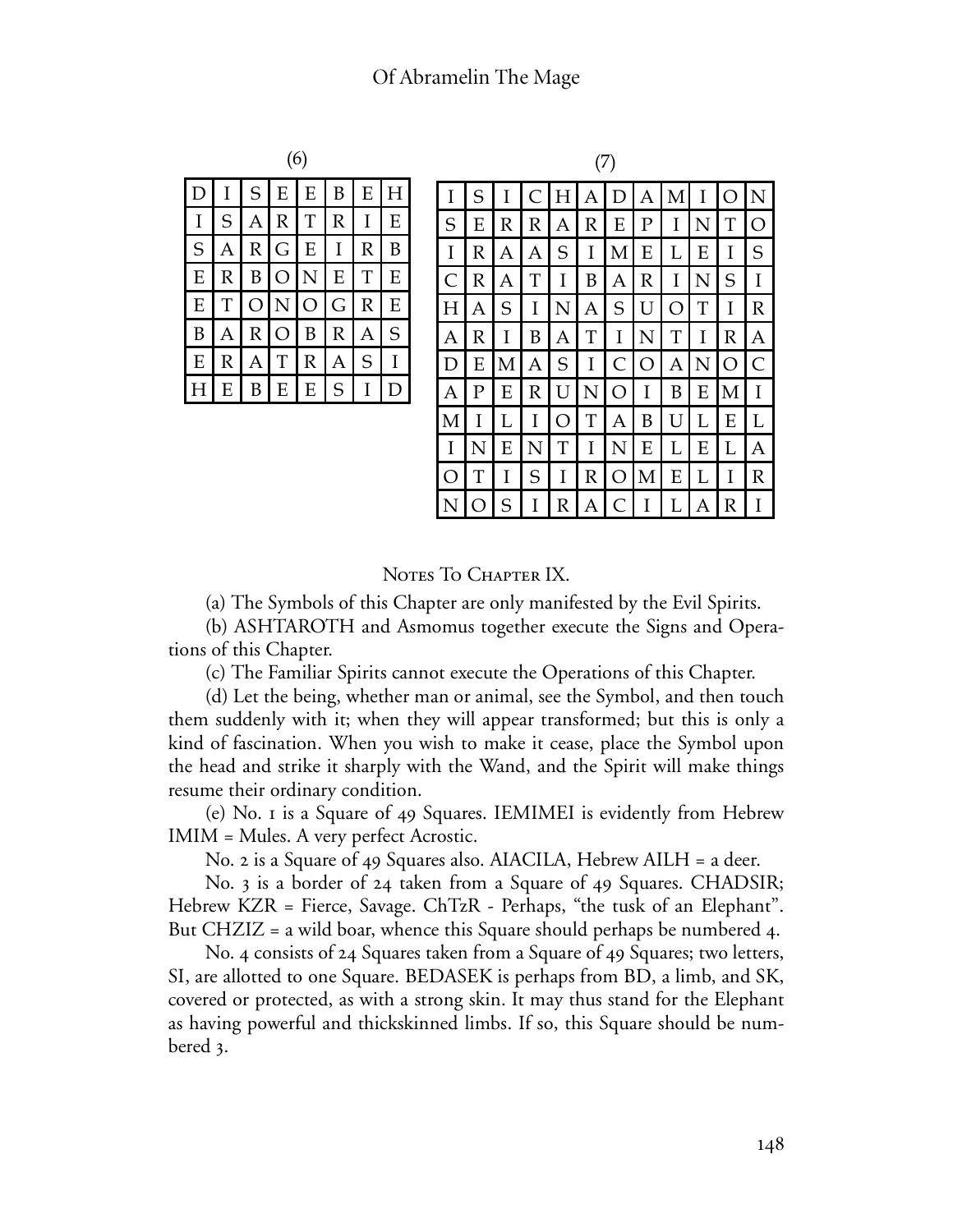(6)

| D | I | S | E | E | B | E | H |
|---|---|---|---|---|---|---|---|
| I | S | A | R | T | R | I | E |
| S | A | R | G | E | I | R | B |
| E | R | B | O | N | E | T | E |
| E | T | O | N | O | G | R | E |
| B | A | R | O | B | R | A | S |
| E | R | A | T | R | A | S | I |
| H | E | B | E | E | S | I | D |

(7)

| I | S | I | C | H | A | D | A | M | I | O | N |
|---|---|---|---|---|---|---|---|---|---|---|---|
| S | E | R | R | A | R | E | P | I | N | T | O |
| I | R | A | A | S | I | M | E | L | E | I | S |
| C | R | A | T | I | B | A | R | I | N | S | I |
| H | A | S | I | N | A | S | U | O | T | I | R |
| A | R | I | B | A | T | I | N | T | I | R | A |
| D | E | M | A | S | I | C | O | A | N | O | C |
| A | P | E | R | U | N | O | I | B | E | M | I |
| M | I | L | I | O | T | A | B | U | L | E | L |
| I | N | E | N | T | I | N | E | L | E | L | A |
| O | T | I | S | I | R | O | M | E | L | I | R |
| N | O | S | I | R | A | C | I | L | A | R | I |

## Notes To Chapter IX.

(a) The Symbols of this Chapter are only manifested by the Evil Spirits.

(b) ASHTAROTH and Asmomus together execute the Signs and Operations of this Chapter.

(c) The Familiar Spirits cannot execute the Operations of this Chapter.

(d) Let the being, whether man or animal, see the Symbol, and then touch them suddenly with it; when they will appear transformed; but this is only a kind of fascination. When you wish to make it cease, place the Symbol upon the head and strike it sharply with the Wand, and the Spirit will make things resume their ordinary condition.

(e) No. 1 is a Square of 49 Squares. IEMIMEI is evidently from Hebrew IMIM = Mules. A very perfect Acrostic.

No. 2 is a Square of 49 Squares also. AIACILA, Hebrew AILH = a deer.

No. 3 is a border of 24 taken from a Square of 49 Squares. CHADSIR; Hebrew KZR = Fierce, Savage. ChTzR - Perhaps, "the tusk of an Elephant". But CHZIZ = a wild boar, whence this Square should perhaps be numbered 4.

No. 4 consists of 24 Squares taken from a Square of 49 Squares; two letters, SI, are allotted to one Square. BEDASEK is perhaps from BD, a limb, and SK, covered or protected, as with a strong skin. It may thus stand for the Elephant as having powerful and thickskinned limbs. If so, this Square should be numbered 3.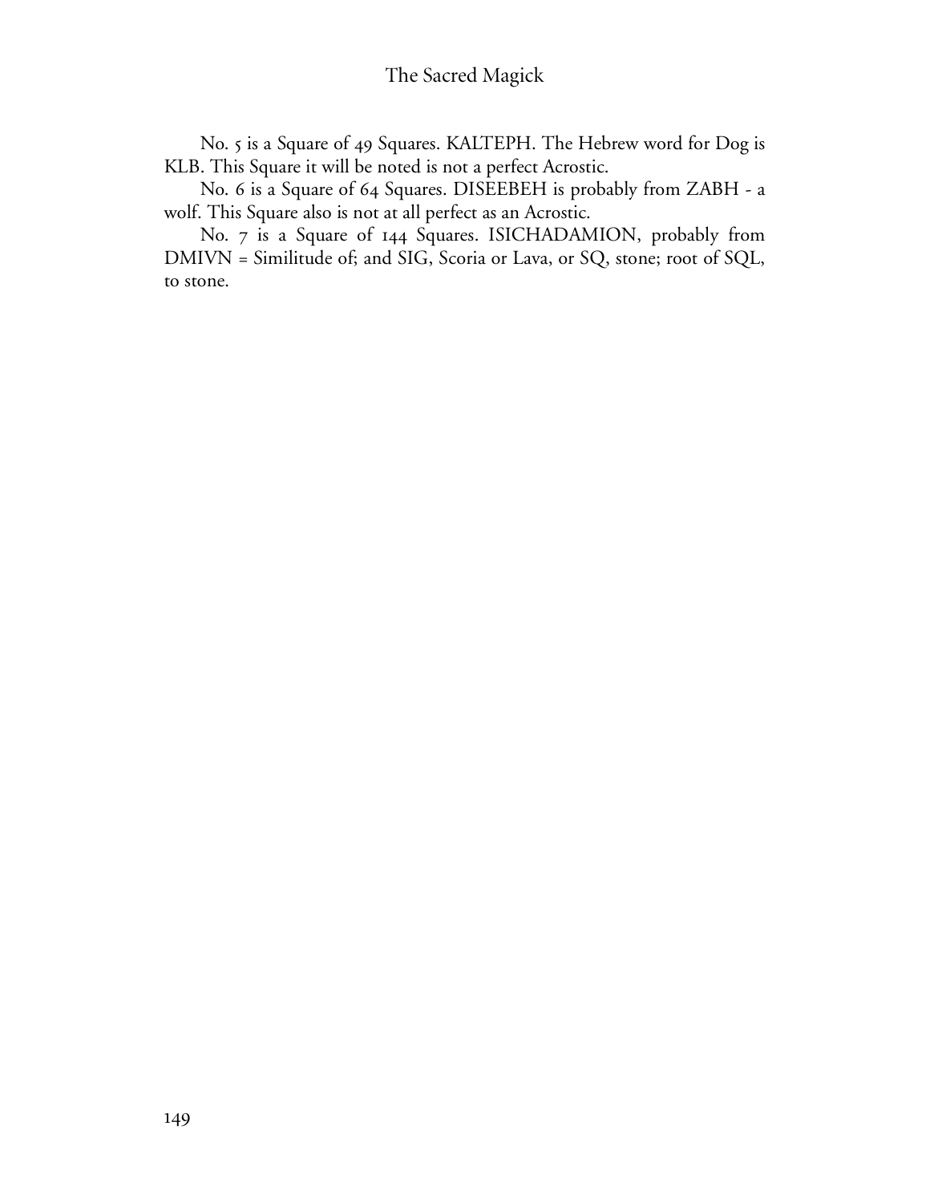No. 5 is a Square of 49 Squares. KALTEPH. The Hebrew word for Dog is KLB. This Square it will be noted is not a perfect Acrostic.

No. 6 is a Square of 64 Squares. DISEEBEH is probably from ZABH - a wolf. This Square also is not at all perfect as an Acrostic.

No. 7 is a Square of 144 Squares. ISICHADAMION, probably from DMIVN = Similitude of; and SIG, Scoria or Lava, or SQ, stone; root of SQL, to stone.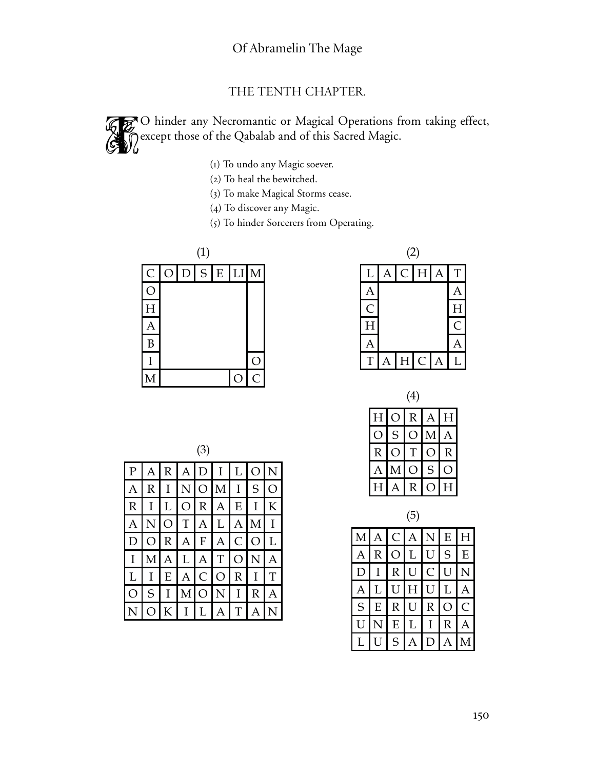## THE TENTH CHAPTER.

TO hinder any Necromantic or Magical Operations from taking effect, except those of the Qabalab and of this Sacred Magic.

(1) To undo any Magic soever.

(2) To heal the bewitched.

(3) To make Magical Storms cease.

(4) To discover any Magic.

(5) To hinder Sorcerers from Operating.

(1)

| C | O | D | S | E | LI | M |
|---|---|---|---|---|---|---|
| O | | | | | | |
| H | | | | | | |
| A | | | | | | |
| B | | | | | | |
| I | | | | | | O |
| M | | | | | O | C |

(2)

| L | A | C | H | A | T |
|---|---|---|---|---|---|
| A | | | | | A |
| C | | | | | H |
| H | | | | | C |
| A | | | | | A |
| T | A | H | C | A | L |

(3)

| P | A | R | A | D | I | L | O | N |
|---|---|---|---|---|---|---|---|---|
| A | R | I | N | O | M | I | S | O |
| R | I | L | O | R | A | E | I | K |
| A | N | O | T | A | L | A | M | I |
| D | O | R | A | F | A | C | O | L |
| I | M | A | L | A | T | O | N | A |
| L | I | E | A | C | O | R | I | T |
| O | S | I | M | O | N | I | R | A |
| N | O | K | I | L | A | T | A | N |

(4)

| H | O | R | A | H |
|---|---|---|---|---|
| O | S | O | M | A |
| R | O | T | O | R |
| A | M | O | S | O |
| H | A | R | O | H |

(5)

| M | A | C | A | N | E | H |
|---|---|---|---|---|---|---|
| A | R | O | L | U | S | E |
| D | I | R | U | C | U | N |
| A | L | U | H | U | L | A |
| S | E | R | U | R | O | C |
| U | N | E | L | I | R | A |
| L | U | S | A | D | A | M |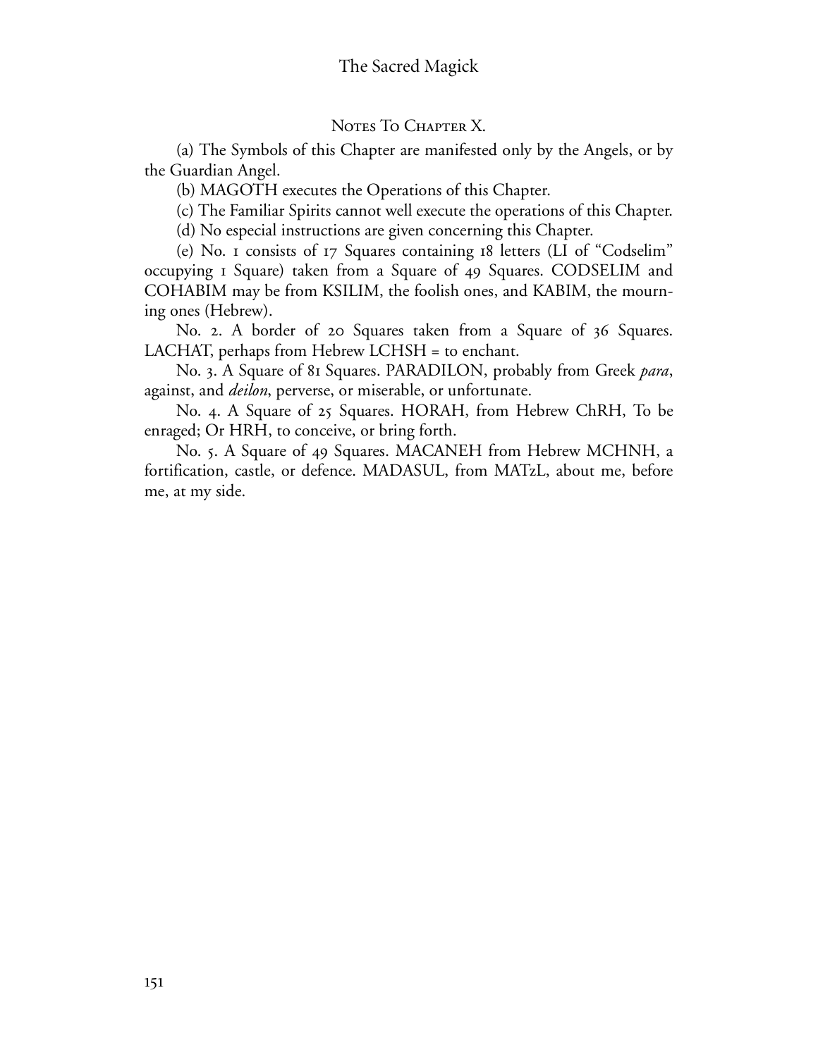## Notes To Chapter X.

(a) The Symbols of this Chapter are manifested only by the Angels, or by the Guardian Angel.

(b) MAGOTH executes the Operations of this Chapter.

(c) The Familiar Spirits cannot well execute the operations of this Chapter.

(d) No especial instructions are given concerning this Chapter.

(e) No. 1 consists of 17 Squares containing 18 letters (LI of "Codselim" occupying 1 Square) taken from a Square of 49 Squares. CODSELIM and COHABIM may be from KSILIM, the foolish ones, and KABIM, the mourning ones (Hebrew).

No. 2. A border of 20 Squares taken from a Square of 36 Squares. LACHAT, perhaps from Hebrew LCHSH = to enchant.

No. 3. A Square of 81 Squares. PARADILON, probably from Greek *para*, against, and *deilon*, perverse, or miserable, or unfortunate.

No. 4. A Square of 25 Squares. HORAH, from Hebrew ChRH, To be enraged; Or HRH, to conceive, or bring forth.

No. 5. A Square of 49 Squares. MACANEH from Hebrew MCHNH, a fortification, castle, or defence. MADASUL, from MATzL, about me, before me, at my side.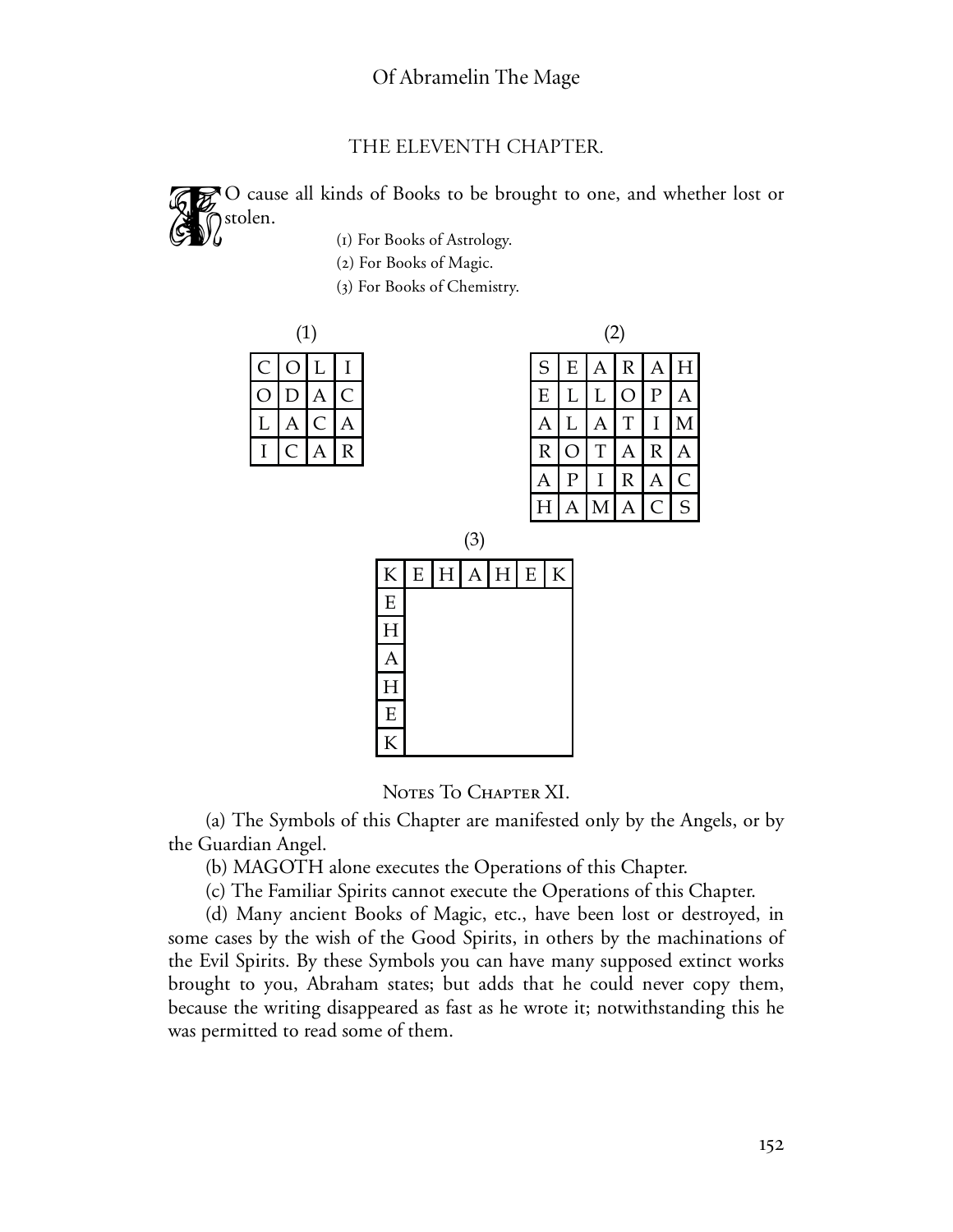## THE ELEVENTH CHAPTER.

TO cause all kinds of Books to be brought to one, and whether lost or stolen.

(1) For Books of Astrology.

(2) For Books of Magic.

(3) For Books of Chemistry.

(1)

| C | O | L | I |
|---|---|---|---|
| O | D | A | C |
| L | A | C | A |
| I | C | A | R |

(2)

| S | E | A | R | A | H |
|---|---|---|---|---|---|
| E | L | L | O | P | A |
| A | L | A | T | I | M |
| R | O | T | A | R | A |
| A | P | I | R | A | C |
| H | A | M | A | C | S |

(3)

| K | E | H | A | H | E | K |
|---|---|---|---|---|---|---|
| E | | | | | | |
| H | | | | | | |
| A | | | | | | |
| H | | | | | | |
| E | | | | | | |
| K | | | | | | |

### NOTES TO CHAPTER XI.

(a) The Symbols of this Chapter are manifested only by the Angels, or by the Guardian Angel.

(b) MAGOTH alone executes the Operations of this Chapter.

(c) The Familiar Spirits cannot execute the Operations of this Chapter.

(d) Many ancient Books of Magic, etc., have been lost or destroyed, in some cases by the wish of the Good Spirits, in others by the machinations of the Evil Spirits. By these Symbols you can have many supposed extinct works brought to you, Abraham states; but adds that he could never copy them, because the writing disappeared as fast as he wrote it; notwithstanding this he was permitted to read some of them.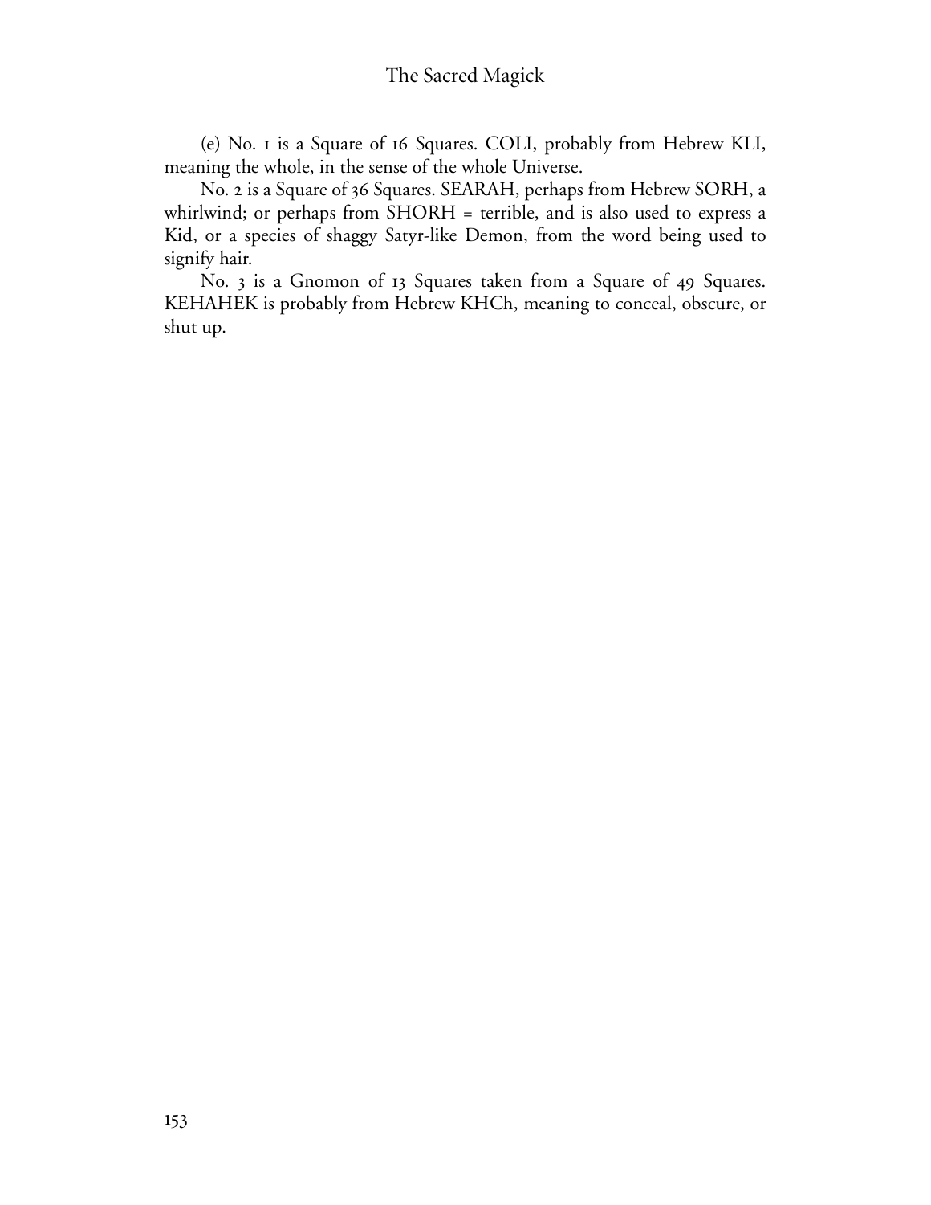(e) No. 1 is a Square of 16 Squares. COLI, probably from Hebrew KLI, meaning the whole, in the sense of the whole Universe.

No. 2 is a Square of 36 Squares. SEARAH, perhaps from Hebrew SORH, a whirlwind; or perhaps from SHORH = terrible, and is also used to express a Kid, or a species of shaggy Satyr-like Demon, from the word being used to signify hair.

No. 3 is a Gnomon of 13 Squares taken from a Square of 49 Squares. KEHAHEK is probably from Hebrew KHCh, meaning to conceal, obscure, or shut up.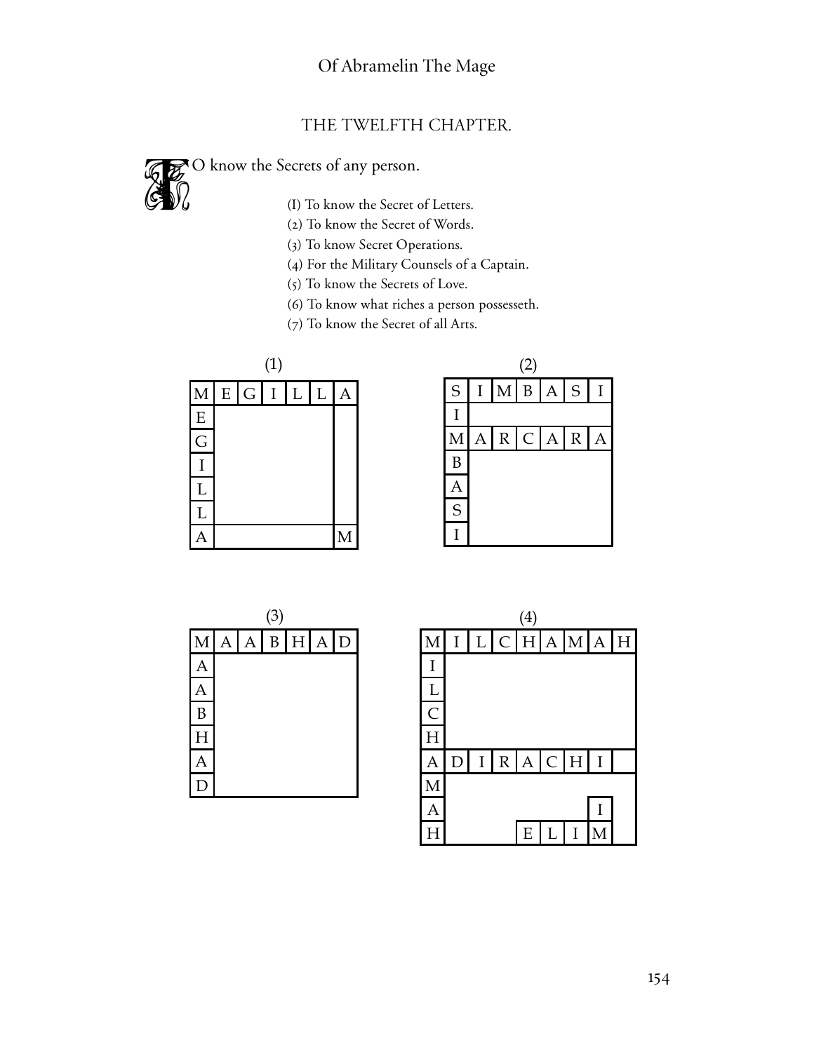## THE TWELFTH CHAPTER.

TO know the Secrets of any person.

(I) To know the Secret of Letters.
(2) To know the Secret of Words.
(3) To know Secret Operations.
(4) For the Military Counsels of a Captain.
(5) To know the Secrets of Love.
(6) To know what riches a person possesseth.
(7) To know the Secret of all Arts.

(1)

| M | E | G | I | L | L | A |
|---|---|---|---|---|---|---|
| E | | | | | | |
| G | | | | | | |
| I | | | | | | |
| L | | | | | | |
| L | | | | | | |
| A | | | | | | M |

(2)

| S | I | M | B | A | S | I |
|---|---|---|---|---|---|---|
| I | | | | | | |
| M | A | R | C | A | R | A |
| B | | | | | | |
| A | | | | | | |
| S | | | | | | |
| I | | | | | | |

(3)

| M | A | A | B | H | A | D |
|---|---|---|---|---|---|---|
| A | | | | | | |
| A | | | | | | |
| B | | | | | | |
| H | | | | | | |
| A | | | | | | |
| D | | | | | | |

(4)

| M | I | L | C | H | A | M | A | H |
|---|---|---|---|---|---|---|---|---|
| I | | | | | | | | |
| L | | | | | | | | |
| C | | | | | | | | |
| H | | | | | | | | |
| A | D | I | R | A | C | H | I | |
| M | | | | | | | | |
| A | | | | | | | I | |
| H | | | | E | L | I | M | |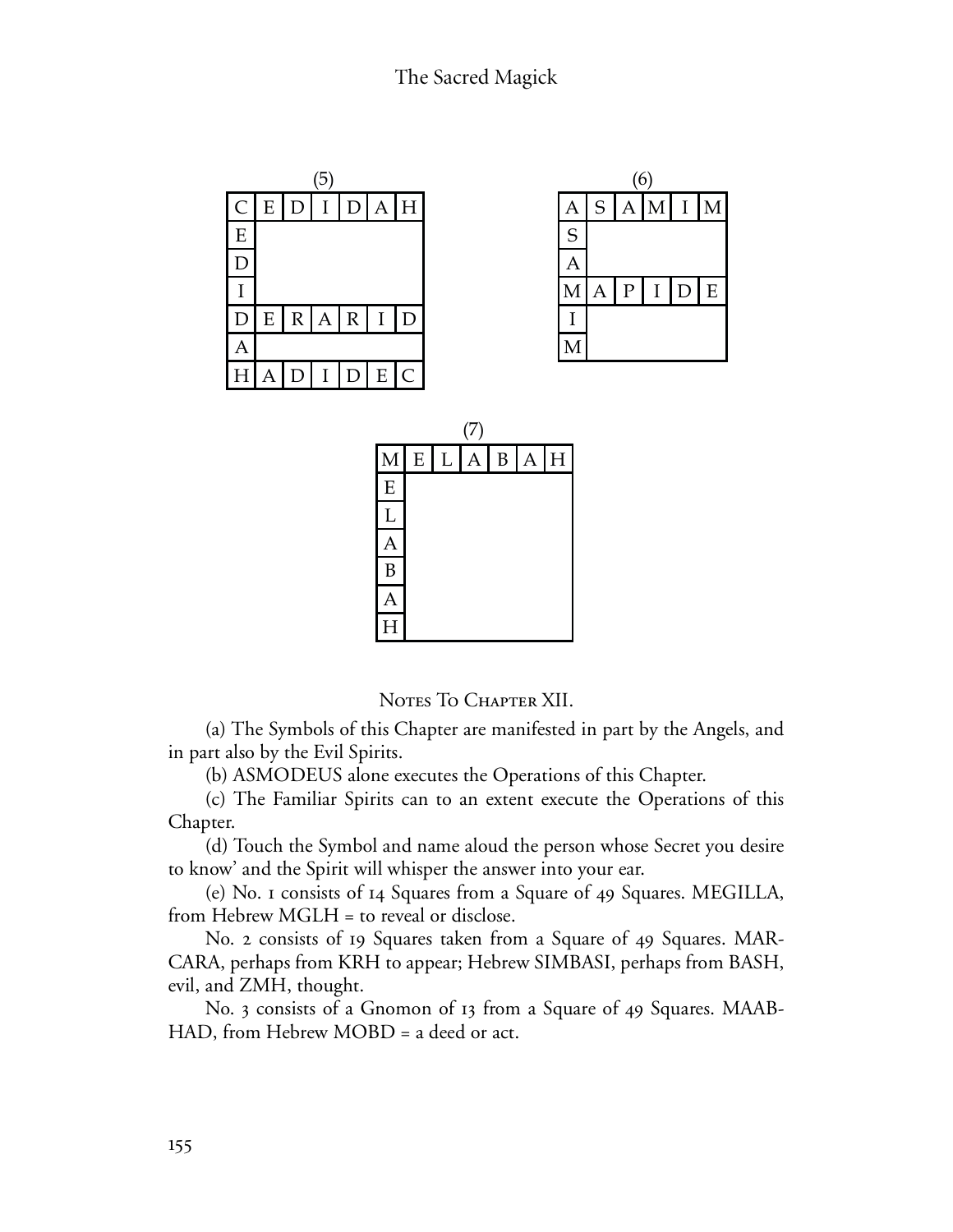(5)

| C | E | D | I | D | A | H |
|---|---|---|---|---|---|---|
| E | | | | | | |
| D | | | | | | |
| I | | | | | | |
| D | E | R | A | R | I | D |
| A | | | | | | |
| H | A | D | I | D | E | C |

(6)

| A | S | A | M | I | M |
|---|---|---|---|---|---|
| S | | | | | |
| A | | | | | |
| M | A | P | I | D | E |
| I | | | | | |
| M | | | | | |

(7)

| M | E | L | A | B | A | H |
|---|---|---|---|---|---|---|
| E | | | | | | |
| L | | | | | | |
| A | | | | | | |
| B | | | | | | |
| A | | | | | | |
| H | | | | | | |

## Notes To Chapter XII.

(a) The Symbols of this Chapter are manifested in part by the Angels, and in part also by the Evil Spirits.

(b) ASMODEUS alone executes the Operations of this Chapter.

(c) The Familiar Spirits can to an extent execute the Operations of this Chapter.

(d) Touch the Symbol and name aloud the person whose Secret you desire to know' and the Spirit will whisper the answer into your ear.

(e) No. 1 consists of 14 Squares from a Square of 49 Squares. MEGILLA, from Hebrew MGLH = to reveal or disclose.

No. 2 consists of 19 Squares taken from a Square of 49 Squares. MARCARA, perhaps from KRH to appear; Hebrew SIMBASI, perhaps from BASH, evil, and ZMH, thought.

No. 3 consists of a Gnomon of 13 from a Square of 49 Squares. MAABHAD, from Hebrew MOBD = a deed or act.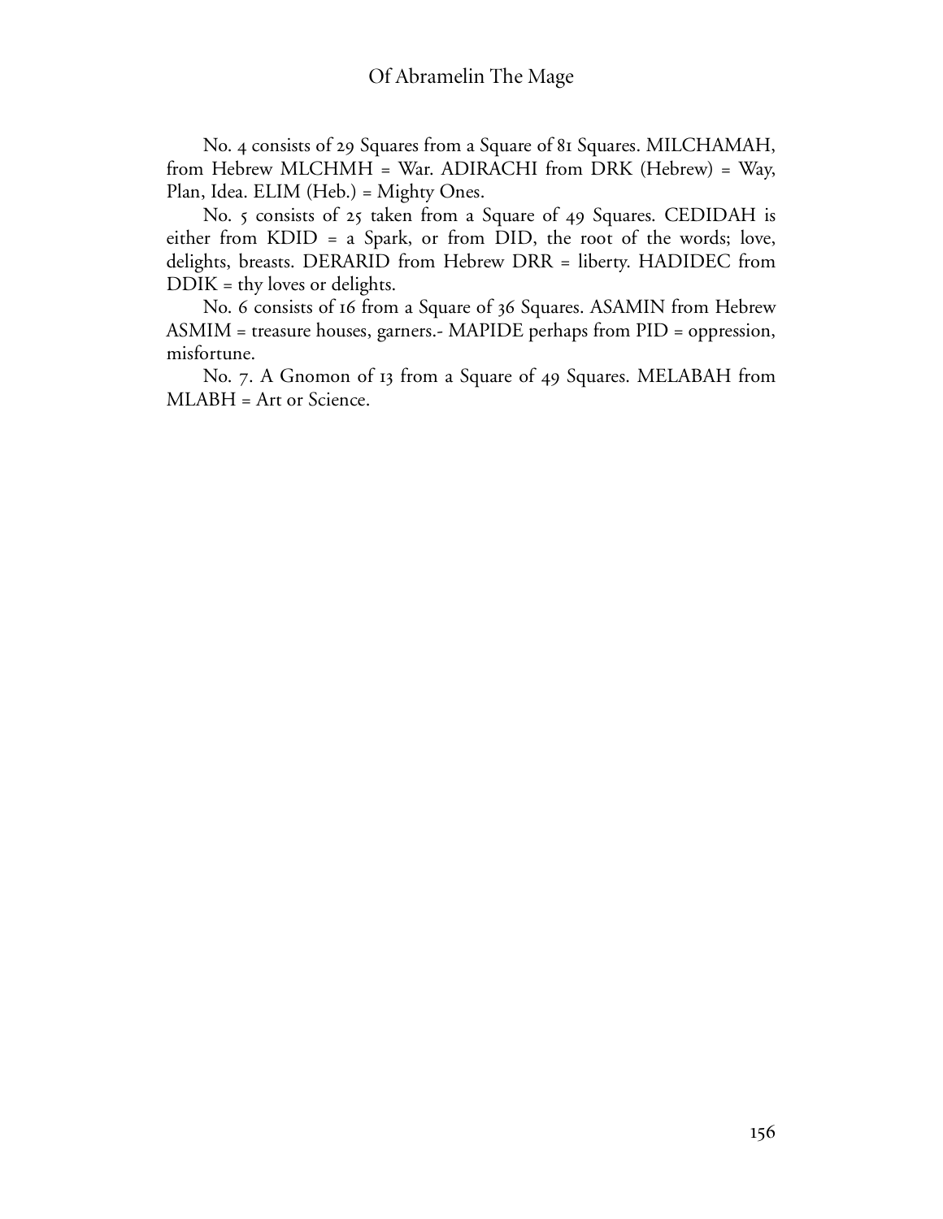No. 4 consists of 29 Squares from a Square of 81 Squares. MILCHAMAH, from Hebrew MLCHMH = War. ADIRACHI from DRK (Hebrew) = Way, Plan, Idea. ELIM (Heb.) = Mighty Ones.

No. 5 consists of 25 taken from a Square of 49 Squares. CEDIDAH is either from KDID = a Spark, or from DID, the root of the words; love, delights, breasts. DERARID from Hebrew DRR = liberty. HADIDEC from DDIK = thy loves or delights.

No. 6 consists of 16 from a Square of 36 Squares. ASAMIN from Hebrew ASMIM = treasure houses, garners.- MAPIDE perhaps from PID = oppression, misfortune.

No. 7. A Gnomon of 13 from a Square of 49 Squares. MELABAH from MLABH = Art or Science.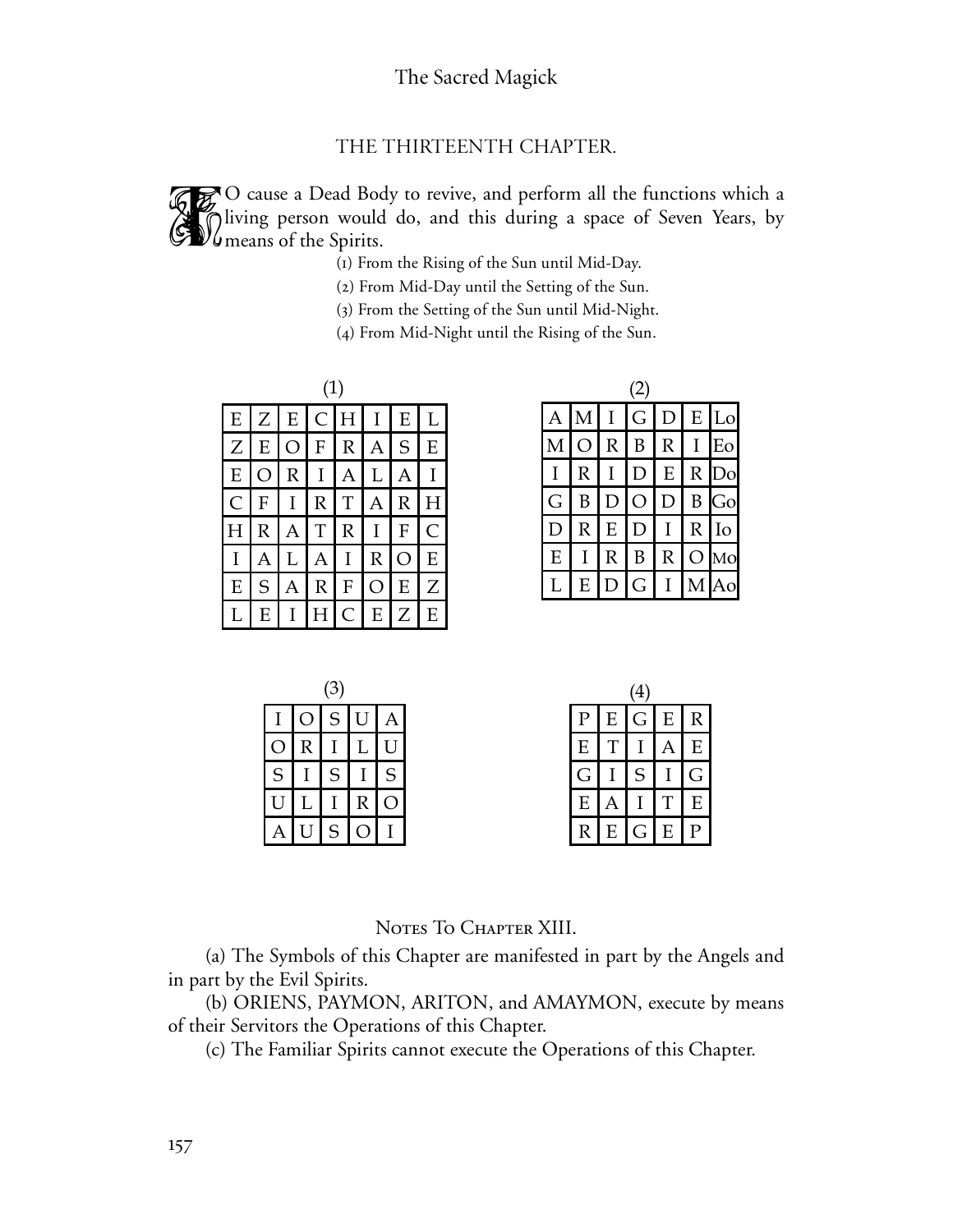## THE THIRTEENTH CHAPTER.

TO cause a Dead Body to revive, and perform all the functions which a living person would do, and this during a space of Seven Years, by means of the Spirits.

(1) From the Rising of the Sun until Mid-Day.

(2) From Mid-Day until the Setting of the Sun.

(3) From the Setting of the Sun until Mid-Night.

(4) From Mid-Night until the Rising of the Sun.

(1)

| | | | | | | | |
|---|---|---|---|---|---|---|---|
| E | Z | E | C | H | I | E | L |
| Z | E | O | F | R | A | S | E |
| E | O | R | I | A | L | A | I |
| C | F | I | R | T | A | R | H |
| H | R | A | T | R | I | F | C |
| I | A | L | A | I | R | O | E |
| E | S | A | R | F | O | E | Z |
| L | E | I | H | C | E | Z | E |

(2)

| | | | | | | |
|---|---|---|---|---|---|---|
| A | M | I | G | D | E | Lo |
| M | O | R | B | R | I | Eo |
| I | R | I | D | E | R | Do |
| G | B | D | O | D | B | Go |
| D | R | E | D | I | R | Io |
| E | I | R | B | R | O | Mo |
| L | E | D | G | I | M | Ao |

(3)

| | | | | |
|---|---|---|---|---|
| I | O | S | U | A |
| O | R | I | L | U |
| S | I | S | I | S |
| U | L | I | R | O |
| A | U | S | O | I |

(4)

| | | | | |
|---|---|---|---|---|
| P | E | G | E | R |
| E | T | I | A | E |
| G | I | S | I | G |
| E | A | I | T | E |
| R | E | G | E | P |

### Notes To Chapter XIII.

(a) The Symbols of this Chapter are manifested in part by the Angels and in part by the Evil Spirits.

(b) ORIENS, PAYMON, ARITON, and AMAYMON, execute by means of their Servitors the Operations of this Chapter.

(c) The Familiar Spirits cannot execute the Operations of this Chapter.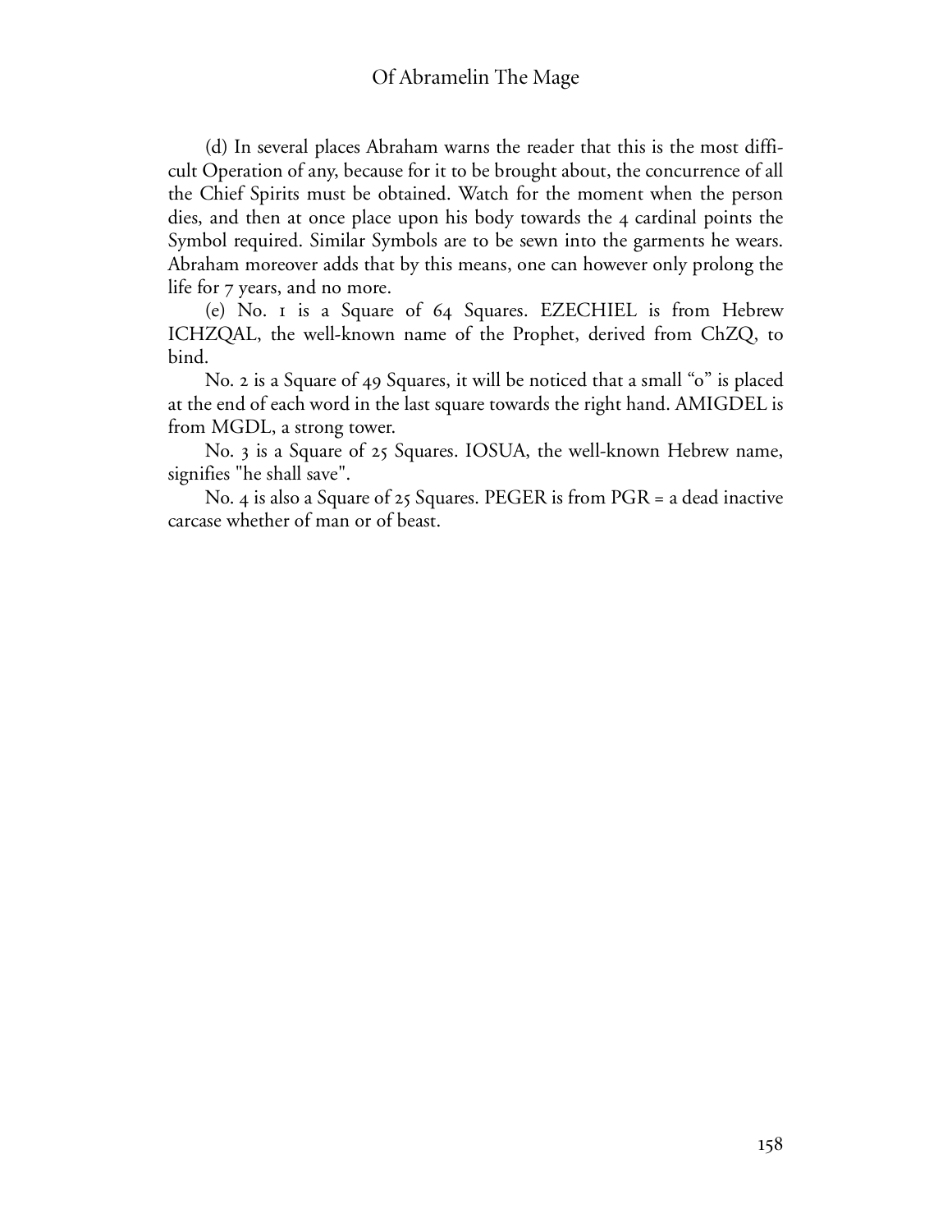(d) In several places Abraham warns the reader that this is the most difficult Operation of any, because for it to be brought about, the concurrence of all the Chief Spirits must be obtained. Watch for the moment when the person dies, and then at once place upon his body towards the 4 cardinal points the Symbol required. Similar Symbols are to be sewn into the garments he wears. Abraham moreover adds that by this means, one can however only prolong the life for 7 years, and no more.

(e) No. 1 is a Square of 64 Squares. EZECHIEL is from Hebrew ICHZQAL, the well-known name of the Prophet, derived from ChZQ, to bind.

No. 2 is a Square of 49 Squares, it will be noticed that a small "o" is placed at the end of each word in the last square towards the right hand. AMIGDEL is from MGDL, a strong tower.

No. 3 is a Square of 25 Squares. IOSUA, the well-known Hebrew name, signifies "he shall save".

No. 4 is also a Square of 25 Squares. PEGER is from PGR = a dead inactive carcase whether of man or of beast.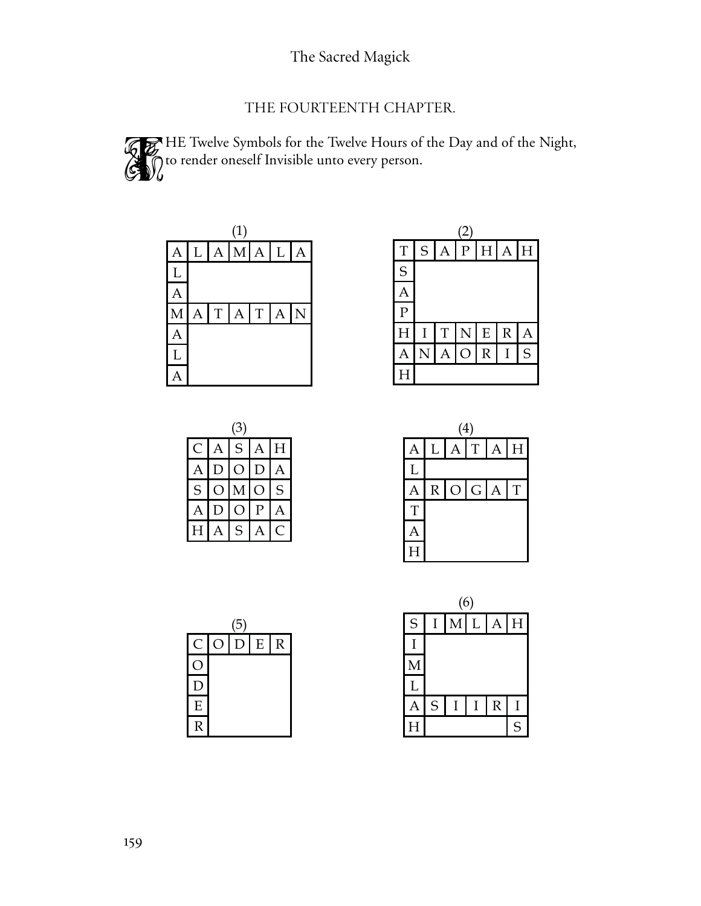## THE FOURTEENTH CHAPTER.

THE Twelve Symbols for the Twelve Hours of the Day and of the Night, to render oneself Invisible unto every person.

(1)

| A | L | A | M | A | L | A |
|---|---|---|---|---|---|---|
| L | | | | | | |
| A | | | | | | |
| M | A | T | A | T | A | N |
| A | | | | | | |
| L | | | | | | |
| A | | | | | | |

(2)

| T | S | A | P | H | A | H |
|---|---|---|---|---|---|---|
| S | | | | | | |
| A | | | | | | |
| P | | | | | | |
| H | I | T | N | E | R | A |
| A | N | A | O | R | I | S |
| H | | | | | | |

(3)

| C | A | S | A | H |
|---|---|---|---|---|
| A | D | O | D | A |
| S | O | M | O | S |
| A | D | O | P | A |
| H | A | S | A | C |

(4)

| A | L | A | T | A | H |
|---|---|---|---|---|---|
| L | | | | | |
| A | R | O | G | A | T |
| T | | | | | |
| A | | | | | |
| H | | | | | |

(5)

| C | O | D | E | R |
|---|---|---|---|---|
| O | | | | |
| D | | | | |
| E | | | | |
| R | | | | |

(6)

| S | I | M | L | A | H |
|---|---|---|---|---|---|
| I | | | | | |
| M | | | | | |
| L | | | | | |
| A | S | I | I | R | I |
| H | | | | | S |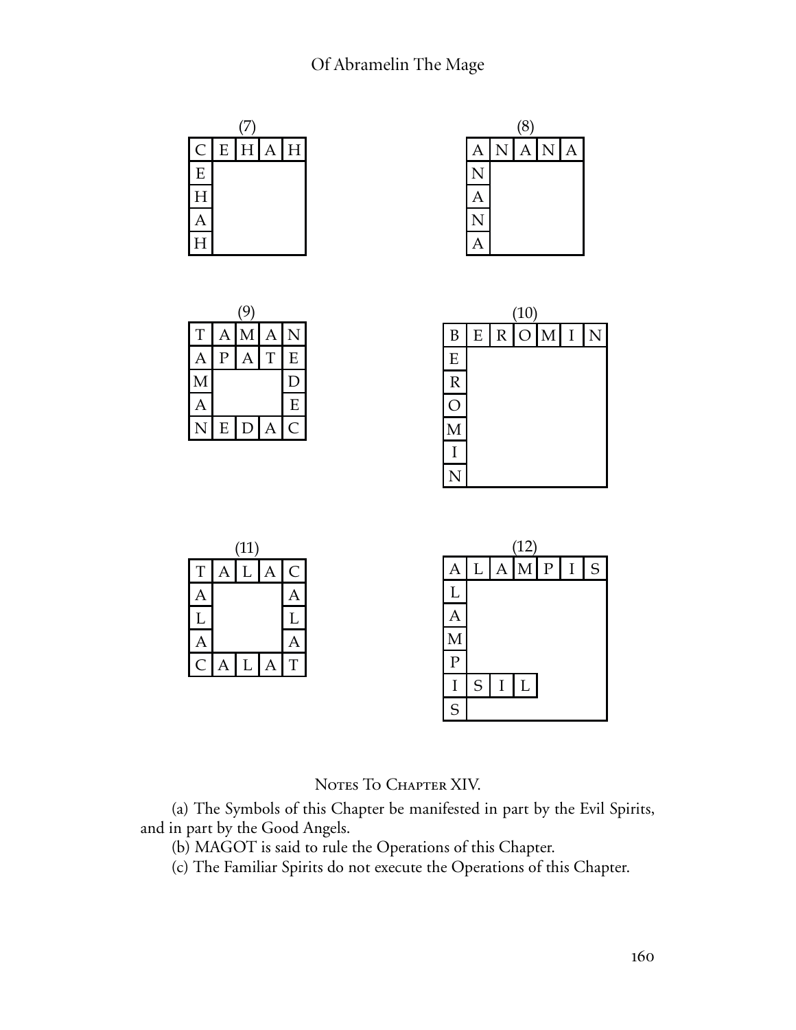(7)

| C | E | H | A | H |
|---|---|---|---|---|
| E | | | | |
| H | | | | |
| A | | | | |
| H | | | | |

(8)

| A | N | A | N | A |
|---|---|---|---|---|
| N | | | | |
| A | | | | |
| N | | | | |
| A | | | | |

(9)

| T | A | M | A | N |
|---|---|---|---|---|
| A | P | A | T | E |
| M | | | | D |
| A | | | | E |
| N | E | D | A | C |

(10)

| B | E | R | O | M | I | N |
|---|---|---|---|---|---|---|
| E | | | | | | |
| R | | | | | | |
| O | | | | | | |
| M | | | | | | |
| I | | | | | | |
| N | | | | | | |

(11)

| T | A | L | A | C |
|---|---|---|---|---|
| A | | | | A |
| L | | | | L |
| A | | | | A |
| C | A | L | A | T |

(12)

| A | L | A | M | P | I | S |
|---|---|---|---|---|---|---|
| L | | | | | | |
| A | | | | | | |
| M | | | | | | |
| P | | | | | | |
| I | S | I | L | | | |
| S | | | | | | |

## Notes To Chapter XIV.

(a) The Symbols of this Chapter be manifested in part by the Evil Spirits, and in part by the Good Angels.

(b) MAGOT is said to rule the Operations of this Chapter.

(c) The Familiar Spirits do not execute the Operations of this Chapter.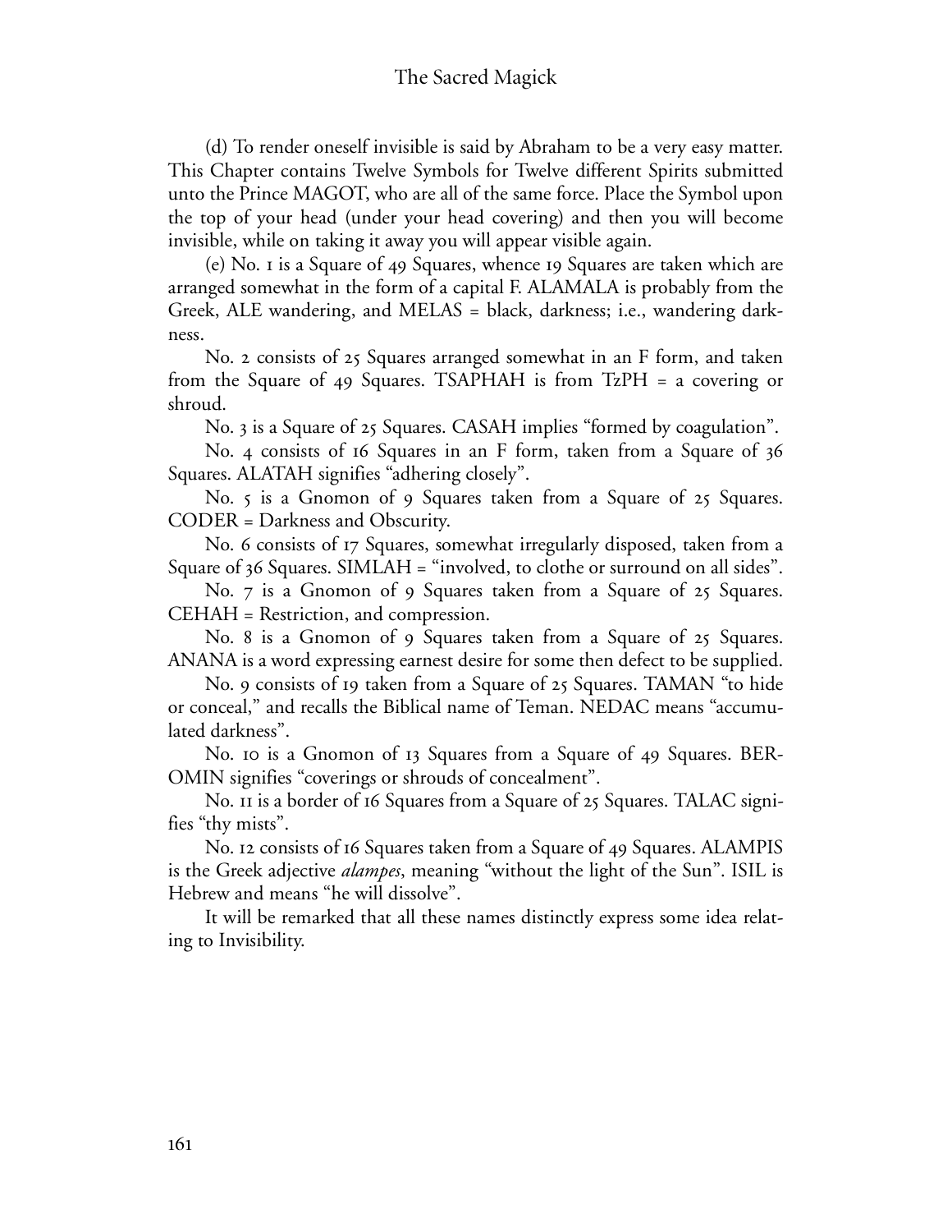(d) To render oneself invisible is said by Abraham to be a very easy matter. This Chapter contains Twelve Symbols for Twelve different Spirits submitted unto the Prince MAGOT, who are all of the same force. Place the Symbol upon the top of your head (under your head covering) and then you will become invisible, while on taking it away you will appear visible again.

(e) No. 1 is a Square of 49 Squares, whence 19 Squares are taken which are arranged somewhat in the form of a capital F. ALAMALA is probably from the Greek, ALE wandering, and MELAS = black, darkness; i.e., wandering darkness.

No. 2 consists of 25 Squares arranged somewhat in an F form, and taken from the Square of 49 Squares. TSAPHAH is from TzPH = a covering or shroud.

No. 3 is a Square of 25 Squares. CASAH implies "formed by coagulation".

No. 4 consists of 16 Squares in an F form, taken from a Square of 36 Squares. ALATAH signifies "adhering closely".

No. 5 is a Gnomon of 9 Squares taken from a Square of 25 Squares. CODER = Darkness and Obscurity.

No. 6 consists of 17 Squares, somewhat irregularly disposed, taken from a Square of 36 Squares. SIMLAH = "involved, to clothe or surround on all sides".

No. 7 is a Gnomon of 9 Squares taken from a Square of 25 Squares. CEHAH = Restriction, and compression.

No. 8 is a Gnomon of 9 Squares taken from a Square of 25 Squares. ANANA is a word expressing earnest desire for some then defect to be supplied.

No. 9 consists of 19 taken from a Square of 25 Squares. TAMAN "to hide or conceal," and recalls the Biblical name of Teman. NEDAC means "accumulated darkness".

No. 10 is a Gnomon of 13 Squares from a Square of 49 Squares. BEROMIN signifies "coverings or shrouds of concealment".

No. 11 is a border of 16 Squares from a Square of 25 Squares. TALAC signifies "thy mists".

No. 12 consists of 16 Squares taken from a Square of 49 Squares. ALAMPIS is the Greek adjective *alampes*, meaning "without the light of the Sun". ISIL is Hebrew and means "he will dissolve".

It will be remarked that all these names distinctly express some idea relating to Invisibility.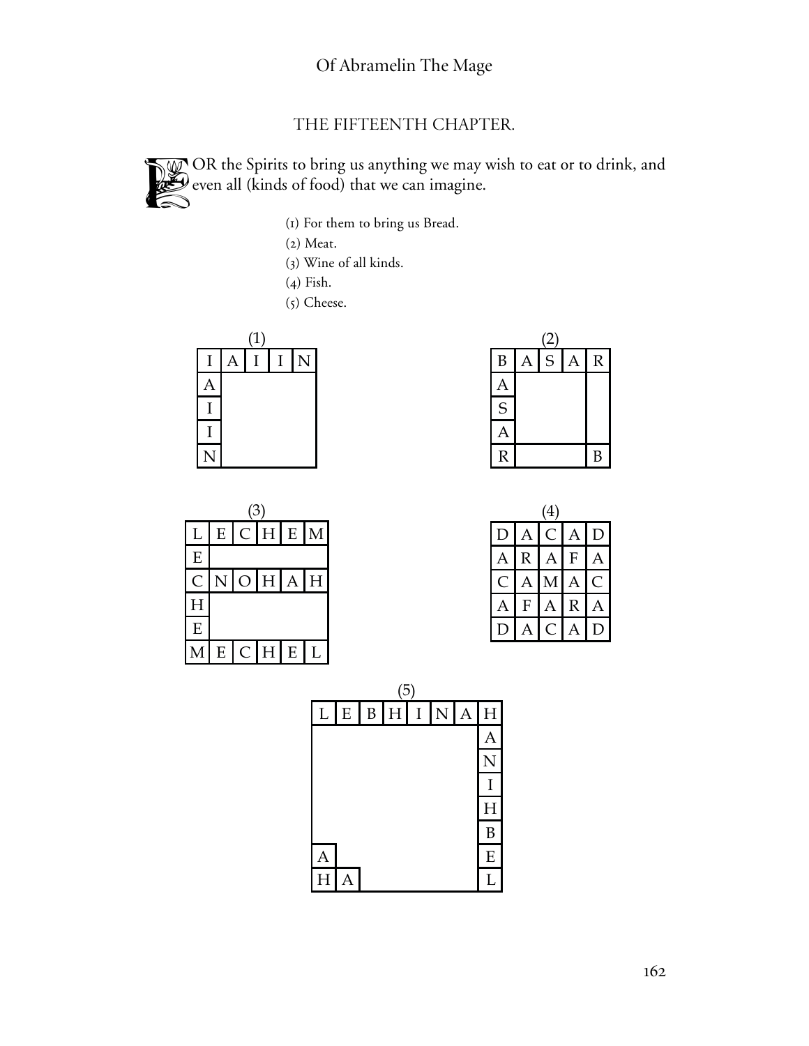## THE FIFTEENTH CHAPTER.

FOR the Spirits to bring us anything we may wish to eat or to drink, and even all (kinds of food) that we can imagine.

(1) For them to bring us Bread.
(2) Meat.
(3) Wine of all kinds.
(4) Fish.
(5) Cheese.

(1)

| I | A | I | I | N |
|---|---|---|---|---|
| A | | | | |
| I | | | | |
| I | | | | |
| N | | | | |

(2)

| B | A | S | A | R |
|---|---|---|---|---|
| A | | | | |
| S | | | | |
| A | | | | |
| R | | | | B |

(3)

| L | E | C | H | E | M |
|---|---|---|---|---|---|
| E | | | | | |
| C | N | O | H | A | H |
| H | | | | | |
| E | | | | | |
| M | E | C | H | E | L |

(4)

| D | A | C | A | D |
|---|---|---|---|---|
| A | R | A | F | A |
| C | A | M | A | C |
| A | F | A | R | A |
| D | A | C | A | D |

(5)

| L | E | B | H | I | N | A | H |
|---|---|---|---|---|---|---|---|
| | | | | | | | A |
| | | | | | | | N |
| | | | | | | | I |
| | | | | | | | H |
| | | | | | | | B |
| A | | | | | | | E |
| H | A | | | | | | L |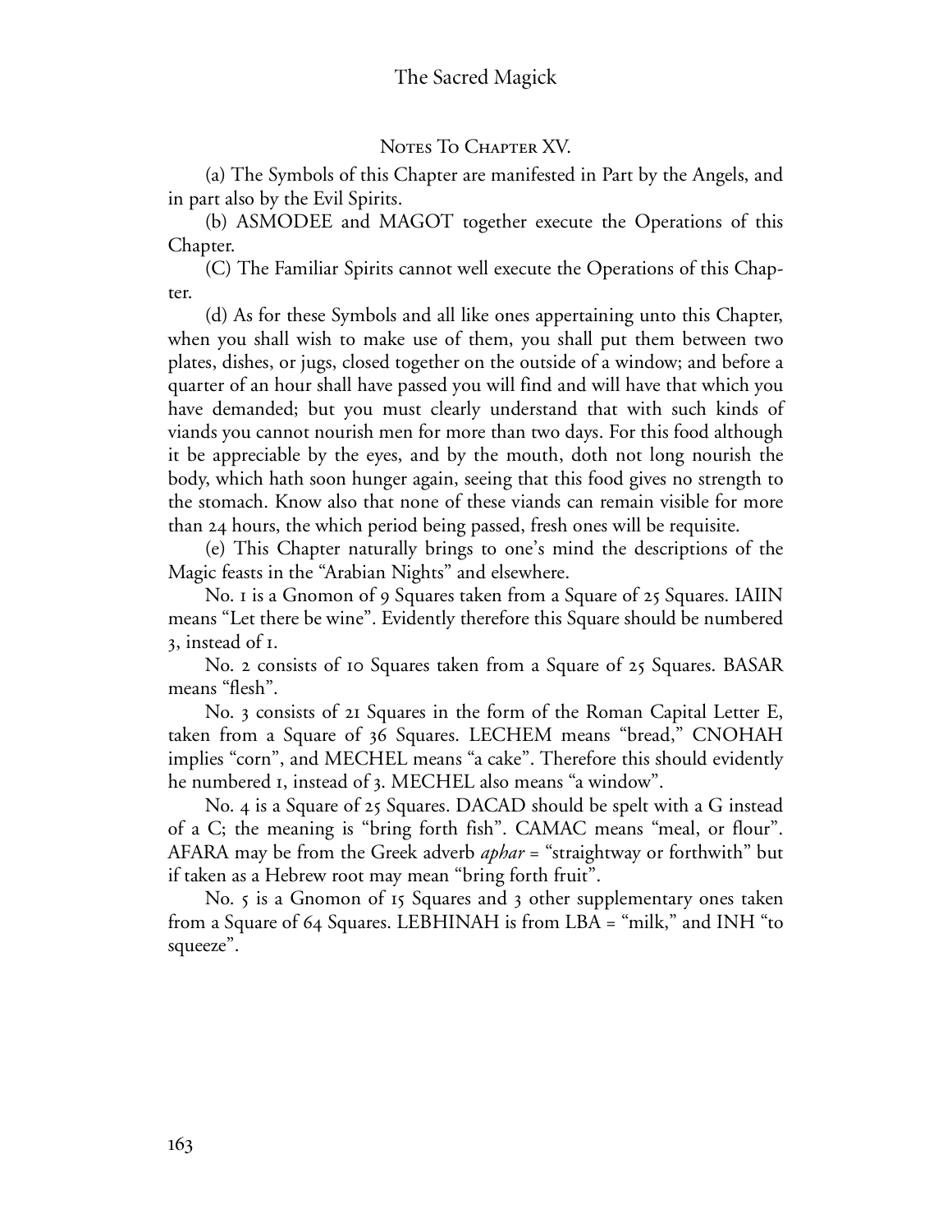## Notes To Chapter XV.

(a) The Symbols of this Chapter are manifested in Part by the Angels, and in part also by the Evil Spirits.

(b) ASMODEE and MAGOT together execute the Operations of this Chapter.

(C) The Familiar Spirits cannot well execute the Operations of this Chapter.

(d) As for these Symbols and all like ones appertaining unto this Chapter, when you shall wish to make use of them, you shall put them between two plates, dishes, or jugs, closed together on the outside of a window; and before a quarter of an hour shall have passed you will find and will have that which you have demanded; but you must clearly understand that with such kinds of viands you cannot nourish men for more than two days. For this food although it be appreciable by the eyes, and by the mouth, doth not long nourish the body, which hath soon hunger again, seeing that this food gives no strength to the stomach. Know also that none of these viands can remain visible for more than 24 hours, the which period being passed, fresh ones will be requisite.

(e) This Chapter naturally brings to one's mind the descriptions of the Magic feasts in the "Arabian Nights" and elsewhere.

No. 1 is a Gnomon of 9 Squares taken from a Square of 25 Squares. IAIIN means "Let there be wine". Evidently therefore this Square should be numbered 3, instead of 1.

No. 2 consists of 10 Squares taken from a Square of 25 Squares. BASAR means "flesh".

No. 3 consists of 21 Squares in the form of the Roman Capital Letter E, taken from a Square of 36 Squares. LECHEM means "bread," CNOHAH implies "corn", and MECHEL means "a cake". Therefore this should evidently he numbered 1, instead of 3. MECHEL also means "a window".

No. 4 is a Square of 25 Squares. DACAD should be spelt with a G instead of a C; the meaning is "bring forth fish". CAMAC means "meal, or flour". AFARA may be from the Greek adverb *aphar* = "straightway or forthwith" but if taken as a Hebrew root may mean "bring forth fruit".

No. 5 is a Gnomon of 15 Squares and 3 other supplementary ones taken from a Square of 64 Squares. LEBHINAH is from LBA = "milk," and INH "to squeeze".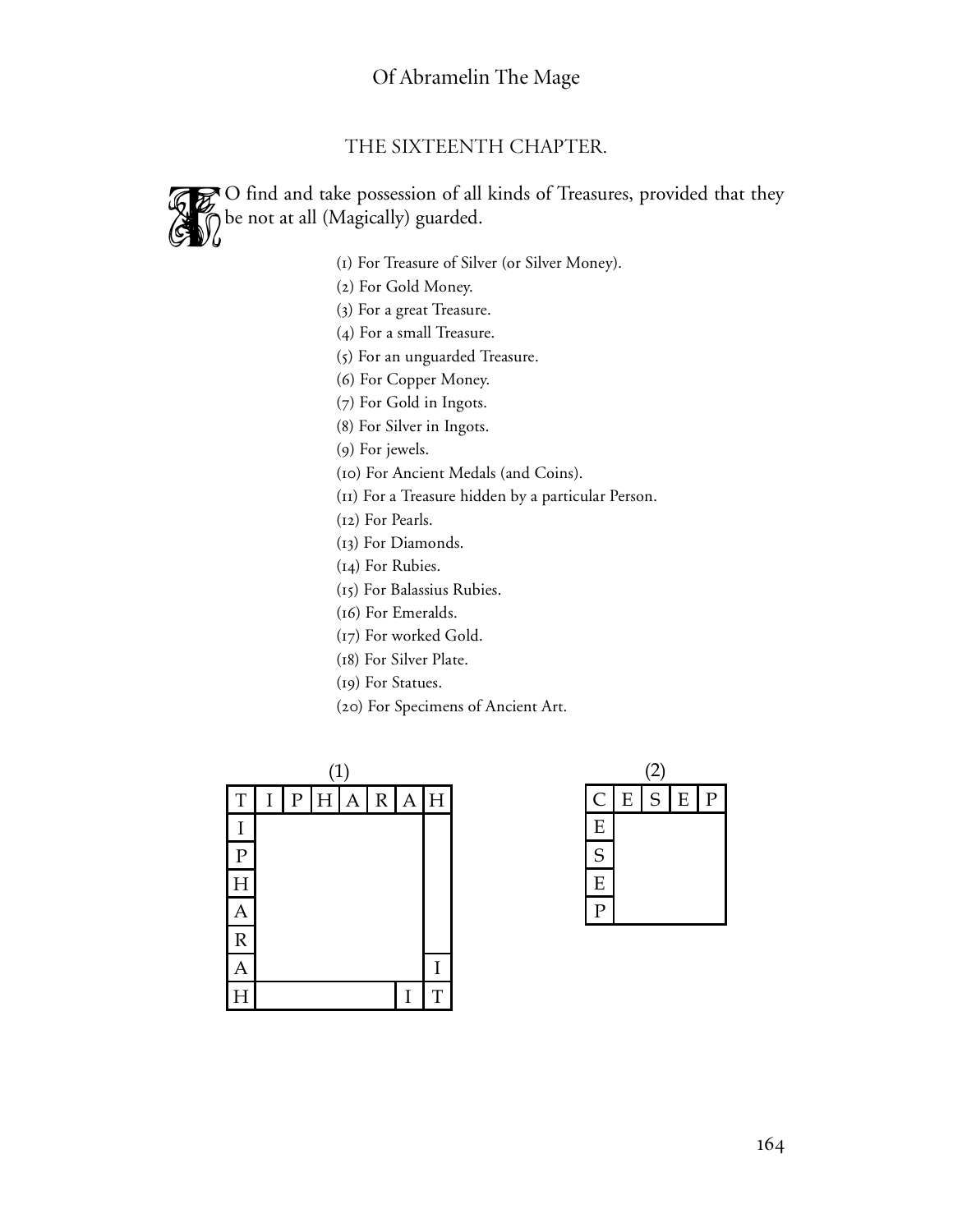## THE SIXTEENTH CHAPTER.

TO find and take possession of all kinds of Treasures, provided that they be not at all (Magically) guarded.

(1) For Treasure of Silver (or Silver Money).
(2) For Gold Money.
(3) For a great Treasure.
(4) For a small Treasure.
(5) For an unguarded Treasure.
(6) For Copper Money.
(7) For Gold in Ingots.
(8) For Silver in Ingots.
(9) For jewels.
(10) For Ancient Medals (and Coins).
(11) For a Treasure hidden by a particular Person.
(12) For Pearls.
(13) For Diamonds.
(14) For Rubies.
(15) For Balassius Rubies.
(16) For Emeralds.
(17) For worked Gold.
(18) For Silver Plate.
(19) For Statues.
(20) For Specimens of Ancient Art.

(1)

| T | I | P | H | A | R | A | H |
|---|---|---|---|---|---|---|---|
| I | | | | | | | |
| P | | | | | | | |
| H | | | | | | | |
| A | | | | | | | |
| R | | | | | | | |
| A | | | | | | | I |
| H | | | | | | I | T |

(2)

| C | E | S | E | P |
|---|---|---|---|---|
| E | | | | |
| S | | | | |
| E | | | | |
| P | | | | |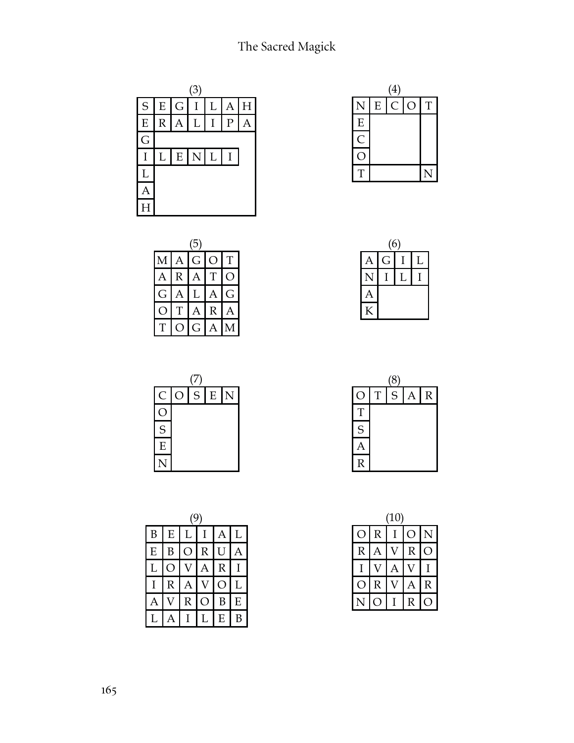(3)

| S | E | G | I | L | A | H |
|---|---|---|---|---|---|---|
| E | R | A | L | I | P | A |
| G | | | | | | |
| I | L | E | N | L | I | |
| L | | | | | | |
| A | | | | | | |
| H | | | | | | |

(4)

| N | E | C | O | T |
|---|---|---|---|---|
| E | | | | |
| C | | | | |
| O | | | | |
| T | | | | N |

(5)

| M | A | G | O | T |
|---|---|---|---|---|
| A | R | A | T | O |
| G | A | L | A | G |
| O | T | A | R | A |
| T | O | G | A | M |

(6)

| A | G | I | L |
|---|---|---|---|
| N | I | L | I |
| A | | | |
| K | | | |

(7)

| C | O | S | E | N |
|---|---|---|---|---|
| O | | | | |
| S | | | | |
| E | | | | |
| N | | | | |

(8)

| O | T | S | A | R |
|---|---|---|---|---|
| T | | | | |
| S | | | | |
| A | | | | |
| R | | | | |

(9)

| B | E | L | I | A | L |
|---|---|---|---|---|---|
| E | B | O | R | U | A |
| L | O | V | A | R | I |
| I | R | A | V | O | L |
| A | V | R | O | B | E |
| L | A | I | L | E | B |

(10)

| O | R | I | O | N |
|---|---|---|---|---|
| R | A | V | R | O |
| I | V | A | V | I |
| O | R | V | A | R |
| N | O | I | R | O |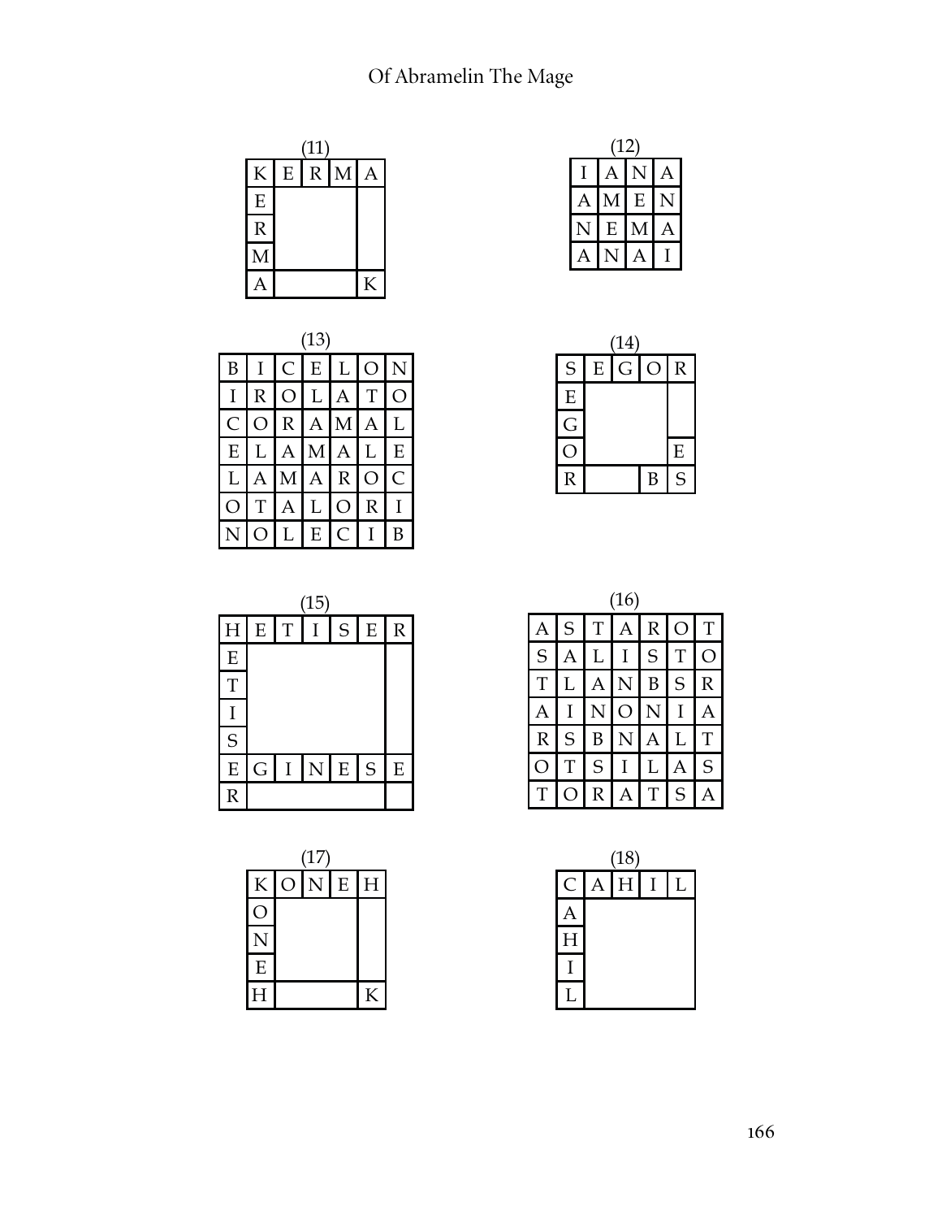(11)

| K | E | R | M | A |
|---|---|---|---|---|
| E | | | | |
| R | | | | |
| M | | | | |
| A | | | | K |

(12)

| I | A | N | A |
|---|---|---|---|
| A | M | E | N |
| N | E | M | A |
| A | N | A | I |

(13)

| B | I | C | E | L | O | N |
|---|---|---|---|---|---|---|
| I | R | O | L | A | T | O |
| C | O | R | A | M | A | L |
| E | L | A | M | A | L | E |
| L | A | M | A | R | O | C |
| O | T | A | L | O | R | I |
| N | O | L | E | C | I | B |

(14)

| S | E | G | O | R |
|---|---|---|---|---|
| E | | | | |
| G | | | | |
| O | | | | E |
| R | | | B | S |

(15)

| H | E | T | I | S | E | R |
|---|---|---|---|---|---|---|
| E | | | | | | |
| T | | | | | | |
| I | | | | | | |
| S | | | | | | |
| E | G | I | N | E | S | E |
| R | | | | | | |

(16)

| A | S | T | A | R | O | T |
|---|---|---|---|---|---|---|
| S | A | L | I | S | T | O |
| T | L | A | N | B | S | R |
| A | I | N | O | N | I | A |
| R | S | B | N | A | L | T |
| O | T | S | I | L | A | S |
| T | O | R | A | T | S | A |

(17)

| K | O | N | E | H |
|---|---|---|---|---|
| O | | | | |
| N | | | | |
| E | | | | |
| H | | | | K |

(18)

| C | A | H | I | L |
|---|---|---|---|---|
| A | | | | |
| H | | | | |
| I | | | | |
| L | | | | |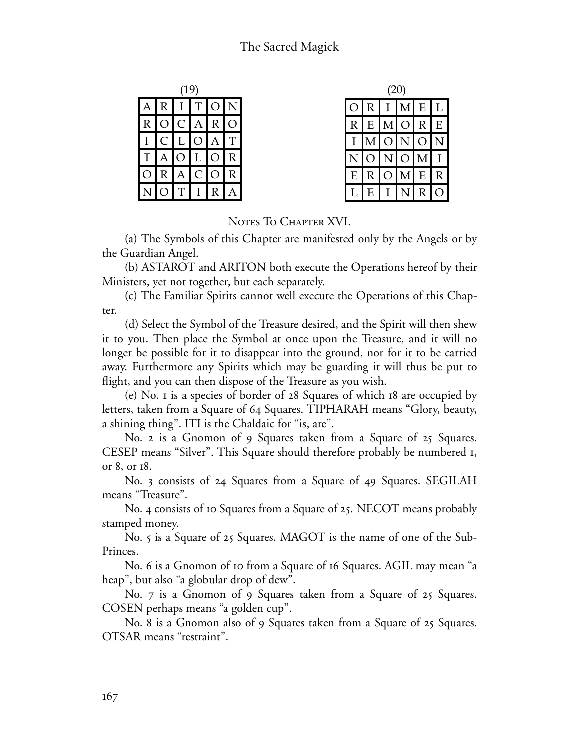(19)

| A | R | I | T | O | N |
|---|---|---|---|---|---|
| R | O | C | A | R | O |
| I | C | L | O | A | T |
| T | A | O | L | O | R |
| O | R | A | C | O | R |
| N | O | T | I | R | A |

(20)

| O | R | I | M | E | L |
|---|---|---|---|---|---|
| R | E | M | O | R | E |
| I | M | O | N | O | N |
| N | O | N | O | M | I |
| E | R | O | M | E | R |
| L | E | I | N | R | O |

## Notes To Chapter XVI.

(a) The Symbols of this Chapter are manifested only by the Angels or by the Guardian Angel.

(b) ASTAROT and ARITON both execute the Operations hereof by their Ministers, yet not together, but each separately.

(c) The Familiar Spirits cannot well execute the Operations of this Chapter.

(d) Select the Symbol of the Treasure desired, and the Spirit will then shew it to you. Then place the Symbol at once upon the Treasure, and it will no longer be possible for it to disappear into the ground, nor for it to be carried away. Furthermore any Spirits which may be guarding it will thus be put to flight, and you can then dispose of the Treasure as you wish.

(e) No. 1 is a species of border of 28 Squares of which 18 are occupied by letters, taken from a Square of 64 Squares. TIPHARAH means "Glory, beauty, a shining thing". ITI is the Chaldaic for "is, are".

No. 2 is a Gnomon of 9 Squares taken from a Square of 25 Squares. CESEP means "Silver". This Square should therefore probably be numbered 1, or 8, or 18.

No. 3 consists of 24 Squares from a Square of 49 Squares. SEGILAH means "Treasure".

No. 4 consists of 10 Squares from a Square of 25. NECOT means probably stamped money.

No. 5 is a Square of 25 Squares. MAGOT is the name of one of the Sub-Princes.

No. 6 is a Gnomon of 10 from a Square of 16 Squares. AGIL may mean "a heap", but also "a globular drop of dew".

No. 7 is a Gnomon of 9 Squares taken from a Square of 25 Squares. COSEN perhaps means "a golden cup".

No. 8 is a Gnomon also of 9 Squares taken from a Square of 25 Squares. OTSAR means "restraint".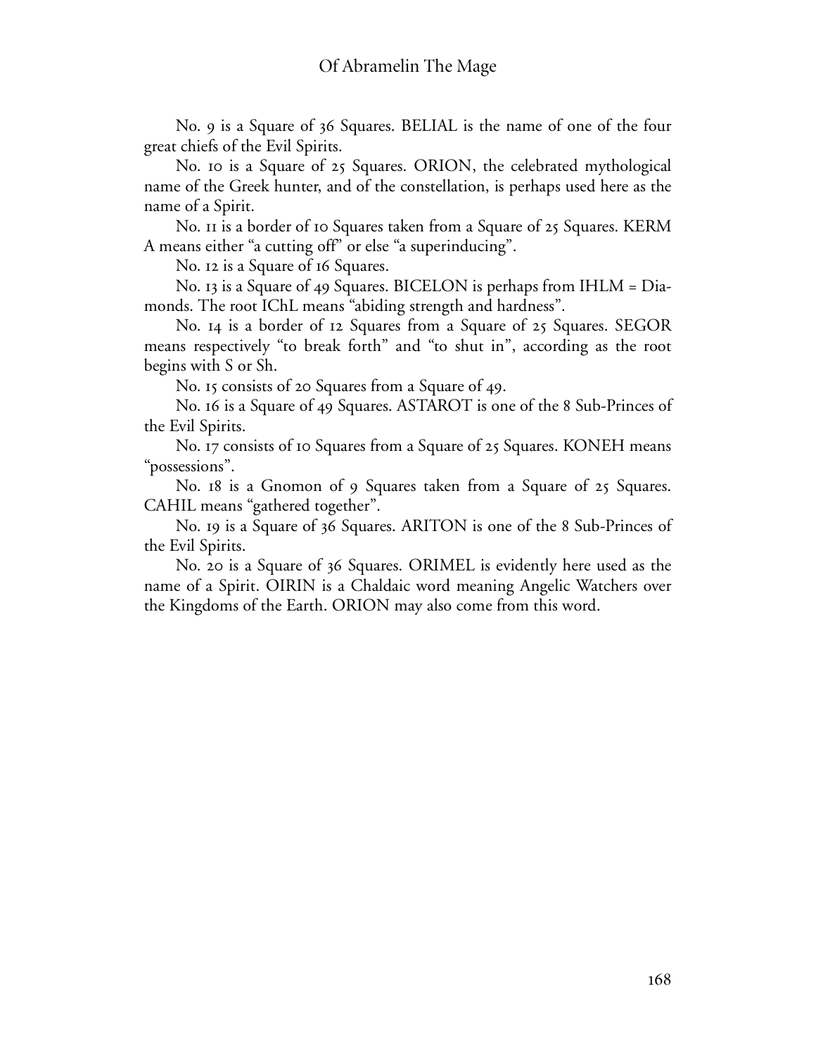No. 9 is a Square of 36 Squares. BELIAL is the name of one of the four great chiefs of the Evil Spirits.

No. 10 is a Square of 25 Squares. ORION, the celebrated mythological name of the Greek hunter, and of the constellation, is perhaps used here as the name of a Spirit.

No. 11 is a border of 10 Squares taken from a Square of 25 Squares. KERM A means either "a cutting off" or else "a superinducing".

No. 12 is a Square of 16 Squares.

No. 13 is a Square of 49 Squares. BICELON is perhaps from IHLM = Diamonds. The root IChL means "abiding strength and hardness".

No. 14 is a border of 12 Squares from a Square of 25 Squares. SEGOR means respectively "to break forth" and "to shut in", according as the root begins with S or Sh.

No. 15 consists of 20 Squares from a Square of 49.

No. 16 is a Square of 49 Squares. ASTAROT is one of the 8 Sub-Princes of the Evil Spirits.

No. 17 consists of 10 Squares from a Square of 25 Squares. KONEH means "possessions".

No. 18 is a Gnomon of 9 Squares taken from a Square of 25 Squares. CAHIL means "gathered together".

No. 19 is a Square of 36 Squares. ARITON is one of the 8 Sub-Princes of the Evil Spirits.

No. 20 is a Square of 36 Squares. ORIMEL is evidently here used as the name of a Spirit. OIRIN is a Chaldaic word meaning Angelic Watchers over the Kingdoms of the Earth. ORION may also come from this word.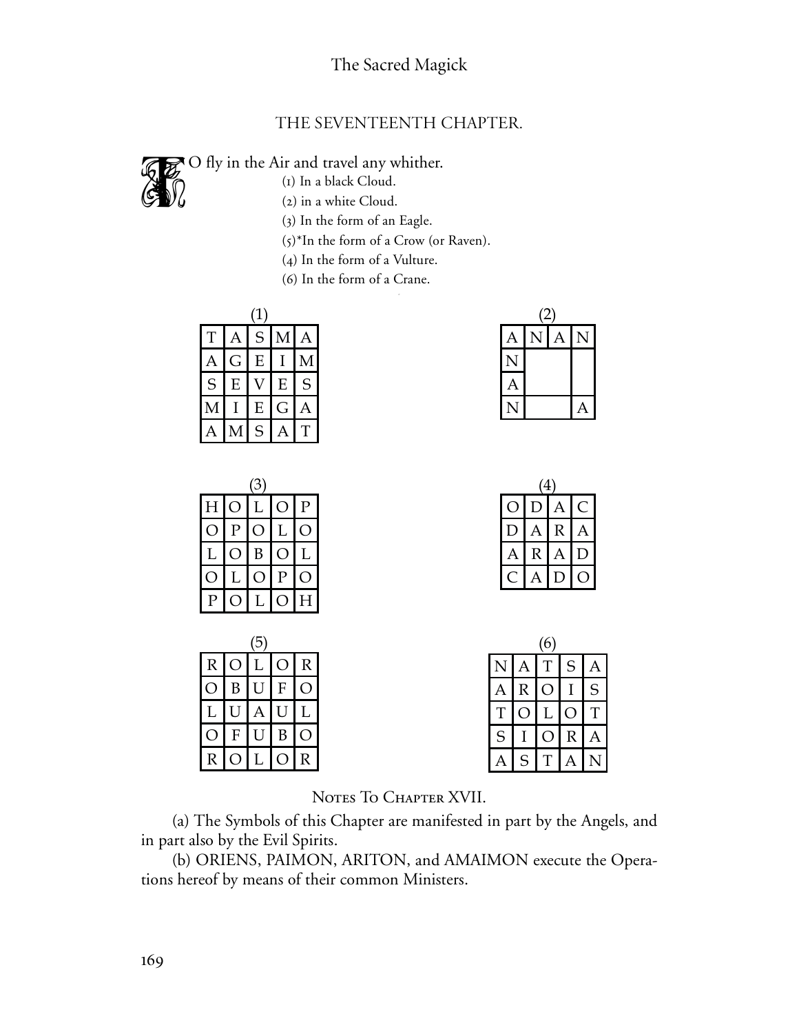## THE SEVENTEENTH CHAPTER.

TO fly in the Air and travel any whither.

(1) In a black Cloud.

(2) in a white Cloud.

(3) In the form of an Eagle.

(5)*In the form of a Crow (or Raven).

(4) In the form of a Vulture.

(6) In the form of a Crane.

(1)

| T | A | S | M | A |
|---|---|---|---|---|
| A | G | E | I | M |
| S | E | V | E | S |
| M | I | E | G | A |
| A | M | S | A | T |

(2)

| A | N | A | N |
|---|---|---|---|
| N | | | |
| A | | | |
| N | | | A |

(3)

| H | O | L | O | P |
|---|---|---|---|---|
| O | P | O | L | O |
| L | O | B | O | L |
| O | L | O | P | O |
| P | O | L | O | H |

(4)

| O | D | A | C |
|---|---|---|---|
| D | A | R | A |
| A | R | A | D |
| C | A | D | O |

(5)

| R | O | L | O | R |
|---|---|---|---|---|
| O | B | U | F | O |
| L | U | A | U | L |
| O | F | U | B | O |
| R | O | L | O | R |

(6)

| N | A | T | S | A |
|---|---|---|---|---|
| A | R | O | I | S |
| T | O | L | O | T |
| S | I | O | R | A |
| A | S | T | A | N |

### Notes To Chapter XVII.

(a) The Symbols of this Chapter are manifested in part by the Angels, and in part also by the Evil Spirits.

(b) ORIENS, PAIMON, ARITON, and AMAIMON execute the Operations hereof by means of their common Ministers.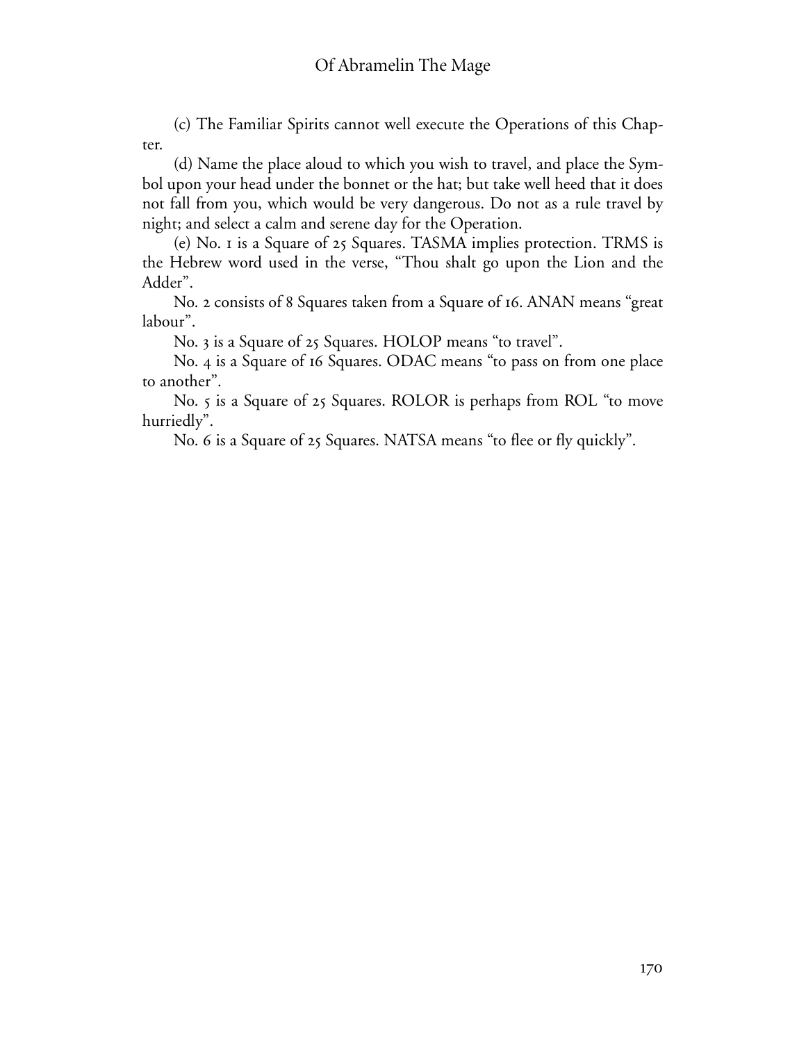(c) The Familiar Spirits cannot well execute the Operations of this Chapter.

(d) Name the place aloud to which you wish to travel, and place the Symbol upon your head under the bonnet or the hat; but take well heed that it does not fall from you, which would be very dangerous. Do not as a rule travel by night; and select a calm and serene day for the Operation.

(e) No. 1 is a Square of 25 Squares. TASMA implies protection. TRMS is the Hebrew word used in the verse, "Thou shalt go upon the Lion and the Adder".

No. 2 consists of 8 Squares taken from a Square of 16. ANAN means "great labour".

No. 3 is a Square of 25 Squares. HOLOP means "to travel".

No. 4 is a Square of 16 Squares. ODAC means "to pass on from one place to another".

No. 5 is a Square of 25 Squares. ROLOR is perhaps from ROL "to move hurriedly".

No. 6 is a Square of 25 Squares. NATSA means "to flee or fly quickly".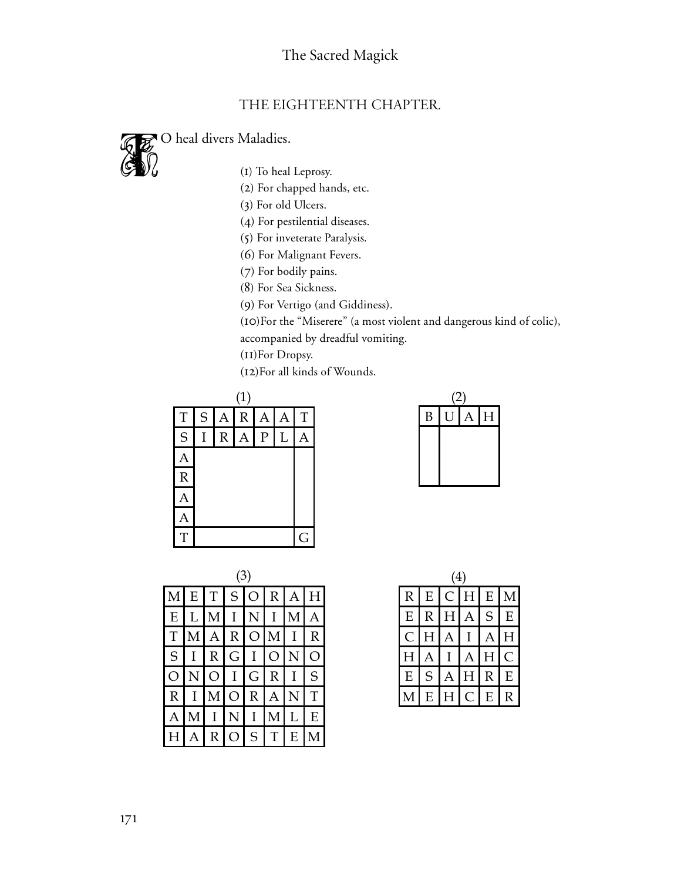## THE EIGHTEENTH CHAPTER.

TO heal divers Maladies.

(1) To heal Leprosy.
(2) For chapped hands, etc.
(3) For old Ulcers.
(4) For pestilential diseases.
(5) For inveterate Paralysis.
(6) For Malignant Fevers.
(7) For bodily pains.
(8) For Sea Sickness.
(9) For Vertigo (and Giddiness).
(10) For the "Miserere" (a most violent and dangerous kind of colic), accompanied by dreadful vomiting.
(11) For Dropsy.
(12) For all kinds of Wounds.

(1)

| T | S | A | R | A | A | T |
|---|---|---|---|---|---|---|
| S | I | R | A | P | L | A |
| A | | | | | | |
| R | | | | | | |
| A | | | | | | |
| A | | | | | | |
| T | | | | | | G |

(2)

| B | U | A | H |
|---|---|---|---|
| | | | |
| | | | |
| | | | |

(3)

| M | E | T | S | O | R | A | H |
|---|---|---|---|---|---|---|---|
| E | L | M | I | N | I | M | A |
| T | M | A | R | O | M | I | R |
| S | I | R | G | I | O | N | O |
| O | N | O | I | G | R | I | S |
| R | I | M | O | R | A | N | T |
| A | M | I | N | I | M | L | E |
| H | A | R | O | S | T | E | M |

(4)

| R | E | C | H | E | M |
|---|---|---|---|---|---|
| E | R | H | A | S | E |
| C | H | A | I | A | H |
| H | A | I | A | H | C |
| E | S | A | H | R | E |
| M | E | H | C | E | R |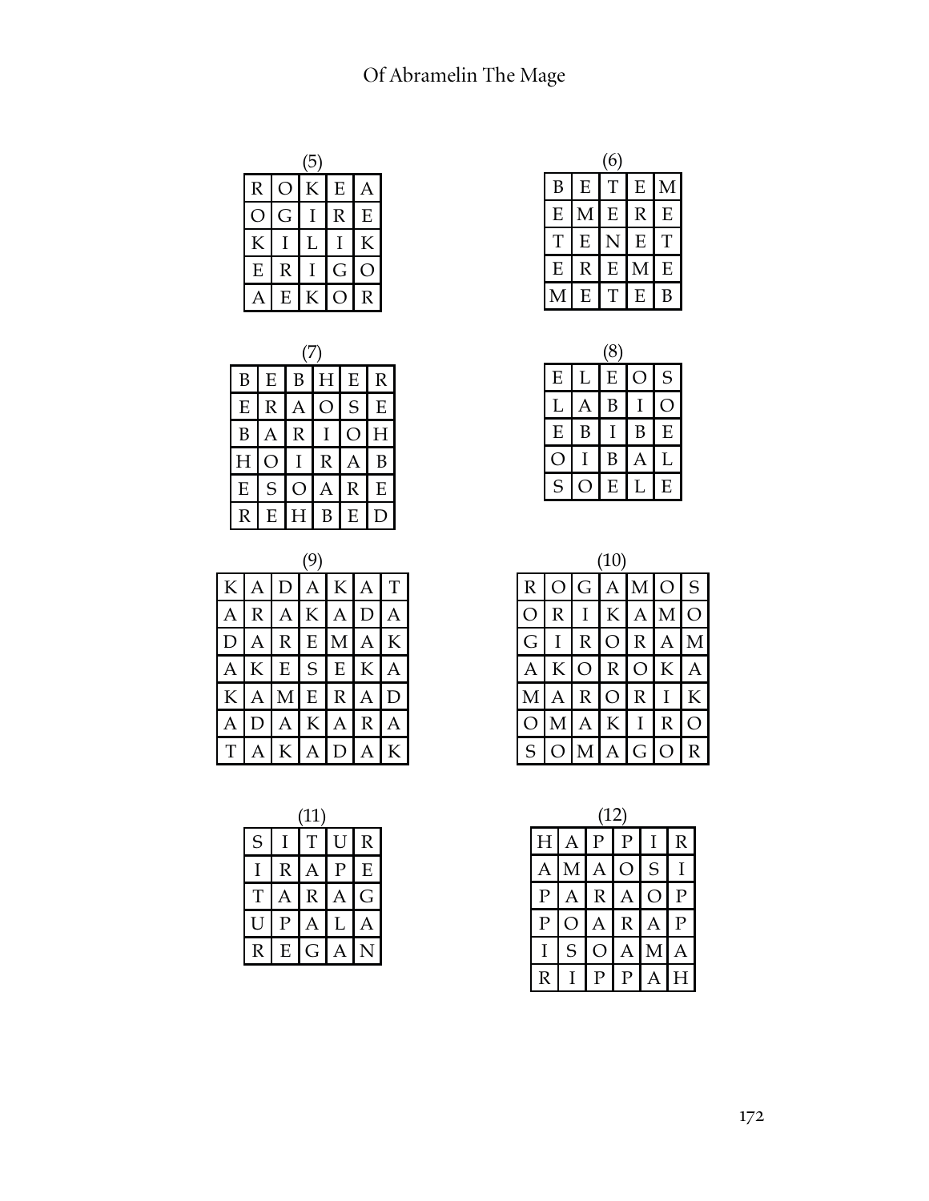(5)

| R | O | K | E | A |
|---|---|---|---|---|
| O | G | I | R | E |
| K | I | L | I | K |
| E | R | I | G | O |
| A | E | K | O | R |

(6)

| B | E | T | E | M |
|---|---|---|---|---|
| E | M | E | R | E |
| T | E | N | E | T |
| E | R | E | M | E |
| M | E | T | E | B |

(7)

| B | E | B | H | E | R |
|---|---|---|---|---|---|
| E | R | A | O | S | E |
| B | A | R | I | O | H |
| H | O | I | R | A | B |
| E | S | O | A | R | E |
| R | E | H | B | E | D |

(8)

| E | L | E | O | S |
|---|---|---|---|---|
| L | A | B | I | O |
| E | B | I | B | E |
| O | I | B | A | L |
| S | O | E | L | E |

(9)

| K | A | D | A | K | A | T |
|---|---|---|---|---|---|---|
| A | R | A | K | A | D | A |
| D | A | R | E | M | A | K |
| A | K | E | S | E | K | A |
| K | A | M | E | R | A | D |
| A | D | A | K | A | R | A |
| T | A | K | A | D | A | K |

(10)

| R | O | G | A | M | O | S |
|---|---|---|---|---|---|---|
| O | R | I | K | A | M | O |
| G | I | R | O | R | A | M |
| A | K | O | R | O | K | A |
| M | A | R | O | R | I | K |
| O | M | A | K | I | R | O |
| S | O | M | A | G | O | R |

(11)

| S | I | T | U | R |
|---|---|---|---|---|
| I | R | A | P | E |
| T | A | R | A | G |
| U | P | A | L | A |
| R | E | G | A | N |

(12)

| H | A | P | P | I | R |
|---|---|---|---|---|---|
| A | M | A | O | S | I |
| P | A | R | A | O | P |
| P | O | A | R | A | P |
| I | S | O | A | M | A |
| R | I | P | P | A | H |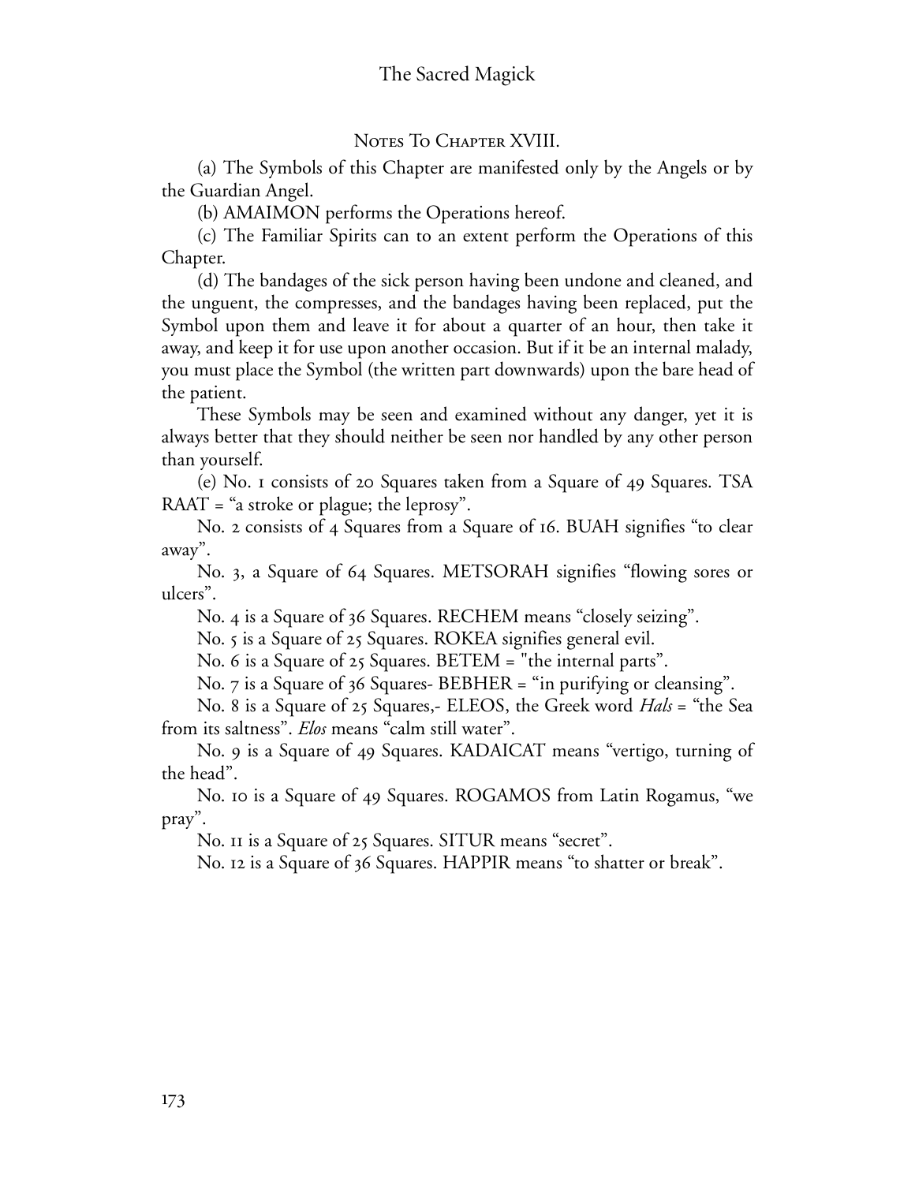## Notes To Chapter XVIII.

(a) The Symbols of this Chapter are manifested only by the Angels or by the Guardian Angel.

(b) AMAIMON performs the Operations hereof.

(c) The Familiar Spirits can to an extent perform the Operations of this Chapter.

(d) The bandages of the sick person having been undone and cleaned, and the unguent, the compresses, and the bandages having been replaced, put the Symbol upon them and leave it for about a quarter of an hour, then take it away, and keep it for use upon another occasion. But if it be an internal malady, you must place the Symbol (the written part downwards) upon the bare head of the patient.

These Symbols may be seen and examined without any danger, yet it is always better that they should neither be seen nor handled by any other person than yourself.

(e) No. 1 consists of 20 Squares taken from a Square of 49 Squares. TSA RAAT = "a stroke or plague; the leprosy".

No. 2 consists of 4 Squares from a Square of 16. BUAH signifies "to clear away".

No. 3, a Square of 64 Squares. METSORAH signifies "flowing sores or ulcers".

No. 4 is a Square of 36 Squares. RECHEM means "closely seizing".

No. 5 is a Square of 25 Squares. ROKEA signifies general evil.

No. 6 is a Square of 25 Squares. BETEM = "the internal parts".

No. 7 is a Square of 36 Squares- BEBHER = "in purifying or cleansing".

No. 8 is a Square of 25 Squares,- ELEOS, the Greek word *Hals* = "the Sea from its saltness". *Elos* means "calm still water".

No. 9 is a Square of 49 Squares. KADAICAT means "vertigo, turning of the head".

No. 10 is a Square of 49 Squares. ROGAMOS from Latin Rogamus, "we pray".

No. 11 is a Square of 25 Squares. SITUR means "secret".

No. 12 is a Square of 36 Squares. HAPPIR means "to shatter or break".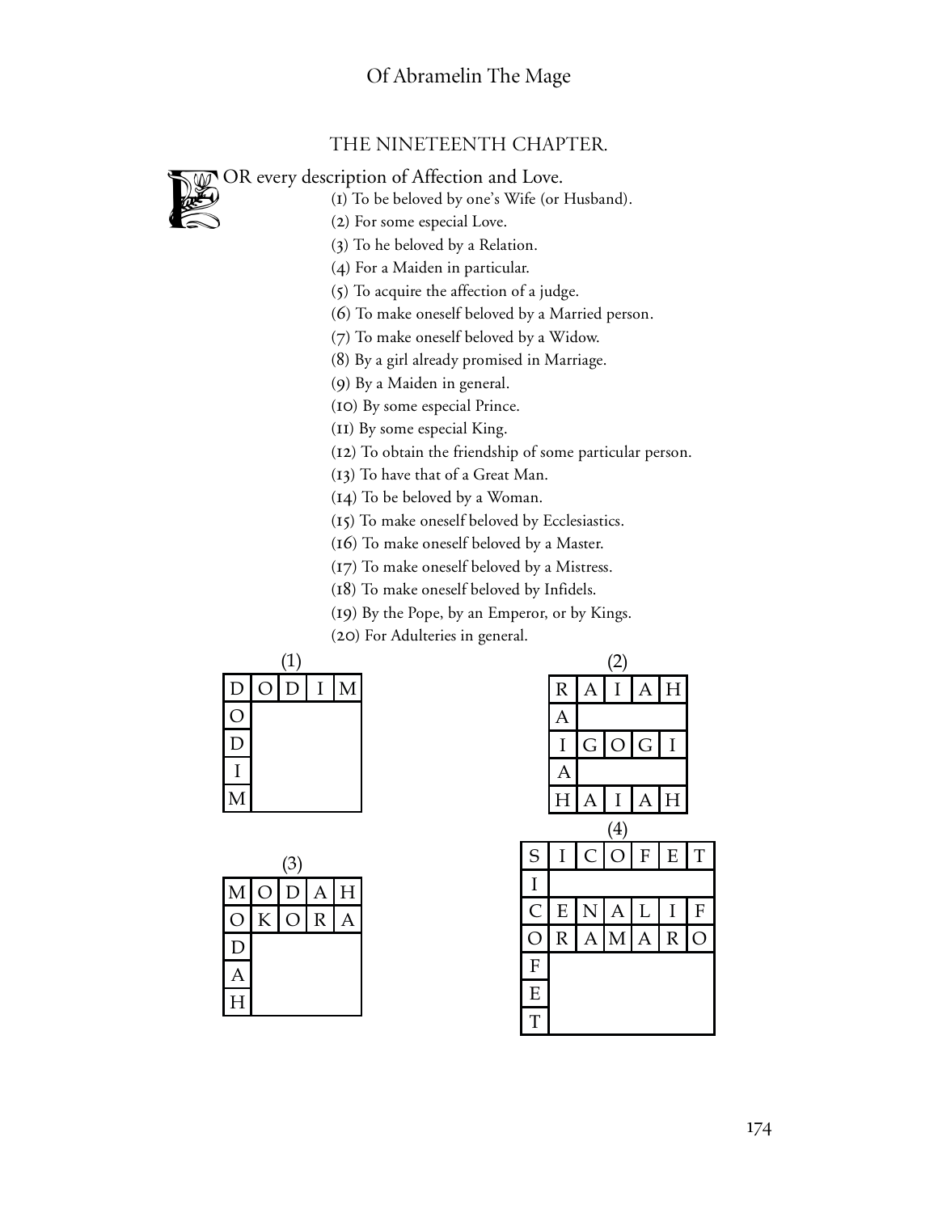## THE NINETEENTH CHAPTER.

FOR every description of Affection and Love.

(1) To be beloved by one's Wife (or Husband).
(2) For some especial Love.
(3) To he beloved by a Relation.
(4) For a Maiden in particular.
(5) To acquire the affection of a judge.
(6) To make oneself beloved by a Married person.
(7) To make oneself beloved by a Widow.
(8) By a girl already promised in Marriage.
(9) By a Maiden in general.
(10) By some especial Prince.
(11) By some especial King.
(12) To obtain the friendship of some particular person.
(13) To have that of a Great Man.
(14) To be beloved by a Woman.
(15) To make oneself beloved by Ecclesiastics.
(16) To make oneself beloved by a Master.
(17) To make oneself beloved by a Mistress.
(18) To make oneself beloved by Infidels.
(19) By the Pope, by an Emperor, or by Kings.
(20) For Adulteries in general.

(1)

| D | O | D | I | M |
|---|---|---|---|---|
| O | | | | |
| D | | | | |
| I | | | | |
| M | | | | |

(2)

| R | A | I | A | H |
|---|---|---|---|---|
| A | | | | |
| I | G | O | G | I |
| A | | | | |
| H | A | I | A | H |

(3)

| M | O | D | A | H |
|---|---|---|---|---|
| O | K | O | R | A |
| D | | | | |
| A | | | | |
| H | | | | |

(4)

| S | I | C | O | F | E | T |
|---|---|---|---|---|---|---|
| I | | | | | | |
| C | E | N | A | L | I | F |
| O | R | A | M | A | R | O |
| F | | | | | | |
| E | | | | | | |
| T | | | | | | |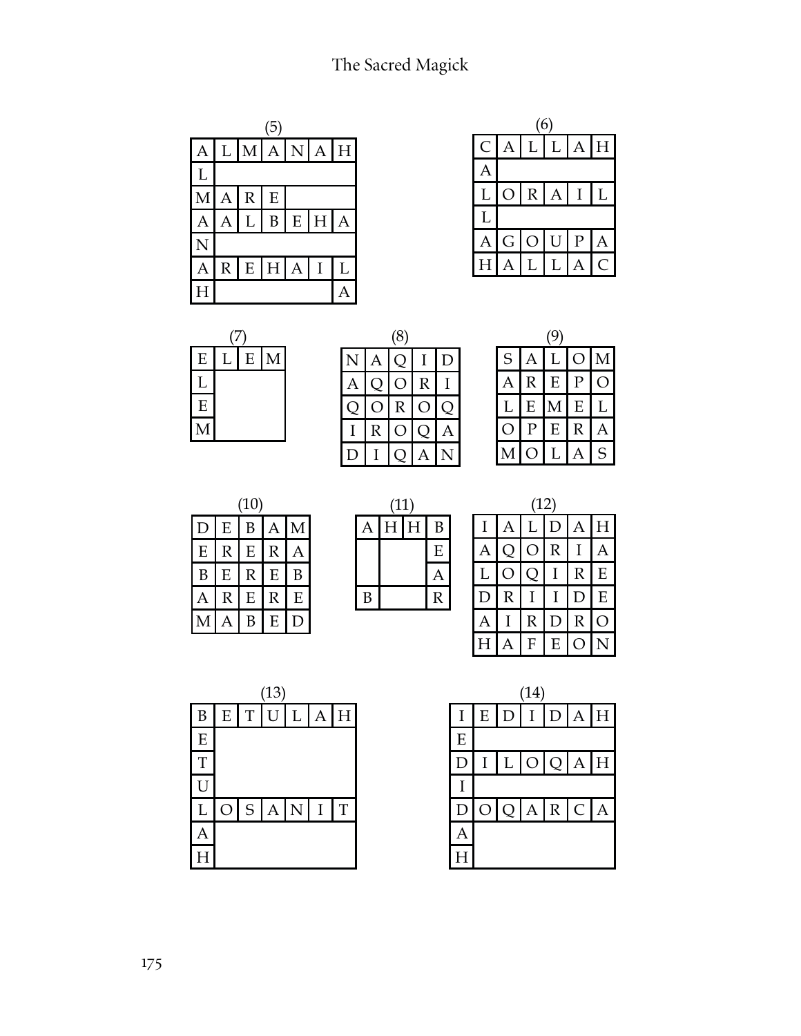(5)

| A | L | M | A | N | A | H |
|---|---|---|---|---|---|---|
| L | | | | | | |
| M | A | R | E | | | |
| A | A | L | B | E | H | A |
| N | | | | | | |
| A | R | E | H | A | I | L |
| H | | | | | | A |

(6)

| C | A | L | L | A | H |
|---|---|---|---|---|---|
| A | | | | | |
| L | O | R | A | I | L |
| L | | | | | |
| A | G | O | U | P | A |
| H | A | L | L | A | C |

(7)

| E | L | E | M |
|---|---|---|---|
| L | | | |
| E | | | |
| M | | | |

(8)

| N | A | Q | I | D |
|---|---|---|---|---|
| A | Q | O | R | I |
| Q | O | R | O | Q |
| I | R | O | Q | A |
| D | I | Q | A | N |

(9)

| S | A | L | O | M |
|---|---|---|---|---|
| A | R | E | P | O |
| L | E | M | E | L |
| O | P | E | R | A |
| M | O | L | A | S |

(10)

| D | E | B | A | M |
|---|---|---|---|---|
| E | R | E | R | A |
| B | E | R | E | B |
| A | R | E | R | E |
| M | A | B | E | D |

(11)

| A | H | H | B |
|---|---|---|---|
| | | | E |
| | | | A |
| B | | | R |

(12)

| I | A | L | D | A | H |
|---|---|---|---|---|---|
| A | Q | O | R | I | A |
| L | O | Q | I | R | E |
| D | R | I | I | D | E |
| A | I | R | D | R | O |
| H | A | F | E | O | N |

(13)

| B | E | T | U | L | A | H |
|---|---|---|---|---|---|---|
| E | | | | | | |
| T | | | | | | |
| U | | | | | | |
| L | O | S | A | N | I | T |
| A | | | | | | |
| H | | | | | | |

(14)

| I | E | D | I | D | A | H |
|---|---|---|---|---|---|---|
| E | | | | | | |
| D | I | L | O | Q | A | H |
| I | | | | | | |
| D | O | Q | A | R | C | A |
| A | | | | | | |
| H | | | | | | |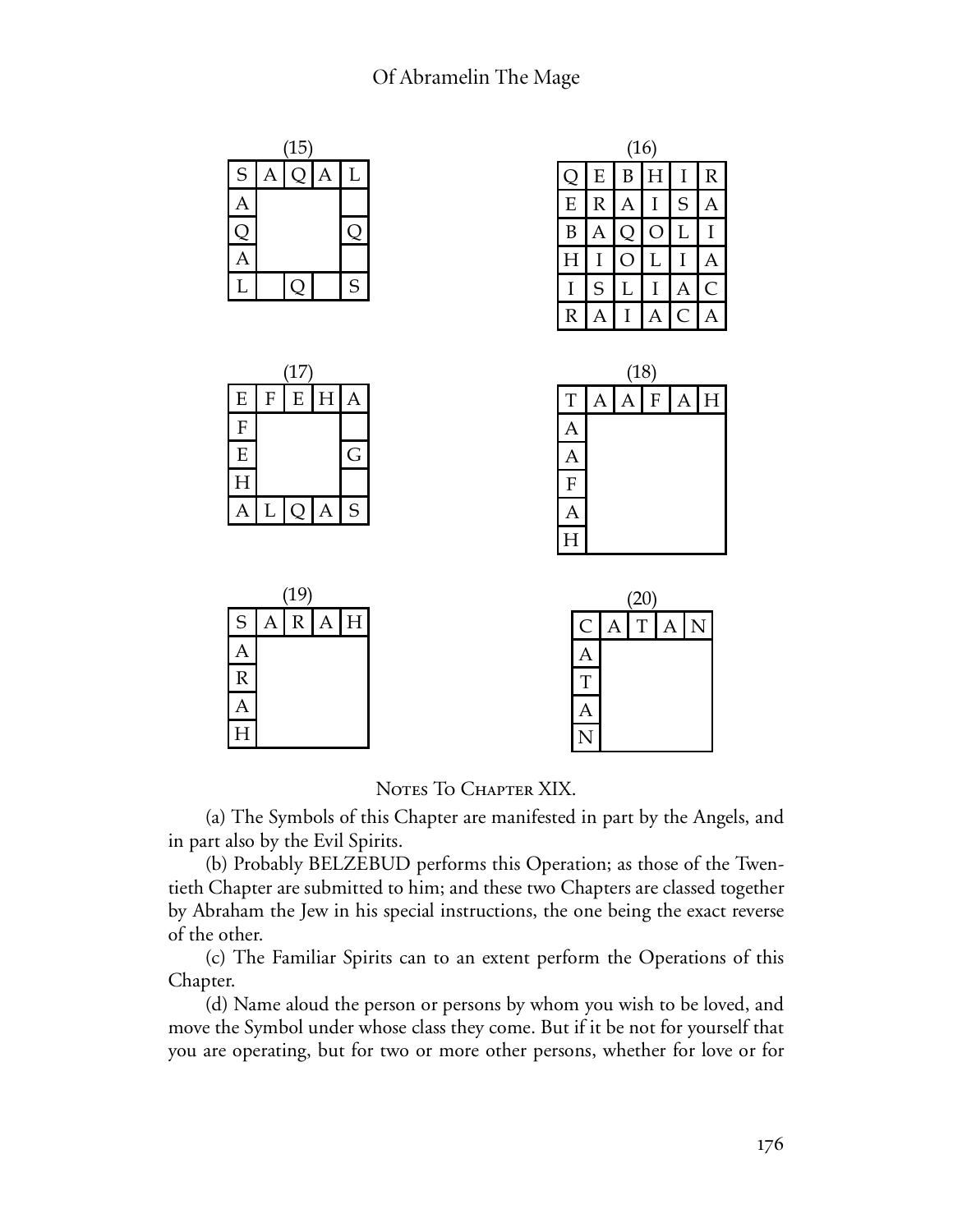(15)

| S | A | Q | A | L |
|---|---|---|---|---|
| A |   |   |   |   |
| Q |   |   |   | Q |
| A |   |   |   |   |
| L |   | Q |   | S |

(16)

| Q | E | B | H | I | R |
|---|---|---|---|---|---|
| E | R | A | I | S | A |
| B | A | Q | O | L | I |
| H | I | O | L | I | A |
| I | S | L | I | A | C |
| R | A | I | A | C | A |

(17)

| E | F | E | H | A |
|---|---|---|---|---|
| F |   |   |   |   |
| E |   |   |   | G |
| H |   |   |   |   |
| A | L | Q | A | S |

(18)

| T | A | A | F | A | H |
|---|---|---|---|---|---|
| A |   |   |   |   |   |
| A |   |   |   |   |   |
| F |   |   |   |   |   |
| A |   |   |   |   |   |
| H |   |   |   |   |   |

(19)

| S | A | R | A | H |
|---|---|---|---|---|
| A |   |   |   |   |
| R |   |   |   |   |
| A |   |   |   |   |
| H |   |   |   |   |

(20)

| C | A | T | A | N |
|---|---|---|---|---|
| A |   |   |   |   |
| T |   |   |   |   |
| A |   |   |   |   |
| N |   |   |   |   |

## Notes To Chapter XIX.

(a) The Symbols of this Chapter are manifested in part by the Angels, and in part also by the Evil Spirits.

(b) Probably BELZEBUD performs this Operation; as those of the Twentieth Chapter are submitted to him; and these two Chapters are classed together by Abraham the Jew in his special instructions, the one being the exact reverse of the other.

(c) The Familiar Spirits can to an extent perform the Operations of this Chapter.

(d) Name aloud the person or persons by whom you wish to be loved, and move the Symbol under whose class they come. But if it be not for yourself that you are operating, but for two or more other persons, whether for love or for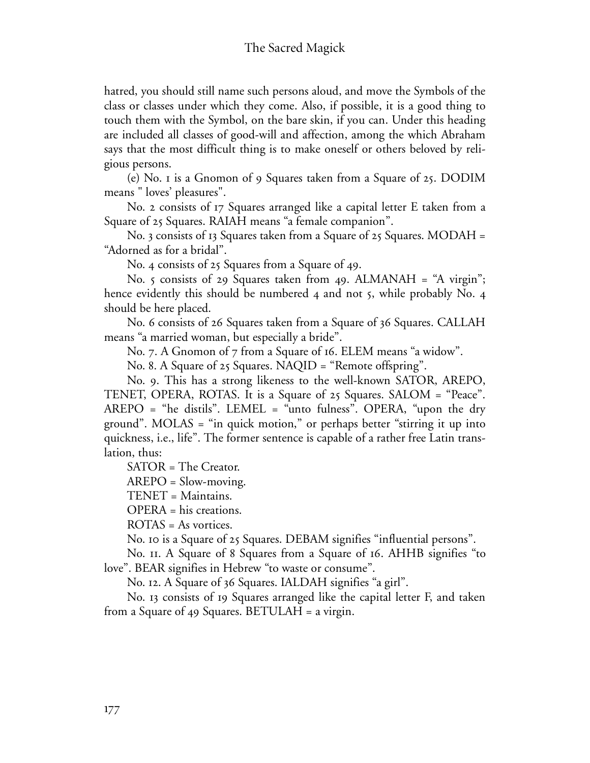hatred, you should still name such persons aloud, and move the Symbols of the class or classes under which they come. Also, if possible, it is a good thing to touch them with the Symbol, on the bare skin, if you can. Under this heading are included all classes of good-will and affection, among the which Abraham says that the most difficult thing is to make oneself or others beloved by religious persons.

(e) No. 1 is a Gnomon of 9 Squares taken from a Square of 25. DODIM means " loves' pleasures".

No. 2 consists of 17 Squares arranged like a capital letter E taken from a Square of 25 Squares. RAIAH means "a female companion".

No. 3 consists of 13 Squares taken from a Square of 25 Squares. MODAH = "Adorned as for a bridal".

No. 4 consists of 25 Squares from a Square of 49.

No. 5 consists of 29 Squares taken from 49. ALMANAH = "A virgin"; hence evidently this should be numbered 4 and not 5, while probably No. 4 should be here placed.

No. 6 consists of 26 Squares taken from a Square of 36 Squares. CALLAH means "a married woman, but especially a bride".

No. 7. A Gnomon of 7 from a Square of 16. ELEM means "a widow".

No. 8. A Square of 25 Squares. NAQID = "Remote offspring".

No. 9. This has a strong likeness to the well-known SATOR, AREPO, TENET, OPERA, ROTAS. It is a Square of 25 Squares. SALOM = "Peace". AREPO = "he distils". LEMEL = "unto fulness". OPERA, "upon the dry ground". MOLAS = "in quick motion," or perhaps better "stirring it up into quickness, i.e., life". The former sentence is capable of a rather free Latin translation, thus:

SATOR = The Creator.

AREPO = Slow-moving.

TENET = Maintains.

OPERA = his creations.

ROTAS = As vortices.

No. 10 is a Square of 25 Squares. DEBAM signifies "influential persons".

No. 11. A Square of 8 Squares from a Square of 16. AHHB signifies "to love". BEAR signifies in Hebrew "to waste or consume".

No. 12. A Square of 36 Squares. IALDAH signifies "a girl".

No. 13 consists of 19 Squares arranged like the capital letter F, and taken from a Square of 49 Squares. BETULAH = a virgin.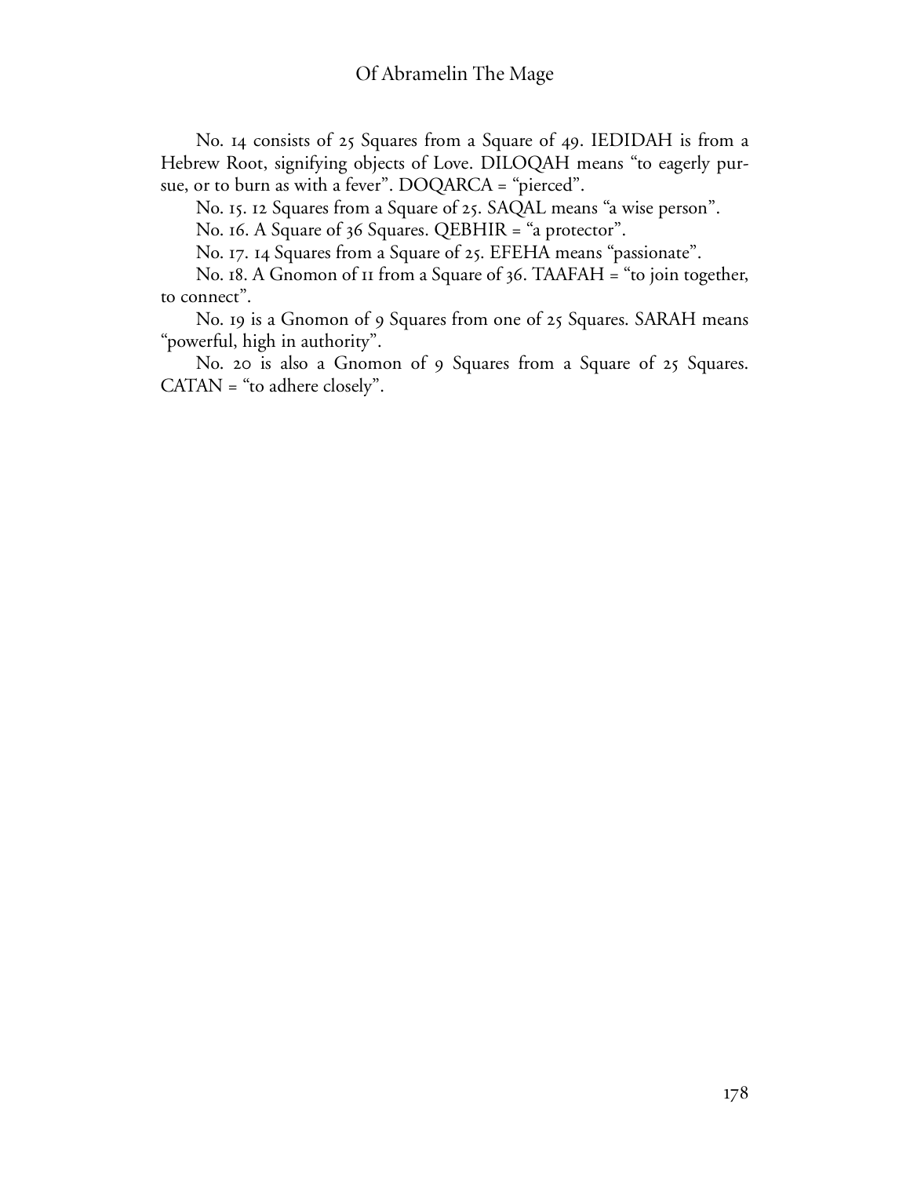No. 14 consists of 25 Squares from a Square of 49. IEDIDAH is from a Hebrew Root, signifying objects of Love. DILOQAH means "to eagerly pursue, or to burn as with a fever". DOQARCA = "pierced".

No. 15. 12 Squares from a Square of 25. SAQAL means "a wise person".

No. 16. A Square of 36 Squares. QEBHIR = "a protector".

No. 17. 14 Squares from a Square of 25. EFEHA means "passionate".

No. 18. A Gnomon of 11 from a Square of 36. TAAFAH = "to join together, to connect".

No. 19 is a Gnomon of 9 Squares from one of 25 Squares. SARAH means "powerful, high in authority".

No. 20 is also a Gnomon of 9 Squares from a Square of 25 Squares. CATAN = "to adhere closely".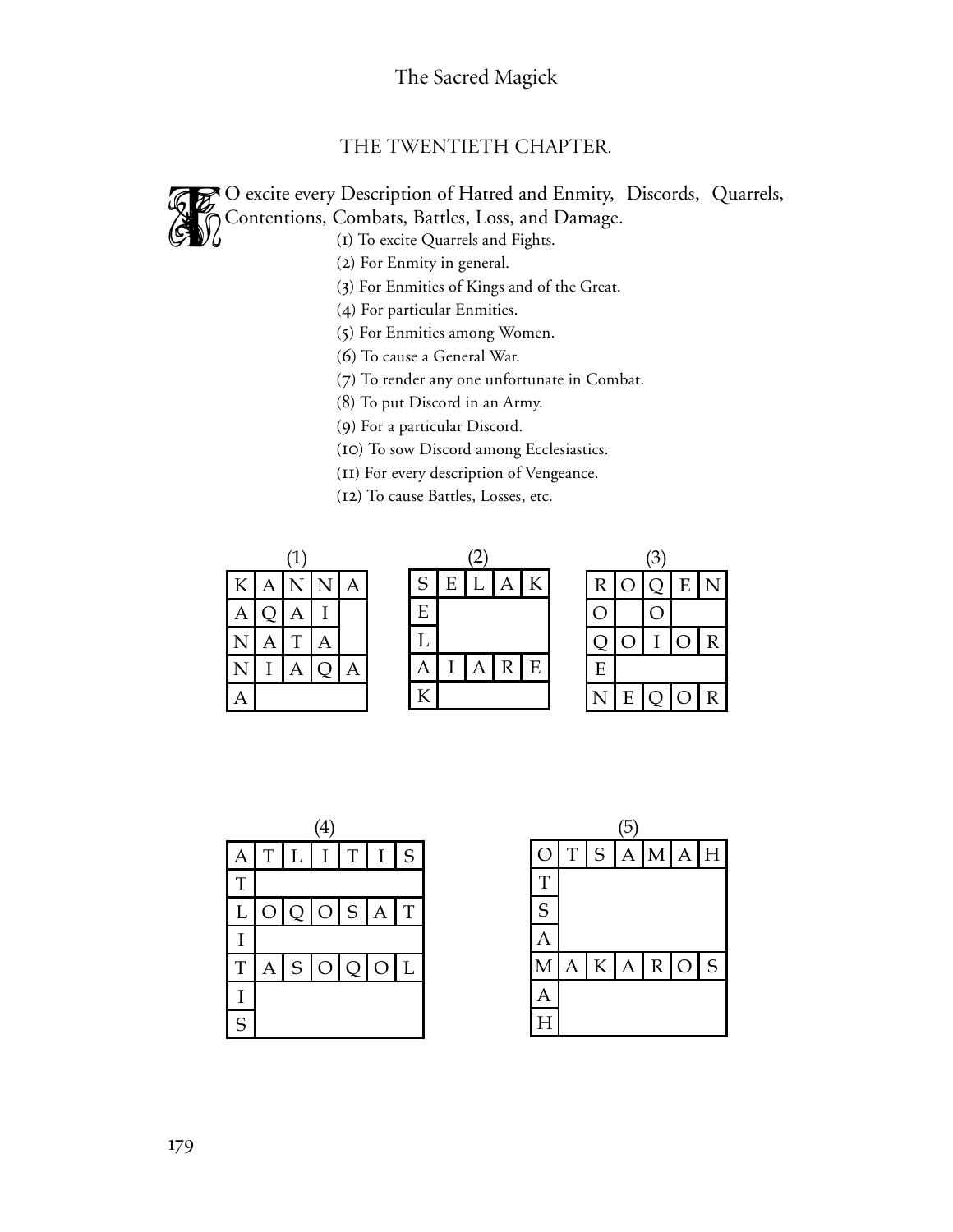## THE TWENTIETH CHAPTER.

TO excite every Description of Hatred and Enmity, Discords, Quarrels, Contentions, Combats, Battles, Loss, and Damage.

(1) To excite Quarrels and Fights.
(2) For Enmity in general.
(3) For Enmities of Kings and of the Great.
(4) For particular Enmities.
(5) For Enmities among Women.
(6) To cause a General War.
(7) To render any one unfortunate in Combat.
(8) To put Discord in an Army.
(9) For a particular Discord.
(10) To sow Discord among Ecclesiastics.
(11) For every description of Vengeance.
(12) To cause Battles, Losses, etc.

(1)

| K | A | N | N | A |
|---|---|---|---|---|
| A | Q | A | I | |
| N | A | T | A | |
| N | I | A | Q | A |
| A | | | | |

(2)

| S | E | L | A | K |
|---|---|---|---|---|
| E | | | | |
| L | | | | |
| A | I | A | R | E |
| K | | | | |

(3)

| R | O | Q | E | N |
|---|---|---|---|---|
| O | | O | | |
| Q | O | I | O | R |
| E | | | | |
| N | E | Q | O | R |

(4)

| A | T | L | I | T | I | S |
|---|---|---|---|---|---|---|
| T | | | | | | |
| L | O | Q | O | S | A | T |
| I | | | | | | |
| T | A | S | O | Q | O | L |
| I | | | | | | |
| S | | | | | | |

(5)

| O | T | S | A | M | A | H |
|---|---|---|---|---|---|---|
| T | | | | | | |
| S | | | | | | |
| A | | | | | | |
| M | A | K | A | R | O | S |
| A | | | | | | |
| H | | | | | | |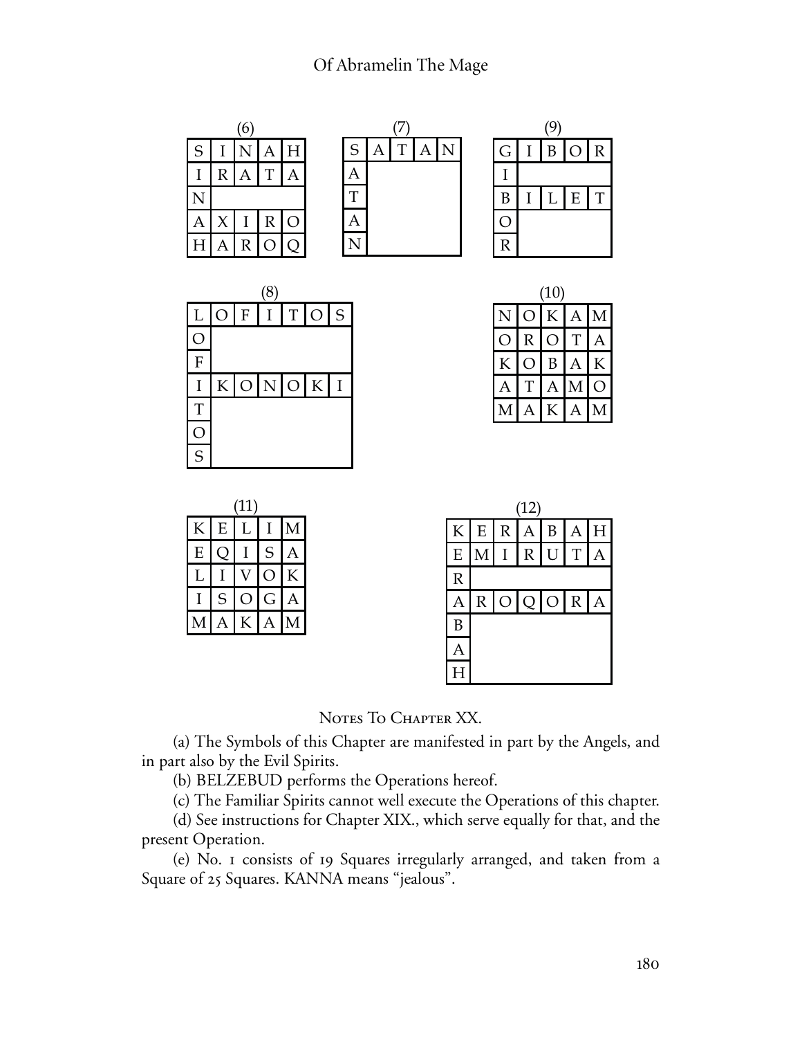(6)

| | | | | |
|---|---|---|---|---|
| S | I | N | A | H |
| I | R | A | T | A |
| N | | | | |
| A | X | I | R | O |
| H | A | R | O | Q |

(7)

| | | | | |
|---|---|---|---|---|
| S | A | T | A | N |
| A | | | | |
| T | | | | |
| A | | | | |
| N | | | | |

(9)

| | | | | |
|---|---|---|---|---|
| G | I | B | O | R |
| I | | | | |
| B | I | L | E | T |
| O | | | | |
| R | | | | |

(8)

| | | | | | | |
|---|---|---|---|---|---|---|
| L | O | F | I | T | O | S |
| O | | | | | | |
| F | | | | | | |
| I | K | O | N | O | K | I |
| T | | | | | | |
| O | | | | | | |
| S | | | | | | |

(10)

| | | | | |
|---|---|---|---|---|
| N | O | K | A | M |
| O | R | O | T | A |
| K | O | B | A | K |
| A | T | A | M | O |
| M | A | K | A | M |

(11)

| | | | | |
|---|---|---|---|---|
| K | E | L | I | M |
| E | Q | I | S | A |
| L | I | V | O | K |
| I | S | O | G | A |
| M | A | K | A | M |

(12)

| | | | | | | |
|---|---|---|---|---|---|---|
| K | E | R | A | B | A | H |
| E | M | I | R | U | T | A |
| R | | | | | | |
| A | R | O | Q | O | R | A |
| B | | | | | | |
| A | | | | | | |
| H | | | | | | |

## Notes To Chapter XX.

(a) The Symbols of this Chapter are manifested in part by the Angels, and in part also by the Evil Spirits.

(b) BELZEBUD performs the Operations hereof.

(c) The Familiar Spirits cannot well execute the Operations of this chapter.

(d) See instructions for Chapter XIX., which serve equally for that, and the present Operation.

(e) No. 1 consists of 19 Squares irregularly arranged, and taken from a Square of 25 Squares. KANNA means "jealous".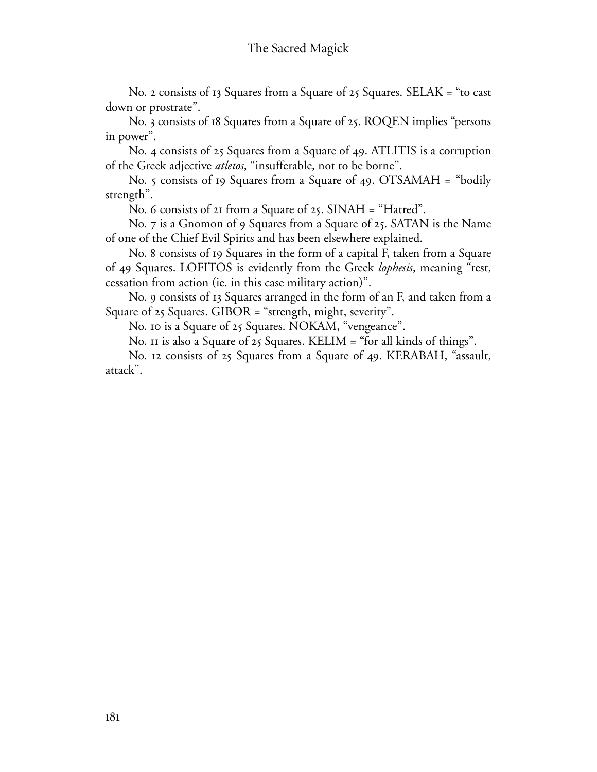No. 2 consists of 13 Squares from a Square of 25 Squares. SELAK = "to cast down or prostrate".

No. 3 consists of 18 Squares from a Square of 25. ROQEN implies "persons in power".

No. 4 consists of 25 Squares from a Square of 49. ATLITIS is a corruption of the Greek adjective *atletos*, "insufferable, not to be borne".

No. 5 consists of 19 Squares from a Square of 49. OTSAMAH = "bodily strength".

No. 6 consists of 21 from a Square of 25. SINAH = "Hatred".

No. 7 is a Gnomon of 9 Squares from a Square of 25. SATAN is the Name of one of the Chief Evil Spirits and has been elsewhere explained.

No. 8 consists of 19 Squares in the form of a capital F, taken from a Square of 49 Squares. LOFITOS is evidently from the Greek *lophesis*, meaning "rest, cessation from action (ie. in this case military action)".

No. 9 consists of 13 Squares arranged in the form of an F, and taken from a Square of 25 Squares. GIBOR = "strength, might, severity".

No. 10 is a Square of 25 Squares. NOKAM, "vengeance".

No. 11 is also a Square of 25 Squares. KELIM = "for all kinds of things".

No. 12 consists of 25 Squares from a Square of 49. KERABAH, "assault, attack".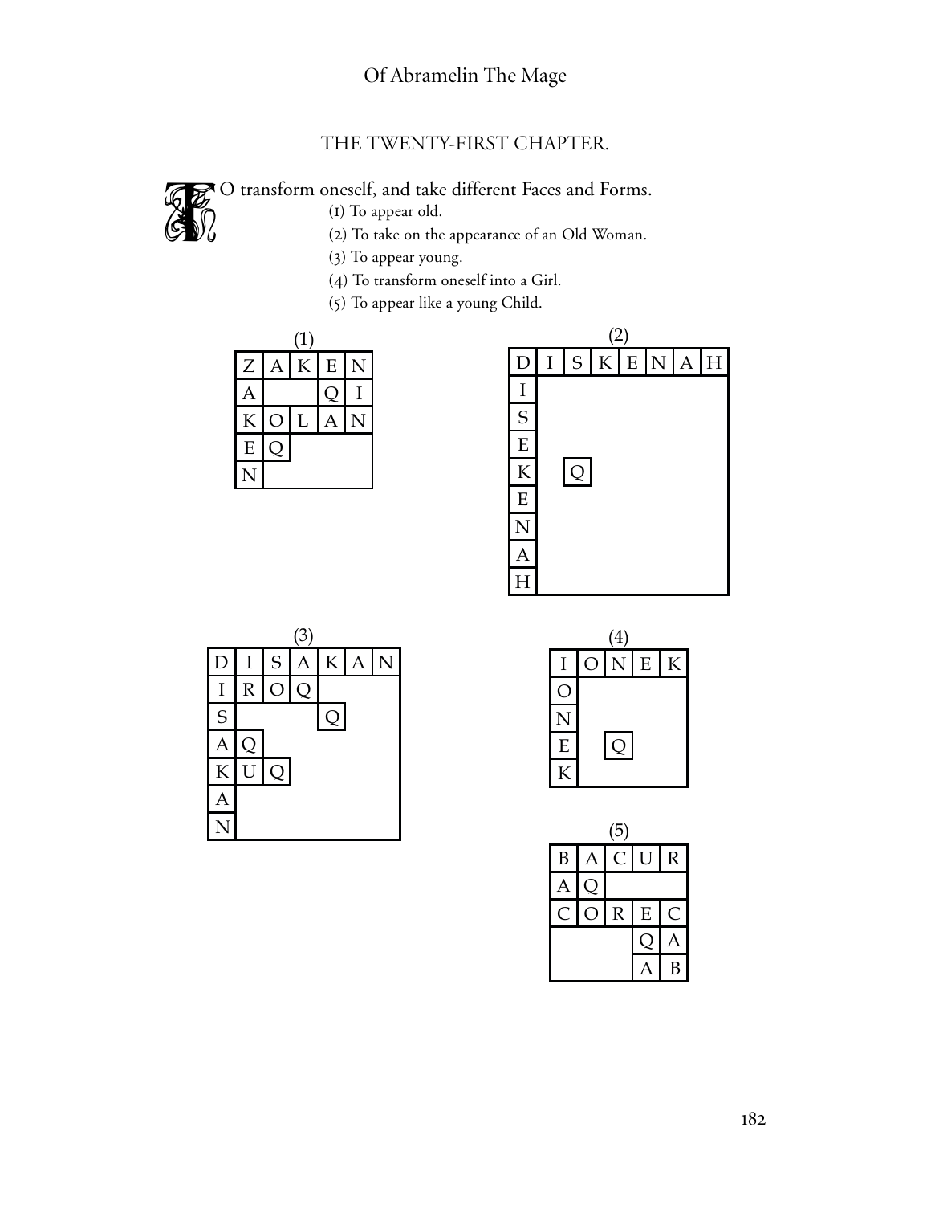## THE TWENTY-FIRST CHAPTER.

TO transform oneself, and take different Faces and Forms.

(1) To appear old.

(2) To take on the appearance of an Old Woman.

(3) To appear young.

(4) To transform oneself into a Girl.

(5) To appear like a young Child.

(1)

| Z | A | K | E | N |
|---|---|---|---|---|
| A | | | Q | I |
| K | O | L | A | N |
| E | Q | | | |
| N | | | | |

(2)

| D | I | S | K | E | N | A | H |
|---|---|---|---|---|---|---|---|
| I | | | | | | | |
| S | | | | | | | |
| E | | | | | | | |
| K | | Q | | | | | |
| E | | | | | | | |
| N | | | | | | | |
| A | | | | | | | |
| H | | | | | | | |

(3)

| D | I | S | A | K | A | N |
|---|---|---|---|---|---|---|
| I | R | O | Q | | | |
| S | | | | Q | | |
| A | Q | | | | | |
| K | U | Q | | | | |
| A | | | | | | |
| N | | | | | | |

(4)

| I | O | N | E | K |
|---|---|---|---|---|
| O | | | | |
| N | | | | |
| E | | Q | | |
| K | | | | |

(5)

| B | A | C | U | R |
|---|---|---|---|---|
| A | Q | | | |
| C | O | R | E | C |
| | | | Q | A |
| | | | A | B |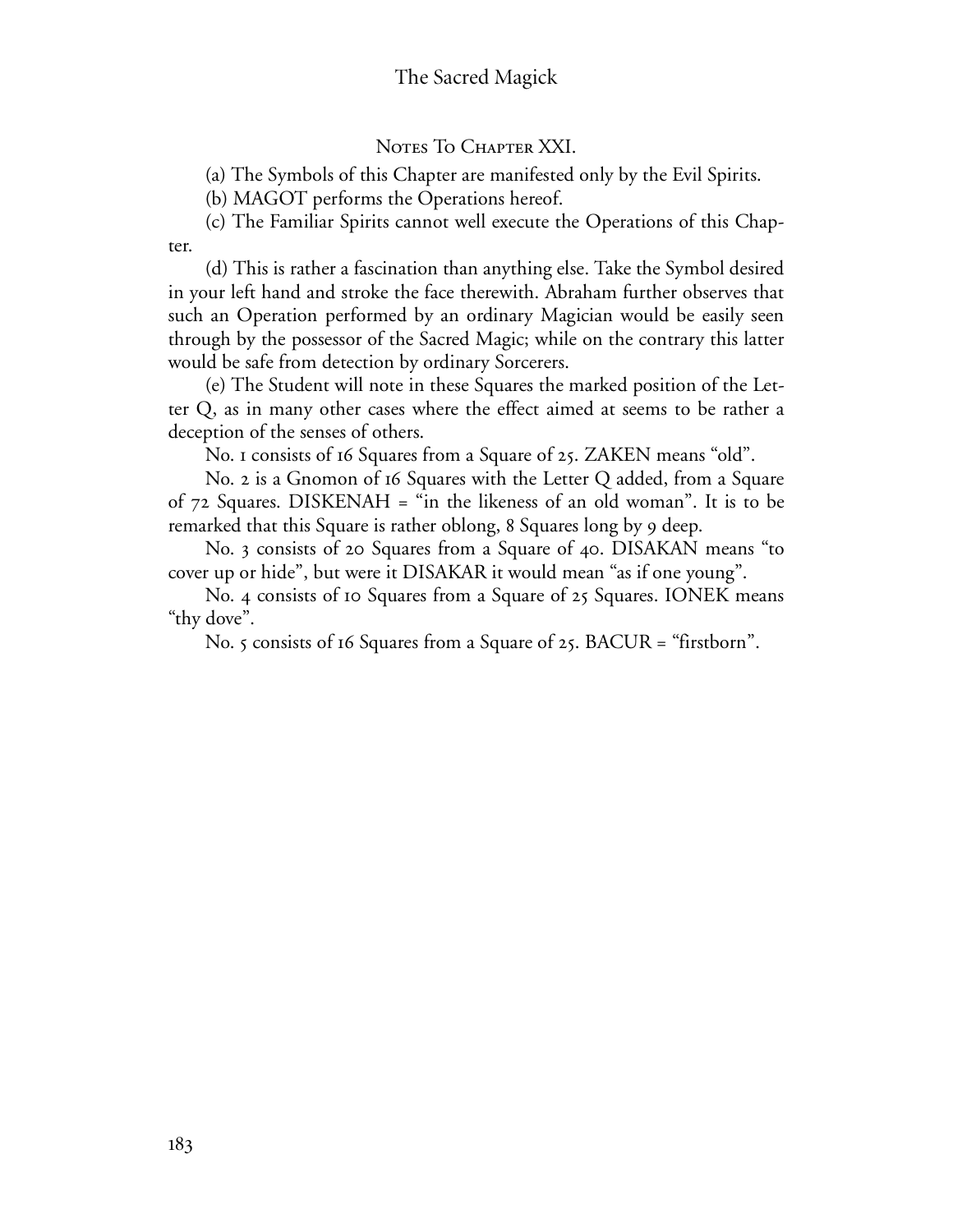## Notes To Chapter XXI.

(a) The Symbols of this Chapter are manifested only by the Evil Spirits.

(b) MAGOT performs the Operations hereof.

(c) The Familiar Spirits cannot well execute the Operations of this Chapter.

(d) This is rather a fascination than anything else. Take the Symbol desired in your left hand and stroke the face therewith. Abraham further observes that such an Operation performed by an ordinary Magician would be easily seen through by the possessor of the Sacred Magic; while on the contrary this latter would be safe from detection by ordinary Sorcerers.

(e) The Student will note in these Squares the marked position of the Letter Q, as in many other cases where the effect aimed at seems to be rather a deception of the senses of others.

No. 1 consists of 16 Squares from a Square of 25. ZAKEN means "old".

No. 2 is a Gnomon of 16 Squares with the Letter Q added, from a Square of 72 Squares. DISKENAH = "in the likeness of an old woman". It is to be remarked that this Square is rather oblong, 8 Squares long by 9 deep.

No. 3 consists of 20 Squares from a Square of 40. DISAKAN means "to cover up or hide", but were it DISAKAR it would mean "as if one young".

No. 4 consists of 10 Squares from a Square of 25 Squares. IONEK means "thy dove".

No. 5 consists of 16 Squares from a Square of 25. BACUR = "firstborn".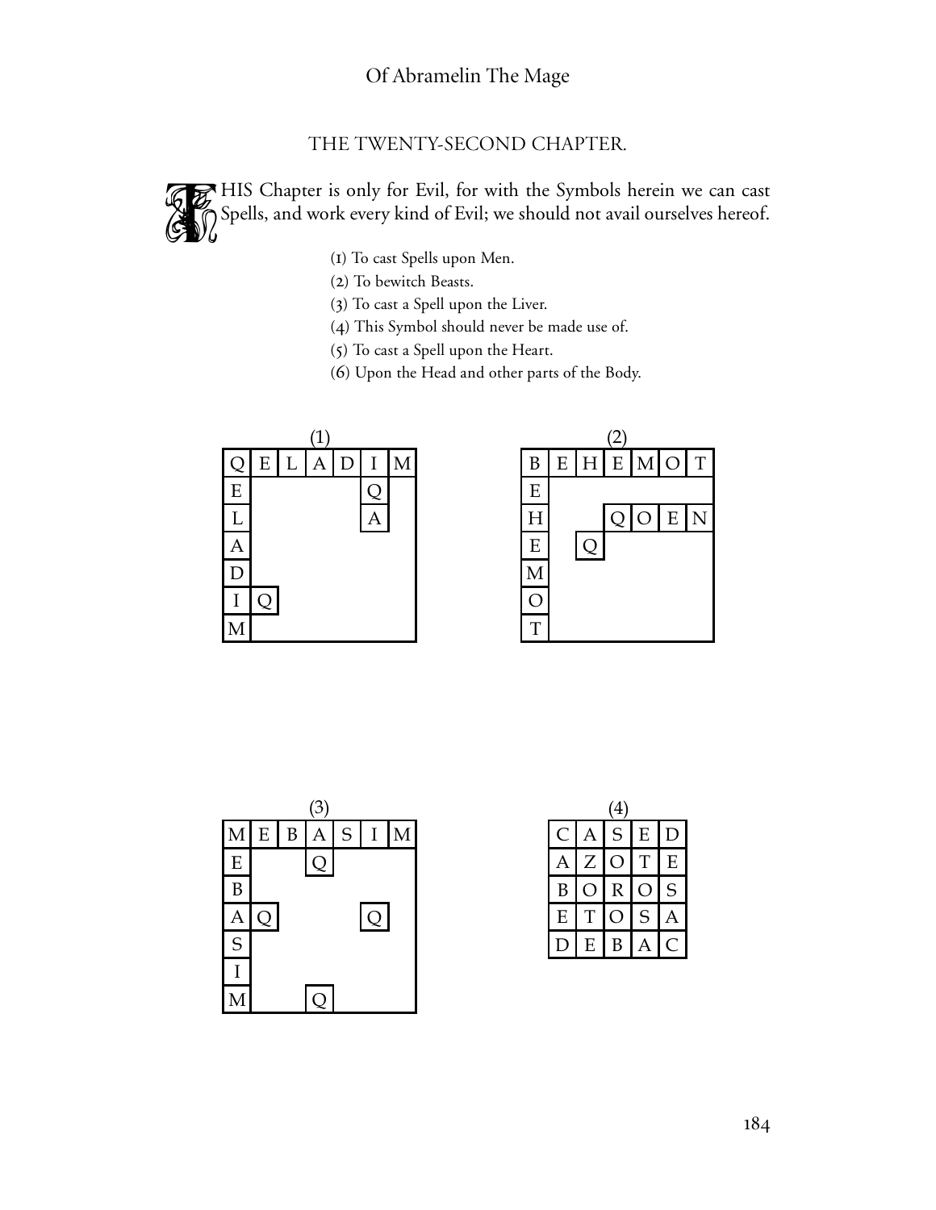## THE TWENTY-SECOND CHAPTER.

THIS Chapter is only for Evil, for with the Symbols herein we can cast Spells, and work every kind of Evil; we should not avail ourselves hereof.

(1) To cast Spells upon Men.

(2) To bewitch Beasts.

(3) To cast a Spell upon the Liver.

(4) This Symbol should never be made use of.

(5) To cast a Spell upon the Heart.

(6) Upon the Head and other parts of the Body.

(1)

| Q | E | L | A | D | I | M |
|---|---|---|---|---|---|---|
| E | | | | | Q | |
| L | | | | | A | |
| A | | | | | | |
| D | | | | | | |
| I | Q | | | | | |
| M | | | | | | |

(2)

| B | E | H | E | M | O | T |
|---|---|---|---|---|---|---|
| E | | | | | | |
| H | | | Q | O | E | N |
| E | | Q | | | | |
| M | | | | | | |
| O | | | | | | |
| T | | | | | | |

(3)

| M | E | B | A | S | I | M |
|---|---|---|---|---|---|---|
| E | | | Q | | | |
| B | | | | | | |
| A | Q | | | | Q | |
| S | | | | | | |
| I | | | | | | |
| M | | | Q | | | |

(4)

| C | A | S | E | D |
|---|---|---|---|---|
| A | Z | O | T | E |
| B | O | R | O | S |
| E | T | O | S | A |
| D | E | B | A | C |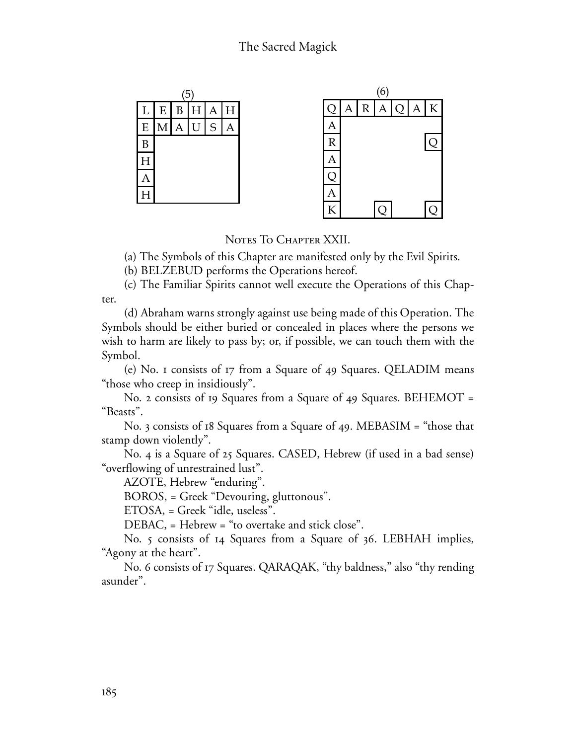(5)

| L | E | B | H | A | H |
|---|---|---|---|---|---|
| E | M | A | U | S | A |
| B | | | | | |
| H | | | | | |
| A | | | | | |
| H | | | | | |

(6)

| Q | A | R | A | Q | A | K |
|---|---|---|---|---|---|---|
| A | | | | | | |
| R | | | | | | Q |
| A | | | | | | |
| Q | | | | | | |
| A | | | | | | |
| K | | | Q | | | Q |

## Notes To Chapter XXII.

(a) The Symbols of this Chapter are manifested only by the Evil Spirits.

(b) BELZEBUD performs the Operations hereof.

(c) The Familiar Spirits cannot well execute the Operations of this Chapter.

(d) Abraham warns strongly against use being made of this Operation. The Symbols should be either buried or concealed in places where the persons we wish to harm are likely to pass by; or, if possible, we can touch them with the Symbol.

(e) No. 1 consists of 17 from a Square of 49 Squares. QELADIM means "those who creep in insidiously".

No. 2 consists of 19 Squares from a Square of 49 Squares. BEHEMOT = "Beasts".

No. 3 consists of 18 Squares from a Square of 49. MEBASIM = "those that stamp down violently".

No. 4 is a Square of 25 Squares. CASED, Hebrew (if used in a bad sense) "overflowing of unrestrained lust".

AZOTE, Hebrew "enduring".

BOROS, = Greek "Devouring, gluttonous".

ETOSA, = Greek "idle, useless".

DEBAC, = Hebrew = "to overtake and stick close".

No. 5 consists of 14 Squares from a Square of 36. LEBHAH implies, "Agony at the heart".

No. 6 consists of 17 Squares. QARAQAK, "thy baldness," also "thy rending asunder".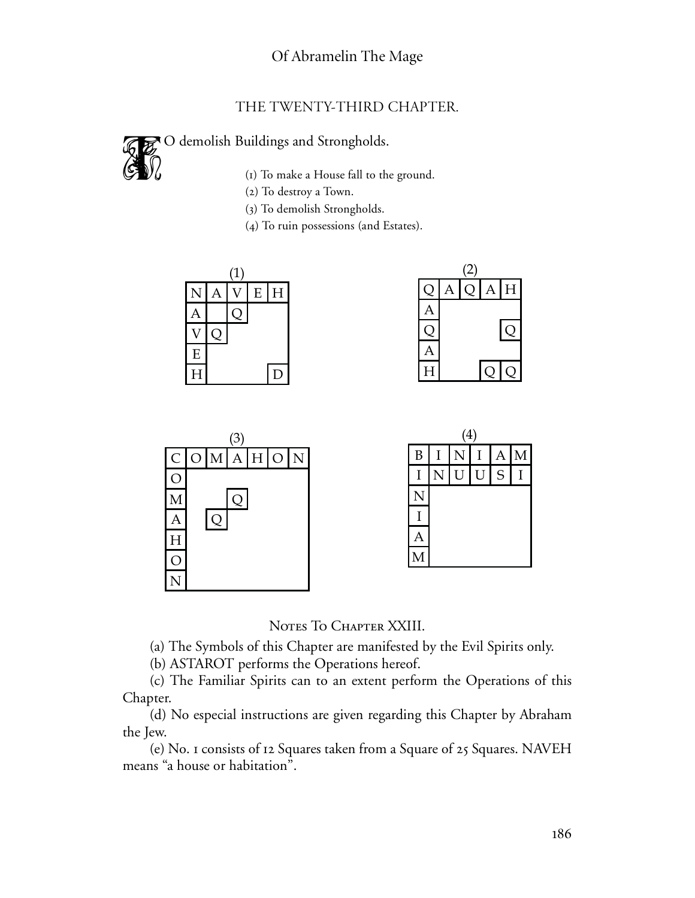## THE TWENTY-THIRD CHAPTER.

TO demolish Buildings and Strongholds.

(1) To make a House fall to the ground.
(2) To destroy a Town.
(3) To demolish Strongholds.
(4) To ruin possessions (and Estates).

(1)

| N | A | V | E | H |
|---|---|---|---|---|
| A | | Q | | |
| V | Q | | | |
| E | | | | |
| H | | | | D |

(2)

| Q | A | Q | A | H |
|---|---|---|---|---|
| A | | | | |
| Q | | | | Q |
| A | | | | |
| H | | | Q | Q |

(3)

| C | O | M | A | H | O | N |
|---|---|---|---|---|---|---|
| O | | | | | | |
| M | | | Q | | | |
| A | | Q | | | | |
| H | | | | | | |
| O | | | | | | |
| N | | | | | | |

(4)

| B | I | N | I | A | M |
|---|---|---|---|---|---|
| I | N | U | U | S | I |
| N | | | | | |
| I | | | | | |
| A | | | | | |
| M | | | | | |

### Notes To Chapter XXIII.

(a) The Symbols of this Chapter are manifested by the Evil Spirits only.

(b) ASTAROT performs the Operations hereof.

(c) The Familiar Spirits can to an extent perform the Operations of this Chapter.

(d) No especial instructions are given regarding this Chapter by Abraham the Jew.

(e) No. 1 consists of 12 Squares taken from a Square of 25 Squares. NAVEH means "a house or habitation".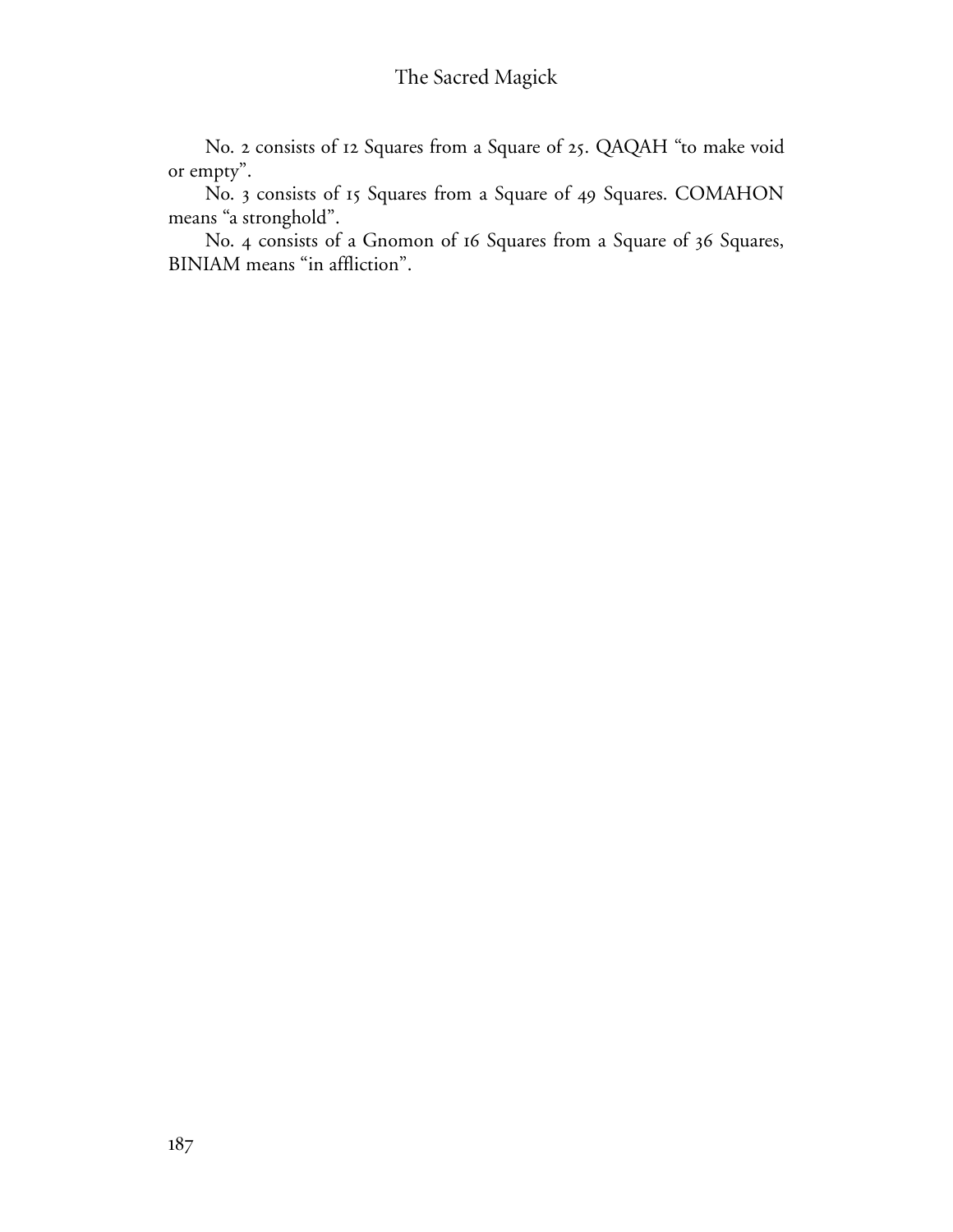No. 2 consists of 12 Squares from a Square of 25. QAQAH "to make void or empty".

No. 3 consists of 15 Squares from a Square of 49 Squares. COMAHON means "a stronghold".

No. 4 consists of a Gnomon of 16 Squares from a Square of 36 Squares, BINIAM means "in affliction".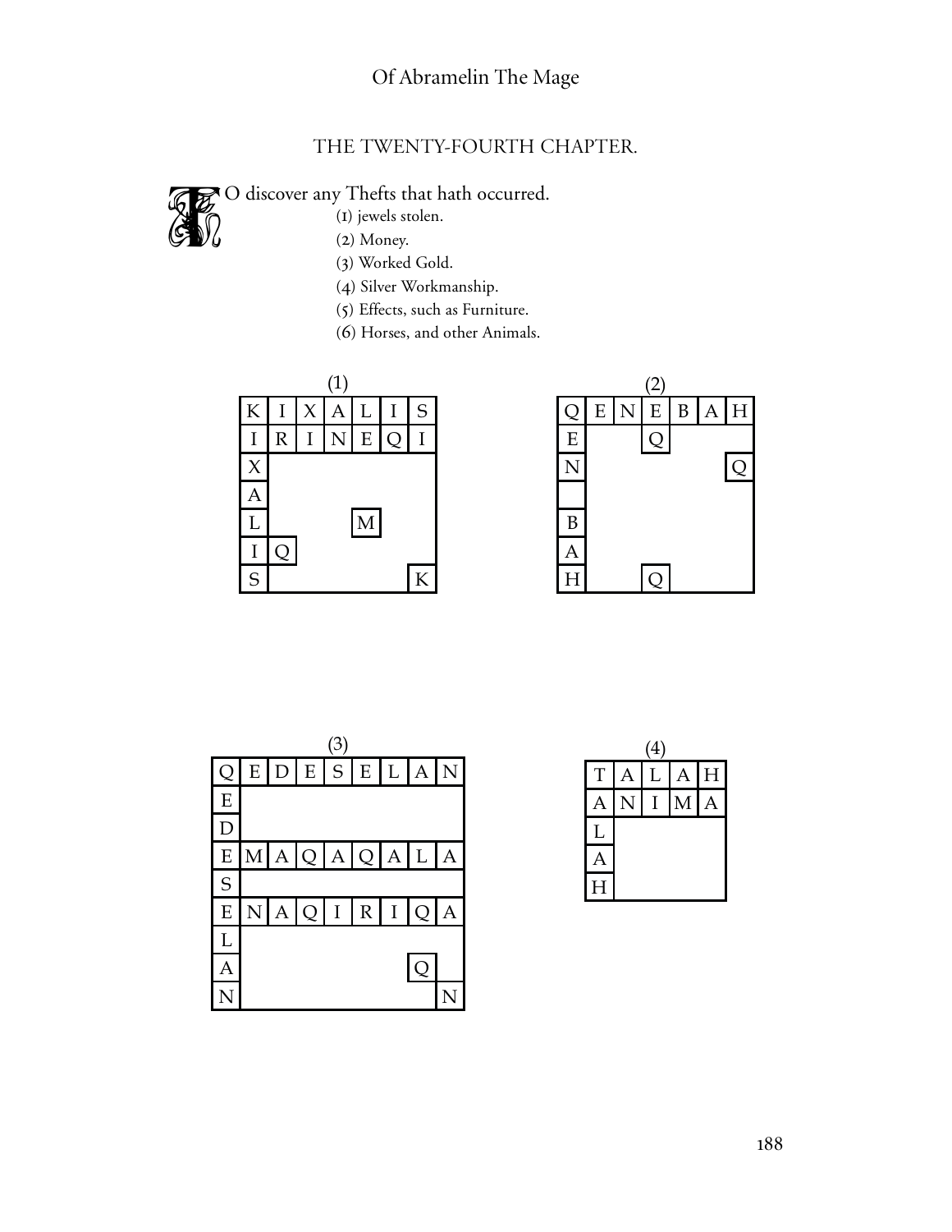THE TWENTY-FOURTH CHAPTER.

TO discover any Thefts that hath occurred.

(1) jewels stolen.
(2) Money.
(3) Worked Gold.
(4) Silver Workmanship.
(5) Effects, such as Furniture.
(6) Horses, and other Animals.

(1)

| K | I | X | A | L | I | S |
|---|---|---|---|---|---|---|
| I | R | I | N | E | Q | I |
| X | | | | | | |
| A | | | | | | |
| L | | | | M | | |
| I | Q | | | | | |
| S | | | | | | K |

(2)

| Q | E | N | E | B | A | H |
|---|---|---|---|---|---|---|
| E | | | Q | | | |
| N | | | | | | Q |
| | | | | | | |
| B | | | | | | |
| A | | | | | | |
| H | | | Q | | | |

(3)

| Q | E | D | E | S | E | L | A | N |
|---|---|---|---|---|---|---|---|---|
| E | | | | | | | | |
| D | | | | | | | | |
| E | M | A | Q | A | Q | A | L | A |
| S | | | | | | | | |
| E | N | A | Q | I | R | I | Q | A |
| L | | | | | | | | |
| A | | | | | | | Q | |
| N | | | | | | | | N |

(4)

| T | A | L | A | H |
|---|---|---|---|---|
| A | N | I | M | A |
| L | | | | |
| A | | | | |
| H | | | | |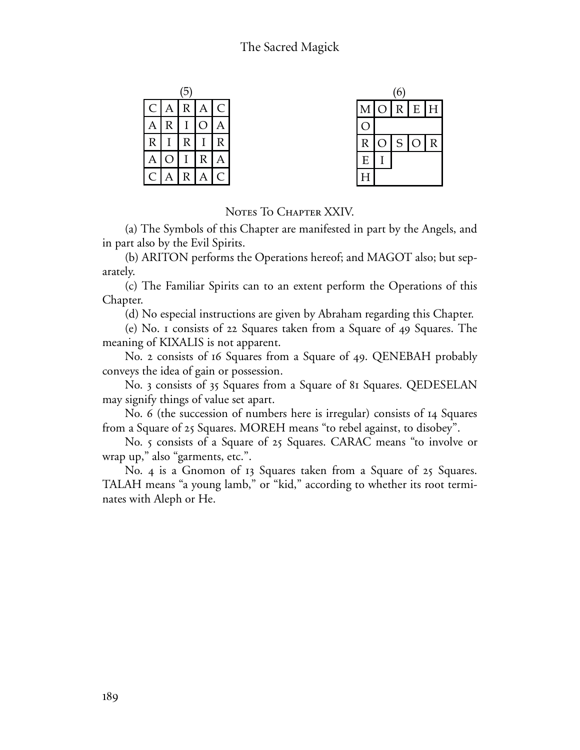(5)

| | | | | |
|---|---|---|---|---|
| C | A | R | A | C |
| A | R | I | O | A |
| R | I | R | I | R |
| A | O | I | R | A |
| C | A | R | A | C |

(6)

| | | | | |
|---|---|---|---|---|
| M | O | R | E | H |
| O | | | | |
| R | O | S | O | R |
| E | I | | | |
| H | | | | |

## Notes To Chapter XXIV.

(a) The Symbols of this Chapter are manifested in part by the Angels, and in part also by the Evil Spirits.

(b) ARITON performs the Operations hereof; and MAGOT also; but separately.

(c) The Familiar Spirits can to an extent perform the Operations of this Chapter.

(d) No especial instructions are given by Abraham regarding this Chapter.

(e) No. 1 consists of 22 Squares taken from a Square of 49 Squares. The meaning of KIXALIS is not apparent.

No. 2 consists of 16 Squares from a Square of 49. QENEBAH probably conveys the idea of gain or possession.

No. 3 consists of 35 Squares from a Square of 81 Squares. QEDESELAN may signify things of value set apart.

No. 6 (the succession of numbers here is irregular) consists of 14 Squares from a Square of 25 Squares. MOREH means "to rebel against, to disobey".

No. 5 consists of a Square of 25 Squares. CARAC means "to involve or wrap up," also "garments, etc.".

No. 4 is a Gnomon of 13 Squares taken from a Square of 25 Squares. TALAH means "a young lamb," or "kid," according to whether its root terminates with Aleph or He.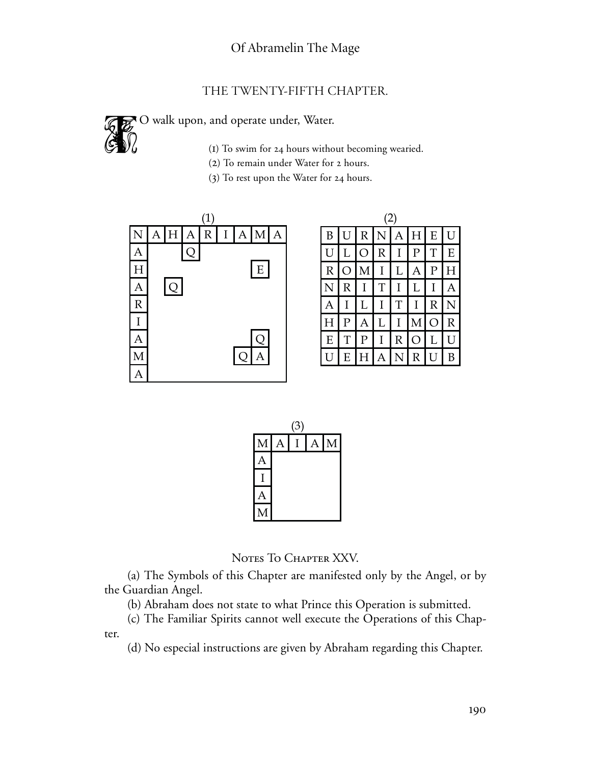## THE TWENTY-FIFTH CHAPTER.

TO walk upon, and operate under, Water.

(1) To swim for 24 hours without becoming wearied.
(2) To remain under Water for 2 hours.
(3) To rest upon the Water for 24 hours.

(1)

| N | A | H | A | R | I | A | M | A |
|---|---|---|---|---|---|---|---|---|
| A | | | Q | | | | | |
| H | | | | | | | E | |
| A | | Q | | | | | | |
| R | | | | | | | | |
| I | | | | | | | | |
| A | | | | | | | Q | |
| M | | | | | | Q | A | |
| A | | | | | | | | |

(2)

| B | U | R | N | A | H | E | U |
|---|---|---|---|---|---|---|---|
| U | L | O | R | I | P | T | E |
| R | O | M | I | L | A | P | H |
| N | R | I | T | I | L | I | A |
| A | I | L | I | T | I | R | N |
| H | P | A | L | I | M | O | R |
| E | T | P | I | R | O | L | U |
| U | E | H | A | N | R | U | B |

(3)

| M | A | I | A | M |
|---|---|---|---|---|
| A | | | | |
| I | | | | |
| A | | | | |
| M | | | | |

### Notes To Chapter XXV.

(a) The Symbols of this Chapter are manifested only by the Angel, or by the Guardian Angel.

(b) Abraham does not state to what Prince this Operation is submitted.

(c) The Familiar Spirits cannot well execute the Operations of this Chapter.

(d) No especial instructions are given by Abraham regarding this Chapter.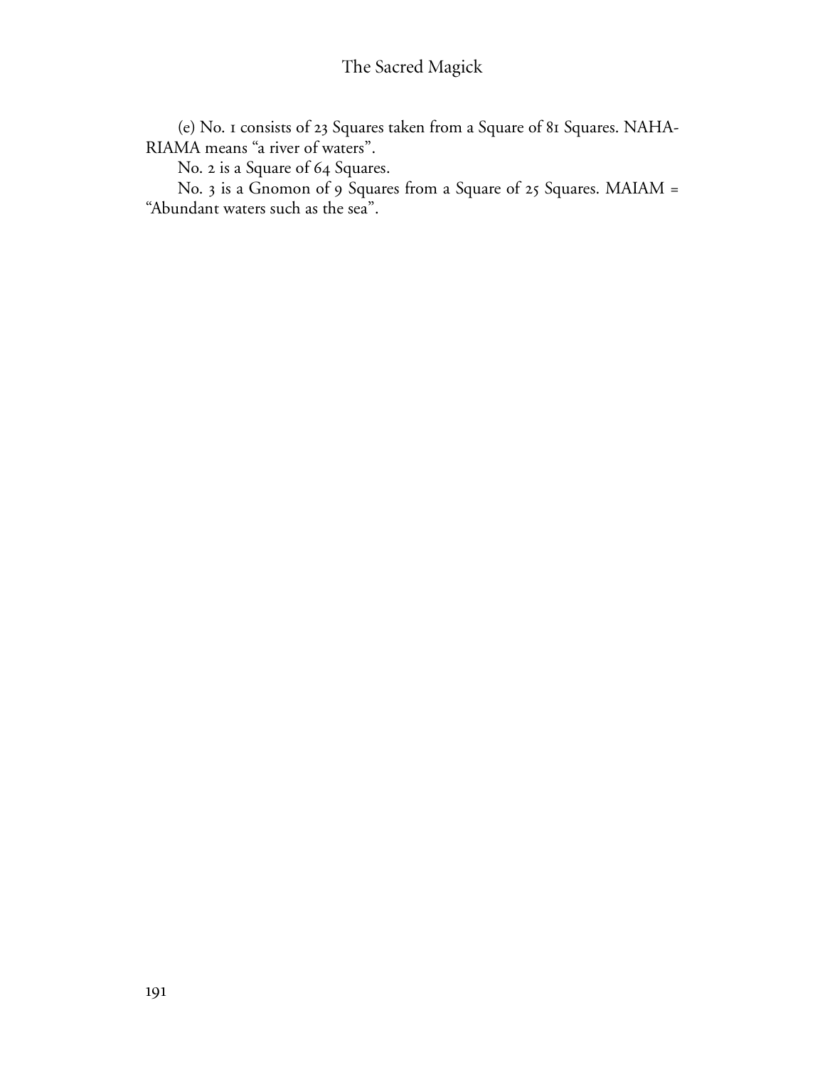(e) No. 1 consists of 23 Squares taken from a Square of 81 Squares. NAHARIAMA means "a river of waters".

No. 2 is a Square of 64 Squares.

No. 3 is a Gnomon of 9 Squares from a Square of 25 Squares. MAIAM = "Abundant waters such as the sea".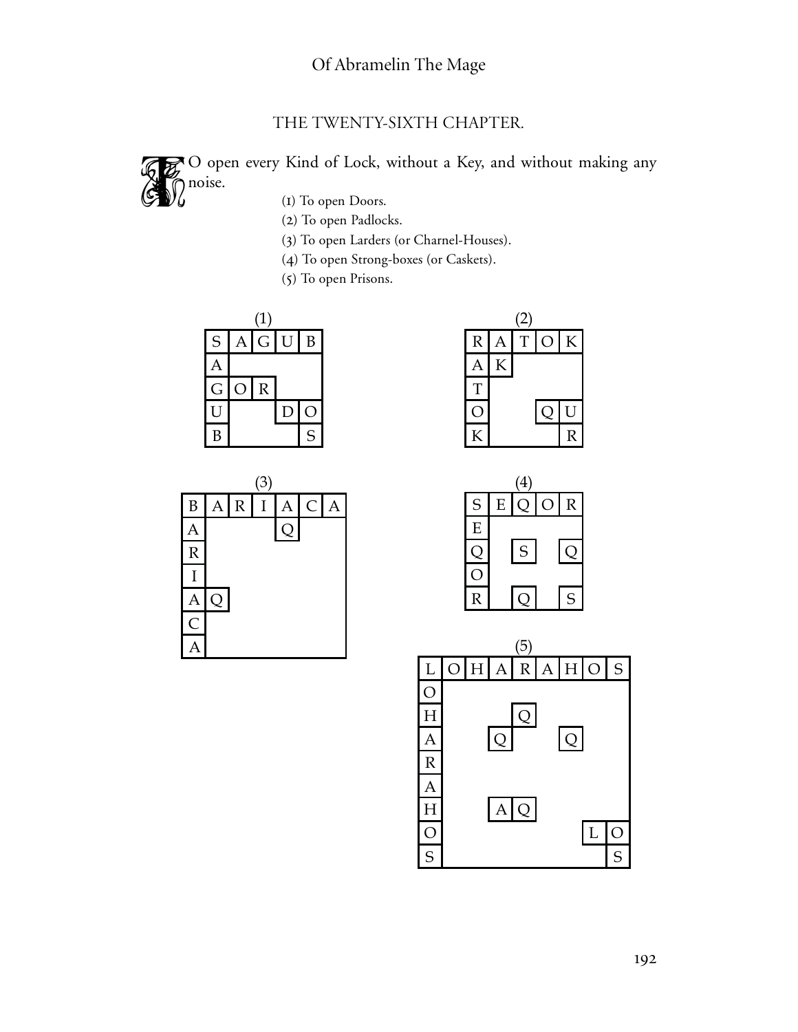## THE TWENTY-SIXTH CHAPTER.

TO open every Kind of Lock, without a Key, and without making any noise.

(1) To open Doors.

(2) To open Padlocks.

(3) To open Larders (or Charnel-Houses).

(4) To open Strong-boxes (or Caskets).

(5) To open Prisons.

(1)

| S | A | G | U | B |
|---|---|---|---|---|
| A | | | | |
| G | O | R | | |
| U | | | D | O |
| B | | | | S |

(2)

| R | A | T | O | K |
|---|---|---|---|---|
| A | K | | | |
| T | | | | |
| O | | | Q | U |
| K | | | | R |

(3)

| B | A | R | I | A | C | A |
|---|---|---|---|---|---|---|
| A | | | | Q | | |
| R | | | | | | |
| I | | | | | | |
| A | Q | | | | | |
| C | | | | | | |
| A | | | | | | |

(4)

| S | E | Q | O | R |
|---|---|---|---|---|
| E | | | | |
| Q | | S | | Q |
| O | | | | |
| R | | Q | | S |

(5)

| L | O | H | A | R | A | H | O | S |
|---|---|---|---|---|---|---|---|---|
| O | | | | | | | | |
| H | | | | Q | | | | |
| A | | | Q | | | Q | | |
| R | | | | | | | | |
| A | | | | | | | | |
| H | | | A | Q | | | | |
| O | | | | | | | L | O |
| S | | | | | | | | S |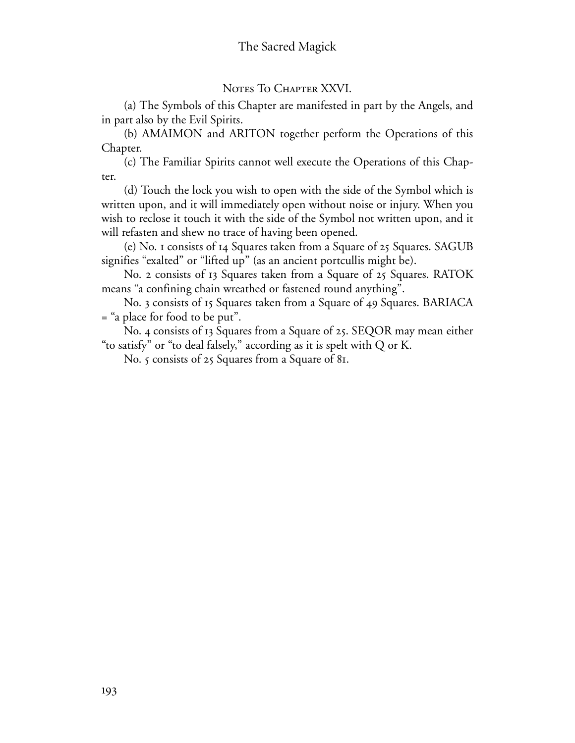## Notes To Chapter XXVI.

(a) The Symbols of this Chapter are manifested in part by the Angels, and in part also by the Evil Spirits.

(b) AMAIMON and ARITON together perform the Operations of this Chapter.

(c) The Familiar Spirits cannot well execute the Operations of this Chapter.

(d) Touch the lock you wish to open with the side of the Symbol which is written upon, and it will immediately open without noise or injury. When you wish to reclose it touch it with the side of the Symbol not written upon, and it will refasten and shew no trace of having been opened.

(e) No. 1 consists of 14 Squares taken from a Square of 25 Squares. SAGUB signifies "exalted" or "lifted up" (as an ancient portcullis might be).

No. 2 consists of 13 Squares taken from a Square of 25 Squares. RATOK means "a confining chain wreathed or fastened round anything".

No. 3 consists of 15 Squares taken from a Square of 49 Squares. BARIACA = "a place for food to be put".

No. 4 consists of 13 Squares from a Square of 25. SEQOR may mean either "to satisfy" or "to deal falsely," according as it is spelt with Q or K.

No. 5 consists of 25 Squares from a Square of 81.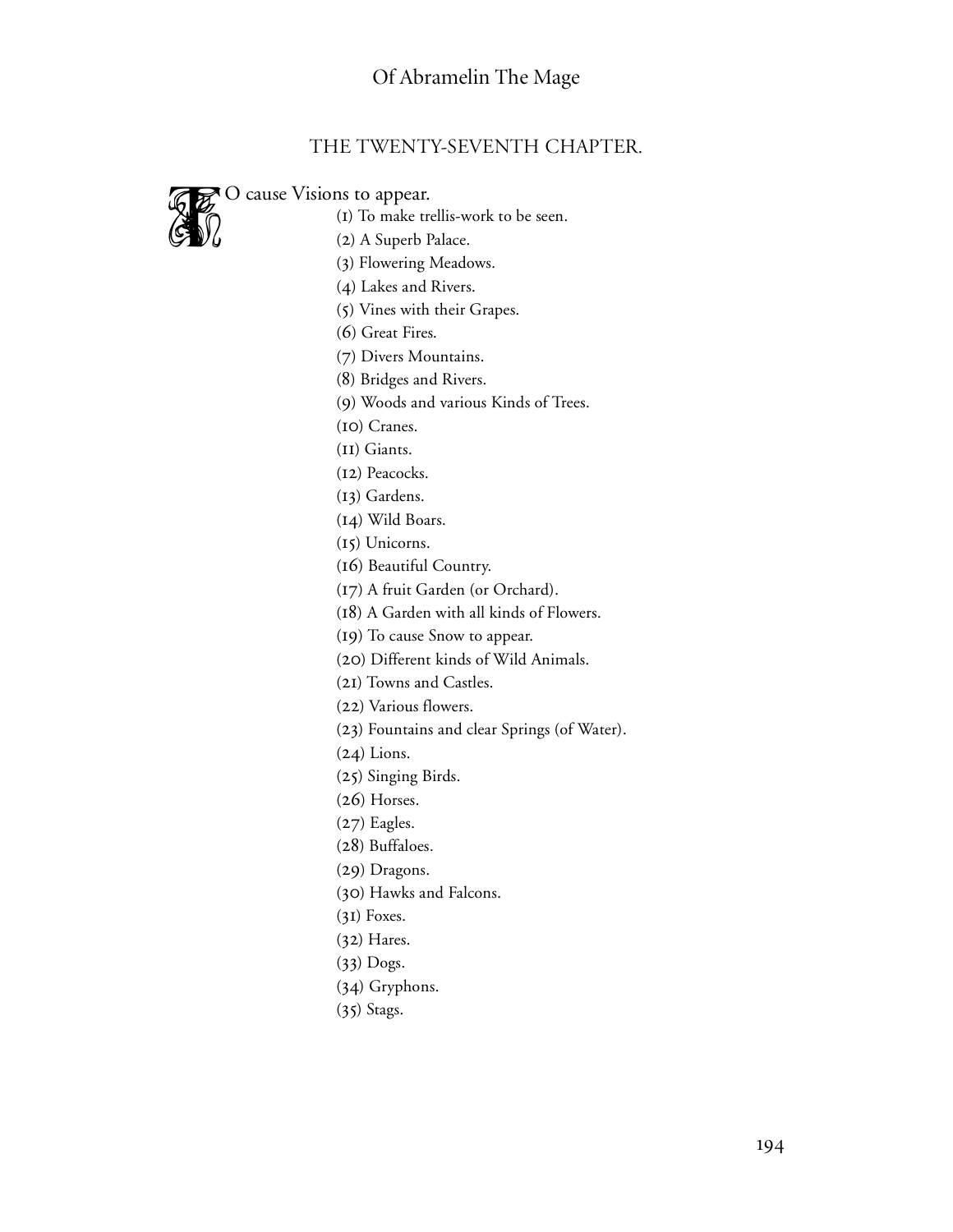## THE TWENTY-SEVENTH CHAPTER.

TO cause Visions to appear.

(1) To make trellis-work to be seen.

(2) A Superb Palace.

(3) Flowering Meadows.

(4) Lakes and Rivers.

(5) Vines with their Grapes.

(6) Great Fires.

(7) Divers Mountains.

(8) Bridges and Rivers.

(9) Woods and various Kinds of Trees.

(10) Cranes.

(11) Giants.

(12) Peacocks.

(13) Gardens.

(14) Wild Boars.

(15) Unicorns.

(16) Beautiful Country.

(17) A fruit Garden (or Orchard).

(18) A Garden with all kinds of Flowers.

(19) To cause Snow to appear.

(20) Different kinds of Wild Animals.

(21) Towns and Castles.

(22) Various flowers.

(23) Fountains and clear Springs (of Water).

(24) Lions.

(25) Singing Birds.

(26) Horses.

(27) Eagles.

(28) Buffaloes.

(29) Dragons.

(30) Hawks and Falcons.

(31) Foxes.

(32) Hares.

(33) Dogs.

(34) Gryphons.

(35) Stags.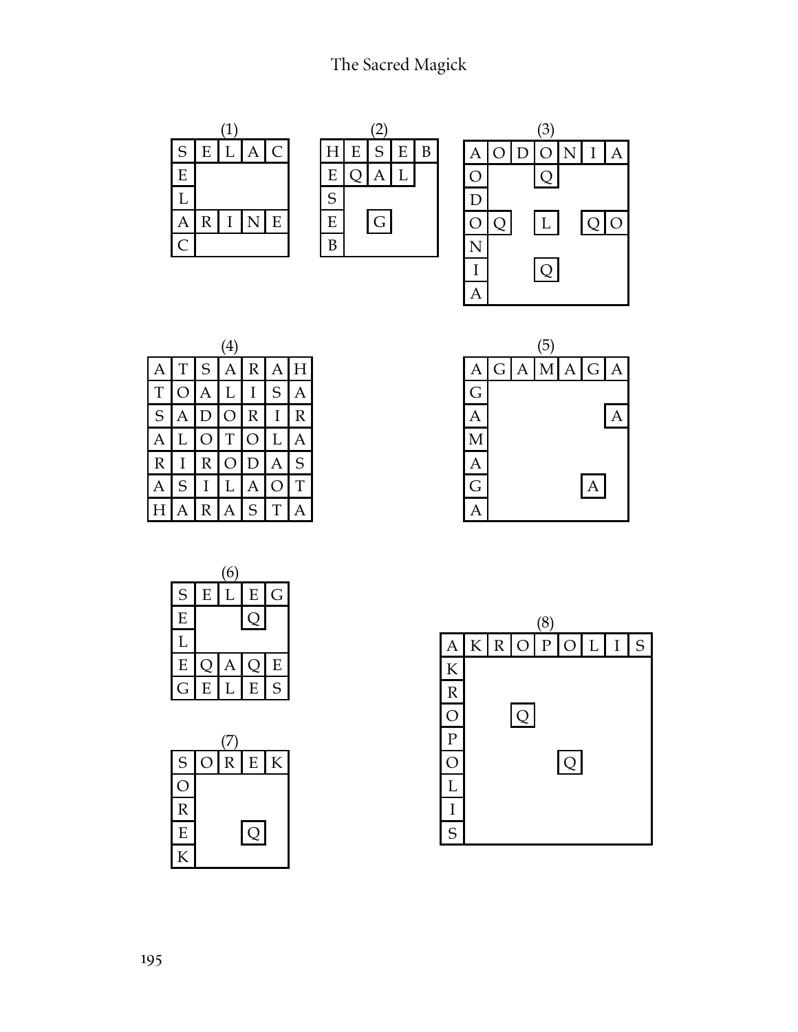**(1)**

| S | E | L | A | C |
|---|---|---|---|---|
| E | | | | |
| L | | | | |
| A | R | I | N | E |
| C | | | | |

**(2)**

| H | E | S | E | B |
|---|---|---|---|---|
| E | Q | A | L | |
| S | | | | |
| E | | G | | |
| B | | | | |

**(3)**

| A | O | D | O | N | I | A |
|---|---|---|---|---|---|---|
| O | | | Q | | | |
| D | | | | | | |
| O | Q | | L | | Q | O |
| N | | | | | | |
| I | | | Q | | | |
| A | | | | | | |

**(4)**

| A | T | S | A | R | A | H |
|---|---|---|---|---|---|---|
| T | O | A | L | I | S | A |
| S | A | D | O | R | I | R |
| A | L | O | T | O | L | A |
| R | I | R | O | D | A | S |
| A | S | I | L | A | O | T |
| H | A | R | A | S | T | A |

**(5)**

| A | G | A | M | A | G | A |
|---|---|---|---|---|---|---|
| G | | | | | | |
| A | | | | | | A |
| M | | | | | | |
| A | | | | | | |
| G | | | | | A | |
| A | | | | | | |

**(6)**

| S | E | L | E | G |
|---|---|---|---|---|
| E | | | Q | |
| L | | | | |
| E | Q | A | Q | E |
| G | E | L | E | S |

**(7)**

| S | O | R | E | K |
|---|---|---|---|---|
| O | | | | |
| R | | | | |
| E | | | Q | |
| K | | | | |

**(8)**

| A | K | R | O | P | O | L | I | S |
|---|---|---|---|---|---|---|---|---|
| K | | | | | | | | |
| R | | | | | | | | |
| O | | | Q | | | | | |
| P | | | | | | | | |
| O | | | | | Q | | | |
| L | | | | | | | | |
| I | | | | | | | | |
| S | | | | | | | | |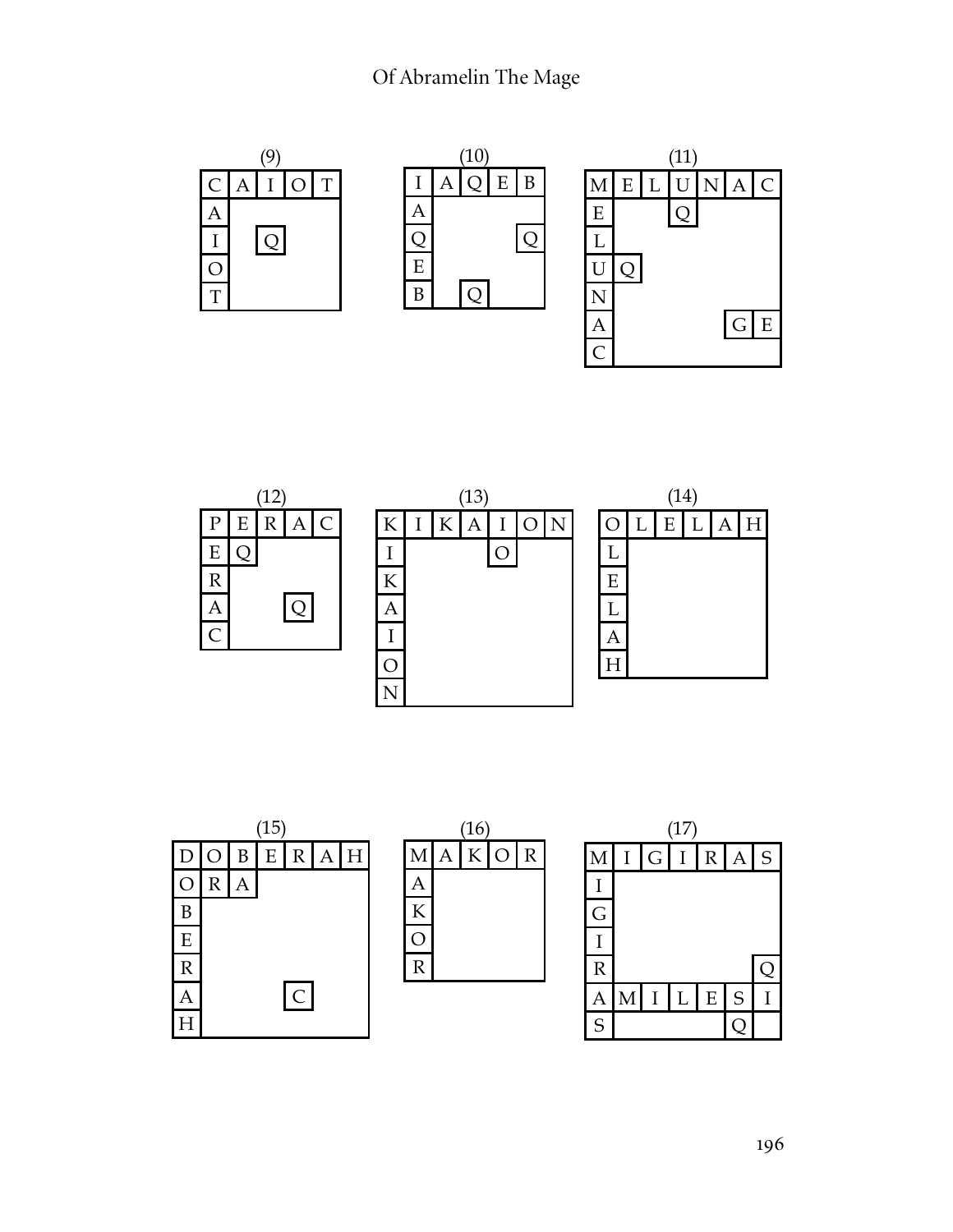(9)

| C | A | I | O | T |
|---|---|---|---|---|
| A | | | | |
| I | | Q | | |
| O | | | | |
| T | | | | |

(10)

| I | A | Q | E | B |
|---|---|---|---|---|
| A | | | | |
| Q | | | | Q |
| E | | | | |
| B | | Q | | |

(11)

| M | E | L | U | N | A | C |
|---|---|---|---|---|---|---|
| E | | | Q | | | |
| L | | | | | | |
| U | Q | | | | | |
| N | | | | | | |
| A | | | | | G | E |
| C | | | | | | |

(12)

| P | E | R | A | C |
|---|---|---|---|---|
| E | Q | | | |
| R | | | | |
| A | | | Q | |
| C | | | | |

(13)

| K | I | K | A | I | O | N |
|---|---|---|---|---|---|---|
| I | | | | O | | |
| K | | | | | | |
| A | | | | | | |
| I | | | | | | |
| O | | | | | | |
| N | | | | | | |

(14)

| O | L | E | L | A | H |
|---|---|---|---|---|---|
| L | | | | | |
| E | | | | | |
| L | | | | | |
| A | | | | | |
| H | | | | | |

(15)

| D | O | B | E | R | A | H |
|---|---|---|---|---|---|---|
| O | R | A | | | | |
| B | | | | | | |
| E | | | | | | |
| R | | | | | | |
| A | | | | C | | |
| H | | | | | | |

(16)

| M | A | K | O | R |
|---|---|---|---|---|
| A | | | | |
| K | | | | |
| O | | | | |
| R | | | | |

(17)

| M | I | G | I | R | A | S |
|---|---|---|---|---|---|---|
| I | | | | | | |
| G | | | | | | |
| I | | | | | | |
| R | | | | | | Q |
| A | M | I | L | E | S | I |
| S | | | | | Q | |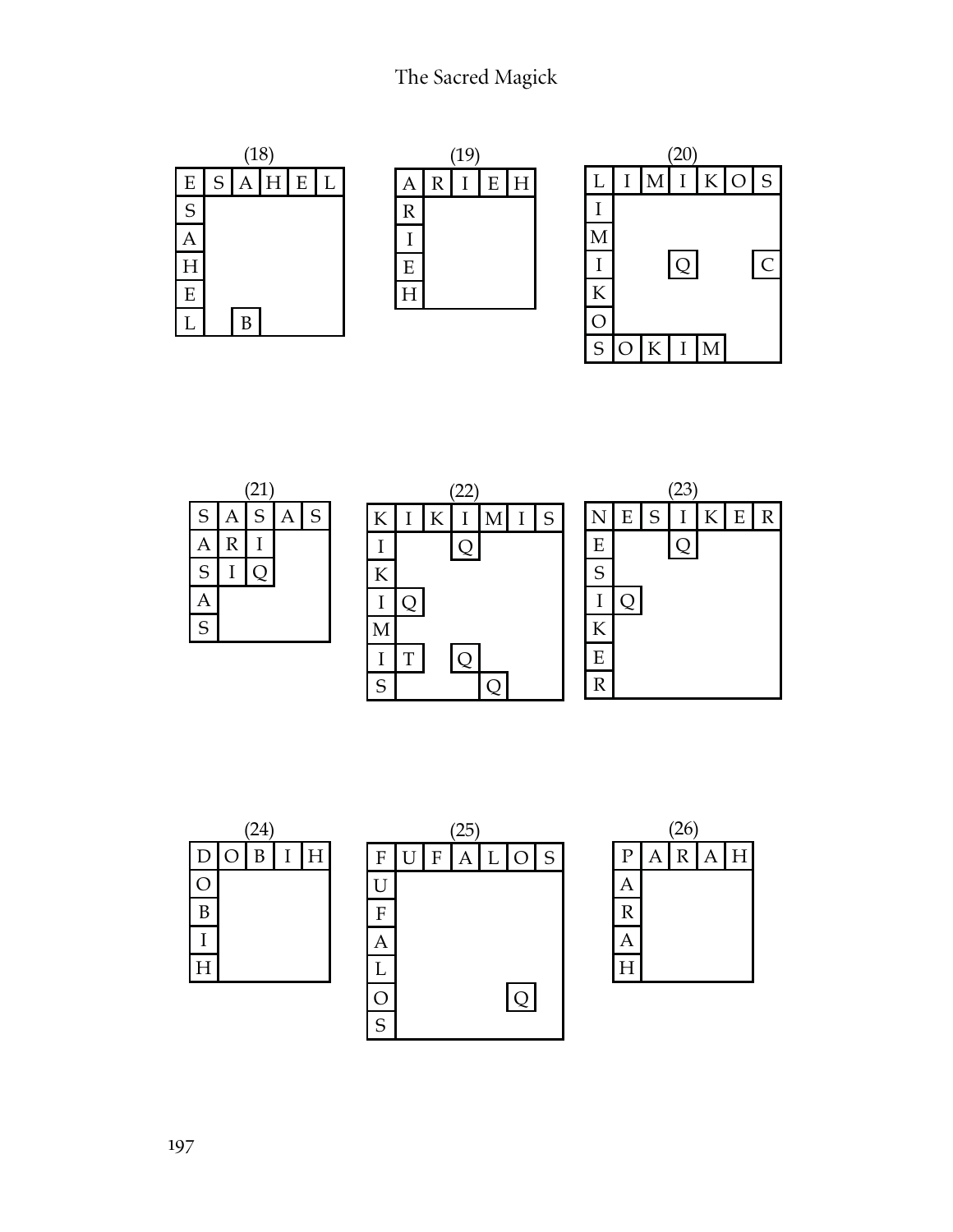(18)

| E | S | A | H | E | L |
|---|---|---|---|---|---|
| S | | | | | |
| A | | | | | |
| H | | | | | |
| E | | | | | |
| L | | B | | | |

(19)

| A | R | I | E | H |
|---|---|---|---|---|
| R | | | | |
| I | | | | |
| E | | | | |
| H | | | | |

(20)

| L | I | M | I | K | O | S |
|---|---|---|---|---|---|---|
| I | | | | | | |
| M | | | | | | |
| I | | | Q | | | C |
| K | | | | | | |
| O | | | | | | |
| S | O | K | I | M | | |

(21)

| S | A | S | A | S |
|---|---|---|---|---|
| A | R | I | | |
| S | I | Q | | |
| A | | | | |
| S | | | | |

(22)

| K | I | K | I | M | I | S |
|---|---|---|---|---|---|---|
| I | | | Q | | | |
| K | | | | | | |
| I | Q | | | | | |
| M | | | | | | |
| I | T | | Q | | | |
| S | | | | Q | | |

(23)

| N | E | S | I | K | E | R |
|---|---|---|---|---|---|---|
| E | | | Q | | | |
| S | | | | | | |
| I | Q | | | | | |
| K | | | | | | |
| E | | | | | | |
| R | | | | | | |

(24)

| D | O | B | I | H |
|---|---|---|---|---|
| O | | | | |
| B | | | | |
| I | | | | |
| H | | | | |

(25)

| F | U | F | A | L | O | S |
|---|---|---|---|---|---|---|
| U | | | | | | |
| F | | | | | | |
| A | | | | | | |
| L | | | | | | |
| O | | | | | Q | |
| S | | | | | | |

(26)

| P | A | R | A | H |
|---|---|---|---|---|
| A | | | | |
| R | | | | |
| A | | | | |
| H | | | | |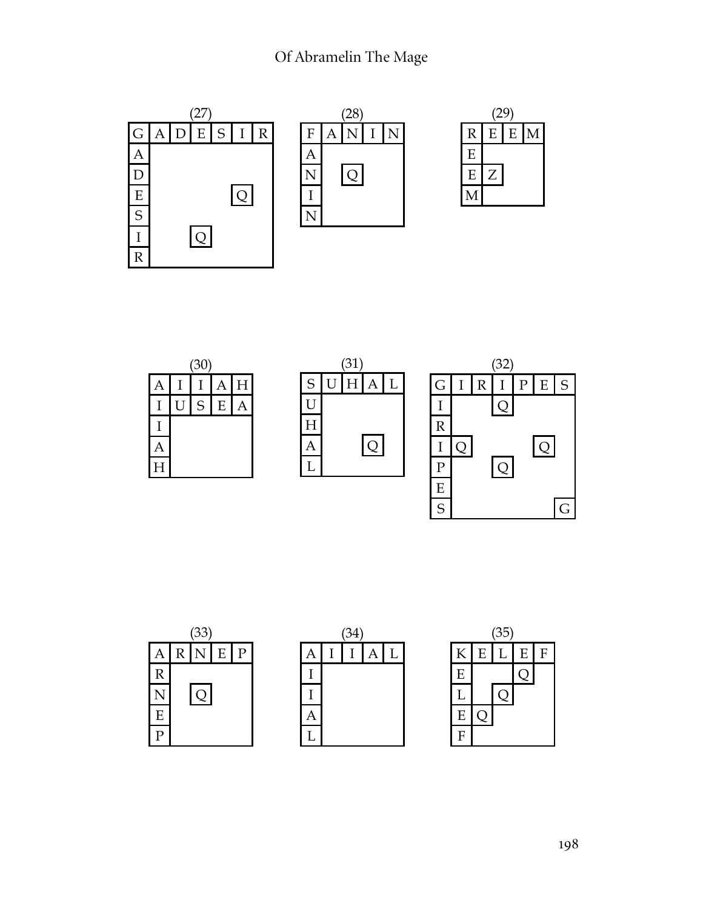(27)

| G | A | D | E | S | I | R |
|---|---|---|---|---|---|---|
| A | | | | | | |
| D | | | | | | |
| E | | | | | Q | |
| S | | | | | | |
| I | | | Q | | | |
| R | | | | | | |

(28)

| F | A | N | I | N |
|---|---|---|---|---|
| A | | | | |
| N | | Q | | |
| I | | | | |
| N | | | | |

(29)

| R | E | E | M |
|---|---|---|---|
| E | | | |
| E | Z | | |
| M | | | |

(30)

| A | I | I | A | H |
|---|---|---|---|---|
| I | U | S | E | A |
| I | | | | |
| A | | | | |
| H | | | | |

(31)

| S | U | H | A | L |
|---|---|---|---|---|
| U | | | | |
| H | | | | |
| A | | | Q | |
| L | | | | |

(32)

| G | I | R | I | P | E | S |
|---|---|---|---|---|---|---|
| I | | | Q | | | |
| R | | | | | | |
| I | Q | | | | Q | |
| P | | | Q | | | |
| E | | | | | | |
| S | | | | | | G |

(33)

| A | R | N | E | P |
|---|---|---|---|---|
| R | | | | |
| N | | Q | | |
| E | | | | |
| P | | | | |

(34)

| A | I | I | A | L |
|---|---|---|---|---|
| I | | | | |
| I | | | | |
| A | | | | |
| L | | | | |

(35)

| K | E | L | E | F |
|---|---|---|---|---|
| E | | | Q | |
| L | | Q | | |
| E | Q | | | |
| F | | | | |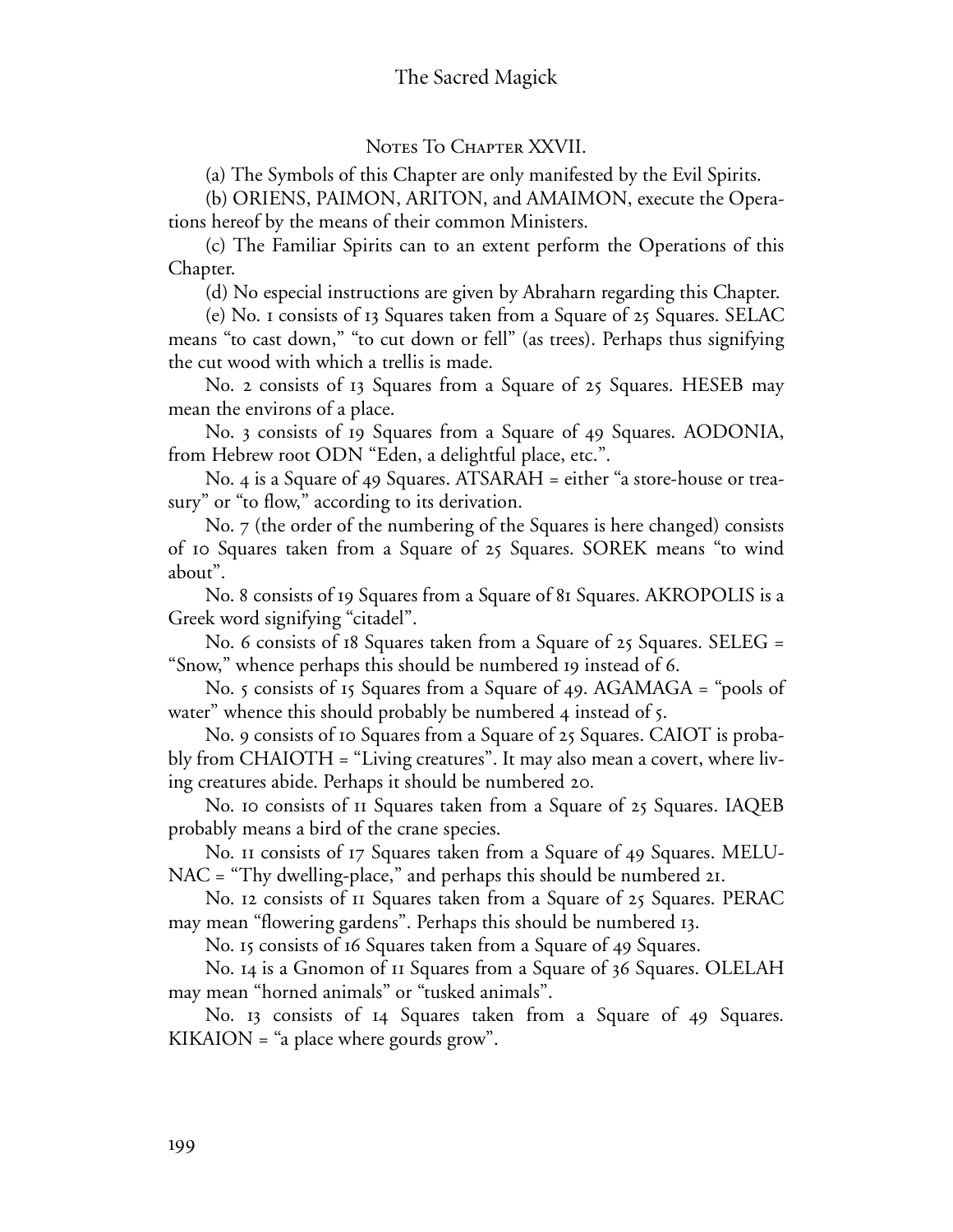## Notes To Chapter XXVII.

(a) The Symbols of this Chapter are only manifested by the Evil Spirits.

(b) ORIENS, PAIMON, ARITON, and AMAIMON, execute the Operations hereof by the means of their common Ministers.

(c) The Familiar Spirits can to an extent perform the Operations of this Chapter.

(d) No especial instructions are given by Abraharn regarding this Chapter.

(e) No. 1 consists of 13 Squares taken from a Square of 25 Squares. SELAC means "to cast down," "to cut down or fell" (as trees). Perhaps thus signifying the cut wood with which a trellis is made.

No. 2 consists of 13 Squares from a Square of 25 Squares. HESEB may mean the environs of a place.

No. 3 consists of 19 Squares from a Square of 49 Squares. AODONIA, from Hebrew root ODN "Eden, a delightful place, etc.".

No. 4 is a Square of 49 Squares. ATSARAH = either "a store-house or treasury" or "to flow," according to its derivation.

No. 7 (the order of the numbering of the Squares is here changed) consists of 10 Squares taken from a Square of 25 Squares. SOREK means "to wind about".

No. 8 consists of 19 Squares from a Square of 81 Squares. AKROPOLIS is a Greek word signifying "citadel".

No. 6 consists of 18 Squares taken from a Square of 25 Squares. SELEG = "Snow," whence perhaps this should be numbered 19 instead of 6.

No. 5 consists of 15 Squares from a Square of 49. AGAMAGA = "pools of water" whence this should probably be numbered 4 instead of 5.

No. 9 consists of 10 Squares from a Square of 25 Squares. CAIOT is probably from CHAIOTH = "Living creatures". It may also mean a covert, where living creatures abide. Perhaps it should be numbered 20.

No. 10 consists of 11 Squares taken from a Square of 25 Squares. IAQEB probably means a bird of the crane species.

No. 11 consists of 17 Squares taken from a Square of 49 Squares. MELUNAC = "Thy dwelling-place," and perhaps this should be numbered 21.

No. 12 consists of 11 Squares taken from a Square of 25 Squares. PERAC may mean "flowering gardens". Perhaps this should be numbered 13.

No. 15 consists of 16 Squares taken from a Square of 49 Squares.

No. 14 is a Gnomon of 11 Squares from a Square of 36 Squares. OLELAH may mean "horned animals" or "tusked animals".

No. 13 consists of 14 Squares taken from a Square of 49 Squares. KIKAION = "a place where gourds grow".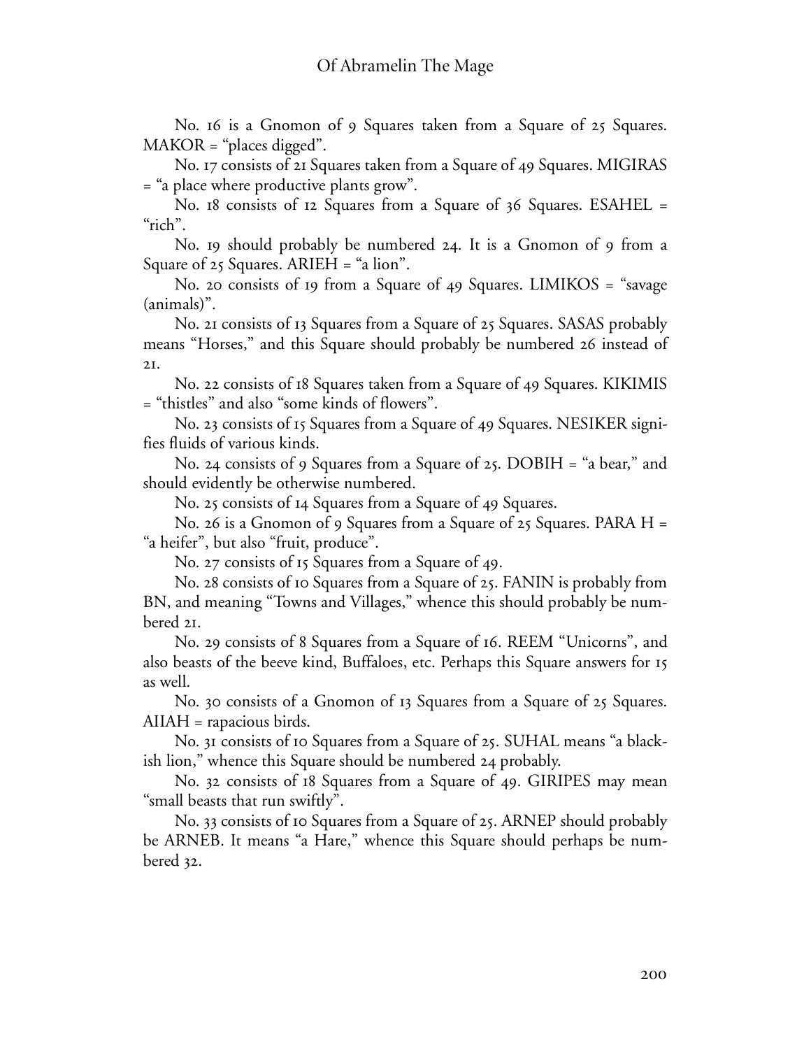No. 16 is a Gnomon of 9 Squares taken from a Square of 25 Squares. MAKOR = "places digged".

No. 17 consists of 21 Squares taken from a Square of 49 Squares. MIGIRAS = "a place where productive plants grow".

No. 18 consists of 12 Squares from a Square of 36 Squares. ESAHEL = "rich".

No. 19 should probably be numbered 24. It is a Gnomon of 9 from a Square of 25 Squares. ARIEH = "a lion".

No. 20 consists of 19 from a Square of 49 Squares. LIMIKOS = "savage (animals)".

No. 21 consists of 13 Squares from a Square of 25 Squares. SASAS probably means "Horses," and this Square should probably be numbered 26 instead of 21.

No. 22 consists of 18 Squares taken from a Square of 49 Squares. KIKIMIS = "thistles" and also "some kinds of flowers".

No. 23 consists of 15 Squares from a Square of 49 Squares. NESIKER signifies fluids of various kinds.

No. 24 consists of 9 Squares from a Square of 25. DOBIH = "a bear," and should evidently be otherwise numbered.

No. 25 consists of 14 Squares from a Square of 49 Squares.

No. 26 is a Gnomon of 9 Squares from a Square of 25 Squares. PARA H = "a heifer", but also "fruit, produce".

No. 27 consists of 15 Squares from a Square of 49.

No. 28 consists of 10 Squares from a Square of 25. FANIN is probably from BN, and meaning "Towns and Villages," whence this should probably be numbered 21.

No. 29 consists of 8 Squares from a Square of 16. REEM "Unicorns", and also beasts of the beeve kind, Buffaloes, etc. Perhaps this Square answers for 15 as well.

No. 30 consists of a Gnomon of 13 Squares from a Square of 25 Squares. AIIAH = rapacious birds.

No. 31 consists of 10 Squares from a Square of 25. SUHAL means "a blackish lion," whence this Square should be numbered 24 probably.

No. 32 consists of 18 Squares from a Square of 49. GIRIPES may mean "small beasts that run swiftly".

No. 33 consists of 10 Squares from a Square of 25. ARNEP should probably be ARNEB. It means "a Hare," whence this Square should perhaps be numbered 32.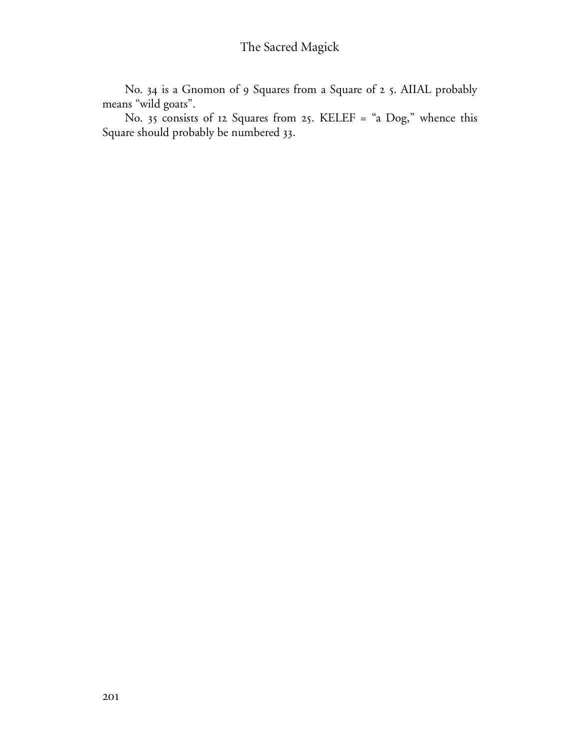No. 34 is a Gnomon of 9 Squares from a Square of 2 5. AIIAL probably means "wild goats".

No. 35 consists of 12 Squares from 25. KELEF = "a Dog," whence this Square should probably be numbered 33.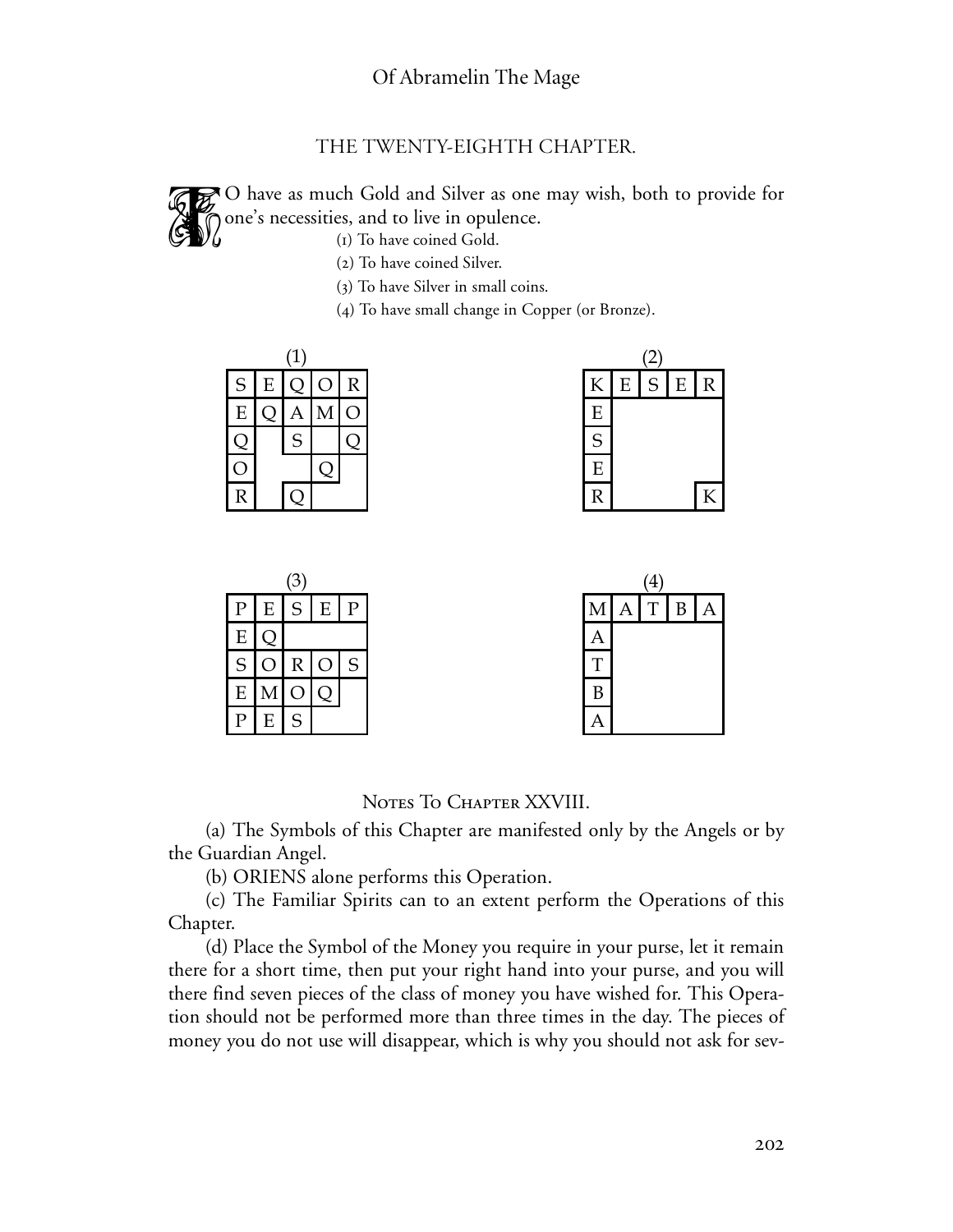## THE TWENTY-EIGHTH CHAPTER.

TO have as much Gold and Silver as one may wish, both to provide for one's necessities, and to live in opulence.

(1) To have coined Gold.

(2) To have coined Silver.

(3) To have Silver in small coins.

(4) To have small change in Copper (or Bronze).

(1)

| S | E | Q | O | R |
|---|---|---|---|---|
| E | Q | A | M | O |
| Q | | S | | Q |
| O | | | Q | |
| R | | Q | | |

(2)

| K | E | S | E | R |
|---|---|---|---|---|
| E | | | | |
| S | | | | |
| E | | | | |
| R | | | | K |

(3)

| P | E | S | E | P |
|---|---|---|---|---|
| E | Q | | | |
| S | O | R | O | S |
| E | M | O | Q | |
| P | E | S | | |

(4)

| M | A | T | B | A |
|---|---|---|---|---|
| A | | | | |
| T | | | | |
| B | | | | |
| A | | | | |

### NOTES TO CHAPTER XXVIII.

(a) The Symbols of this Chapter are manifested only by the Angels or by the Guardian Angel.

(b) ORIENS alone performs this Operation.

(c) The Familiar Spirits can to an extent perform the Operations of this Chapter.

(d) Place the Symbol of the Money you require in your purse, let it remain there for a short time, then put your right hand into your purse, and you will there find seven pieces of the class of money you have wished for. This Operation should not be performed more than three times in the day. The pieces of money you do not use will disappear, which is why you should not ask for sev-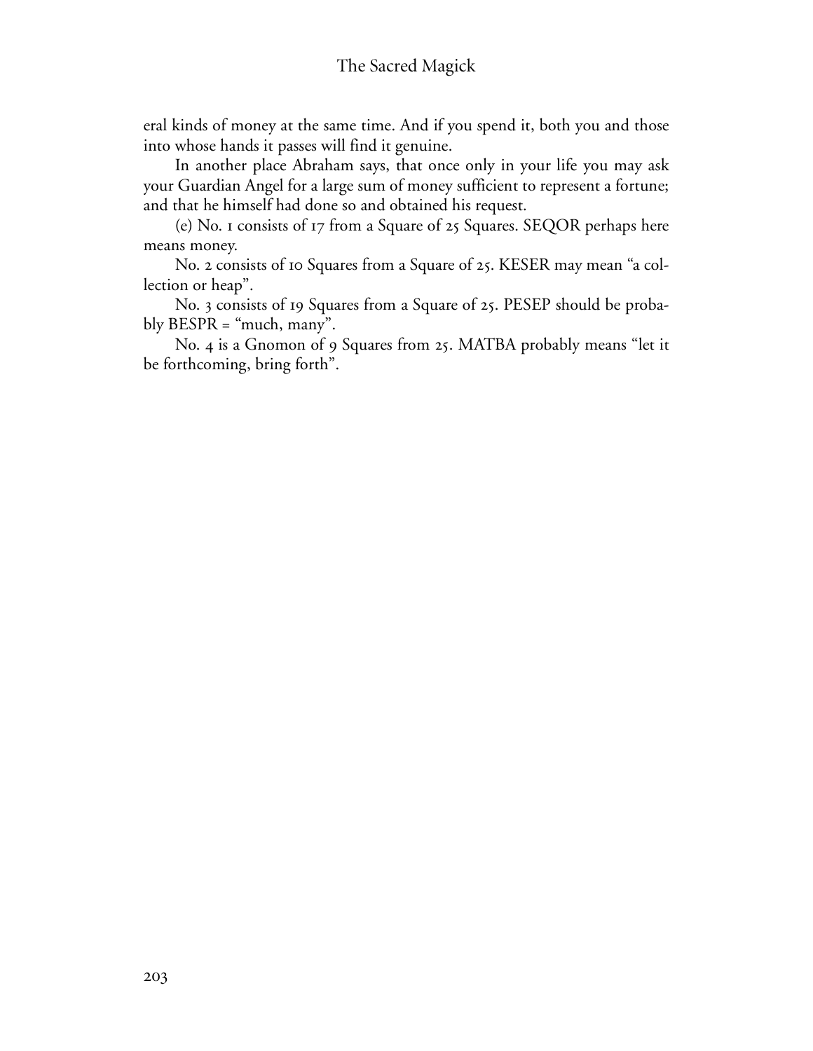eral kinds of money at the same time. And if you spend it, both you and those into whose hands it passes will find it genuine.

In another place Abraham says, that once only in your life you may ask your Guardian Angel for a large sum of money sufficient to represent a fortune; and that he himself had done so and obtained his request.

(e) No. 1 consists of 17 from a Square of 25 Squares. SEQOR perhaps here means money.

No. 2 consists of 10 Squares from a Square of 25. KESER may mean "a collection or heap".

No. 3 consists of 19 Squares from a Square of 25. PESEP should be probably BESPR = "much, many".

No. 4 is a Gnomon of 9 Squares from 25. MATBA probably means "let it be forthcoming, bring forth".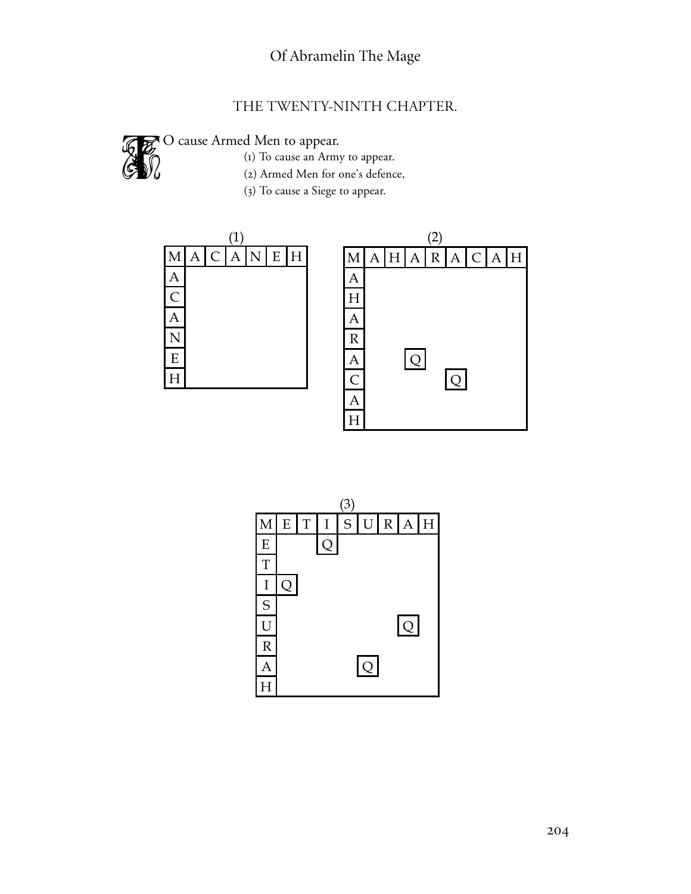## THE TWENTY-NINTH CHAPTER.

TO cause Armed Men to appear.

(1) To cause an Army to appear.

(2) Armed Men for one's defence,

(3) To cause a Siege to appear.

(1)

| M | A | C | A | N | E | H |
|---|---|---|---|---|---|---|
| A | | | | | | |
| C | | | | | | |
| A | | | | | | |
| N | | | | | | |
| E | | | | | | |
| H | | | | | | |

(2)

| M | A | H | A | R | A | C | A | H |
|---|---|---|---|---|---|---|---|---|
| A | | | | | | | | |
| H | | | | | | | | |
| A | | | | | | | | |
| R | | | | | | | | |
| A | | | Q | | | | | |
| C | | | | | Q | | | |
| A | | | | | | | | |
| H | | | | | | | | |

(3)

| M | E | T | I | S | U | R | A | H |
|---|---|---|---|---|---|---|---|---|
| E | | | Q | | | | | |
| T | | | | | | | | |
| I | Q | | | | | | | |
| S | | | | | | | | |
| U | | | | | | | Q | |
| R | | | | | | | | |
| A | | | | | Q | | | |
| H | | | | | | | | |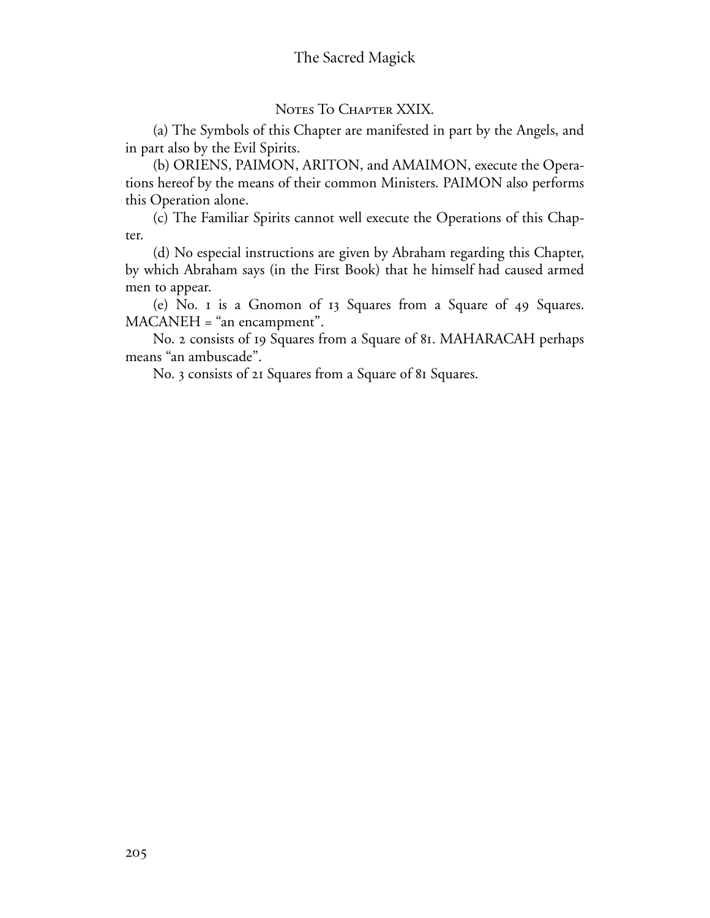## Notes To Chapter XXIX.

(a) The Symbols of this Chapter are manifested in part by the Angels, and in part also by the Evil Spirits.

(b) ORIENS, PAIMON, ARITON, and AMAIMON, execute the Operations hereof by the means of their common Ministers. PAIMON also performs this Operation alone.

(c) The Familiar Spirits cannot well execute the Operations of this Chapter.

(d) No especial instructions are given by Abraham regarding this Chapter, by which Abraham says (in the First Book) that he himself had caused armed men to appear.

(e) No. 1 is a Gnomon of 13 Squares from a Square of 49 Squares. MACANEH = "an encampment".

No. 2 consists of 19 Squares from a Square of 81. MAHARACAH perhaps means "an ambuscade".

No. 3 consists of 21 Squares from a Square of 81 Squares.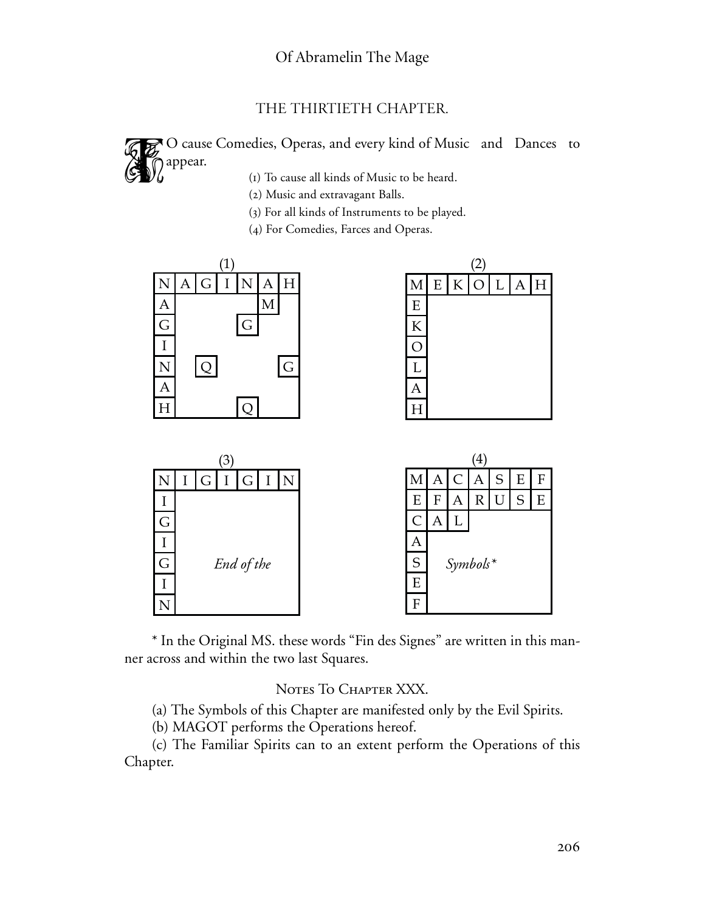## THE THIRTIETH CHAPTER.

TO cause Comedies, Operas, and every kind of Music and Dances to appear.

(1) To cause all kinds of Music to be heard.

(2) Music and extravagant Balls.

(3) For all kinds of Instruments to be played.

(4) For Comedies, Farces and Operas.

(1)

| N | A | G | I | N | A | H |
|---|---|---|---|---|---|---|
| A | | | | | M | |
| G | | | | G | | |
| I | | | | | | |
| N | | Q | | | | G |
| A | | | | | | |
| H | | | | Q | | |

(2)

| M | E | K | O | L | A | H |
|---|---|---|---|---|---|---|
| E | | | | | | |
| K | | | | | | |
| O | | | | | | |
| L | | | | | | |
| A | | | | | | |
| H | | | | | | |

(3)

| N | I | G | I | G | I | N |
|---|---|---|---|---|---|---|
| I | | | | | | |
| G | | | | | | |
| I | | | | | | |
| G | | | *End of the* | | | |
| I | | | | | | |
| N | | | | | | |

(4)

| M | A | C | A | S | E | F |
|---|---|---|---|---|---|---|
| E | F | A | R | U | S | E |
| C | A | L | | | | |
| A | | | | | | |
| S | | | *Symbols\** | | | |
| E | | | | | | |
| F | | | | | | |

\* In the Original MS. these words "Fin des Signes" are written in this manner across and within the two last Squares.

### Notes To Chapter XXX.

(a) The Symbols of this Chapter are manifested only by the Evil Spirits.

(b) MAGOT performs the Operations hereof.

(c) The Familiar Spirits can to an extent perform the Operations of this Chapter.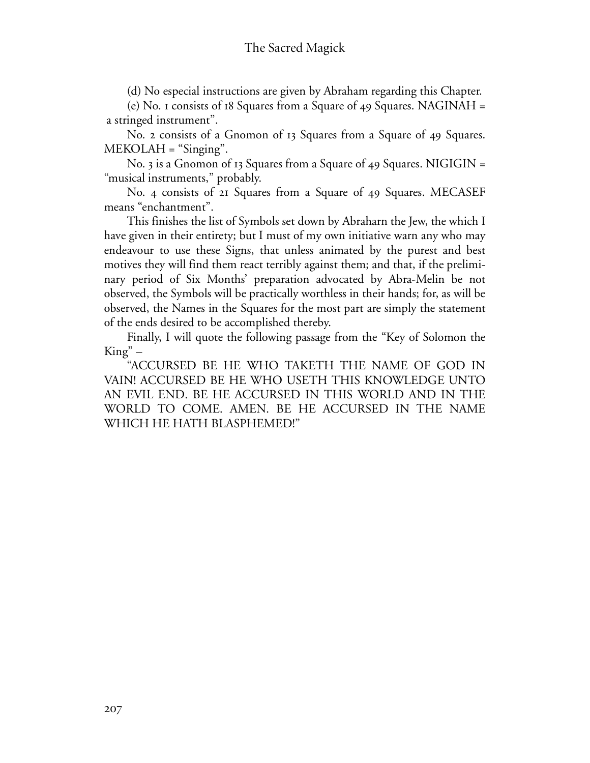(d) No especial instructions are given by Abraham regarding this Chapter.

(e) No. 1 consists of 18 Squares from a Square of 49 Squares. NAGINAH = a stringed instrument".

No. 2 consists of a Gnomon of 13 Squares from a Square of 49 Squares. MEKOLAH = "Singing".

No. 3 is a Gnomon of 13 Squares from a Square of 49 Squares. NIGIGIN = "musical instruments," probably.

No. 4 consists of 21 Squares from a Square of 49 Squares. MECASEF means "enchantment".

This finishes the list of Symbols set down by Abraharn the Jew, the which I have given in their entirety; but I must of my own initiative warn any who may endeavour to use these Signs, that unless animated by the purest and best motives they will find them react terribly against them; and that, if the preliminary period of Six Months' preparation advocated by Abra-Melin be not observed, the Symbols will be practically worthless in their hands; for, as will be observed, the Names in the Squares for the most part are simply the statement of the ends desired to be accomplished thereby.

Finally, I will quote the following passage from the "Key of Solomon the King" –

"ACCURSED BE HE WHO TAKETH THE NAME OF GOD IN VAIN! ACCURSED BE HE WHO USETH THIS KNOWLEDGE UNTO AN EVIL END. BE HE ACCURSED IN THIS WORLD AND IN THE WORLD TO COME. AMEN. BE HE ACCURSED IN THE NAME WHICH HE HATH BLASPHEMED!"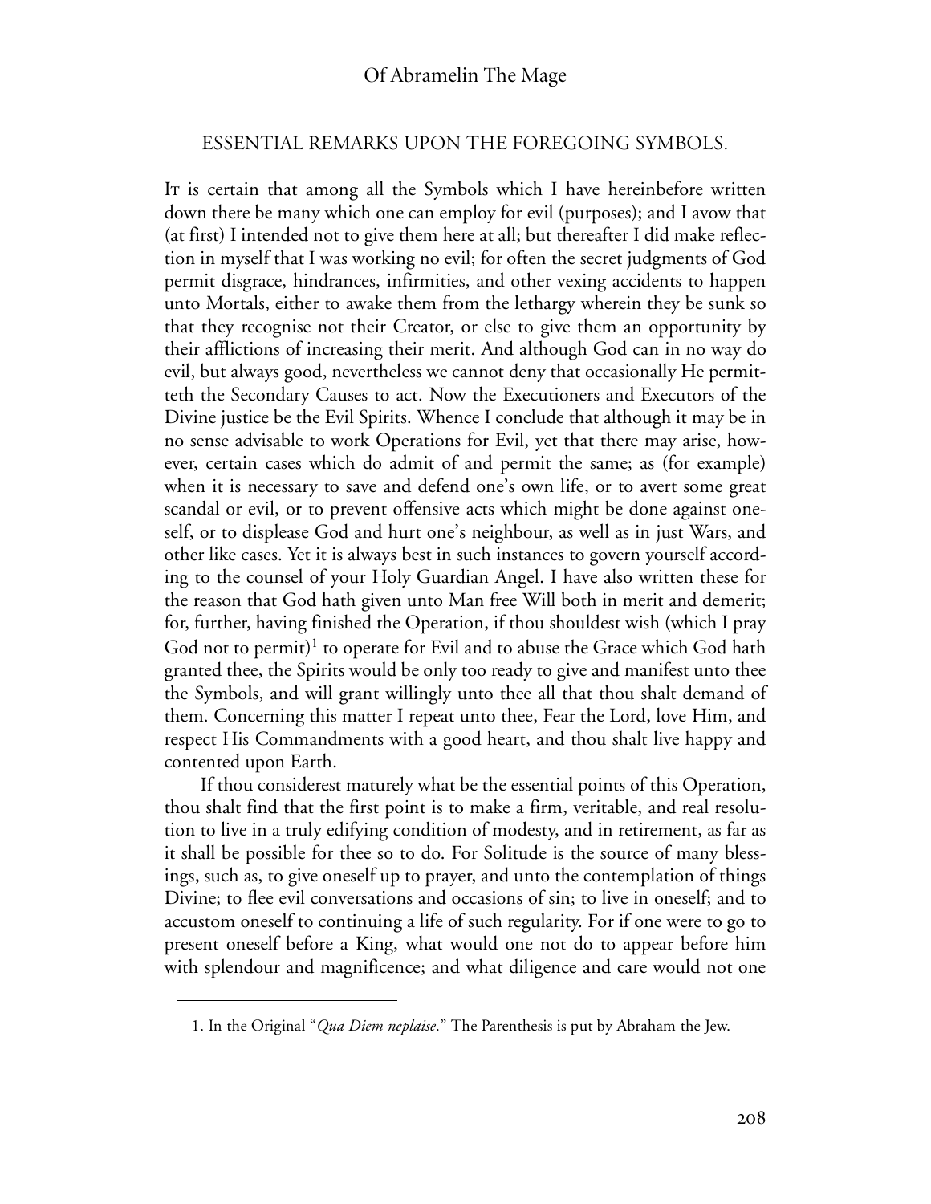## ESSENTIAL REMARKS UPON THE FOREGOING SYMBOLS.

It is certain that among all the Symbols which I have hereinbefore written down there be many which one can employ for evil (purposes); and I avow that (at first) I intended not to give them here at all; but thereafter I did make reflection in myself that I was working no evil; for often the secret judgments of God permit disgrace, hindrances, infirmities, and other vexing accidents to happen unto Mortals, either to awake them from the lethargy wherein they be sunk so that they recognise not their Creator, or else to give them an opportunity by their afflictions of increasing their merit. And although God can in no way do evil, but always good, nevertheless we cannot deny that occasionally He permitteth the Secondary Causes to act. Now the Executioners and Executors of the Divine justice be the Evil Spirits. Whence I conclude that although it may be in no sense advisable to work Operations for Evil, yet that there may arise, however, certain cases which do admit of and permit the same; as (for example) when it is necessary to save and defend one's own life, or to avert some great scandal or evil, or to prevent offensive acts which might be done against oneself, or to displease God and hurt one's neighbour, as well as in just Wars, and other like cases. Yet it is always best in such instances to govern yourself according to the counsel of your Holy Guardian Angel. I have also written these for the reason that God hath given unto Man free Will both in merit and demerit; for, further, having finished the Operation, if thou shouldest wish (which I pray God not to permit)[1] to operate for Evil and to abuse the Grace which God hath granted thee, the Spirits would be only too ready to give and manifest unto thee the Symbols, and will grant willingly unto thee all that thou shalt demand of them. Concerning this matter I repeat unto thee, Fear the Lord, love Him, and respect His Commandments with a good heart, and thou shalt live happy and contented upon Earth.

If thou considerest maturely what be the essential points of this Operation, thou shalt find that the first point is to make a firm, veritable, and real resolution to live in a truly edifying condition of modesty, and in retirement, as far as it shall be possible for thee so to do. For Solitude is the source of many blessings, such as, to give oneself up to prayer, and unto the contemplation of things Divine; to flee evil conversations and occasions of sin; to live in oneself; and to accustom oneself to continuing a life of such regularity. For if one were to go to present oneself before a King, what would one not do to appear before him with splendour and magnificence; and what diligence and care would not one

1. In the Original "*Qua Diem neplaise*." The Parenthesis is put by Abraham the Jew.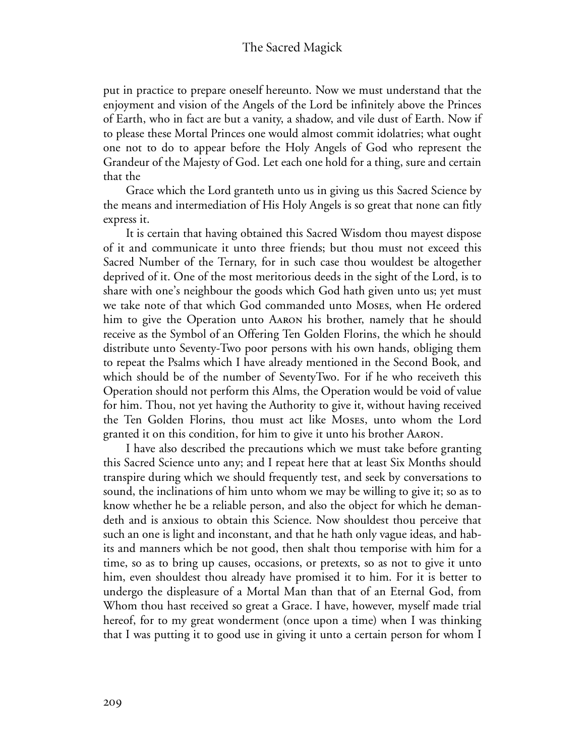put in practice to prepare oneself hereunto. Now we must understand that the enjoyment and vision of the Angels of the Lord be infinitely above the Princes of Earth, who in fact are but a vanity, a shadow, and vile dust of Earth. Now if to please these Mortal Princes one would almost commit idolatries; what ought one not to do to appear before the Holy Angels of God who represent the Grandeur of the Majesty of God. Let each one hold for a thing, sure and certain that the

Grace which the Lord granteth unto us in giving us this Sacred Science by the means and intermediation of His Holy Angels is so great that none can fitly express it.

It is certain that having obtained this Sacred Wisdom thou mayest dispose of it and communicate it unto three friends; but thou must not exceed this Sacred Number of the Ternary, for in such case thou wouldest be altogether deprived of it. One of the most meritorious deeds in the sight of the Lord, is to share with one's neighbour the goods which God hath given unto us; yet must we take note of that which God commanded unto Moses, when He ordered him to give the Operation unto Aaron his brother, namely that he should receive as the Symbol of an Offering Ten Golden Florins, the which he should distribute unto Seventy-Two poor persons with his own hands, obliging them to repeat the Psalms which I have already mentioned in the Second Book, and which should be of the number of SeventyTwo. For if he who receiveth this Operation should not perform this Alms, the Operation would be void of value for him. Thou, not yet having the Authority to give it, without having received the Ten Golden Florins, thou must act like Moses, unto whom the Lord granted it on this condition, for him to give it unto his brother Aaron.

I have also described the precautions which we must take before granting this Sacred Science unto any; and I repeat here that at least Six Months should transpire during which we should frequently test, and seek by conversations to sound, the inclinations of him unto whom we may be willing to give it; so as to know whether he be a reliable person, and also the object for which he demandeth and is anxious to obtain this Science. Now shouldest thou perceive that such an one is light and inconstant, and that he hath only vague ideas, and habits and manners which be not good, then shalt thou temporise with him for a time, so as to bring up causes, occasions, or pretexts, so as not to give it unto him, even shouldest thou already have promised it to him. For it is better to undergo the displeasure of a Mortal Man than that of an Eternal God, from Whom thou hast received so great a Grace. I have, however, myself made trial hereof, for to my great wonderment (once upon a time) when I was thinking that I was putting it to good use in giving it unto a certain person for whom I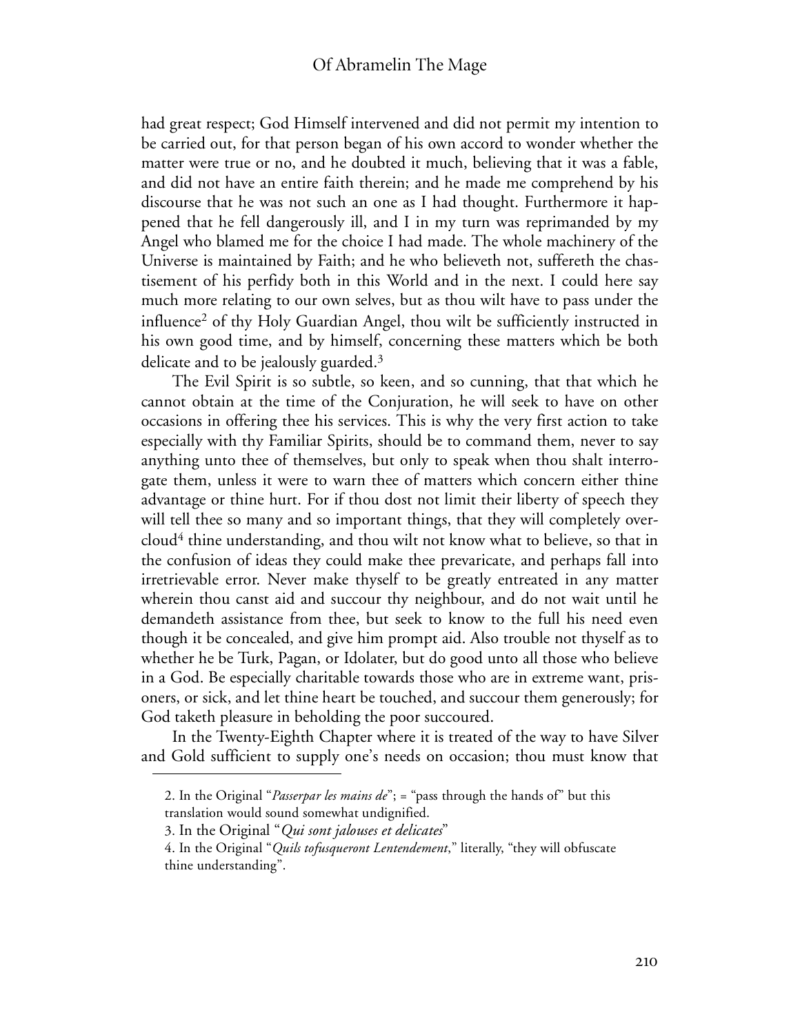had great respect; God Himself intervened and did not permit my intention to be carried out, for that person began of his own accord to wonder whether the matter were true or no, and he doubted it much, believing that it was a fable, and did not have an entire faith therein; and he made me comprehend by his discourse that he was not such an one as I had thought. Furthermore it happened that he fell dangerously ill, and I in my turn was reprimanded by my Angel who blamed me for the choice I had made. The whole machinery of the Universe is maintained by Faith; and he who believeth not, suffereth the chastisement of his perfidy both in this World and in the next. I could here say much more relating to our own selves, but as thou wilt have to pass under the influence[2] of thy Holy Guardian Angel, thou wilt be sufficiently instructed in his own good time, and by himself, concerning these matters which be both delicate and to be jealously guarded.[3]

The Evil Spirit is so subtle, so keen, and so cunning, that that which he cannot obtain at the time of the Conjuration, he will seek to have on other occasions in offering thee his services. This is why the very first action to take especially with thy Familiar Spirits, should be to command them, never to say anything unto thee of themselves, but only to speak when thou shalt interrogate them, unless it were to warn thee of matters which concern either thine advantage or thine hurt. For if thou dost not limit their liberty of speech they will tell thee so many and so important things, that they will completely overcloud[4] thine understanding, and thou wilt not know what to believe, so that in the confusion of ideas they could make thee prevaricate, and perhaps fall into irretrievable error. Never make thyself to be greatly entreated in any matter wherein thou canst aid and succour thy neighbour, and do not wait until he demandeth assistance from thee, but seek to know to the full his need even though it be concealed, and give him prompt aid. Also trouble not thyself as to whether he be Turk, Pagan, or Idolater, but do good unto all those who believe in a God. Be especially charitable towards those who are in extreme want, prisoners, or sick, and let thine heart be touched, and succour them generously; for God taketh pleasure in beholding the poor succoured.

In the Twenty-Eighth Chapter where it is treated of the way to have Silver and Gold sufficient to supply one's needs on occasion; thou must know that

---

2. In the Original "*Passerpar les mains de*"; = "pass through the hands of" but this translation would sound somewhat undignified.

3. In the Original "*Qui sont jalouses et delicates*"

4. In the Original "*Quils tofusqueront Lentendement*," literally, "they will obfuscate thine understanding".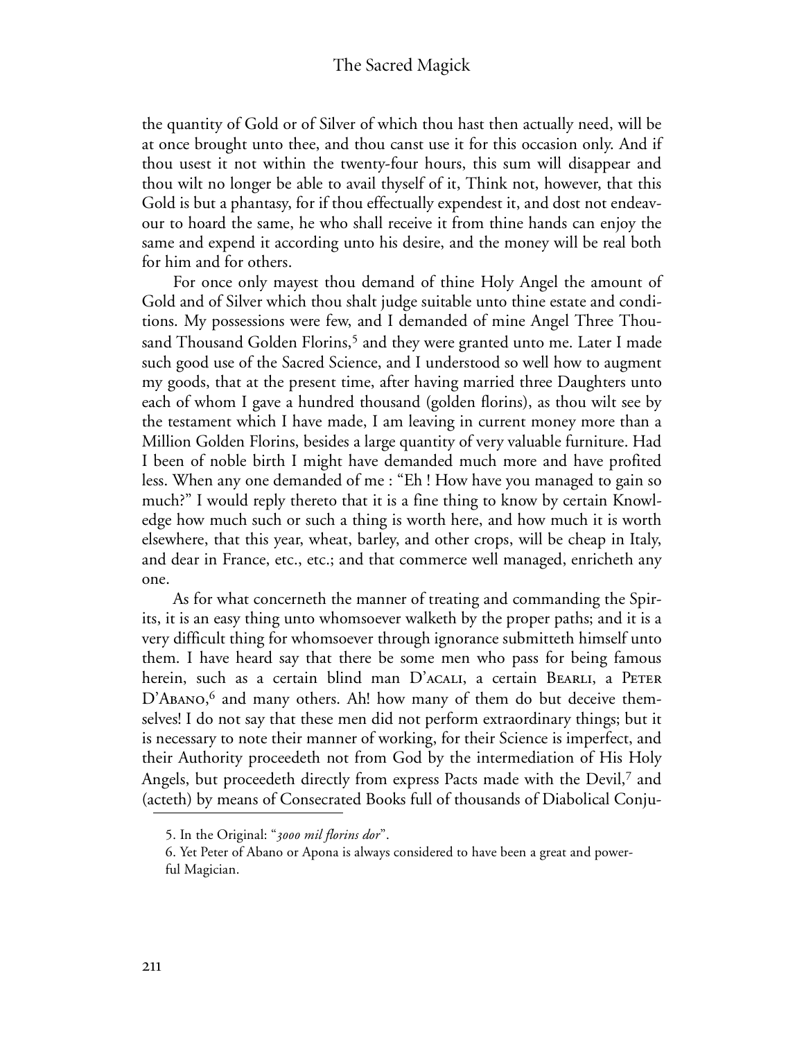the quantity of Gold or of Silver of which thou hast then actually need, will be at once brought unto thee, and thou canst use it for this occasion only. And if thou usest it not within the twenty-four hours, this sum will disappear and thou wilt no longer be able to avail thyself of it, Think not, however, that this Gold is but a phantasy, for if thou effectually expendest it, and dost not endeavour to hoard the same, he who shall receive it from thine hands can enjoy the same and expend it according unto his desire, and the money will be real both for him and for others.

For once only mayest thou demand of thine Holy Angel the amount of Gold and of Silver which thou shalt judge suitable unto thine estate and conditions. My possessions were few, and I demanded of mine Angel Three Thousand Thousand Golden Florins,[5] and they were granted unto me. Later I made such good use of the Sacred Science, and I understood so well how to augment my goods, that at the present time, after having married three Daughters unto each of whom I gave a hundred thousand (golden florins), as thou wilt see by the testament which I have made, I am leaving in current money more than a Million Golden Florins, besides a large quantity of very valuable furniture. Had I been of noble birth I might have demanded much more and have profited less. When any one demanded of me : "Eh ! How have you managed to gain so much?" I would reply thereto that it is a fine thing to know by certain Knowledge how much such or such a thing is worth here, and how much it is worth elsewhere, that this year, wheat, barley, and other crops, will be cheap in Italy, and dear in France, etc., etc.; and that commerce well managed, enricheth any one.

As for what concerneth the manner of treating and commanding the Spirits, it is an easy thing unto whomsoever walketh by the proper paths; and it is a very difficult thing for whomsoever through ignorance submitteth himself unto them. I have heard say that there be some men who pass for being famous herein, such as a certain blind man D'Acali, a certain Bearli, a Peter D'Abano,[6] and many others. Ah! how many of them do but deceive themselves! I do not say that these men did not perform extraordinary things; but it is necessary to note their manner of working, for their Science is imperfect, and their Authority proceedeth not from God by the intermediation of His Holy Angels, but proceedeth directly from express Pacts made with the Devil,[7] and (acteth) by means of Consecrated Books full of thousands of Diabolical Conju-

5. In the Original: "*3000 mil florins dor*".

6. Yet Peter of Abano or Apona is always considered to have been a great and powerful Magician.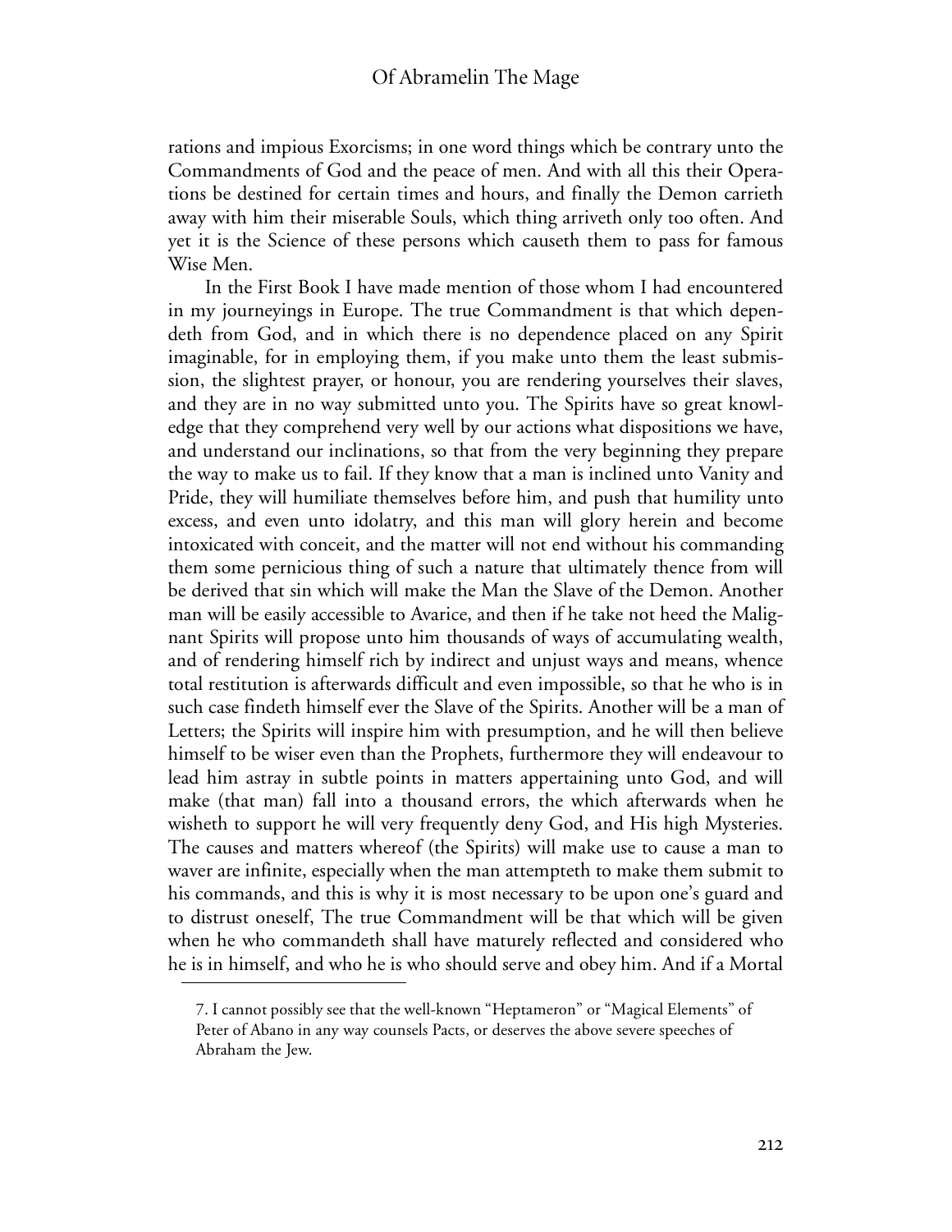rations and impious Exorcisms; in one word things which be contrary unto the Commandments of God and the peace of men. And with all this their Operations be destined for certain times and hours, and finally the Demon carrieth away with him their miserable Souls, which thing arriveth only too often. And yet it is the Science of these persons which causeth them to pass for famous Wise Men.

In the First Book I have made mention of those whom I had encountered in my journeyings in Europe. The true Commandment is that which dependeth from God, and in which there is no dependence placed on any Spirit imaginable, for in employing them, if you make unto them the least submission, the slightest prayer, or honour, you are rendering yourselves their slaves, and they are in no way submitted unto you. The Spirits have so great knowledge that they comprehend very well by our actions what dispositions we have, and understand our inclinations, so that from the very beginning they prepare the way to make us to fail. If they know that a man is inclined unto Vanity and Pride, they will humiliate themselves before him, and push that humility unto excess, and even unto idolatry, and this man will glory herein and become intoxicated with conceit, and the matter will not end without his commanding them some pernicious thing of such a nature that ultimately thence from will be derived that sin which will make the Man the Slave of the Demon. Another man will be easily accessible to Avarice, and then if he take not heed the Malignant Spirits will propose unto him thousands of ways of accumulating wealth, and of rendering himself rich by indirect and unjust ways and means, whence total restitution is afterwards difficult and even impossible, so that he who is in such case findeth himself ever the Slave of the Spirits. Another will be a man of Letters; the Spirits will inspire him with presumption, and he will then believe himself to be wiser even than the Prophets, furthermore they will endeavour to lead him astray in subtle points in matters appertaining unto God, and will make (that man) fall into a thousand errors, the which afterwards when he wisheth to support he will very frequently deny God, and His high Mysteries. The causes and matters whereof (the Spirits) will make use to cause a man to waver are infinite, especially when the man attempteth to make them submit to his commands, and this is why it is most necessary to be upon one's guard and to distrust oneself, The true Commandment will be that which will be given when he who commandeth shall have maturely reflected and considered who he is in himself, and who he is who should serve and obey him. And if a Mortal

7. I cannot possibly see that the well-known "Heptameron" or "Magical Elements" of Peter of Abano in any way counsels Pacts, or deserves the above severe speeches of Abraham the Jew.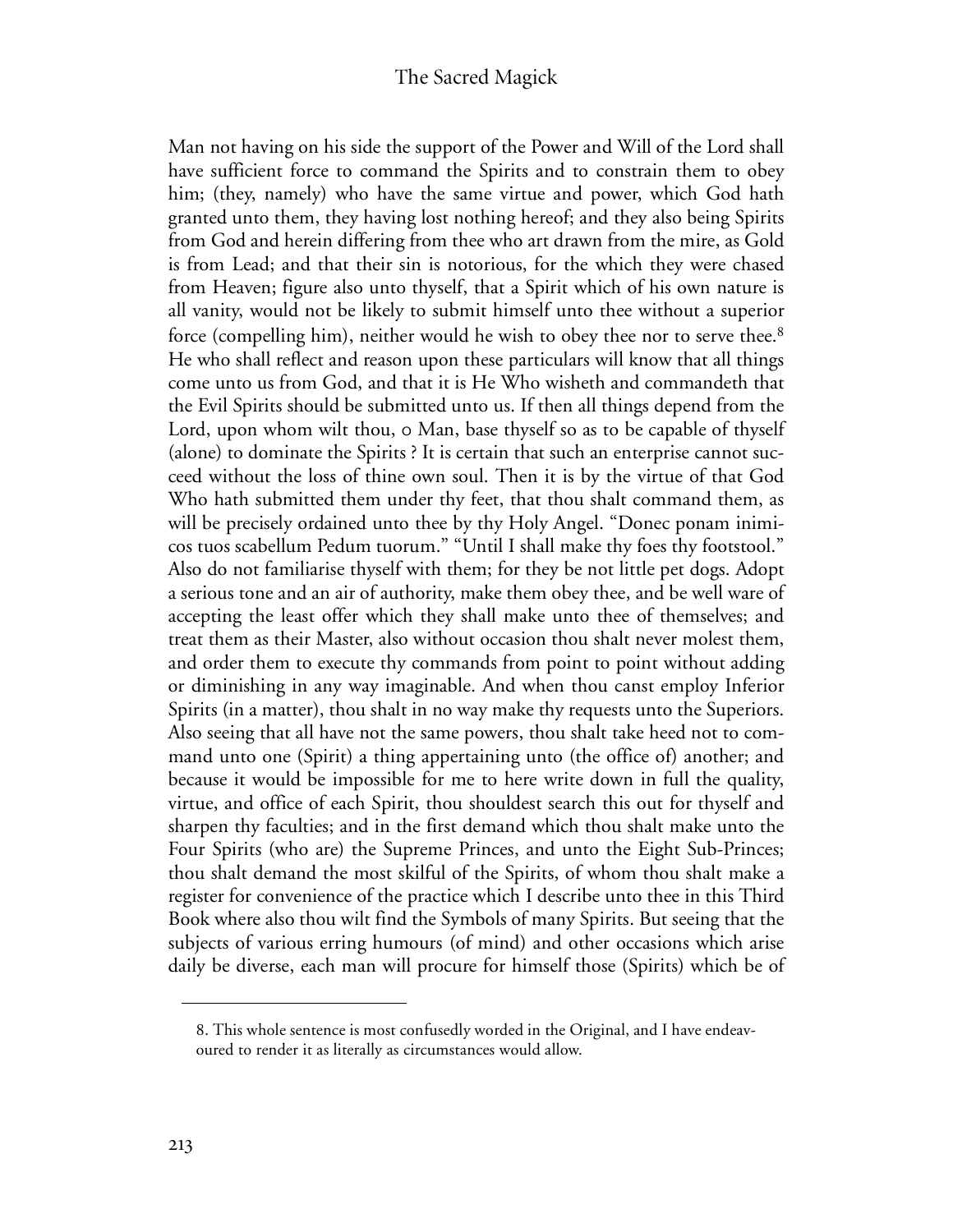Man not having on his side the support of the Power and Will of the Lord shall have sufficient force to command the Spirits and to constrain them to obey him; (they, namely) who have the same virtue and power, which God hath granted unto them, they having lost nothing hereof; and they also being Spirits from God and herein differing from thee who art drawn from the mire, as Gold is from Lead; and that their sin is notorious, for the which they were chased from Heaven; figure also unto thyself, that a Spirit which of his own nature is all vanity, would not be likely to submit himself unto thee without a superior force (compelling him), neither would he wish to obey thee nor to serve thee.[8] He who shall reflect and reason upon these particulars will know that all things come unto us from God, and that it is He Who wisheth and commandeth that the Evil Spirits should be submitted unto us. If then all things depend from the Lord, upon whom wilt thou, o Man, base thyself so as to be capable of thyself (alone) to dominate the Spirits ? It is certain that such an enterprise cannot succeed without the loss of thine own soul. Then it is by the virtue of that God Who hath submitted them under thy feet, that thou shalt command them, as will be precisely ordained unto thee by thy Holy Angel. "Donec ponam inimicos tuos scabellum Pedum tuorum." "Until I shall make thy foes thy footstool." Also do not familiarise thyself with them; for they be not little pet dogs. Adopt a serious tone and an air of authority, make them obey thee, and be well ware of accepting the least offer which they shall make unto thee of themselves; and treat them as their Master, also without occasion thou shalt never molest them, and order them to execute thy commands from point to point without adding or diminishing in any way imaginable. And when thou canst employ Inferior Spirits (in a matter), thou shalt in no way make thy requests unto the Superiors. Also seeing that all have not the same powers, thou shalt take heed not to command unto one (Spirit) a thing appertaining unto (the office of) another; and because it would be impossible for me to here write down in full the quality, virtue, and office of each Spirit, thou shouldest search this out for thyself and sharpen thy faculties; and in the first demand which thou shalt make unto the Four Spirits (who are) the Supreme Princes, and unto the Eight Sub-Princes; thou shalt demand the most skilful of the Spirits, of whom thou shalt make a register for convenience of the practice which I describe unto thee in this Third Book where also thou wilt find the Symbols of many Spirits. But seeing that the subjects of various erring humours (of mind) and other occasions which arise daily be diverse, each man will procure for himself those (Spirits) which be of

---

8. This whole sentence is most confusedly worded in the Original, and I have endeavoured to render it as literally as circumstances would allow.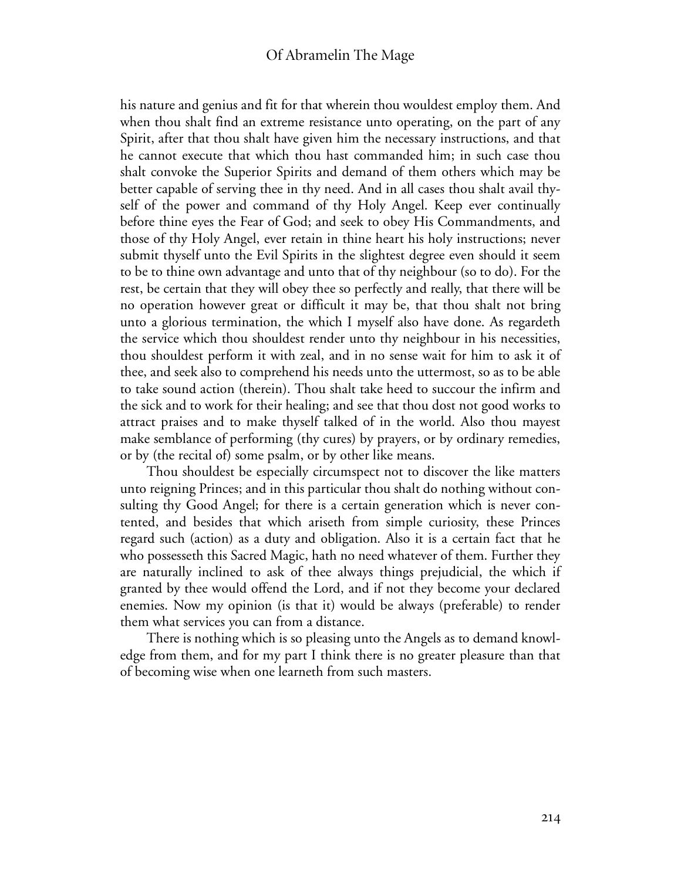his nature and genius and fit for that wherein thou wouldest employ them. And when thou shalt find an extreme resistance unto operating, on the part of any Spirit, after that thou shalt have given him the necessary instructions, and that he cannot execute that which thou hast commanded him; in such case thou shalt convoke the Superior Spirits and demand of them others which may be better capable of serving thee in thy need. And in all cases thou shalt avail thyself of the power and command of thy Holy Angel. Keep ever continually before thine eyes the Fear of God; and seek to obey His Commandments, and those of thy Holy Angel, ever retain in thine heart his holy instructions; never submit thyself unto the Evil Spirits in the slightest degree even should it seem to be to thine own advantage and unto that of thy neighbour (so to do). For the rest, be certain that they will obey thee so perfectly and really, that there will be no operation however great or difficult it may be, that thou shalt not bring unto a glorious termination, the which I myself also have done. As regardeth the service which thou shouldest render unto thy neighbour in his necessities, thou shouldest perform it with zeal, and in no sense wait for him to ask it of thee, and seek also to comprehend his needs unto the uttermost, so as to be able to take sound action (therein). Thou shalt take heed to succour the infirm and the sick and to work for their healing; and see that thou dost not good works to attract praises and to make thyself talked of in the world. Also thou mayest make semblance of performing (thy cures) by prayers, or by ordinary remedies, or by (the recital of) some psalm, or by other like means.

Thou shouldest be especially circumspect not to discover the like matters unto reigning Princes; and in this particular thou shalt do nothing without consulting thy Good Angel; for there is a certain generation which is never contented, and besides that which ariseth from simple curiosity, these Princes regard such (action) as a duty and obligation. Also it is a certain fact that he who possesseth this Sacred Magic, hath no need whatever of them. Further they are naturally inclined to ask of thee always things prejudicial, the which if granted by thee would offend the Lord, and if not they become your declared enemies. Now my opinion (is that it) would be always (preferable) to render them what services you can from a distance.

There is nothing which is so pleasing unto the Angels as to demand knowledge from them, and for my part I think there is no greater pleasure than that of becoming wise when one learneth from such masters.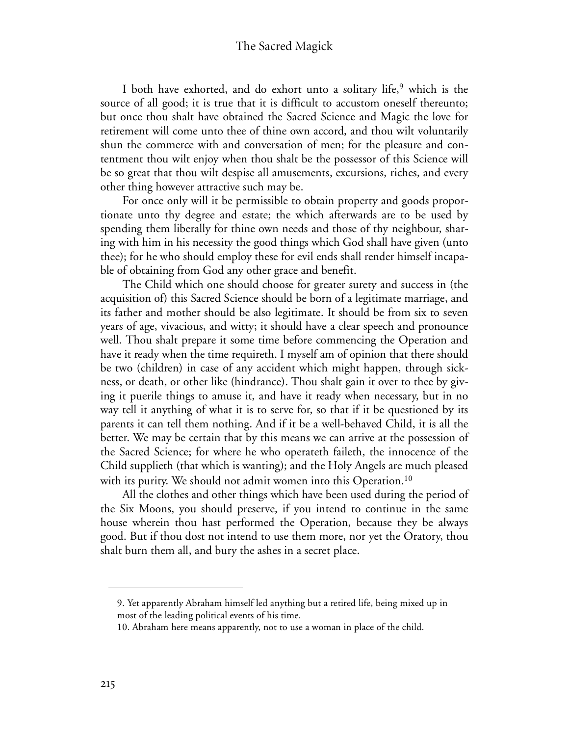I both have exhorted, and do exhort unto a solitary life,[9] which is the source of all good; it is true that it is difficult to accustom oneself thereunto; but once thou shalt have obtained the Sacred Science and Magic the love for retirement will come unto thee of thine own accord, and thou wilt voluntarily shun the commerce with and conversation of men; for the pleasure and contentment thou wilt enjoy when thou shalt be the possessor of this Science will be so great that thou wilt despise all amusements, excursions, riches, and every other thing however attractive such may be.

For once only will it be permissible to obtain property and goods proportionate unto thy degree and estate; the which afterwards are to be used by spending them liberally for thine own needs and those of thy neighbour, sharing with him in his necessity the good things which God shall have given (unto thee); for he who should employ these for evil ends shall render himself incapable of obtaining from God any other grace and benefit.

The Child which one should choose for greater surety and success in (the acquisition of) this Sacred Science should be born of a legitimate marriage, and its father and mother should be also legitimate. It should be from six to seven years of age, vivacious, and witty; it should have a clear speech and pronounce well. Thou shalt prepare it some time before commencing the Operation and have it ready when the time requireth. I myself am of opinion that there should be two (children) in case of any accident which might happen, through sickness, or death, or other like (hindrance). Thou shalt gain it over to thee by giving it puerile things to amuse it, and have it ready when necessary, but in no way tell it anything of what it is to serve for, so that if it be questioned by its parents it can tell them nothing. And if it be a well-behaved Child, it is all the better. We may be certain that by this means we can arrive at the possession of the Sacred Science; for where he who operateth faileth, the innocence of the Child supplieth (that which is wanting); and the Holy Angels are much pleased with its purity. We should not admit women into this Operation.[10]

All the clothes and other things which have been used during the period of the Six Moons, you should preserve, if you intend to continue in the same house wherein thou hast performed the Operation, because they be always good. But if thou dost not intend to use them more, nor yet the Oratory, thou shalt burn them all, and bury the ashes in a secret place.

---

9. Yet apparently Abraham himself led anything but a retired life, being mixed up in most of the leading political events of his time.

10. Abraham here means apparently, not to use a woman in place of the child.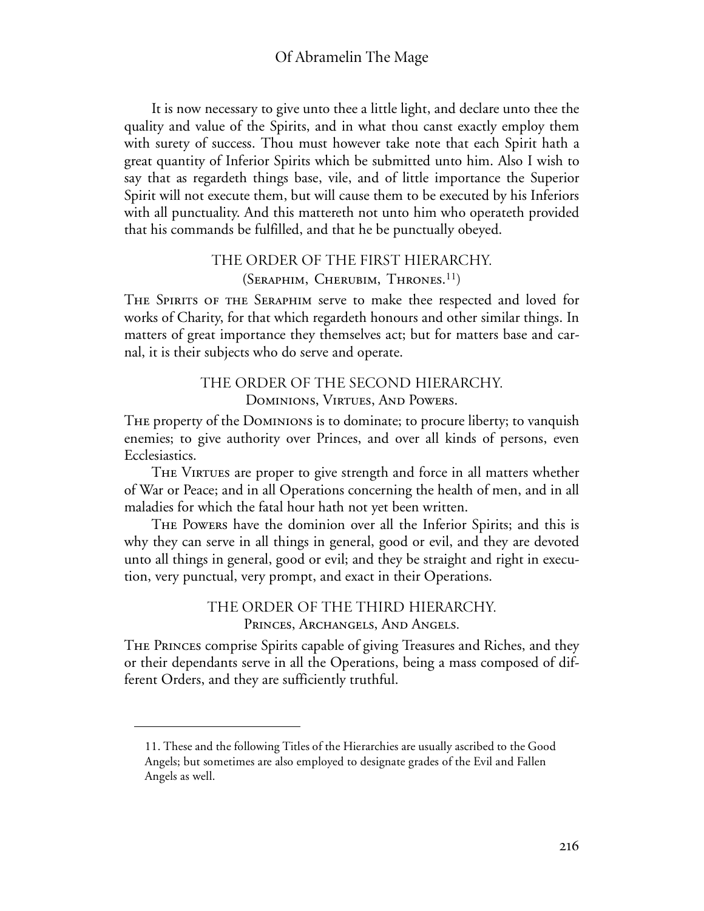It is now necessary to give unto thee a little light, and declare unto thee the quality and value of the Spirits, and in what thou canst exactly employ them with surety of success. Thou must however take note that each Spirit hath a great quantity of Inferior Spirits which be submitted unto him. Also I wish to say that as regardeth things base, vile, and of little importance the Superior Spirit will not execute them, but will cause them to be executed by his Inferiors with all punctuality. And this mattereth not unto him who operateth provided that his commands be fulfilled, and that he be punctually obeyed.

## THE ORDER OF THE FIRST HIERARCHY.

### (Seraphim, Cherubim, Thrones.[11])

The Spirits of the Seraphim serve to make thee respected and loved for works of Charity, for that which regardeth honours and other similar things. In matters of great importance they themselves act; but for matters base and carnal, it is their subjects who do serve and operate.

## THE ORDER OF THE SECOND HIERARCHY.

### Dominions, Virtues, And Powers.

The property of the Dominions is to dominate; to procure liberty; to vanquish enemies; to give authority over Princes, and over all kinds of persons, even Ecclesiastics.

The Virtues are proper to give strength and force in all matters whether of War or Peace; and in all Operations concerning the health of men, and in all maladies for which the fatal hour hath not yet been written.

The Powers have the dominion over all the Inferior Spirits; and this is why they can serve in all things in general, good or evil, and they are devoted unto all things in general, good or evil; and they be straight and right in execution, very punctual, very prompt, and exact in their Operations.

## THE ORDER OF THE THIRD HIERARCHY.

### Princes, Archangels, And Angels.

The Princes comprise Spirits capable of giving Treasures and Riches, and they or their dependants serve in all the Operations, being a mass composed of different Orders, and they are sufficiently truthful.

---

11. These and the following Titles of the Hierarchies are usually ascribed to the Good Angels; but sometimes are also employed to designate grades of the Evil and Fallen Angels as well.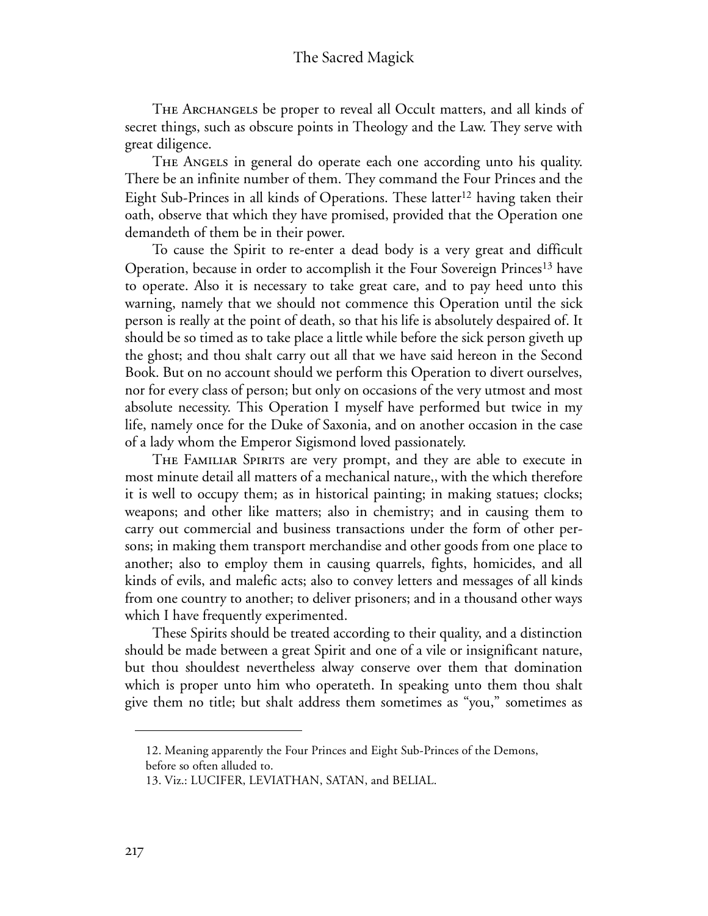The Archangels be proper to reveal all Occult matters, and all kinds of secret things, such as obscure points in Theology and the Law. They serve with great diligence.

The Angels in general do operate each one according unto his quality. There be an infinite number of them. They command the Four Princes and the Eight Sub-Princes in all kinds of Operations. These latter[12] having taken their oath, observe that which they have promised, provided that the Operation one demandeth of them be in their power.

To cause the Spirit to re-enter a dead body is a very great and difficult Operation, because in order to accomplish it the Four Sovereign Princes[13] have to operate. Also it is necessary to take great care, and to pay heed unto this warning, namely that we should not commence this Operation until the sick person is really at the point of death, so that his life is absolutely despaired of. It should be so timed as to take place a little while before the sick person giveth up the ghost; and thou shalt carry out all that we have said hereon in the Second Book. But on no account should we perform this Operation to divert ourselves, nor for every class of person; but only on occasions of the very utmost and most absolute necessity. This Operation I myself have performed but twice in my life, namely once for the Duke of Saxonia, and on another occasion in the case of a lady whom the Emperor Sigismond loved passionately.

The Familiar Spirits are very prompt, and they are able to execute in most minute detail all matters of a mechanical nature,, with the which therefore it is well to occupy them; as in historical painting; in making statues; clocks; weapons; and other like matters; also in chemistry; and in causing them to carry out commercial and business transactions under the form of other persons; in making them transport merchandise and other goods from one place to another; also to employ them in causing quarrels, fights, homicides, and all kinds of evils, and malefic acts; also to convey letters and messages of all kinds from one country to another; to deliver prisoners; and in a thousand other ways which I have frequently experimented.

These Spirits should be treated according to their quality, and a distinction should be made between a great Spirit and one of a vile or insignificant nature, but thou shouldest nevertheless alway conserve over them that domination which is proper unto him who operateth. In speaking unto them thou shalt give them no title; but shalt address them sometimes as "you," sometimes as

---

12. Meaning apparently the Four Princes and Eight Sub-Princes of the Demons, before so often alluded to.

13. Viz.: LUCIFER, LEVIATHAN, SATAN, and BELIAL.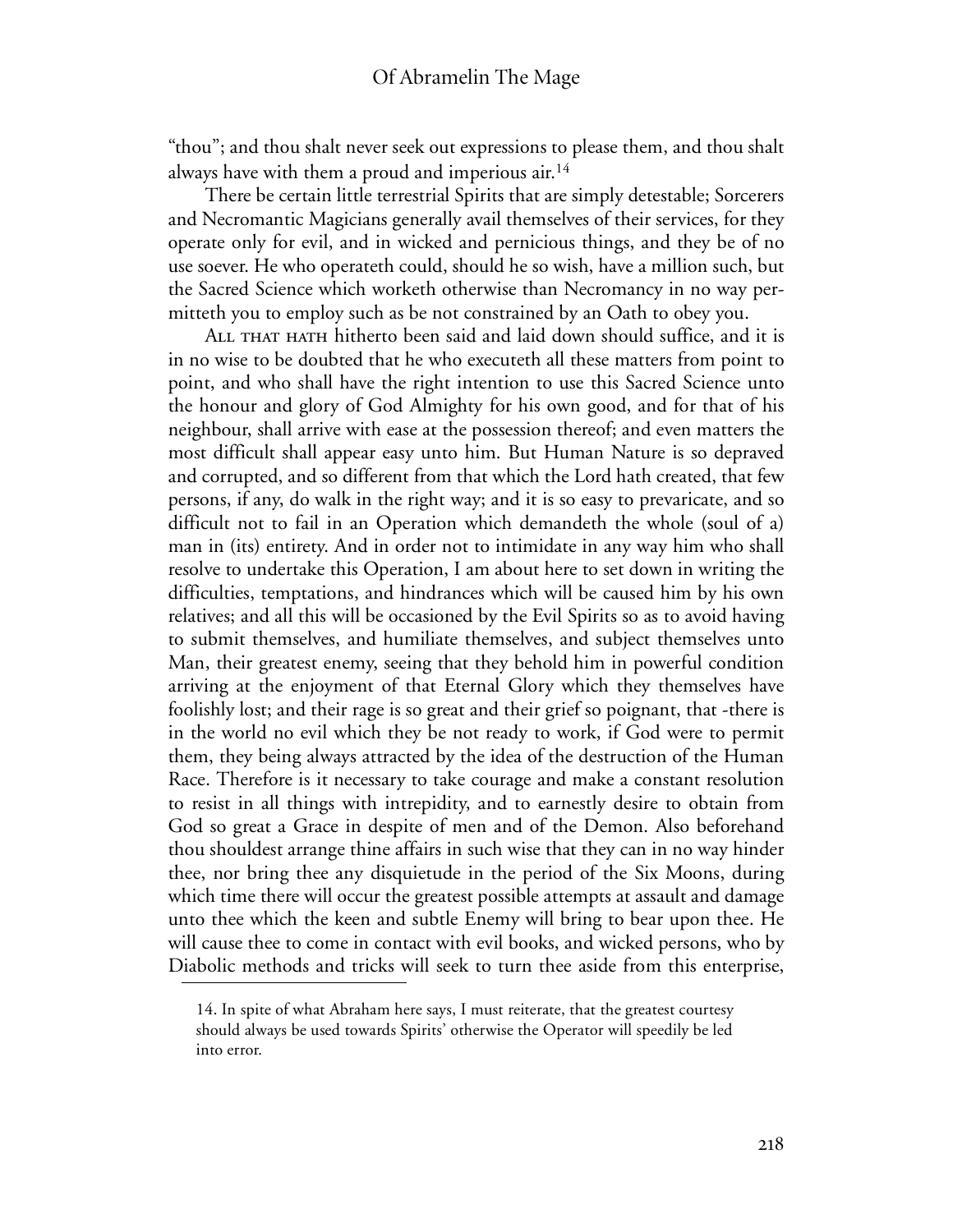"thou"; and thou shalt never seek out expressions to please them, and thou shalt always have with them a proud and imperious air.[14]

There be certain little terrestrial Spirits that are simply detestable; Sorcerers and Necromantic Magicians generally avail themselves of their services, for they operate only for evil, and in wicked and pernicious things, and they be of no use soever. He who operateth could, should he so wish, have a million such, but the Sacred Science which worketh otherwise than Necromancy in no way permitteth you to employ such as be not constrained by an Oath to obey you.

ALL THAT HATH hitherto been said and laid down should suffice, and it is in no wise to be doubted that he who executeth all these matters from point to point, and who shall have the right intention to use this Sacred Science unto the honour and glory of God Almighty for his own good, and for that of his neighbour, shall arrive with ease at the possession thereof; and even matters the most difficult shall appear easy unto him. But Human Nature is so depraved and corrupted, and so different from that which the Lord hath created, that few persons, if any, do walk in the right way; and it is so easy to prevaricate, and so difficult not to fail in an Operation which demandeth the whole (soul of a) man in (its) entirety. And in order not to intimidate in any way him who shall resolve to undertake this Operation, I am about here to set down in writing the difficulties, temptations, and hindrances which will be caused him by his own relatives; and all this will be occasioned by the Evil Spirits so as to avoid having to submit themselves, and humiliate themselves, and subject themselves unto Man, their greatest enemy, seeing that they behold him in powerful condition arriving at the enjoyment of that Eternal Glory which they themselves have foolishly lost; and their rage is so great and their grief so poignant, that -there is in the world no evil which they be not ready to work, if God were to permit them, they being always attracted by the idea of the destruction of the Human Race. Therefore is it necessary to take courage and make a constant resolution to resist in all things with intrepidity, and to earnestly desire to obtain from God so great a Grace in despite of men and of the Demon. Also beforehand thou shouldest arrange thine affairs in such wise that they can in no way hinder thee, nor bring thee any disquietude in the period of the Six Moons, during which time there will occur the greatest possible attempts at assault and damage unto thee which the keen and subtle Enemy will bring to bear upon thee. He will cause thee to come in contact with evil books, and wicked persons, who by Diabolic methods and tricks will seek to turn thee aside from this enterprise,

14. In spite of what Abraham here says, I must reiterate, that the greatest courtesy should always be used towards Spirits' otherwise the Operator will speedily be led into error.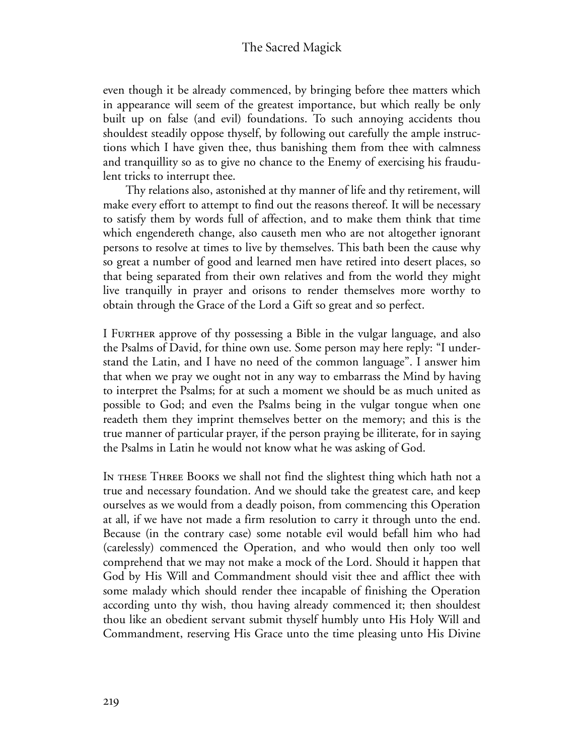even though it be already commenced, by bringing before thee matters which in appearance will seem of the greatest importance, but which really be only built up on false (and evil) foundations. To such annoying accidents thou shouldest steadily oppose thyself, by following out carefully the ample instructions which I have given thee, thus banishing them from thee with calmness and tranquillity so as to give no chance to the Enemy of exercising his fraudulent tricks to interrupt thee.

Thy relations also, astonished at thy manner of life and thy retirement, will make every effort to attempt to find out the reasons thereof. It will be necessary to satisfy them by words full of affection, and to make them think that time which engendereth change, also causeth men who are not altogether ignorant persons to resolve at times to live by themselves. This bath been the cause why so great a number of good and learned men have retired into desert places, so that being separated from their own relatives and from the world they might live tranquilly in prayer and orisons to render themselves more worthy to obtain through the Grace of the Lord a Gift so great and so perfect.

I Further approve of thy possessing a Bible in the vulgar language, and also the Psalms of David, for thine own use. Some person may here reply: "I understand the Latin, and I have no need of the common language". I answer him that when we pray we ought not in any way to embarrass the Mind by having to interpret the Psalms; for at such a moment we should be as much united as possible to God; and even the Psalms being in the vulgar tongue when one readeth them they imprint themselves better on the memory; and this is the true manner of particular prayer, if the person praying be illiterate, for in saying the Psalms in Latin he would not know what he was asking of God.

In these Three Books we shall not find the slightest thing which hath not a true and necessary foundation. And we should take the greatest care, and keep ourselves as we would from a deadly poison, from commencing this Operation at all, if we have not made a firm resolution to carry it through unto the end. Because (in the contrary case) some notable evil would befall him who had (carelessly) commenced the Operation, and who would then only too well comprehend that we may not make a mock of the Lord. Should it happen that God by His Will and Commandment should visit thee and afflict thee with some malady which should render thee incapable of finishing the Operation according unto thy wish, thou having already commenced it; then shouldest thou like an obedient servant submit thyself humbly unto His Holy Will and Commandment, reserving His Grace unto the time pleasing unto His Divine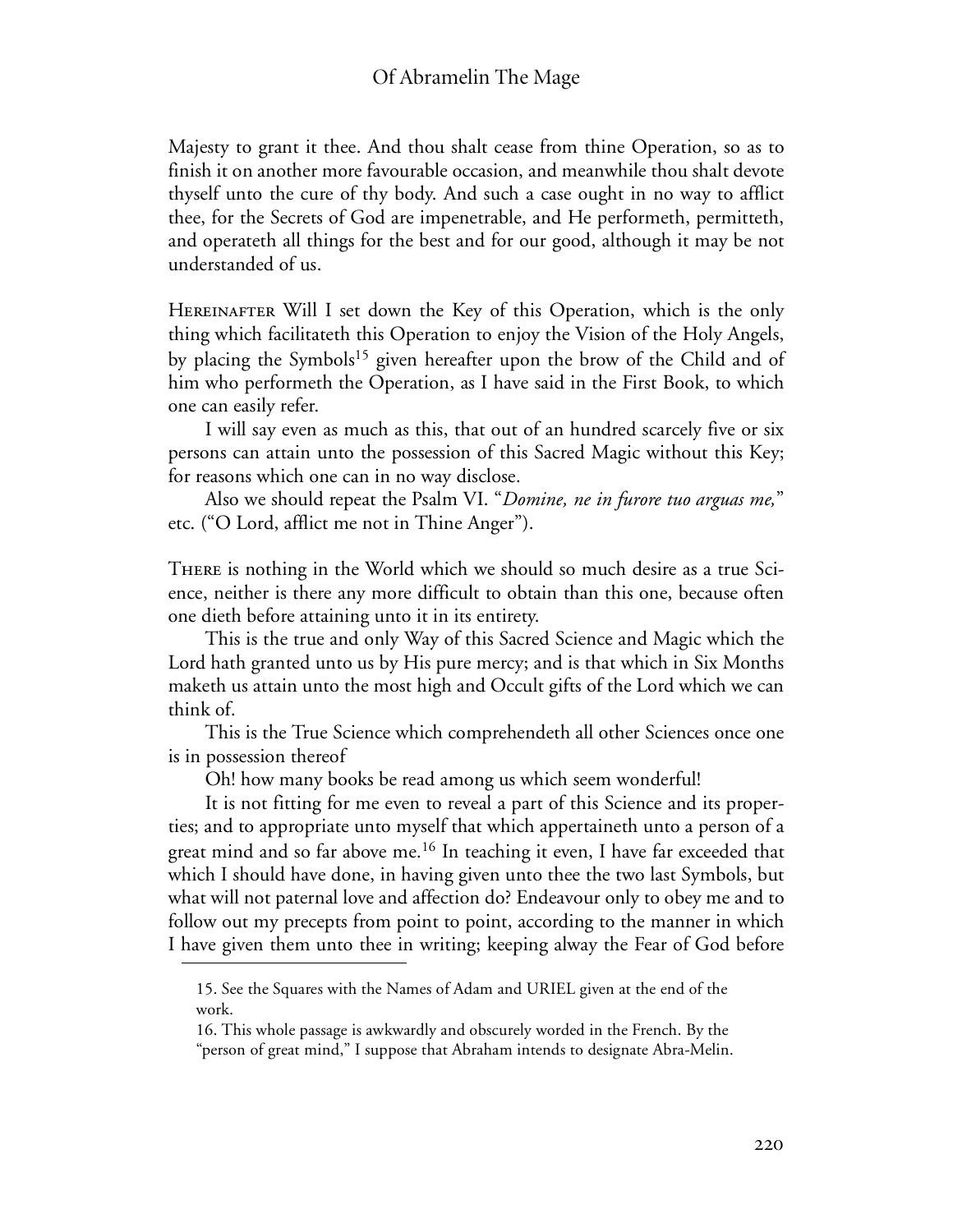Majesty to grant it thee. And thou shalt cease from thine Operation, so as to finish it on another more favourable occasion, and meanwhile thou shalt devote thyself unto the cure of thy body. And such a case ought in no way to afflict thee, for the Secrets of God are impenetrable, and He performeth, permitteth, and operateth all things for the best and for our good, although it may be not understanded of us.

Hereinafter Will I set down the Key of this Operation, which is the only thing which facilitateth this Operation to enjoy the Vision of the Holy Angels, by placing the Symbols[15] given hereafter upon the brow of the Child and of him who performeth the Operation, as I have said in the First Book, to which one can easily refer.

I will say even as much as this, that out of an hundred scarcely five or six persons can attain unto the possession of this Sacred Magic without this Key; for reasons which one can in no way disclose.

Also we should repeat the Psalm VI. "*Domine, ne in furore tuo arguas me,*" etc. ("O Lord, afflict me not in Thine Anger").

There is nothing in the World which we should so much desire as a true Science, neither is there any more difficult to obtain than this one, because often one dieth before attaining unto it in its entirety.

This is the true and only Way of this Sacred Science and Magic which the Lord hath granted unto us by His pure mercy; and is that which in Six Months maketh us attain unto the most high and Occult gifts of the Lord which we can think of.

This is the True Science which comprehendeth all other Sciences once one is in possession thereof

Oh! how many books be read among us which seem wonderful!

It is not fitting for me even to reveal a part of this Science and its properties; and to appropriate unto myself that which appertaineth unto a person of a great mind and so far above me.[16] In teaching it even, I have far exceeded that which I should have done, in having given unto thee the two last Symbols, but what will not paternal love and affection do? Endeavour only to obey me and to follow out my precepts from point to point, according to the manner in which I have given them unto thee in writing; keeping alway the Fear of God before

15. See the Squares with the Names of Adam and URIEL given at the end of the work.

16. This whole passage is awkwardly and obscurely worded in the French. By the "person of great mind," I suppose that Abraham intends to designate Abra-Melin.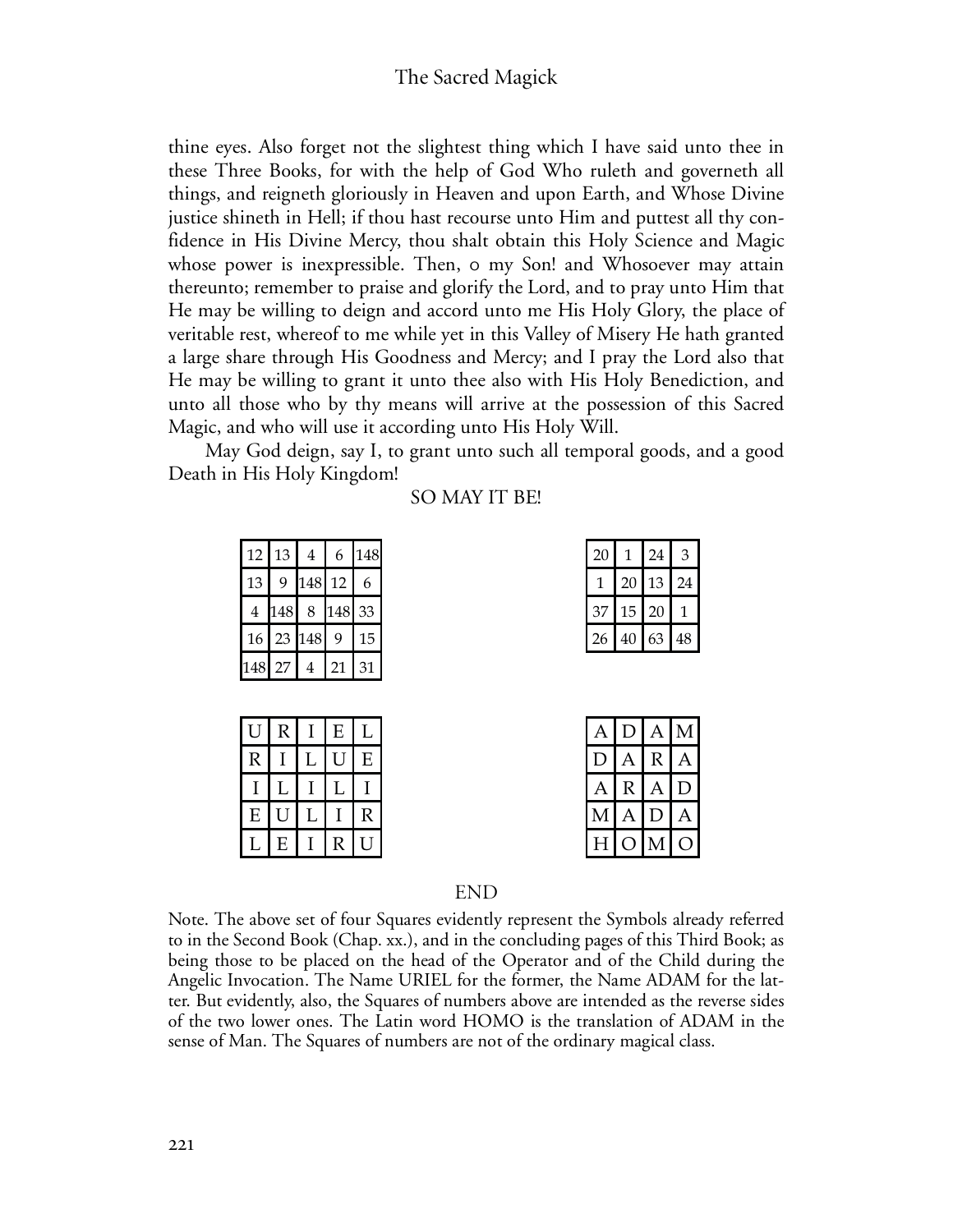thine eyes. Also forget not the slightest thing which I have said unto thee in these Three Books, for with the help of God Who ruleth and governeth all things, and reigneth gloriously in Heaven and upon Earth, and Whose Divine justice shineth in Hell; if thou hast recourse unto Him and puttest all thy confidence in His Divine Mercy, thou shalt obtain this Holy Science and Magic whose power is inexpressible. Then, o my Son! and Whosoever may attain thereunto; remember to praise and glorify the Lord, and to pray unto Him that He may be willing to deign and accord unto me His Holy Glory, the place of veritable rest, whereof to me while yet in this Valley of Misery He hath granted a large share through His Goodness and Mercy; and I pray the Lord also that He may be willing to grant it unto thee also with His Holy Benediction, and unto all those who by thy means will arrive at the possession of this Sacred Magic, and who will use it according unto His Holy Will.

May God deign, say I, to grant unto such all temporal goods, and a good Death in His Holy Kingdom!

SO MAY IT BE!

| | | | | |
|---|---|---|---|---|
| 12 | 13 | 4 | 6 | 148 |
| 13 | 9 | 148 | 12 | 6 |
| 4 | 148 | 8 | 148 | 33 |
| 16 | 23 | 148 | 9 | 15 |
| 148 | 27 | 4 | 21 | 31 |

| | | | |
|---|---|---|---|
| 20 | 1 | 24 | 3 |
| 1 | 20 | 13 | 24 |
| 37 | 15 | 20 | 1 |
| 26 | 40 | 63 | 48 |

| | | | | |
|---|---|---|---|---|
| U | R | I | E | L |
| R | I | L | U | E |
| I | L | I | L | I |
| E | U | L | I | R |
| L | E | I | R | U |

| | | | |
|---|---|---|---|
| A | D | A | M |
| D | A | R | A |
| A | R | A | D |
| M | A | D | A |
| H | O | M | O |

END

Note. The above set of four Squares evidently represent the Symbols already referred to in the Second Book (Chap. xx.), and in the concluding pages of this Third Book; as being those to be placed on the head of the Operator and of the Child during the Angelic Invocation. The Name URIEL for the former, the Name ADAM for the latter. But evidently, also, the Squares of numbers above are intended as the reverse sides of the two lower ones. The Latin word HOMO is the translation of ADAM in the sense of Man. The Squares of numbers are not of the ordinary magical class.